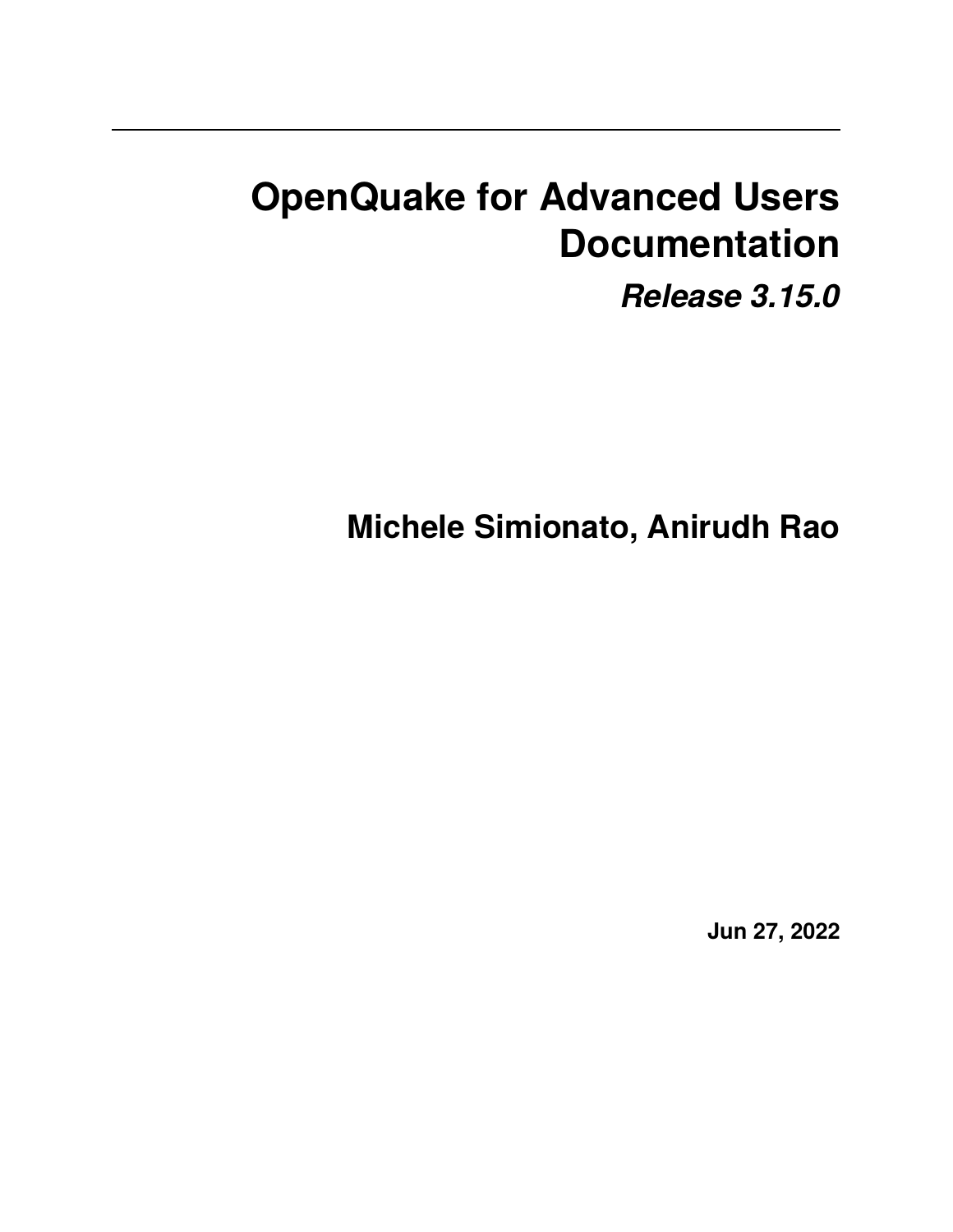# OpenQuake for Advanced Users Documentation

***Release 3.15.0***

**Michele Simionato, Anirudh Rao**

**Jun 27, 2022**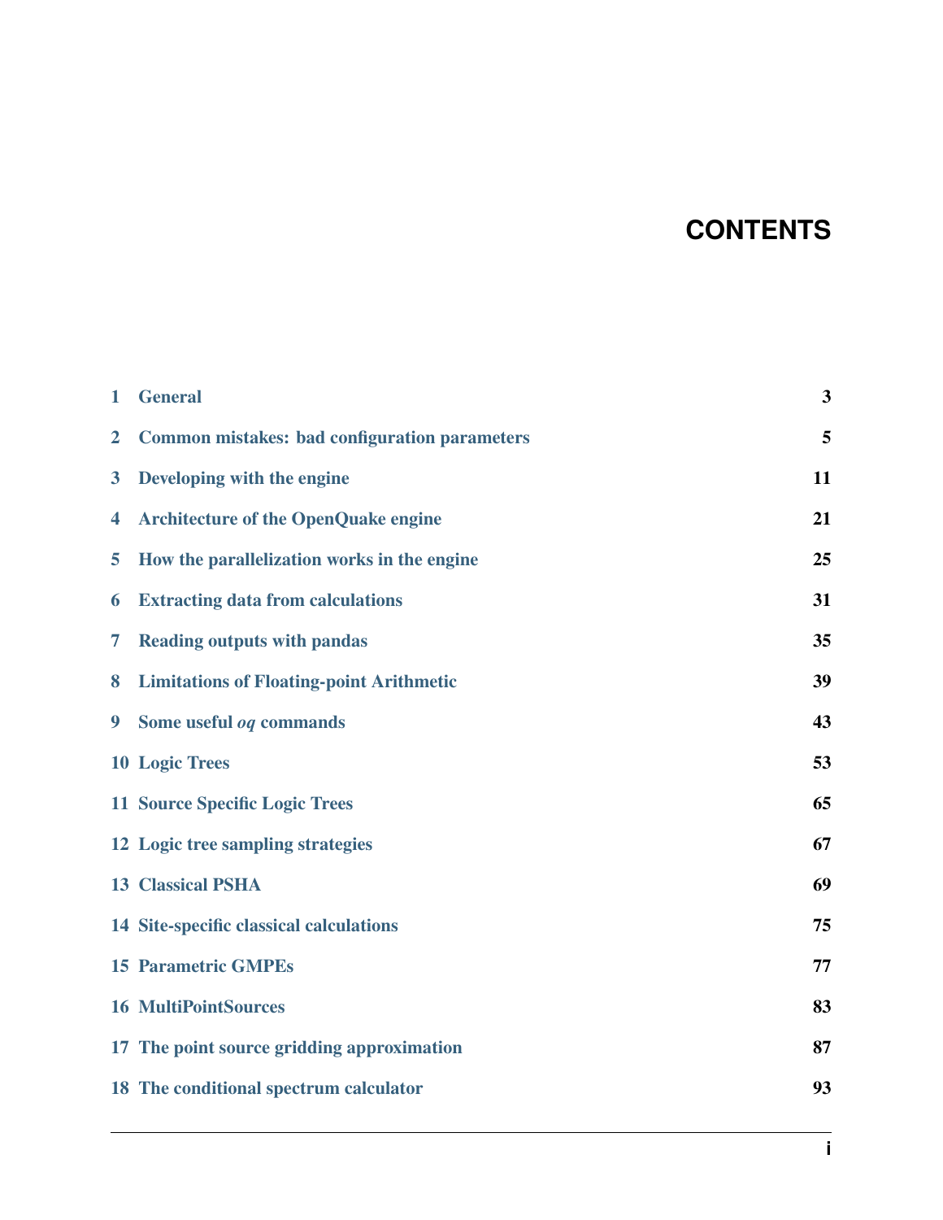# CONTENTS

| | | |
|---|---|---|
| 1 | General | 3 |
| 2 | Common mistakes: bad configuration parameters | 5 |
| 3 | Developing with the engine | 11 |
| 4 | Architecture of the OpenQuake engine | 21 |
| 5 | How the parallelization works in the engine | 25 |
| 6 | Extracting data from calculations | 31 |
| 7 | Reading outputs with pandas | 35 |
| 8 | Limitations of Floating-point Arithmetic | 39 |
| 9 | Some useful *oq* commands | 43 |
| 10 | Logic Trees | 53 |
| 11 | Source Specific Logic Trees | 65 |
| 12 | Logic tree sampling strategies | 67 |
| 13 | Classical PSHA | 69 |
| 14 | Site-specific classical calculations | 75 |
| 15 | Parametric GMPEs | 77 |
| 16 | MultiPointSources | 83 |
| 17 | The point source gridding approximation | 87 |
| 18 | The conditional spectrum calculator | 93 |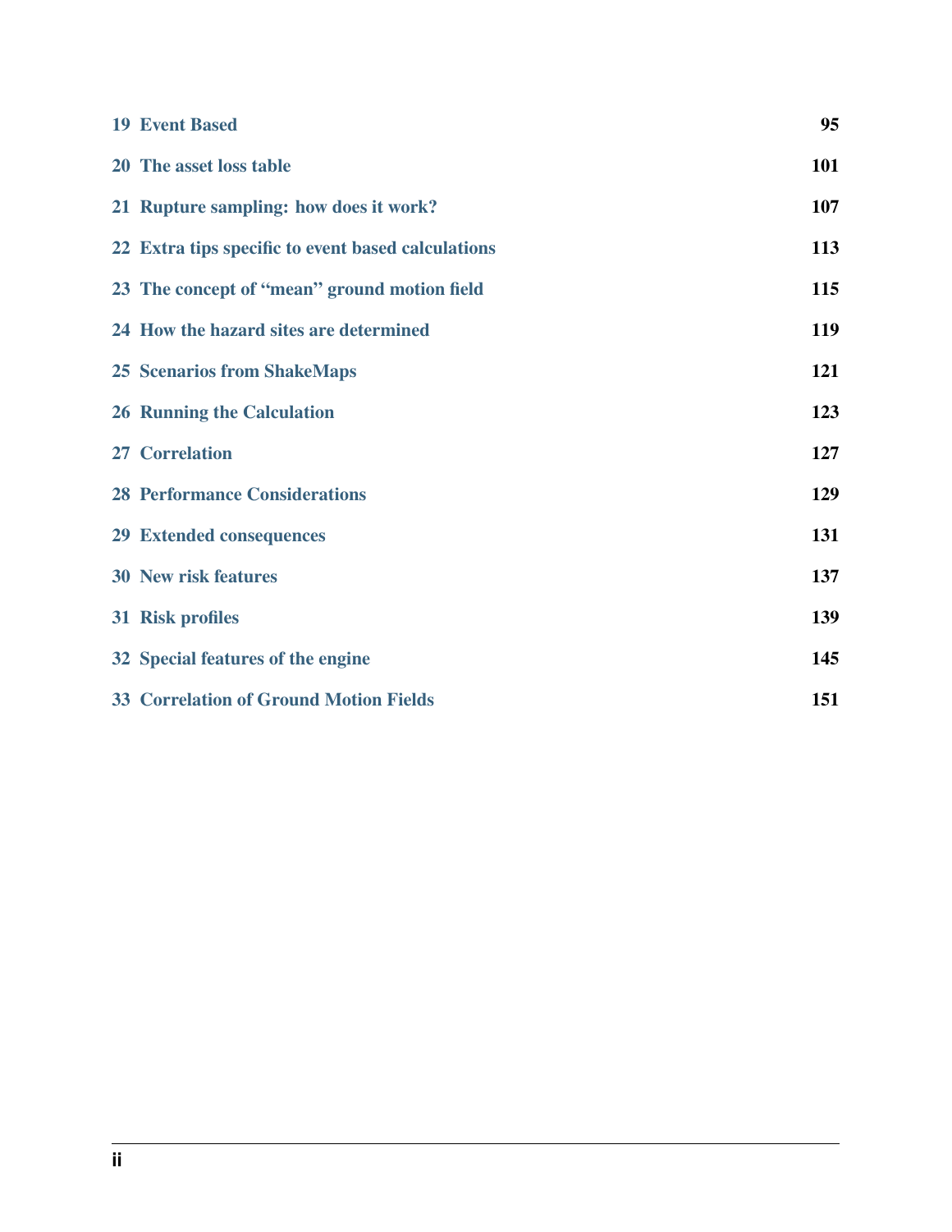| | |
|---|---|
| 19 Event Based | 95 |
| 20 The asset loss table | 101 |
| 21 Rupture sampling: how does it work? | 107 |
| 22 Extra tips specific to event based calculations | 113 |
| 23 The concept of "mean" ground motion field | 115 |
| 24 How the hazard sites are determined | 119 |
| 25 Scenarios from ShakeMaps | 121 |
| 26 Running the Calculation | 123 |
| 27 Correlation | 127 |
| 28 Performance Considerations | 129 |
| 29 Extended consequences | 131 |
| 30 New risk features | 137 |
| 31 Risk profiles | 139 |
| 32 Special features of the engine | 145 |
| 33 Correlation of Ground Motion Fields | 151 |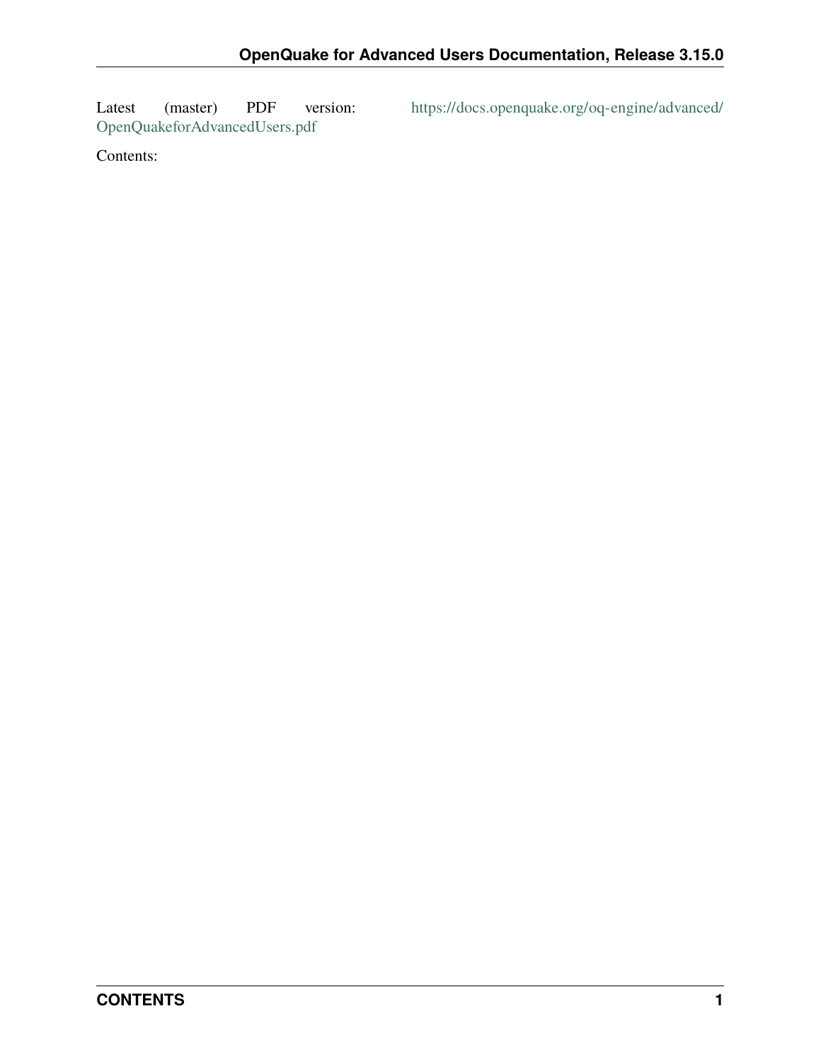Latest (master) PDF version: https://docs.openquake.org/oq-engine/advanced/OpenQuakeforAdvancedUsers.pdf

Contents: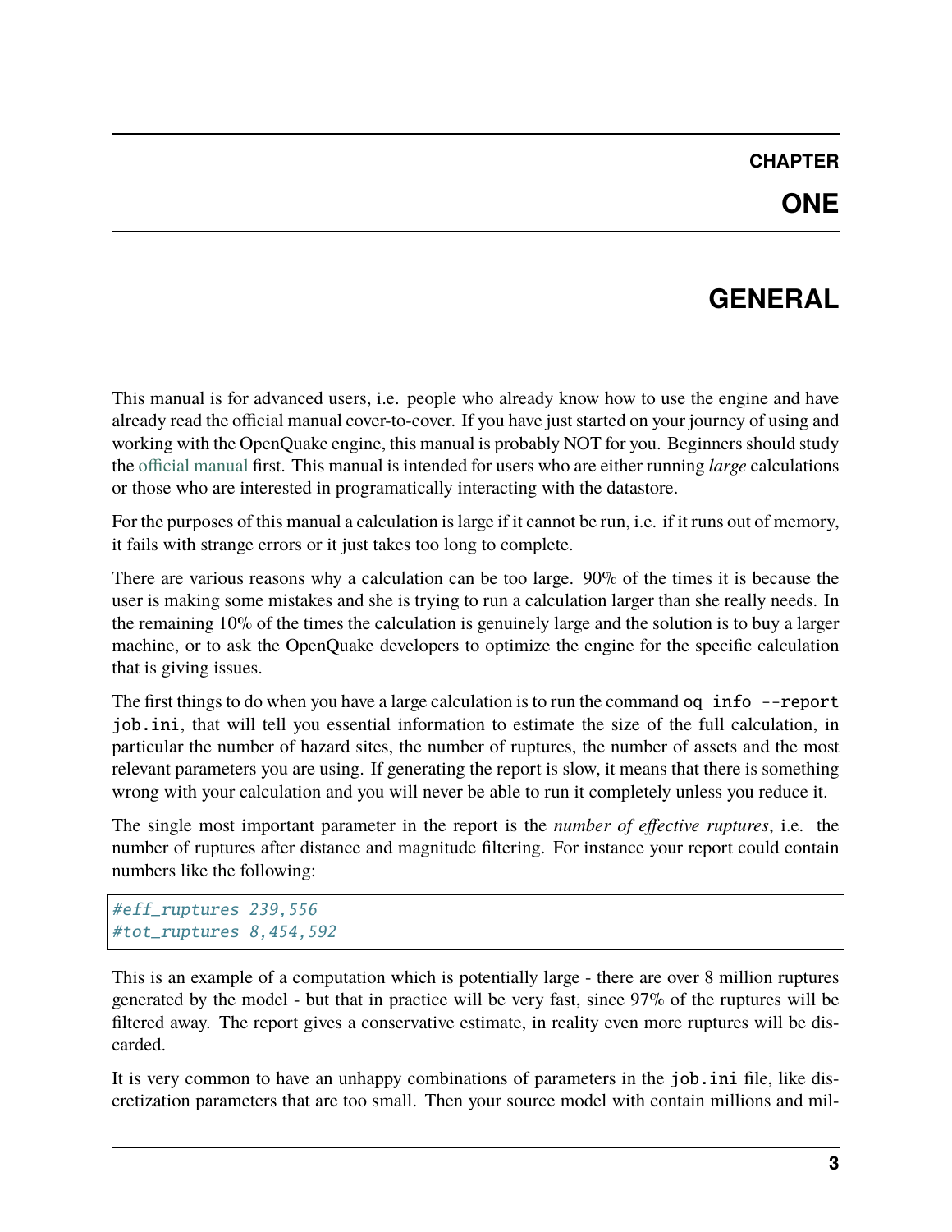# CHAPTER ONE

# GENERAL

This manual is for advanced users, i.e. people who already know how to use the engine and have already read the official manual cover-to-cover. If you have just started on your journey of using and working with the OpenQuake engine, this manual is probably NOT for you. Beginners should study the official manual first. This manual is intended for users who are either running *large* calculations or those who are interested in programatically interacting with the datastore.

For the purposes of this manual a calculation is large if it cannot be run, i.e. if it runs out of memory, it fails with strange errors or it just takes too long to complete.

There are various reasons why a calculation can be too large. 90% of the times it is because the user is making some mistakes and she is trying to run a calculation larger than she really needs. In the remaining 10% of the times the calculation is genuinely large and the solution is to buy a larger machine, or to ask the OpenQuake developers to optimize the engine for the specific calculation that is giving issues.

The first things to do when you have a large calculation is to run the command `oq info --report job.ini`, that will tell you essential information to estimate the size of the full calculation, in particular the number of hazard sites, the number of ruptures, the number of assets and the most relevant parameters you are using. If generating the report is slow, it means that there is something wrong with your calculation and you will never be able to run it completely unless you reduce it.

The single most important parameter in the report is the *number of effective ruptures*, i.e. the number of ruptures after distance and magnitude filtering. For instance your report could contain numbers like the following:

```
#eff_ruptures 239,556
#tot_ruptures 8,454,592
```

This is an example of a computation which is potentially large - there are over 8 million ruptures generated by the model - but that in practice will be very fast, since 97% of the ruptures will be filtered away. The report gives a conservative estimate, in reality even more ruptures will be discarded.

It is very common to have an unhappy combinations of parameters in the `job.ini` file, like discretization parameters that are too small. Then your source model with contain millions and mil-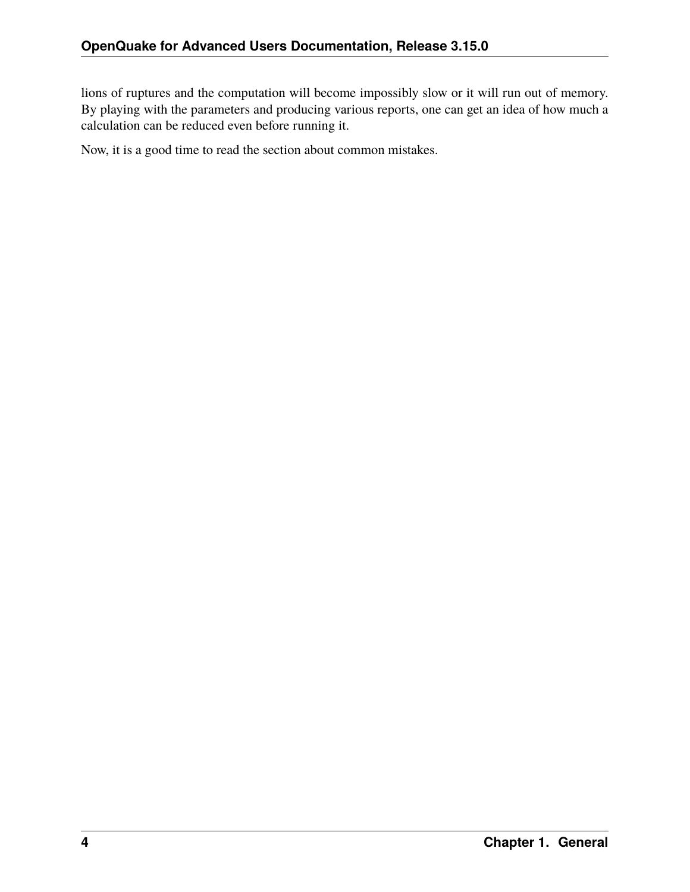lions of ruptures and the computation will become impossibly slow or it will run out of memory. By playing with the parameters and producing various reports, one can get an idea of how much a calculation can be reduced even before running it.

Now, it is a good time to read the section about common mistakes.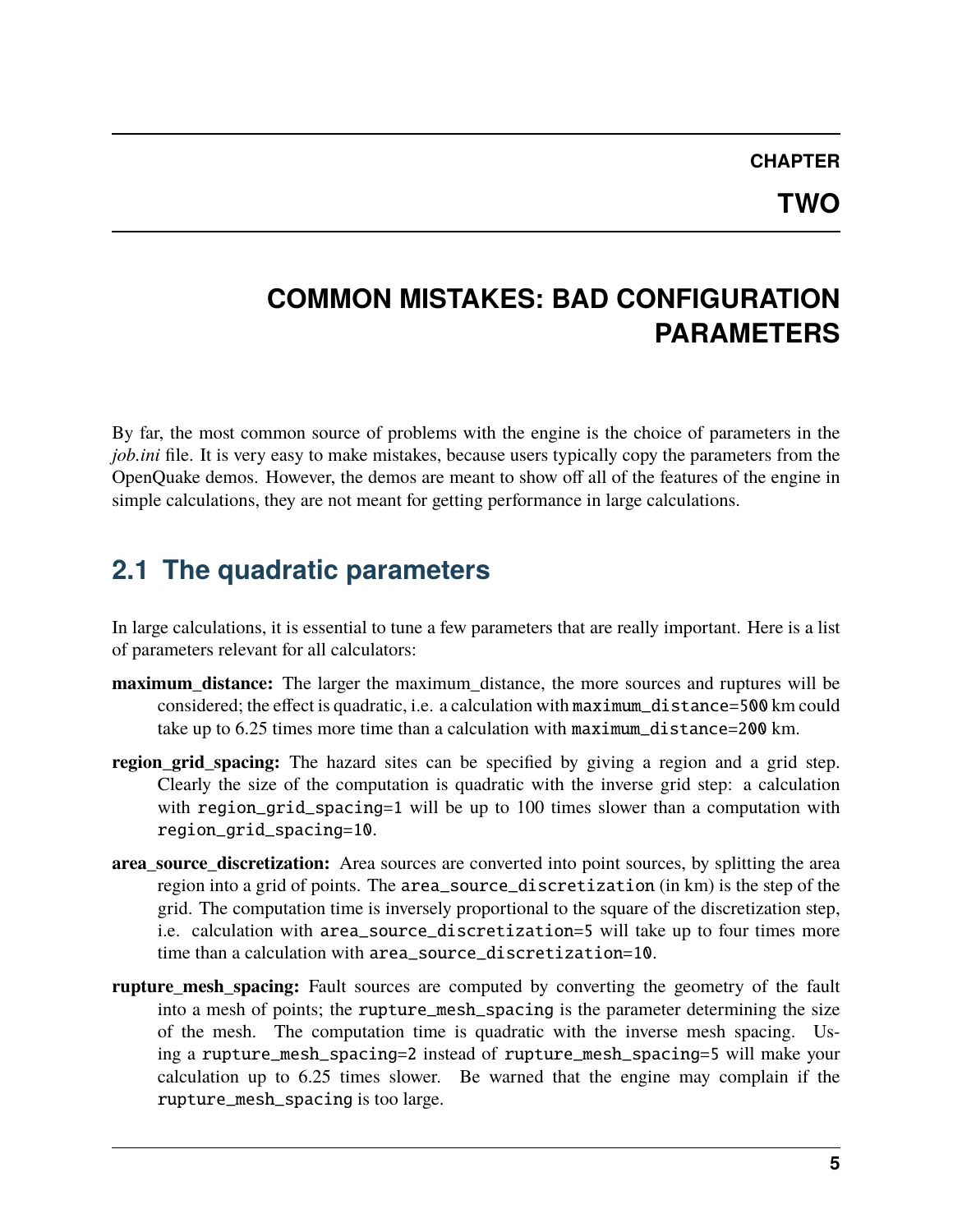# CHAPTER TWO

# COMMON MISTAKES: BAD CONFIGURATION PARAMETERS

By far, the most common source of problems with the engine is the choice of parameters in the *job.ini* file. It is very easy to make mistakes, because users typically copy the parameters from the OpenQuake demos. However, the demos are meant to show off all of the features of the engine in simple calculations, they are not meant for getting performance in large calculations.

## 2.1 The quadratic parameters

In large calculations, it is essential to tune a few parameters that are really important. Here is a list of parameters relevant for all calculators:

**maximum_distance:** The larger the maximum_distance, the more sources and ruptures will be considered; the effect is quadratic, i.e. a calculation with `maximum_distance=500` km could take up to 6.25 times more time than a calculation with `maximum_distance=200` km.

**region_grid_spacing:** The hazard sites can be specified by giving a region and a grid step. Clearly the size of the computation is quadratic with the inverse grid step: a calculation with `region_grid_spacing=1` will be up to 100 times slower than a computation with `region_grid_spacing=10`.

**area_source_discretization:** Area sources are converted into point sources, by splitting the area region into a grid of points. The `area_source_discretization` (in km) is the step of the grid. The computation time is inversely proportional to the square of the discretization step, i.e. calculation with `area_source_discretization=5` will take up to four times more time than a calculation with `area_source_discretization=10`.

**rupture_mesh_spacing:** Fault sources are computed by converting the geometry of the fault into a mesh of points; the `rupture_mesh_spacing` is the parameter determining the size of the mesh. The computation time is quadratic with the inverse mesh spacing. Using a `rupture_mesh_spacing=2` instead of `rupture_mesh_spacing=5` will make your calculation up to 6.25 times slower. Be warned that the engine may complain if the `rupture_mesh_spacing` is too large.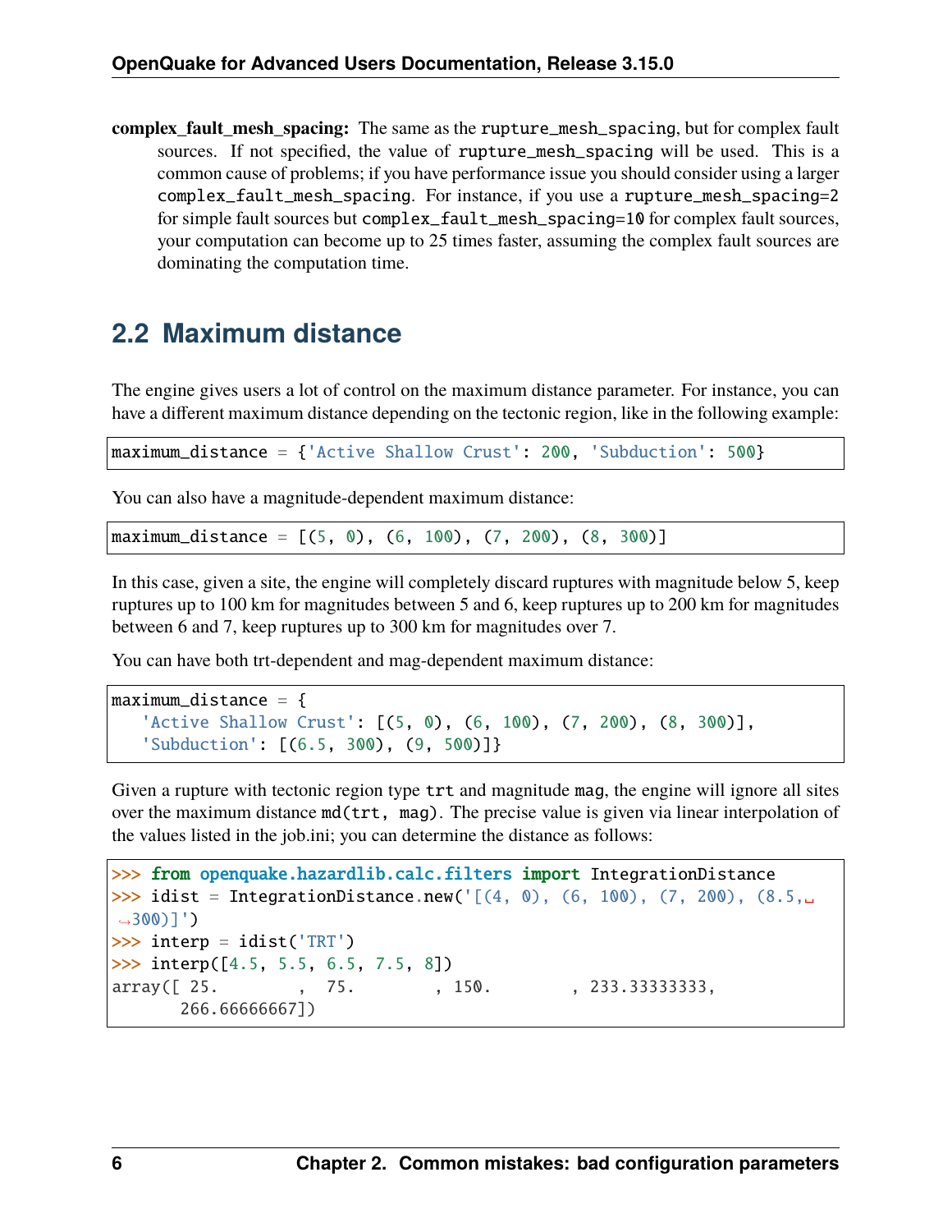**complex_fault_mesh_spacing:** The same as the `rupture_mesh_spacing`, but for complex fault sources. If not specified, the value of `rupture_mesh_spacing` will be used. This is a common cause of problems; if you have performance issue you should consider using a larger `complex_fault_mesh_spacing`. For instance, if you use a `rupture_mesh_spacing=2` for simple fault sources but `complex_fault_mesh_spacing=10` for complex fault sources, your computation can become up to 25 times faster, assuming the complex fault sources are dominating the computation time.

## 2.2 Maximum distance

The engine gives users a lot of control on the maximum distance parameter. For instance, you can have a different maximum distance depending on the tectonic region, like in the following example:

```
maximum_distance = {'Active Shallow Crust': 200, 'Subduction': 500}
```

You can also have a magnitude-dependent maximum distance:

```
maximum_distance = [(5, 0), (6, 100), (7, 200), (8, 300)]
```

In this case, given a site, the engine will completely discard ruptures with magnitude below 5, keep ruptures up to 100 km for magnitudes between 5 and 6, keep ruptures up to 200 km for magnitudes between 6 and 7, keep ruptures up to 300 km for magnitudes over 7.

You can have both trt-dependent and mag-dependent maximum distance:

```
maximum_distance = {
   'Active Shallow Crust': [(5, 0), (6, 100), (7, 200), (8, 300)],
   'Subduction': [(6.5, 300), (9, 500)]}
```

Given a rupture with tectonic region type `trt` and magnitude `mag`, the engine will ignore all sites over the maximum distance `md(trt, mag)`. The precise value is given via linear interpolation of the values listed in the job.ini; you can determine the distance as follows:

```
>>> from openquake.hazardlib.calc.filters import IntegrationDistance
>>> idist = IntegrationDistance.new('[(4, 0), (6, 100), (7, 200), (8.5, 300)]')
>>> interp = idist('TRT')
>>> interp([4.5, 5.5, 6.5, 7.5, 8])
array([ 25.        ,  75.        , 150.        , 233.33333333,
       266.66666667])
```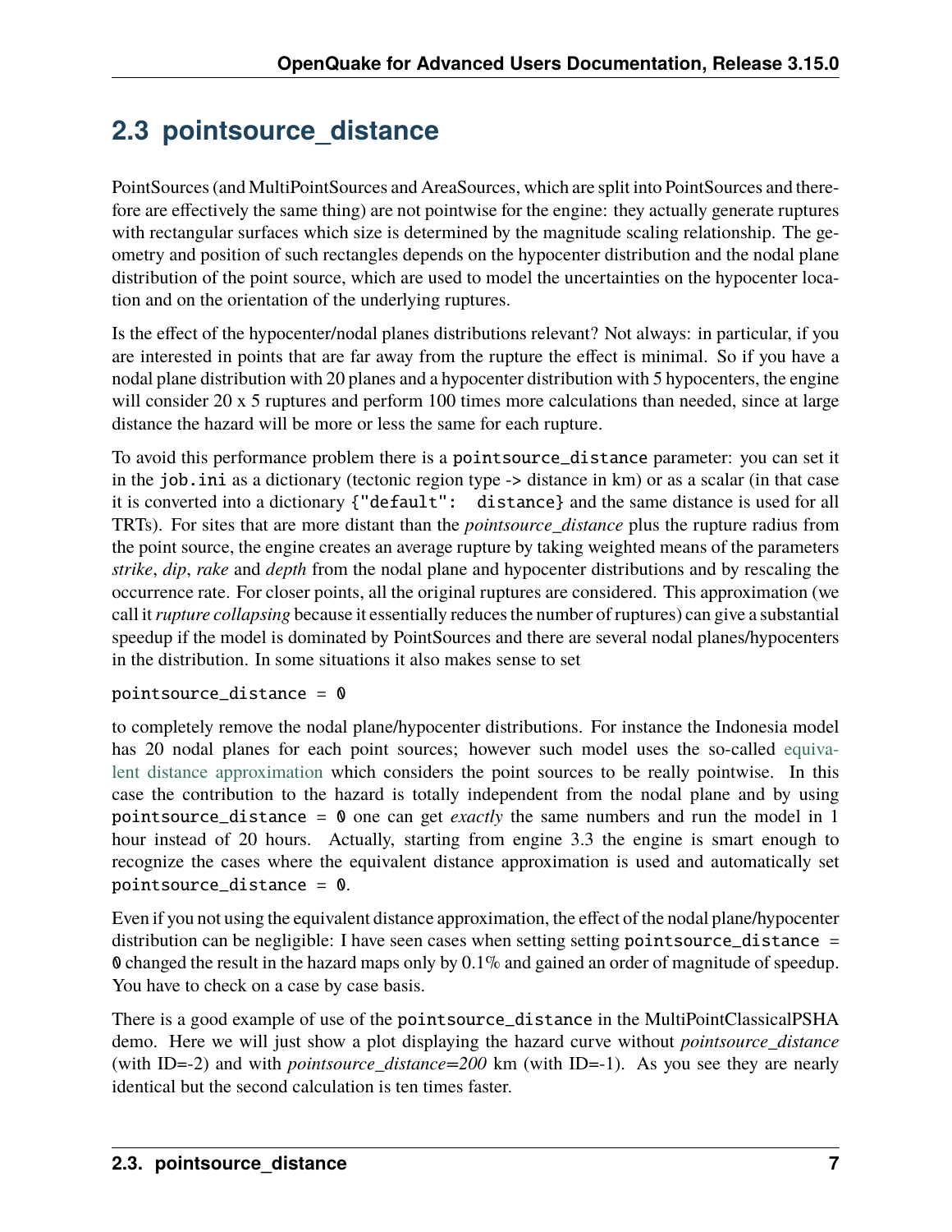## 2.3 pointsource_distance

PointSources (and MultiPointSources and AreaSources, which are split into PointSources and therefore are effectively the same thing) are not pointwise for the engine: they actually generate ruptures with rectangular surfaces which size is determined by the magnitude scaling relationship. The geometry and position of such rectangles depends on the hypocenter distribution and the nodal plane distribution of the point source, which are used to model the uncertainties on the hypocenter location and on the orientation of the underlying ruptures.

Is the effect of the hypocenter/nodal planes distributions relevant? Not always: in particular, if you are interested in points that are far away from the rupture the effect is minimal. So if you have a nodal plane distribution with 20 planes and a hypocenter distribution with 5 hypocenters, the engine will consider 20 x 5 ruptures and perform 100 times more calculations than needed, since at large distance the hazard will be more or less the same for each rupture.

To avoid this performance problem there is a `pointsource_distance` parameter: you can set it in the `job.ini` as a dictionary (tectonic region type -> distance in km) or as a scalar (in that case it is converted into a dictionary `{"default": distance}` and the same distance is used for all TRTs). For sites that are more distant than the *pointsource_distance* plus the rupture radius from the point source, the engine creates an average rupture by taking weighted means of the parameters *strike*, *dip*, *rake* and *depth* from the nodal plane and hypocenter distributions and by rescaling the occurrence rate. For closer points, all the original ruptures are considered. This approximation (we call it *rupture collapsing* because it essentially reduces the number of ruptures) can give a substantial speedup if the model is dominated by PointSources and there are several nodal planes/hypocenters in the distribution. In some situations it also makes sense to set

```
pointsource_distance = 0
```

to completely remove the nodal plane/hypocenter distributions. For instance the Indonesia model has 20 nodal planes for each point sources; however such model uses the so-called equivalent distance approximation which considers the point sources to be really pointwise. In this case the contribution to the hazard is totally independent from the nodal plane and by using `pointsource_distance = 0` one can get *exactly* the same numbers and run the model in 1 hour instead of 20 hours. Actually, starting from engine 3.3 the engine is smart enough to recognize the cases where the equivalent distance approximation is used and automatically set `pointsource_distance = 0`.

Even if you not using the equivalent distance approximation, the effect of the nodal plane/hypocenter distribution can be negligible: I have seen cases when setting setting `pointsource_distance = 0` changed the result in the hazard maps only by 0.1% and gained an order of magnitude of speedup. You have to check on a case by case basis.

There is a good example of use of the `pointsource_distance` in the MultiPointClassicalPSHA demo. Here we will just show a plot displaying the hazard curve without *pointsource_distance* (with ID=-2) and with *pointsource_distance=200* km (with ID=-1). As you see they are nearly identical but the second calculation is ten times faster.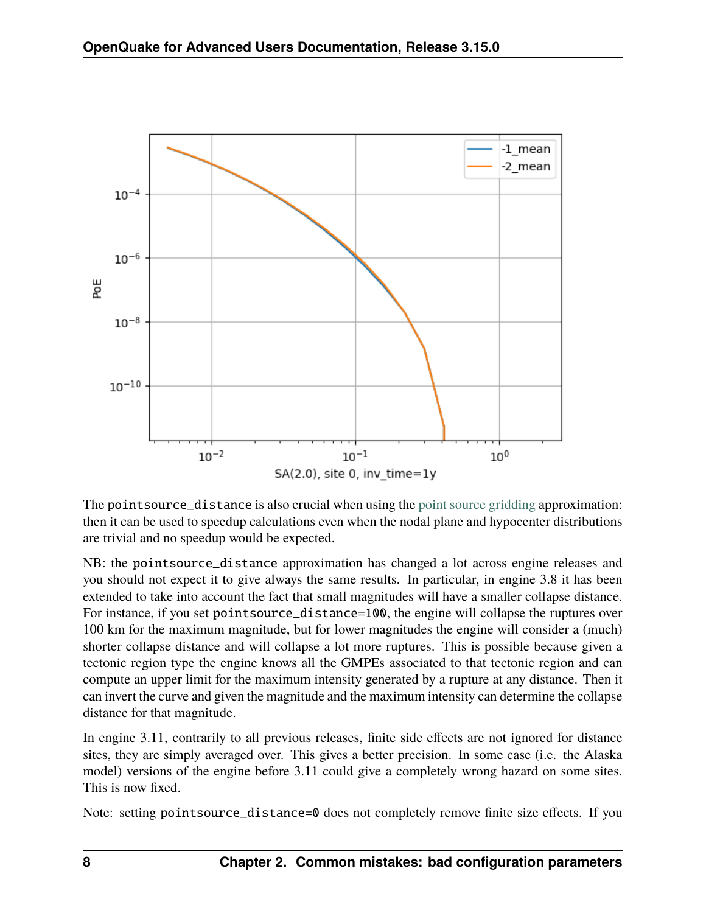The `pointsource_distance` is also crucial when using the point source gridding approximation: then it can be used to speedup calculations even when the nodal plane and hypocenter distributions are trivial and no speedup would be expected.

NB: the `pointsource_distance` approximation has changed a lot across engine releases and you should not expect it to give always the same results. In particular, in engine 3.8 it has been extended to take into account the fact that small magnitudes will have a smaller collapse distance. For instance, if you set `pointsource_distance=100`, the engine will collapse the ruptures over 100 km for the maximum magnitude, but for lower magnitudes the engine will consider a (much) shorter collapse distance and will collapse a lot more ruptures. This is possible because given a tectonic region type the engine knows all the GMPEs associated to that tectonic region and can compute an upper limit for the maximum intensity generated by a rupture at any distance. Then it can invert the curve and given the magnitude and the maximum intensity can determine the collapse distance for that magnitude.

In engine 3.11, contrarily to all previous releases, finite side effects are not ignored for distance sites, they are simply averaged over. This gives a better precision. In some case (i.e. the Alaska model) versions of the engine before 3.11 could give a completely wrong hazard on some sites. This is now fixed.

Note: setting `pointsource_distance=0` does not completely remove finite size effects. If you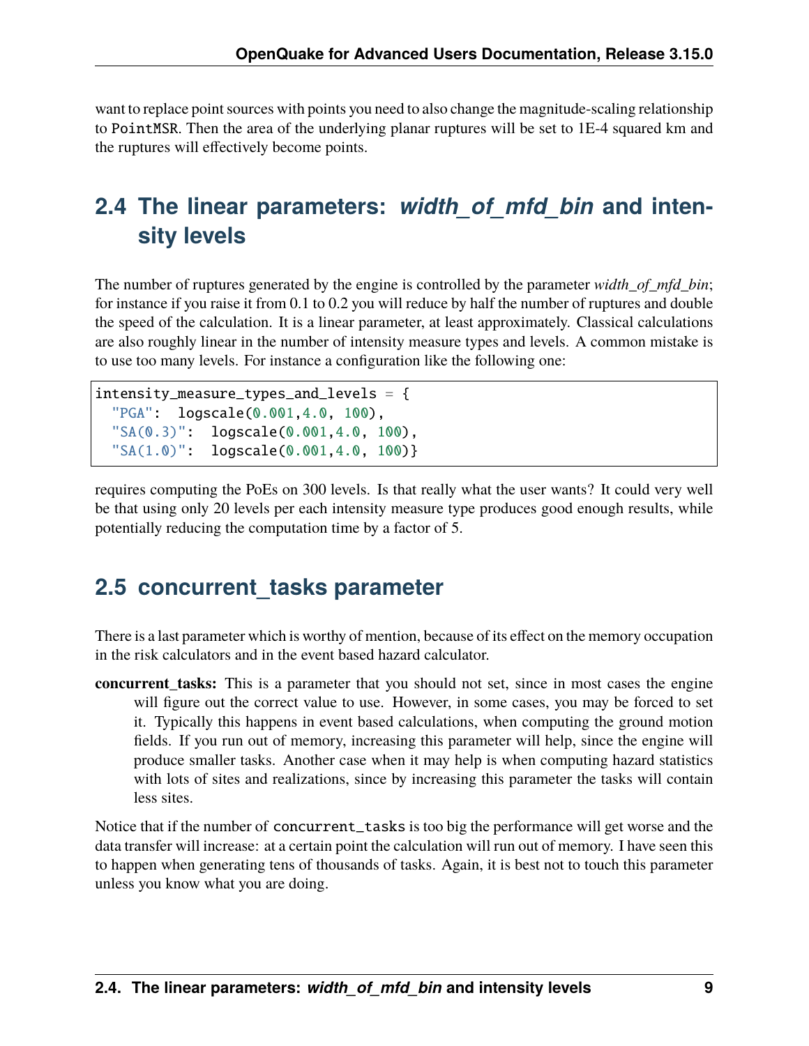want to replace point sources with points you need to also change the magnitude-scaling relationship to PointMSR. Then the area of the underlying planar ruptures will be set to 1E-4 squared km and the ruptures will effectively become points.

## 2.4 The linear parameters: *width_of_mfd_bin* and intensity levels

The number of ruptures generated by the engine is controlled by the parameter *width_of_mfd_bin*; for instance if you raise it from 0.1 to 0.2 you will reduce by half the number of ruptures and double the speed of the calculation. It is a linear parameter, at least approximately. Classical calculations are also roughly linear in the number of intensity measure types and levels. A common mistake is to use too many levels. For instance a configuration like the following one:

```
intensity_measure_types_and_levels = {
  "PGA":  logscale(0.001,4.0, 100),
  "SA(0.3)":  logscale(0.001,4.0, 100),
  "SA(1.0)":  logscale(0.001,4.0, 100)}
```

requires computing the PoEs on 300 levels. Is that really what the user wants? It could very well be that using only 20 levels per each intensity measure type produces good enough results, while potentially reducing the computation time by a factor of 5.

## 2.5 concurrent_tasks parameter

There is a last parameter which is worthy of mention, because of its effect on the memory occupation in the risk calculators and in the event based hazard calculator.

**concurrent_tasks:** This is a parameter that you should not set, since in most cases the engine will figure out the correct value to use. However, in some cases, you may be forced to set it. Typically this happens in event based calculations, when computing the ground motion fields. If you run out of memory, increasing this parameter will help, since the engine will produce smaller tasks. Another case when it may help is when computing hazard statistics with lots of sites and realizations, since by increasing this parameter the tasks will contain less sites.

Notice that if the number of concurrent_tasks is too big the performance will get worse and the data transfer will increase: at a certain point the calculation will run out of memory. I have seen this to happen when generating tens of thousands of tasks. Again, it is best not to touch this parameter unless you know what you are doing.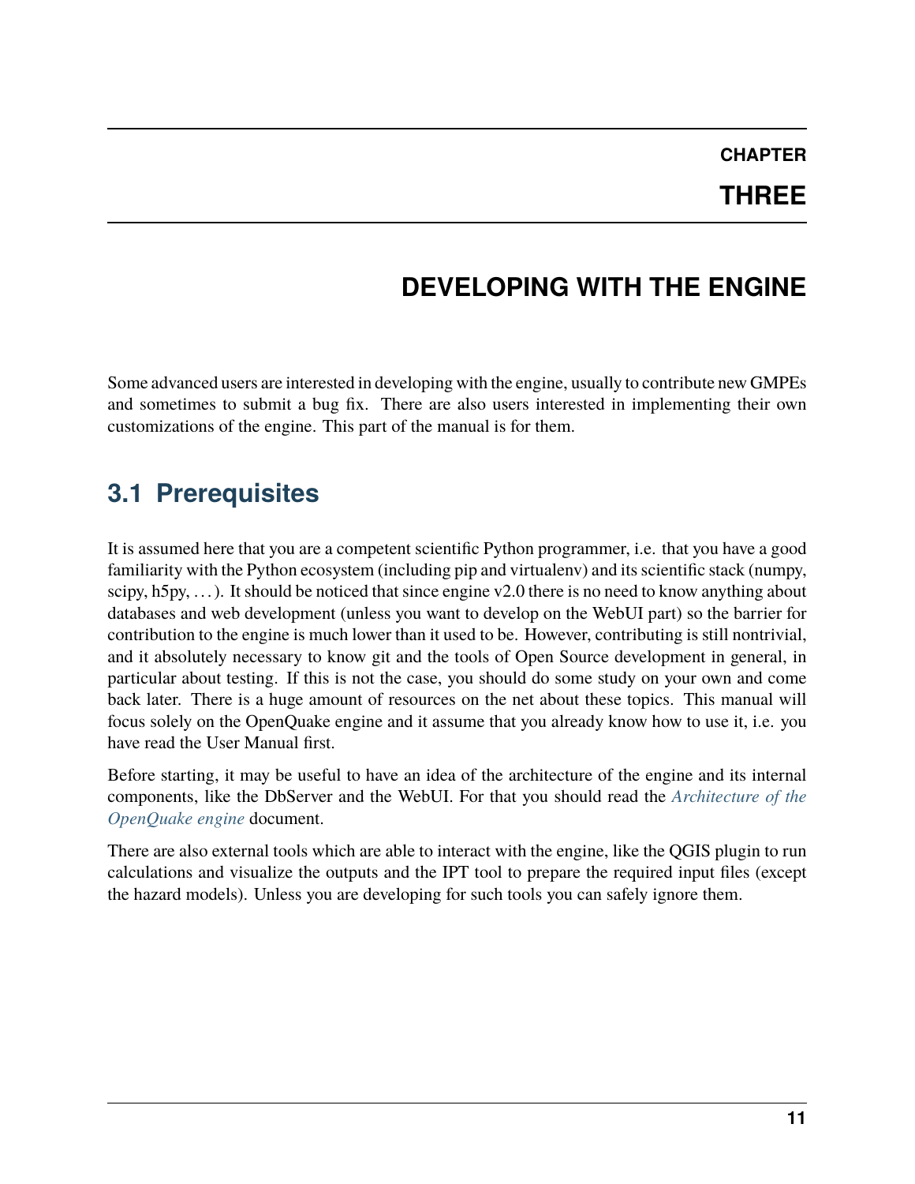CHAPTER

THREE

# DEVELOPING WITH THE ENGINE

Some advanced users are interested in developing with the engine, usually to contribute new GMPEs and sometimes to submit a bug fix. There are also users interested in implementing their own customizations of the engine. This part of the manual is for them.

## 3.1 Prerequisites

It is assumed here that you are a competent scientific Python programmer, i.e. that you have a good familiarity with the Python ecosystem (including pip and virtualenv) and its scientific stack (numpy, scipy, h5py, . . . ). It should be noticed that since engine v2.0 there is no need to know anything about databases and web development (unless you want to develop on the WebUI part) so the barrier for contribution to the engine is much lower than it used to be. However, contributing is still nontrivial, and it absolutely necessary to know git and the tools of Open Source development in general, in particular about testing. If this is not the case, you should do some study on your own and come back later. There is a huge amount of resources on the net about these topics. This manual will focus solely on the OpenQuake engine and it assume that you already know how to use it, i.e. you have read the User Manual first.

Before starting, it may be useful to have an idea of the architecture of the engine and its internal components, like the DbServer and the WebUI. For that you should read the *Architecture of the OpenQuake engine* document.

There are also external tools which are able to interact with the engine, like the QGIS plugin to run calculations and visualize the outputs and the IPT tool to prepare the required input files (except the hazard models). Unless you are developing for such tools you can safely ignore them.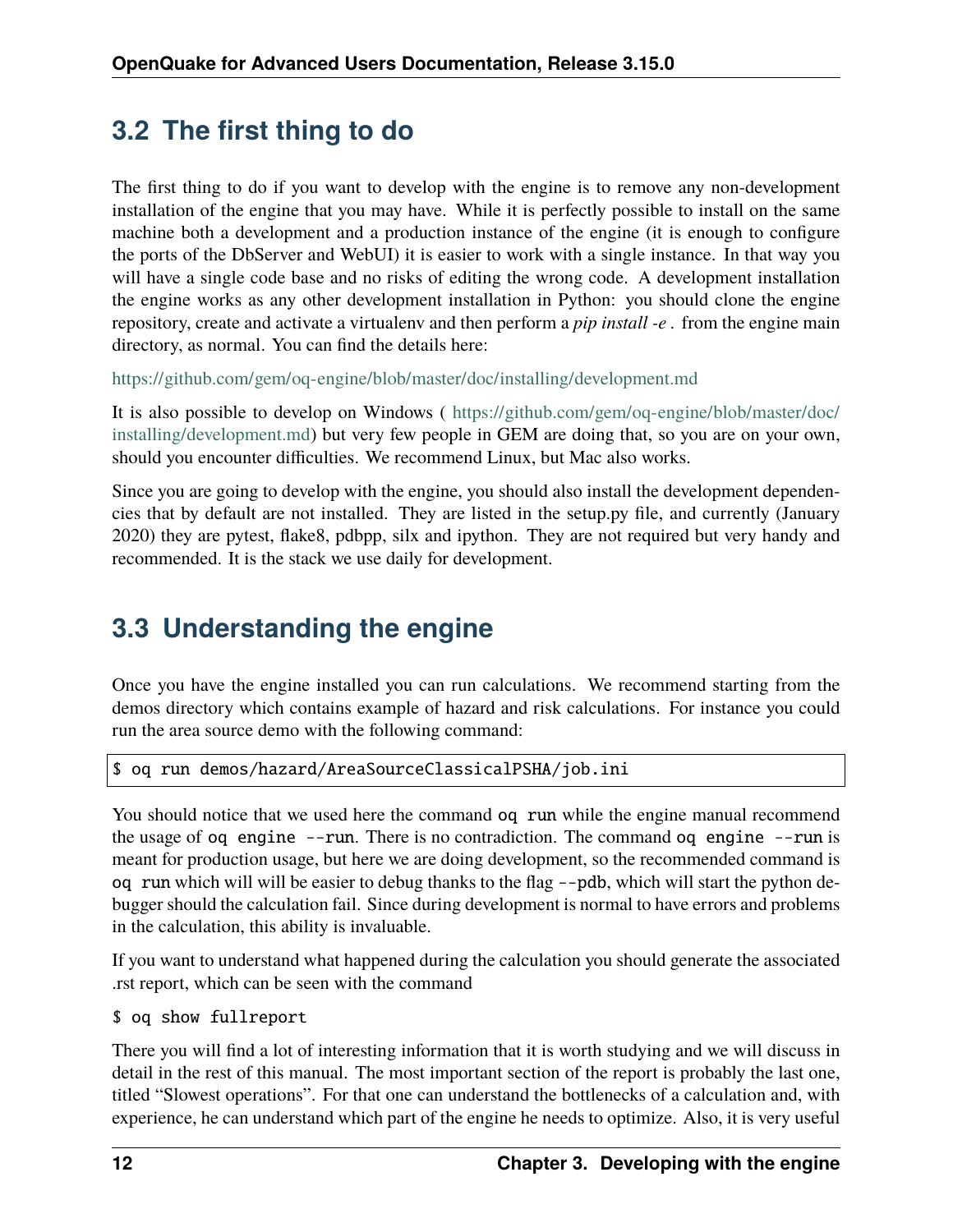## 3.2 The first thing to do

The first thing to do if you want to develop with the engine is to remove any non-development installation of the engine that you may have. While it is perfectly possible to install on the same machine both a development and a production instance of the engine (it is enough to configure the ports of the DbServer and WebUI) it is easier to work with a single instance. In that way you will have a single code base and no risks of editing the wrong code. A development installation the engine works as any other development installation in Python: you should clone the engine repository, create and activate a virtualenv and then perform a *pip install -e .* from the engine main directory, as normal. You can find the details here:

https://github.com/gem/oq-engine/blob/master/doc/installing/development.md

It is also possible to develop on Windows ( https://github.com/gem/oq-engine/blob/master/doc/installing/development.md) but very few people in GEM are doing that, so you are on your own, should you encounter difficulties. We recommend Linux, but Mac also works.

Since you are going to develop with the engine, you should also install the development dependencies that by default are not installed. They are listed in the setup.py file, and currently (January 2020) they are pytest, flake8, pdbpp, silx and ipython. They are not required but very handy and recommended. It is the stack we use daily for development.

## 3.3 Understanding the engine

Once you have the engine installed you can run calculations. We recommend starting from the demos directory which contains example of hazard and risk calculations. For instance you could run the area source demo with the following command:

```
$ oq run demos/hazard/AreaSourceClassicalPSHA/job.ini
```

You should notice that we used here the command `oq run` while the engine manual recommend the usage of `oq engine --run`. There is no contradiction. The command `oq engine --run` is meant for production usage, but here we are doing development, so the recommended command is `oq run` which will will be easier to debug thanks to the flag `--pdb`, which will start the python debugger should the calculation fail. Since during development is normal to have errors and problems in the calculation, this ability is invaluable.

If you want to understand what happened during the calculation you should generate the associated .rst report, which can be seen with the command

```
$ oq show fullreport
```

There you will find a lot of interesting information that it is worth studying and we will discuss in detail in the rest of this manual. The most important section of the report is probably the last one, titled "Slowest operations". For that one can understand the bottlenecks of a calculation and, with experience, he can understand which part of the engine he needs to optimize. Also, it is very useful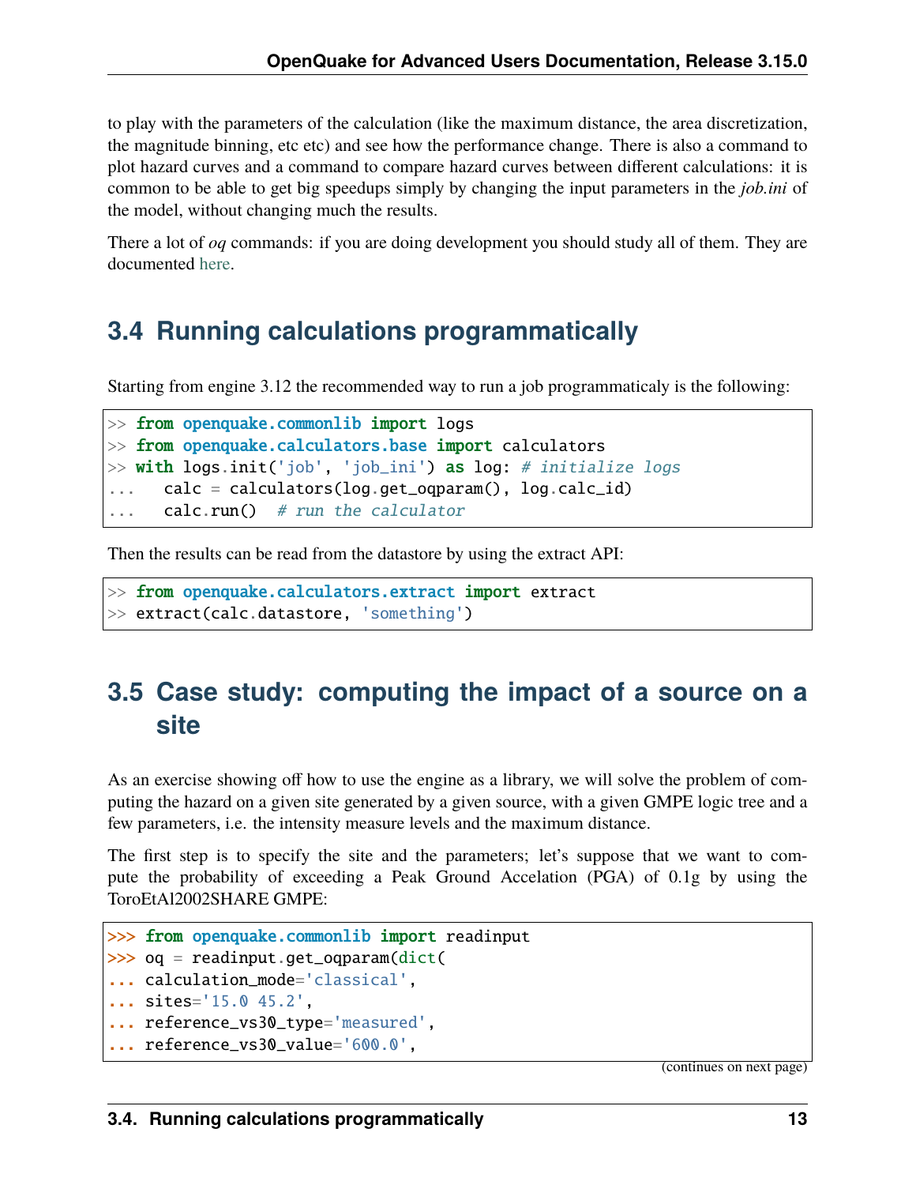to play with the parameters of the calculation (like the maximum distance, the area discretization, the magnitude binning, etc etc) and see how the performance change. There is also a command to plot hazard curves and a command to compare hazard curves between different calculations: it is common to be able to get big speedups simply by changing the input parameters in the *job.ini* of the model, without changing much the results.

There a lot of *oq* commands: if you are doing development you should study all of them. They are documented here.

## 3.4 Running calculations programmatically

Starting from engine 3.12 the recommended way to run a job programmaticaly is the following:

```
>> from openquake.commonlib import logs
>> from openquake.calculators.base import calculators
>> with logs.init('job', 'job_ini') as log: # initialize logs
...   calc = calculators(log.get_oqparam(), log.calc_id)
...   calc.run()  # run the calculator
```

Then the results can be read from the datastore by using the extract API:

```
>> from openquake.calculators.extract import extract
>> extract(calc.datastore, 'something')
```

## 3.5 Case study: computing the impact of a source on a site

As an exercise showing off how to use the engine as a library, we will solve the problem of computing the hazard on a given site generated by a given source, with a given GMPE logic tree and a few parameters, i.e. the intensity measure levels and the maximum distance.

The first step is to specify the site and the parameters; let's suppose that we want to compute the probability of exceeding a Peak Ground Accelation (PGA) of 0.1g by using the ToroEtAl2002SHARE GMPE:

```
>>> from openquake.commonlib import readinput
>>> oq = readinput.get_oqparam(dict(
... calculation_mode='classical',
... sites='15.0 45.2',
... reference_vs30_type='measured',
... reference_vs30_value='600.0',
```

(continues on next page)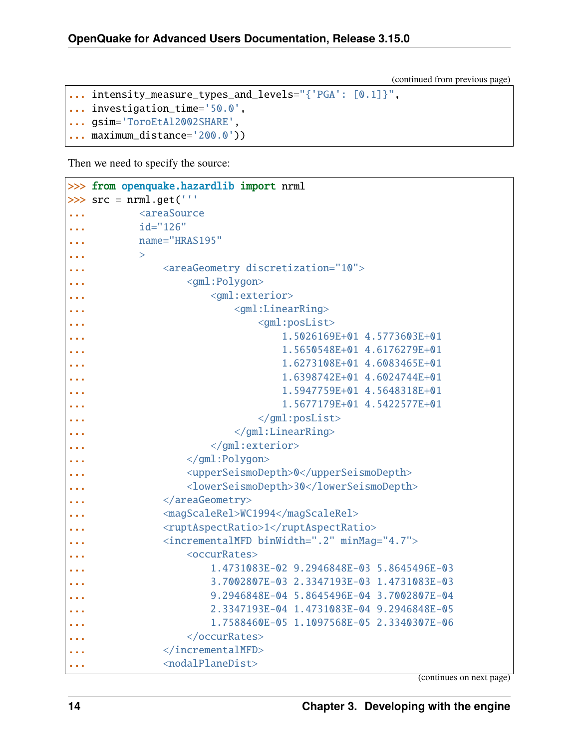(continued from previous page)

```
... intensity_measure_types_and_levels="{'PGA': [0.1]}",
... investigation_time='50.0',
... gsim='ToroEtAl2002SHARE',
... maximum_distance='200.0'))
```

Then we need to specify the source:

```
>>> from openquake.hazardlib import nrml
>>> src = nrml.get('''
...         <areaSource
...         id="126"
...         name="HRAS195"
...         >
...             <areaGeometry discretization="10">
...                 <gml:Polygon>
...                     <gml:exterior>
...                         <gml:LinearRing>
...                             <gml:posList>
...                                 1.5026169E+01 4.5773603E+01
...                                 1.5650548E+01 4.6176279E+01
...                                 1.6273108E+01 4.6083465E+01
...                                 1.6398742E+01 4.6024744E+01
...                                 1.5947759E+01 4.5648318E+01
...                                 1.5677179E+01 4.5422577E+01
...                             </gml:posList>
...                         </gml:LinearRing>
...                     </gml:exterior>
...                 </gml:Polygon>
...                 <upperSeismoDepth>0</upperSeismoDepth>
...                 <lowerSeismoDepth>30</lowerSeismoDepth>
...             </areaGeometry>
...             <magScaleRel>WC1994</magScaleRel>
...             <ruptAspectRatio>1</ruptAspectRatio>
...             <incrementalMFD binWidth=".2" minMag="4.7">
...                 <occurRates>
...                     1.4731083E-02 9.2946848E-03 5.8645496E-03
...                     3.7002807E-03 2.3347193E-03 1.4731083E-03
...                     9.2946848E-04 5.8645496E-04 3.7002807E-04
...                     2.3347193E-04 1.4731083E-04 9.2946848E-05
...                     1.7588460E-05 1.1097568E-05 2.3340307E-06
...                 </occurRates>
...             </incrementalMFD>
...             <nodalPlaneDist>
```

(continues on next page)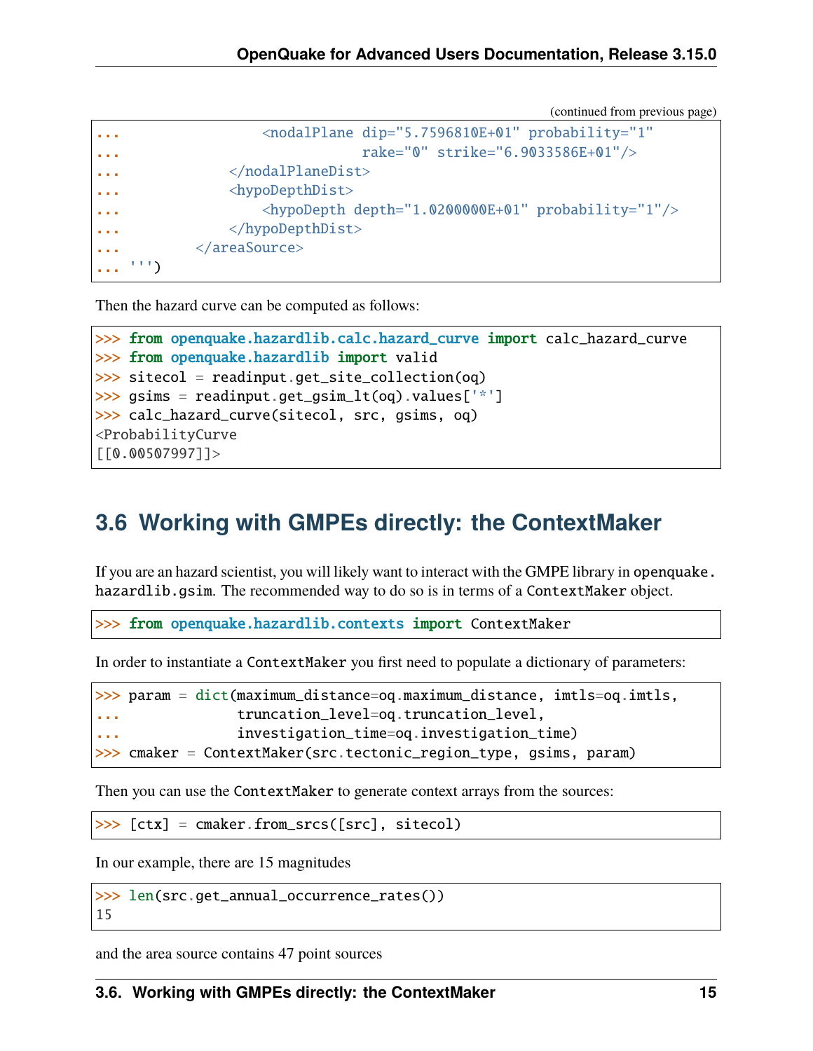(continued from previous page)

```
...                 <nodalPlane dip="5.7596810E+01" probability="1"
...                             rake="0" strike="6.9033586E+01"/>
...             </nodalPlaneDist>
...             <hypoDepthDist>
...                 <hypoDepth depth="1.0200000E+01" probability="1"/>
...             </hypoDepthDist>
...         </areaSource>
... ''')
```

Then the hazard curve can be computed as follows:

```
>>> from openquake.hazardlib.calc.hazard_curve import calc_hazard_curve
>>> from openquake.hazardlib import valid
>>> sitecol = readinput.get_site_collection(oq)
>>> gsims = readinput.get_gsim_lt(oq).values['*']
>>> calc_hazard_curve(sitecol, src, gsims, oq)
<ProbabilityCurve
[[0.00507997]]>
```

## 3.6 Working with GMPEs directly: the ContextMaker

If you are an hazard scientist, you will likely want to interact with the GMPE library in `openquake.hazardlib.gsim`. The recommended way to do so is in terms of a `ContextMaker` object.

```
>>> from openquake.hazardlib.contexts import ContextMaker
```

In order to instantiate a `ContextMaker` you first need to populate a dictionary of parameters:

```
>>> param = dict(maximum_distance=oq.maximum_distance, imtls=oq.imtls,
...              truncation_level=oq.truncation_level,
...              investigation_time=oq.investigation_time)
>>> cmaker = ContextMaker(src.tectonic_region_type, gsims, param)
```

Then you can use the `ContextMaker` to generate context arrays from the sources:

```
>>> [ctx] = cmaker.from_srcs([src], sitecol)
```

In our example, there are 15 magnitudes

```
>>> len(src.get_annual_occurrence_rates())
15
```

and the area source contains 47 point sources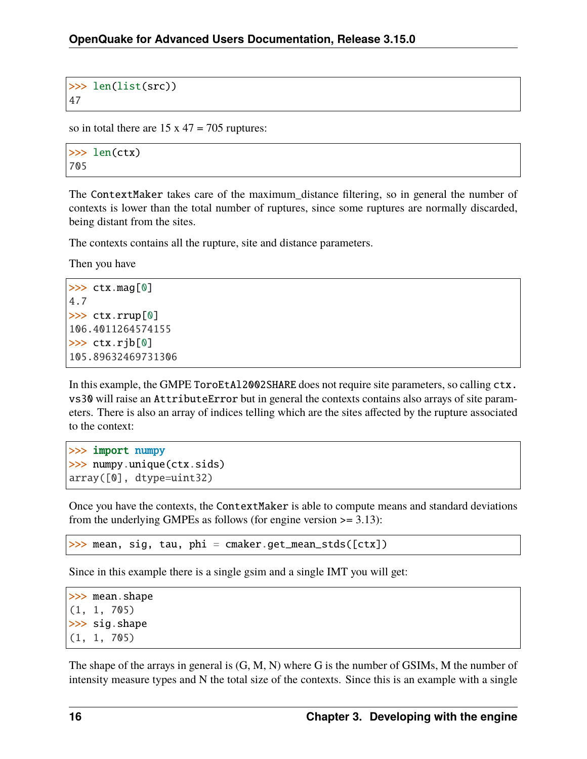```
>>> len(list(src))
47
```

so in total there are 15 x 47 = 705 ruptures:

```
>>> len(ctx)
705
```

The `ContextMaker` takes care of the maximum_distance filtering, so in general the number of contexts is lower than the total number of ruptures, since some ruptures are normally discarded, being distant from the sites.

The contexts contains all the rupture, site and distance parameters.

Then you have

```
>>> ctx.mag[0]
4.7
>>> ctx.rrup[0]
106.4011264574155
>>> ctx.rjb[0]
105.89632469731306
```

In this example, the GMPE `ToroEtAl2002SHARE` does not require site parameters, so calling `ctx.vs30` will raise an `AttributeError` but in general the contexts contains also arrays of site parameters. There is also an array of indices telling which are the sites affected by the rupture associated to the context:

```
>>> import numpy
>>> numpy.unique(ctx.sids)
array([0], dtype=uint32)
```

Once you have the contexts, the `ContextMaker` is able to compute means and standard deviations from the underlying GMPEs as follows (for engine version >= 3.13):

```
>>> mean, sig, tau, phi = cmaker.get_mean_stds([ctx])
```

Since in this example there is a single gsim and a single IMT you will get:

```
>>> mean.shape
(1, 1, 705)
>>> sig.shape
(1, 1, 705)
```

The shape of the arrays in general is (G, M, N) where G is the number of GSIMs, M the number of intensity measure types and N the total size of the contexts. Since this is an example with a single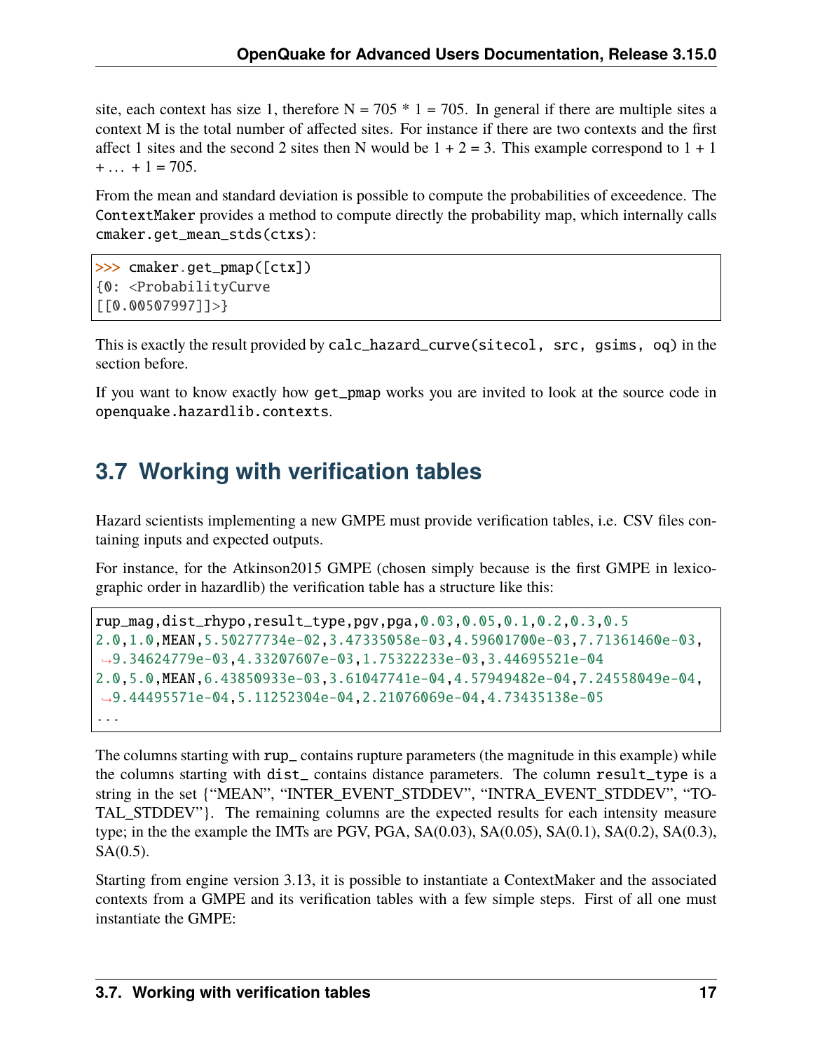site, each context has size 1, therefore N = 705 * 1 = 705. In general if there are multiple sites a context M is the total number of affected sites. For instance if there are two contexts and the first affect 1 sites and the second 2 sites then N would be 1 + 2 = 3. This example correspond to 1 + 1 + … + 1 = 705.

From the mean and standard deviation is possible to compute the probabilities of exceedence. The `ContextMaker` provides a method to compute directly the probability map, which internally calls `cmaker.get_mean_stds(ctxs)`:

```
>>> cmaker.get_pmap([ctx])
{0: <ProbabilityCurve
[[0.00507997]]>}
```

This is exactly the result provided by `calc_hazard_curve(sitecol, src, gsims, oq)` in the section before.

If you want to know exactly how `get_pmap` works you are invited to look at the source code in `openquake.hazardlib.contexts`.

## 3.7 Working with verification tables

Hazard scientists implementing a new GMPE must provide verification tables, i.e. CSV files containing inputs and expected outputs.

For instance, for the Atkinson2015 GMPE (chosen simply because is the first GMPE in lexicographic order in hazardlib) the verification table has a structure like this:

```
rup_mag,dist_rhypo,result_type,pgv,pga,0.03,0.05,0.1,0.2,0.3,0.5
2.0,1.0,MEAN,5.50277734e-02,3.47335058e-03,4.59601700e-03,7.71361460e-03,
↪9.34624779e-03,4.33207607e-03,1.75322233e-03,3.44695521e-04
2.0,5.0,MEAN,6.43850933e-03,3.61047741e-04,4.57949482e-04,7.24558049e-04,
↪9.44495571e-04,5.11252304e-04,2.21076069e-04,4.73435138e-05
...
```

The columns starting with `rup_` contains rupture parameters (the magnitude in this example) while the columns starting with `dist_` contains distance parameters. The column `result_type` is a string in the set {"MEAN", "INTER_EVENT_STDDEV", "INTRA_EVENT_STDDEV", "TOTAL_STDDEV"}. The remaining columns are the expected results for each intensity measure type; in the the example the IMTs are PGV, PGA, SA(0.03), SA(0.05), SA(0.1), SA(0.2), SA(0.3), SA(0.5).

Starting from engine version 3.13, it is possible to instantiate a ContextMaker and the associated contexts from a GMPE and its verification tables with a few simple steps. First of all one must instantiate the GMPE: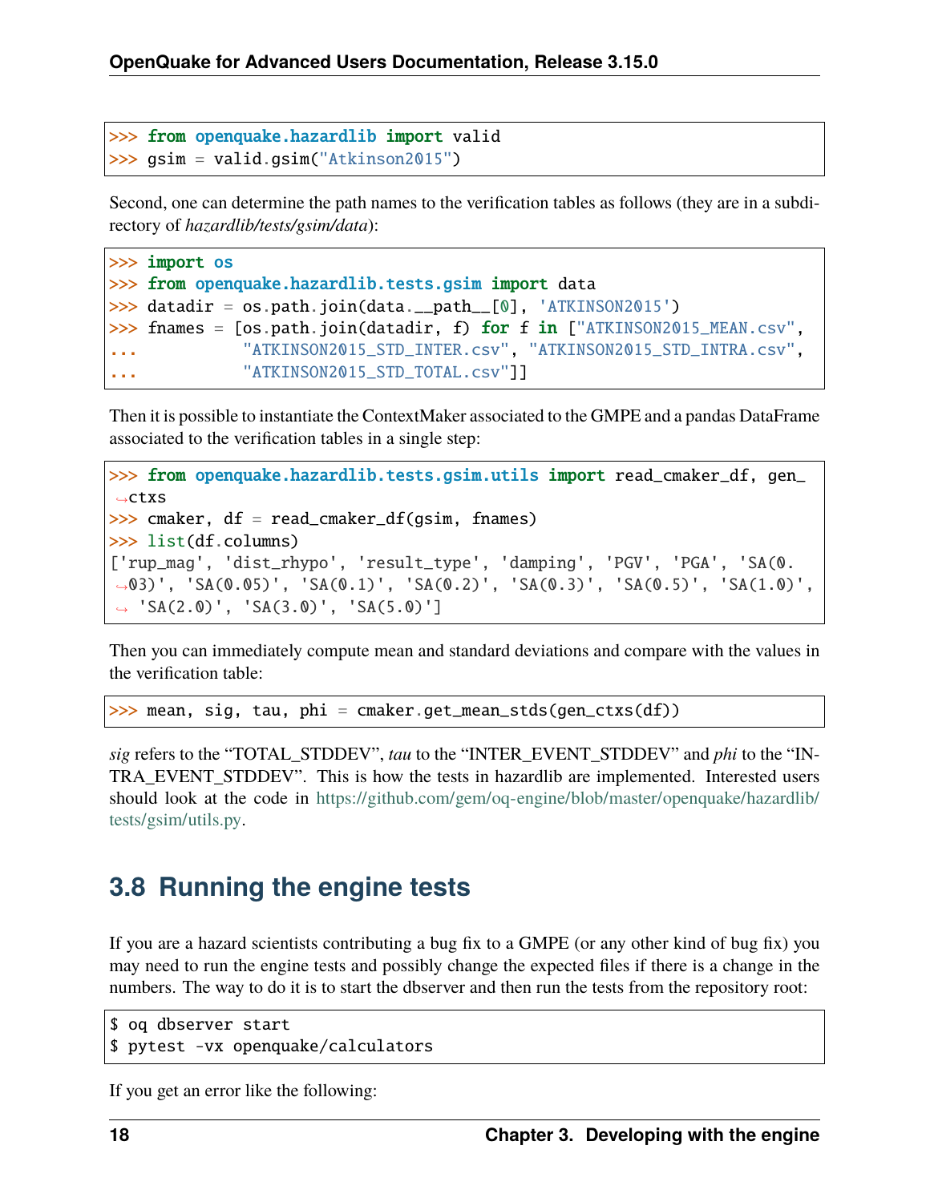```
>>> from openquake.hazardlib import valid
>>> gsim = valid.gsim("Atkinson2015")
```

Second, one can determine the path names to the verification tables as follows (they are in a subdirectory of *hazardlib/tests/gsim/data*):

```
>>> import os
>>> from openquake.hazardlib.tests.gsim import data
>>> datadir = os.path.join(data.__path__[0], 'ATKINSON2015')
>>> fnames = [os.path.join(datadir, f) for f in ["ATKINSON2015_MEAN.csv",
...           "ATKINSON2015_STD_INTER.csv", "ATKINSON2015_STD_INTRA.csv",
...           "ATKINSON2015_STD_TOTAL.csv"]]
```

Then it is possible to instantiate the ContextMaker associated to the GMPE and a pandas DataFrame associated to the verification tables in a single step:

```
>>> from openquake.hazardlib.tests.gsim.utils import read_cmaker_df, gen_ctxs
>>> cmaker, df = read_cmaker_df(gsim, fnames)
>>> list(df.columns)
['rup_mag', 'dist_rhypo', 'result_type', 'damping', 'PGV', 'PGA', 'SA(0.03)', 'SA(0.05)', 'SA(0.1)', 'SA(0.2)', 'SA(0.3)', 'SA(0.5)', 'SA(1.0)', 'SA(2.0)', 'SA(3.0)', 'SA(5.0)']
```

Then you can immediately compute mean and standard deviations and compare with the values in the verification table:

```
>>> mean, sig, tau, phi = cmaker.get_mean_stds(gen_ctxs(df))
```

*sig* refers to the "TOTAL_STDDEV", *tau* to the "INTER_EVENT_STDDEV" and *phi* to the "INTRA_EVENT_STDDEV". This is how the tests in hazardlib are implemented. Interested users should look at the code in https://github.com/gem/oq-engine/blob/master/openquake/hazardlib/tests/gsim/utils.py.

## 3.8 Running the engine tests

If you are a hazard scientists contributing a bug fix to a GMPE (or any other kind of bug fix) you may need to run the engine tests and possibly change the expected files if there is a change in the numbers. The way to do it is to start the dbserver and then run the tests from the repository root:

```
$ oq dbserver start
$ pytest -vx openquake/calculators
```

If you get an error like the following: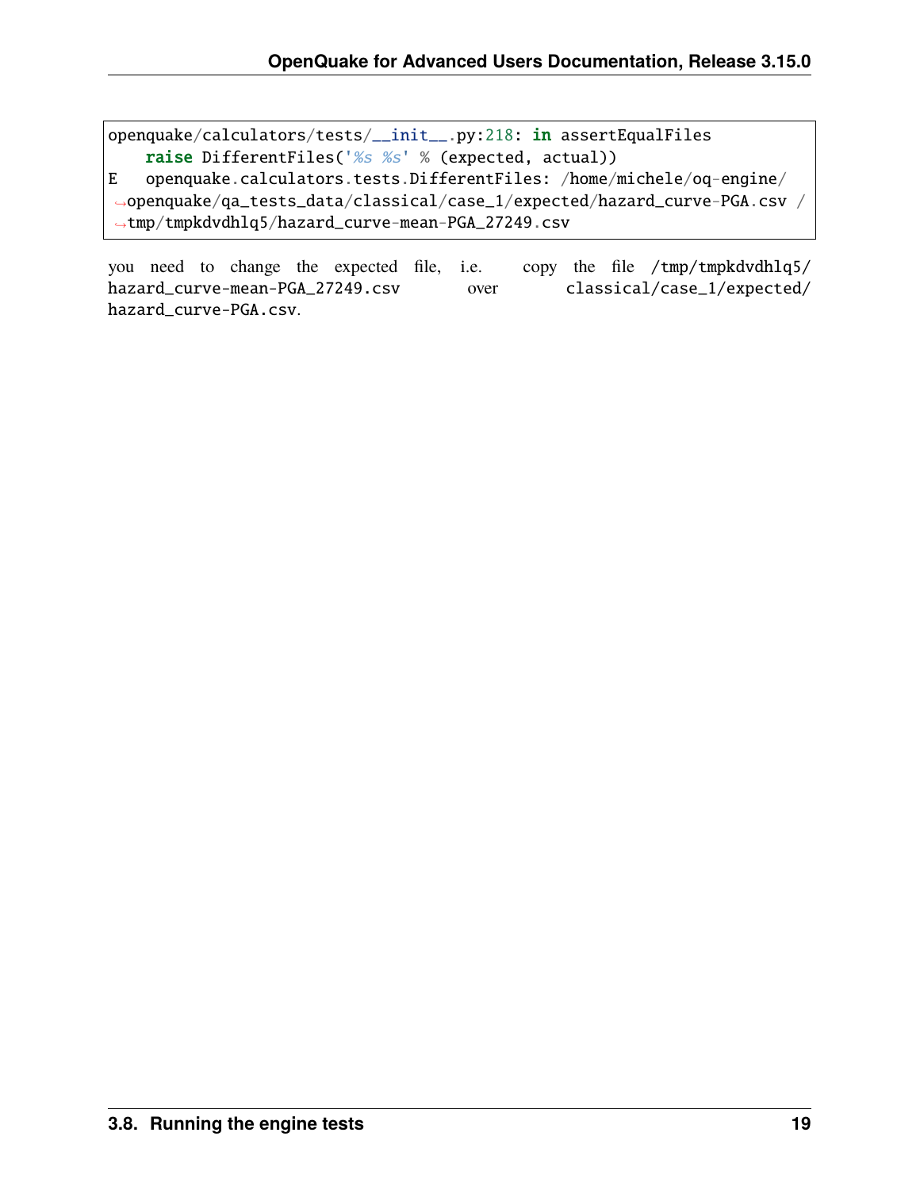```
openquake/calculators/tests/__init__.py:218: in assertEqualFiles
    raise DifferentFiles('%s %s' % (expected, actual))
E   openquake.calculators.tests.DifferentFiles: /home/michele/oq-engine/openquake/qa_tests_data/classical/case_1/expected/hazard_curve-PGA.csv /tmp/tmpkdvdhlq5/hazard_curve-mean-PGA_27249.csv
```

you need to change the expected file, i.e. copy the file `/tmp/tmpkdvdhlq5/hazard_curve-mean-PGA_27249.csv` over `classical/case_1/expected/hazard_curve-PGA.csv`.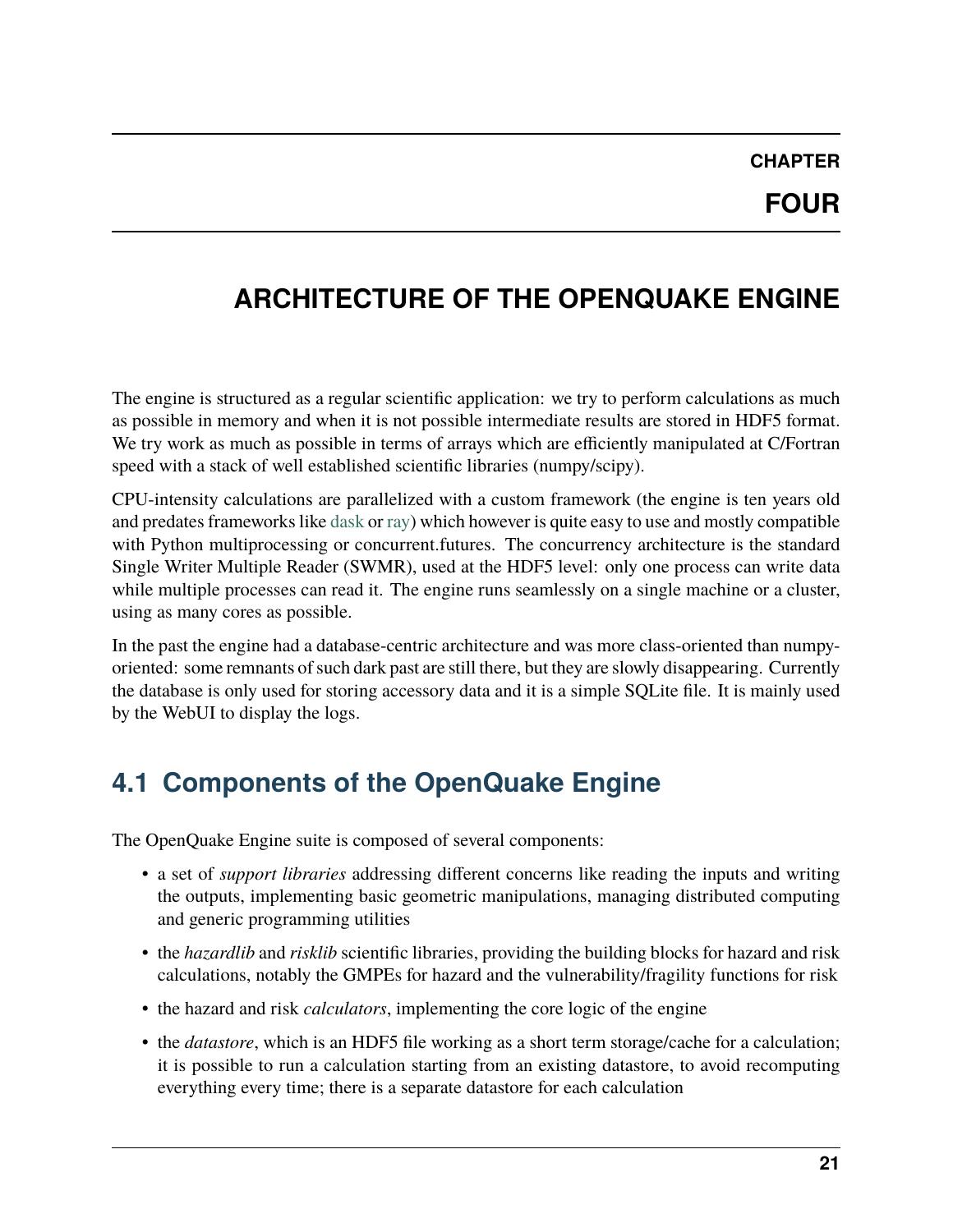# CHAPTER FOUR

# ARCHITECTURE OF THE OPENQUAKE ENGINE

The engine is structured as a regular scientific application: we try to perform calculations as much as possible in memory and when it is not possible intermediate results are stored in HDF5 format. We try work as much as possible in terms of arrays which are efficiently manipulated at C/Fortran speed with a stack of well established scientific libraries (numpy/scipy).

CPU-intensity calculations are parallelized with a custom framework (the engine is ten years old and predates frameworks like dask or ray) which however is quite easy to use and mostly compatible with Python multiprocessing or concurrent.futures. The concurrency architecture is the standard Single Writer Multiple Reader (SWMR), used at the HDF5 level: only one process can write data while multiple processes can read it. The engine runs seamlessly on a single machine or a cluster, using as many cores as possible.

In the past the engine had a database-centric architecture and was more class-oriented than numpy-oriented: some remnants of such dark past are still there, but they are slowly disappearing. Currently the database is only used for storing accessory data and it is a simple SQLite file. It is mainly used by the WebUI to display the logs.

## 4.1 Components of the OpenQuake Engine

The OpenQuake Engine suite is composed of several components:

- a set of *support libraries* addressing different concerns like reading the inputs and writing the outputs, implementing basic geometric manipulations, managing distributed computing and generic programming utilities
- the *hazardlib* and *risklib* scientific libraries, providing the building blocks for hazard and risk calculations, notably the GMPEs for hazard and the vulnerability/fragility functions for risk
- the hazard and risk *calculators*, implementing the core logic of the engine
- the *datastore*, which is an HDF5 file working as a short term storage/cache for a calculation; it is possible to run a calculation starting from an existing datastore, to avoid recomputing everything every time; there is a separate datastore for each calculation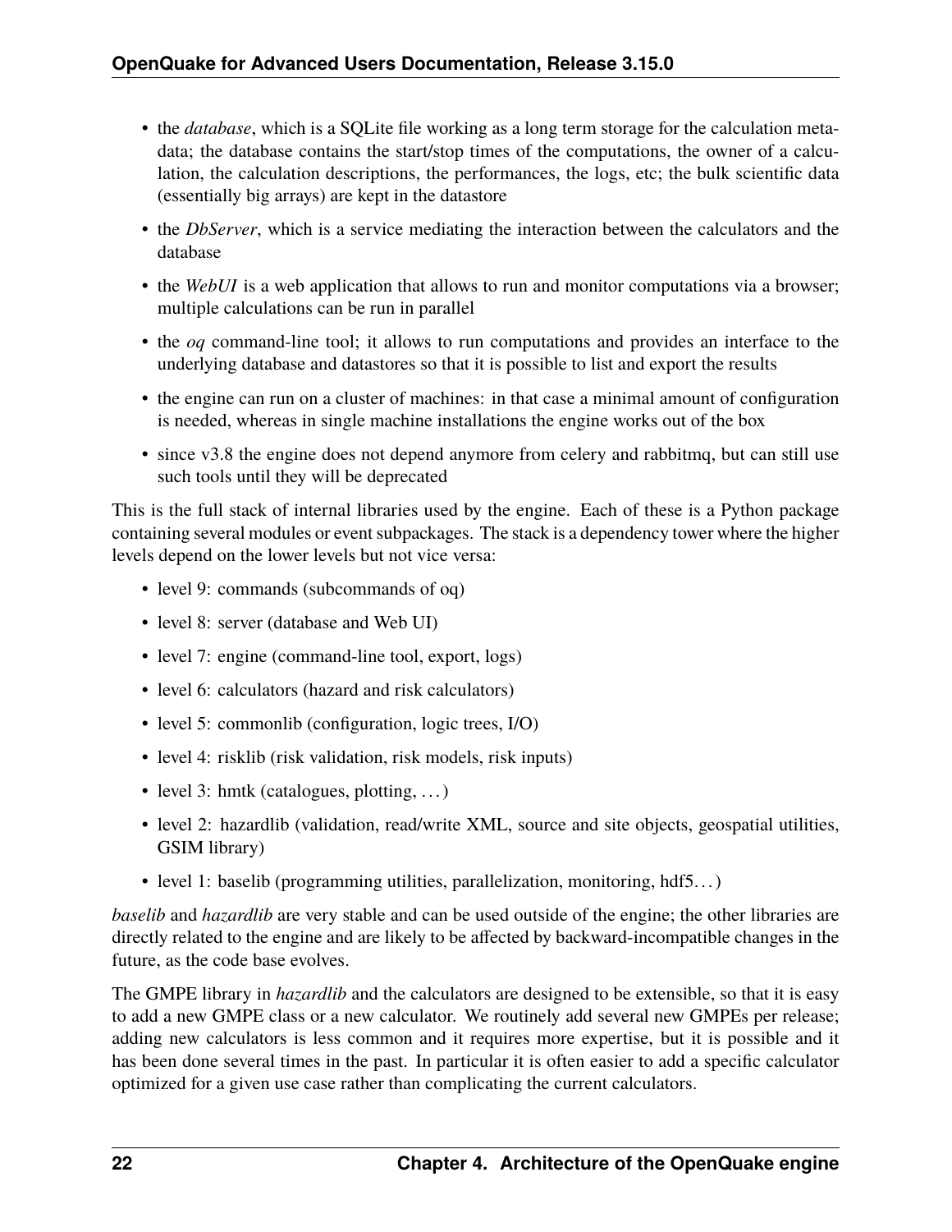- the *database*, which is a SQLite file working as a long term storage for the calculation metadata; the database contains the start/stop times of the computations, the owner of a calculation, the calculation descriptions, the performances, the logs, etc; the bulk scientific data (essentially big arrays) are kept in the datastore
- the *DbServer*, which is a service mediating the interaction between the calculators and the database
- the *WebUI* is a web application that allows to run and monitor computations via a browser; multiple calculations can be run in parallel
- the *oq* command-line tool; it allows to run computations and provides an interface to the underlying database and datastores so that it is possible to list and export the results
- the engine can run on a cluster of machines: in that case a minimal amount of configuration is needed, whereas in single machine installations the engine works out of the box
- since v3.8 the engine does not depend anymore from celery and rabbitmq, but can still use such tools until they will be deprecated

This is the full stack of internal libraries used by the engine. Each of these is a Python package containing several modules or event subpackages. The stack is a dependency tower where the higher levels depend on the lower levels but not vice versa:

- level 9: commands (subcommands of oq)
- level 8: server (database and Web UI)
- level 7: engine (command-line tool, export, logs)
- level 6: calculators (hazard and risk calculators)
- level 5: commonlib (configuration, logic trees, I/O)
- level 4: risklib (risk validation, risk models, risk inputs)
- level 3: hmtk (catalogues, plotting, …)
- level 2: hazardlib (validation, read/write XML, source and site objects, geospatial utilities, GSIM library)
- level 1: baselib (programming utilities, parallelization, monitoring, hdf5…)

*baselib* and *hazardlib* are very stable and can be used outside of the engine; the other libraries are directly related to the engine and are likely to be affected by backward-incompatible changes in the future, as the code base evolves.

The GMPE library in *hazardlib* and the calculators are designed to be extensible, so that it is easy to add a new GMPE class or a new calculator. We routinely add several new GMPEs per release; adding new calculators is less common and it requires more expertise, but it is possible and it has been done several times in the past. In particular it is often easier to add a specific calculator optimized for a given use case rather than complicating the current calculators.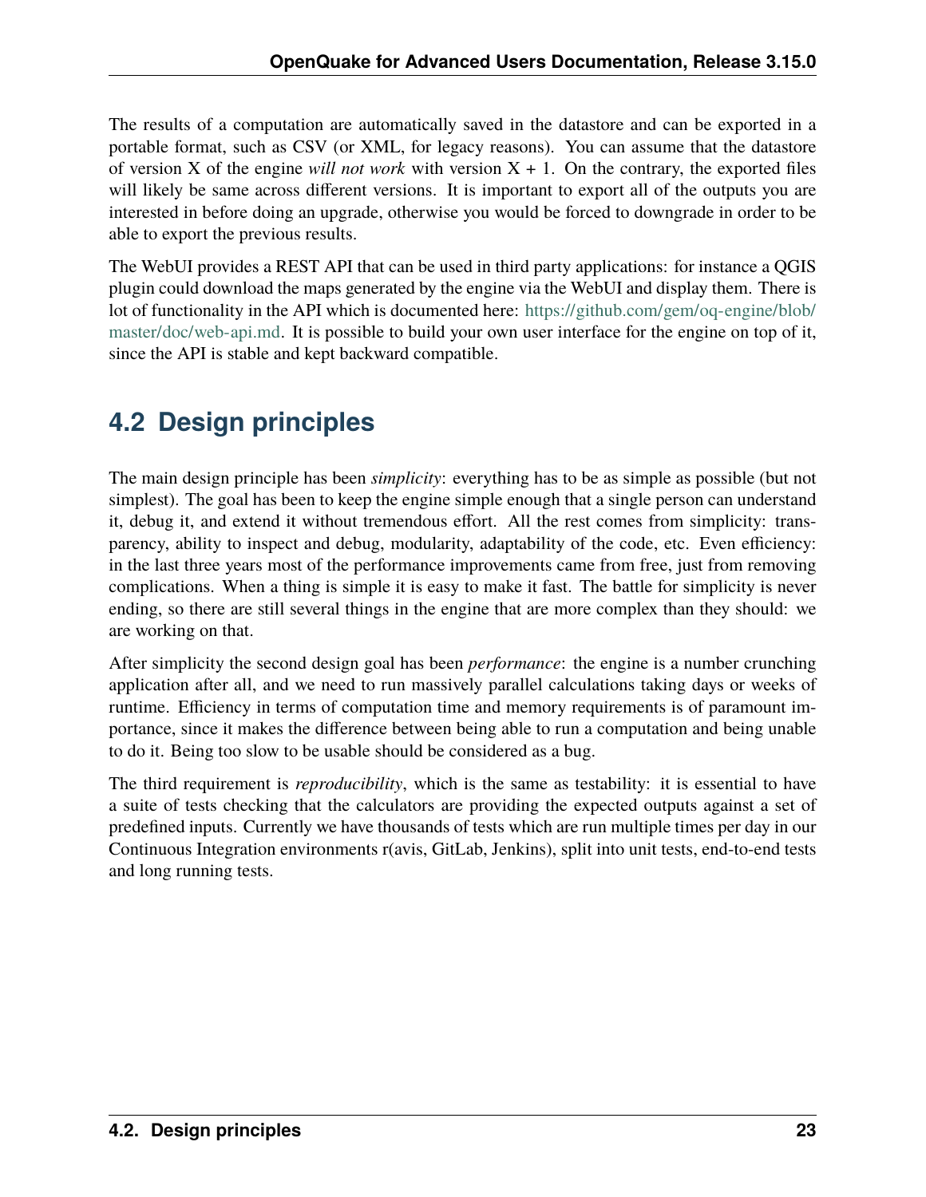The results of a computation are automatically saved in the datastore and can be exported in a portable format, such as CSV (or XML, for legacy reasons). You can assume that the datastore of version X of the engine *will not work* with version X + 1. On the contrary, the exported files will likely be same across different versions. It is important to export all of the outputs you are interested in before doing an upgrade, otherwise you would be forced to downgrade in order to be able to export the previous results.

The WebUI provides a REST API that can be used in third party applications: for instance a QGIS plugin could download the maps generated by the engine via the WebUI and display them. There is lot of functionality in the API which is documented here: https://github.com/gem/oq-engine/blob/master/doc/web-api.md. It is possible to build your own user interface for the engine on top of it, since the API is stable and kept backward compatible.

## 4.2 Design principles

The main design principle has been *simplicity*: everything has to be as simple as possible (but not simplest). The goal has been to keep the engine simple enough that a single person can understand it, debug it, and extend it without tremendous effort. All the rest comes from simplicity: transparency, ability to inspect and debug, modularity, adaptability of the code, etc. Even efficiency: in the last three years most of the performance improvements came from free, just from removing complications. When a thing is simple it is easy to make it fast. The battle for simplicity is never ending, so there are still several things in the engine that are more complex than they should: we are working on that.

After simplicity the second design goal has been *performance*: the engine is a number crunching application after all, and we need to run massively parallel calculations taking days or weeks of runtime. Efficiency in terms of computation time and memory requirements is of paramount importance, since it makes the difference between being able to run a computation and being unable to do it. Being too slow to be usable should be considered as a bug.

The third requirement is *reproducibility*, which is the same as testability: it is essential to have a suite of tests checking that the calculators are providing the expected outputs against a set of predefined inputs. Currently we have thousands of tests which are run multiple times per day in our Continuous Integration environments r(avis, GitLab, Jenkins), split into unit tests, end-to-end tests and long running tests.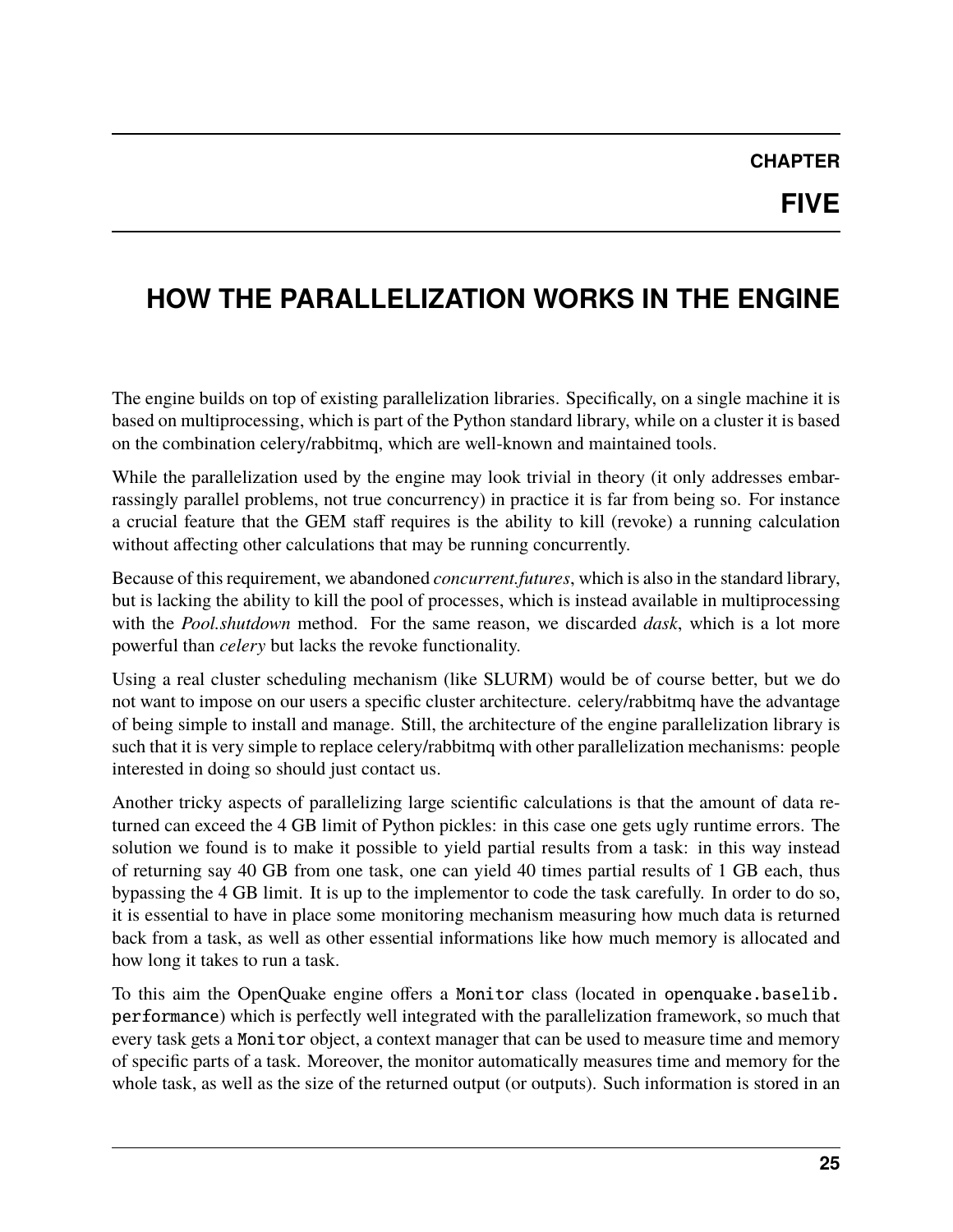# CHAPTER FIVE

# HOW THE PARALLELIZATION WORKS IN THE ENGINE

The engine builds on top of existing parallelization libraries. Specifically, on a single machine it is based on multiprocessing, which is part of the Python standard library, while on a cluster it is based on the combination celery/rabbitmq, which are well-known and maintained tools.

While the parallelization used by the engine may look trivial in theory (it only addresses embarrassingly parallel problems, not true concurrency) in practice it is far from being so. For instance a crucial feature that the GEM staff requires is the ability to kill (revoke) a running calculation without affecting other calculations that may be running concurrently.

Because of this requirement, we abandoned *concurrent.futures*, which is also in the standard library, but is lacking the ability to kill the pool of processes, which is instead available in multiprocessing with the *Pool.shutdown* method. For the same reason, we discarded *dask*, which is a lot more powerful than *celery* but lacks the revoke functionality.

Using a real cluster scheduling mechanism (like SLURM) would be of course better, but we do not want to impose on our users a specific cluster architecture. celery/rabbitmq have the advantage of being simple to install and manage. Still, the architecture of the engine parallelization library is such that it is very simple to replace celery/rabbitmq with other parallelization mechanisms: people interested in doing so should just contact us.

Another tricky aspects of parallelizing large scientific calculations is that the amount of data returned can exceed the 4 GB limit of Python pickles: in this case one gets ugly runtime errors. The solution we found is to make it possible to yield partial results from a task: in this way instead of returning say 40 GB from one task, one can yield 40 times partial results of 1 GB each, thus bypassing the 4 GB limit. It is up to the implementor to code the task carefully. In order to do so, it is essential to have in place some monitoring mechanism measuring how much data is returned back from a task, as well as other essential informations like how much memory is allocated and how long it takes to run a task.

To this aim the OpenQuake engine offers a `Monitor` class (located in `openquake.baselib.performance`) which is perfectly well integrated with the parallelization framework, so much that every task gets a `Monitor` object, a context manager that can be used to measure time and memory of specific parts of a task. Moreover, the monitor automatically measures time and memory for the whole task, as well as the size of the returned output (or outputs). Such information is stored in an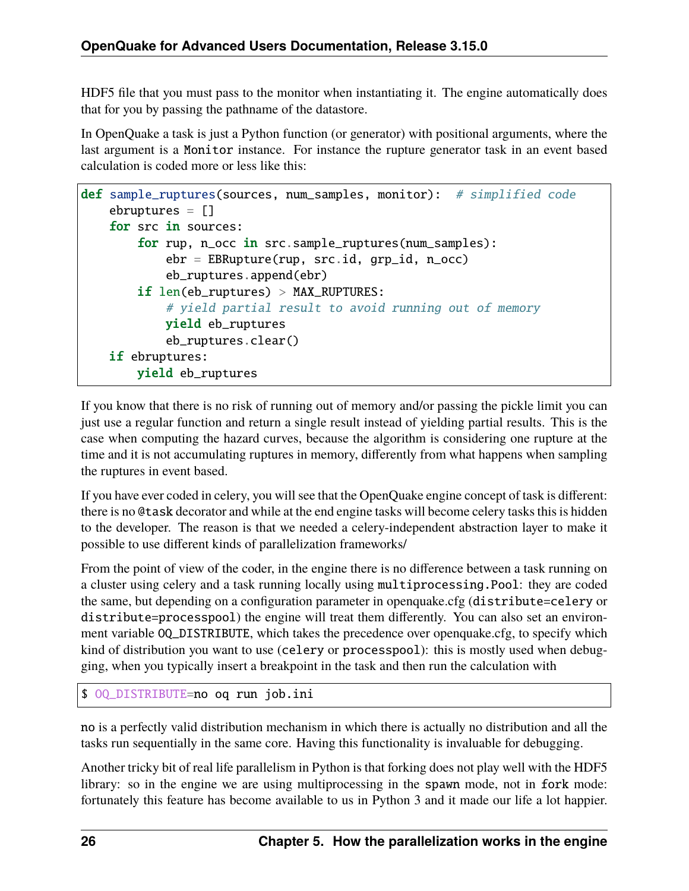HDF5 file that you must pass to the monitor when instantiating it. The engine automatically does that for you by passing the pathname of the datastore.

In OpenQuake a task is just a Python function (or generator) with positional arguments, where the last argument is a `Monitor` instance. For instance the rupture generator task in an event based calculation is coded more or less like this:

```python
def sample_ruptures(sources, num_samples, monitor):  # simplified code
    ebruptures = []
    for src in sources:
        for rup, n_occ in src.sample_ruptures(num_samples):
            ebr = EBRupture(rup, src.id, grp_id, n_occ)
            eb_ruptures.append(ebr)
        if len(eb_ruptures) > MAX_RUPTURES:
            # yield partial result to avoid running out of memory
            yield eb_ruptures
            eb_ruptures.clear()
    if ebruptures:
        yield eb_ruptures
```

If you know that there is no risk of running out of memory and/or passing the pickle limit you can just use a regular function and return a single result instead of yielding partial results. This is the case when computing the hazard curves, because the algorithm is considering one rupture at the time and it is not accumulating ruptures in memory, differently from what happens when sampling the ruptures in event based.

If you have ever coded in celery, you will see that the OpenQuake engine concept of task is different: there is no `@task` decorator and while at the end engine tasks will become celery tasks this is hidden to the developer. The reason is that we needed a celery-independent abstraction layer to make it possible to use different kinds of parallelization frameworks/

From the point of view of the coder, in the engine there is no difference between a task running on a cluster using celery and a task running locally using `multiprocessing.Pool`: they are coded the same, but depending on a configuration parameter in openquake.cfg (`distribute=celery` or `distribute=processpool`) the engine will treat them differently. You can also set an environment variable `OQ_DISTRIBUTE`, which takes the precedence over openquake.cfg, to specify which kind of distribution you want to use (`celery` or `processpool`): this is mostly used when debugging, when you typically insert a breakpoint in the task and then run the calculation with

```
$ OQ_DISTRIBUTE=no oq run job.ini
```

`no` is a perfectly valid distribution mechanism in which there is actually no distribution and all the tasks run sequentially in the same core. Having this functionality is invaluable for debugging.

Another tricky bit of real life parallelism in Python is that forking does not play well with the HDF5 library: so in the engine we are using multiprocessing in the `spawn` mode, not in `fork` mode: fortunately this feature has become available to us in Python 3 and it made our life a lot happier.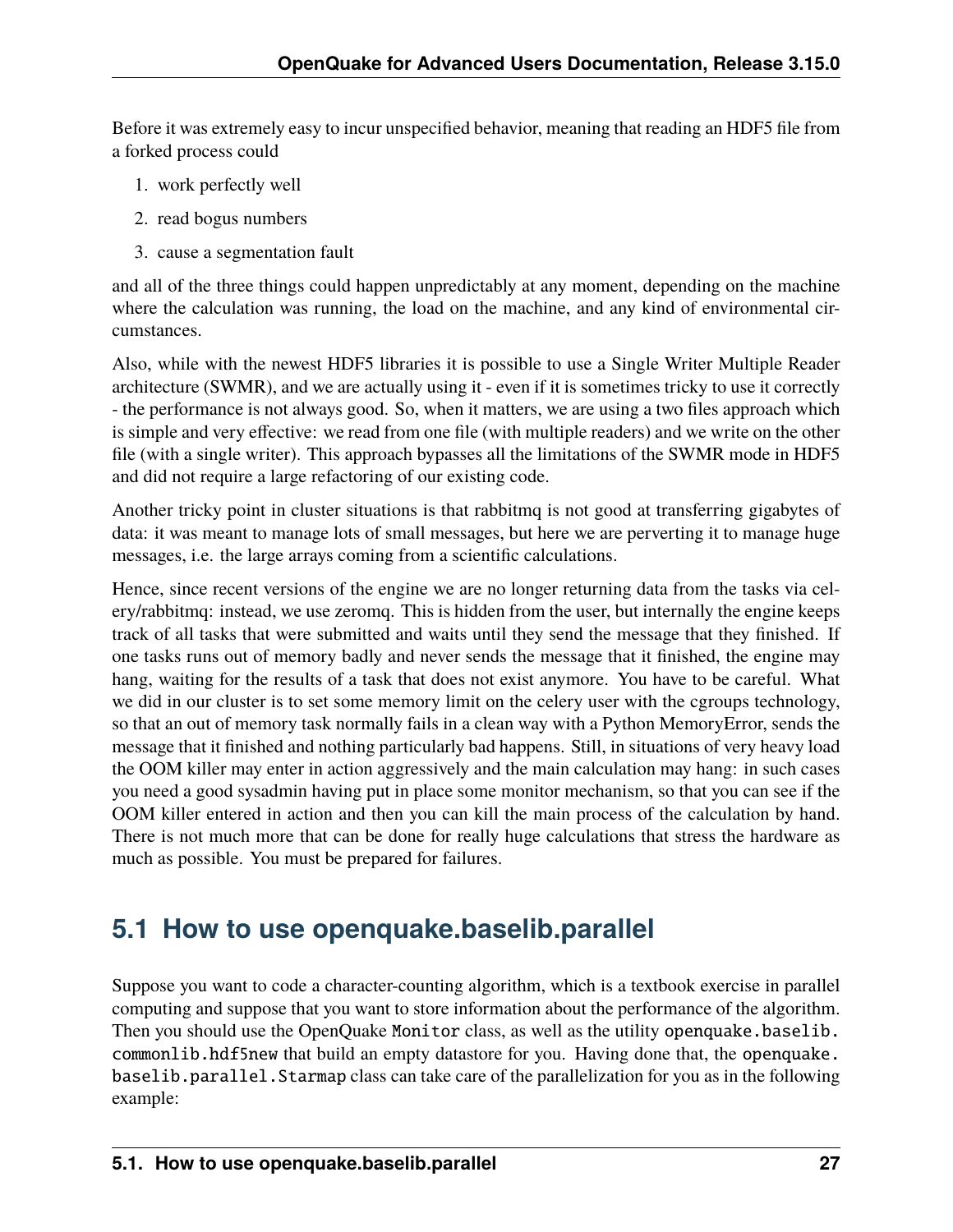Before it was extremely easy to incur unspecified behavior, meaning that reading an HDF5 file from a forked process could

1. work perfectly well
2. read bogus numbers
3. cause a segmentation fault

and all of the three things could happen unpredictably at any moment, depending on the machine where the calculation was running, the load on the machine, and any kind of environmental circumstances.

Also, while with the newest HDF5 libraries it is possible to use a Single Writer Multiple Reader architecture (SWMR), and we are actually using it - even if it is sometimes tricky to use it correctly - the performance is not always good. So, when it matters, we are using a two files approach which is simple and very effective: we read from one file (with multiple readers) and we write on the other file (with a single writer). This approach bypasses all the limitations of the SWMR mode in HDF5 and did not require a large refactoring of our existing code.

Another tricky point in cluster situations is that rabbitmq is not good at transferring gigabytes of data: it was meant to manage lots of small messages, but here we are perverting it to manage huge messages, i.e. the large arrays coming from a scientific calculations.

Hence, since recent versions of the engine we are no longer returning data from the tasks via celery/rabbitmq: instead, we use zeromq. This is hidden from the user, but internally the engine keeps track of all tasks that were submitted and waits until they send the message that they finished. If one tasks runs out of memory badly and never sends the message that it finished, the engine may hang, waiting for the results of a task that does not exist anymore. You have to be careful. What we did in our cluster is to set some memory limit on the celery user with the cgroups technology, so that an out of memory task normally fails in a clean way with a Python MemoryError, sends the message that it finished and nothing particularly bad happens. Still, in situations of very heavy load the OOM killer may enter in action aggressively and the main calculation may hang: in such cases you need a good sysadmin having put in place some monitor mechanism, so that you can see if the OOM killer entered in action and then you can kill the main process of the calculation by hand. There is not much more that can be done for really huge calculations that stress the hardware as much as possible. You must be prepared for failures.

## 5.1 How to use openquake.baselib.parallel

Suppose you want to code a character-counting algorithm, which is a textbook exercise in parallel computing and suppose that you want to store information about the performance of the algorithm. Then you should use the OpenQuake `Monitor` class, as well as the utility `openquake.baselib.commonlib.hdf5new` that build an empty datastore for you. Having done that, the `openquake.baselib.parallel.Starmap` class can take care of the parallelization for you as in the following example: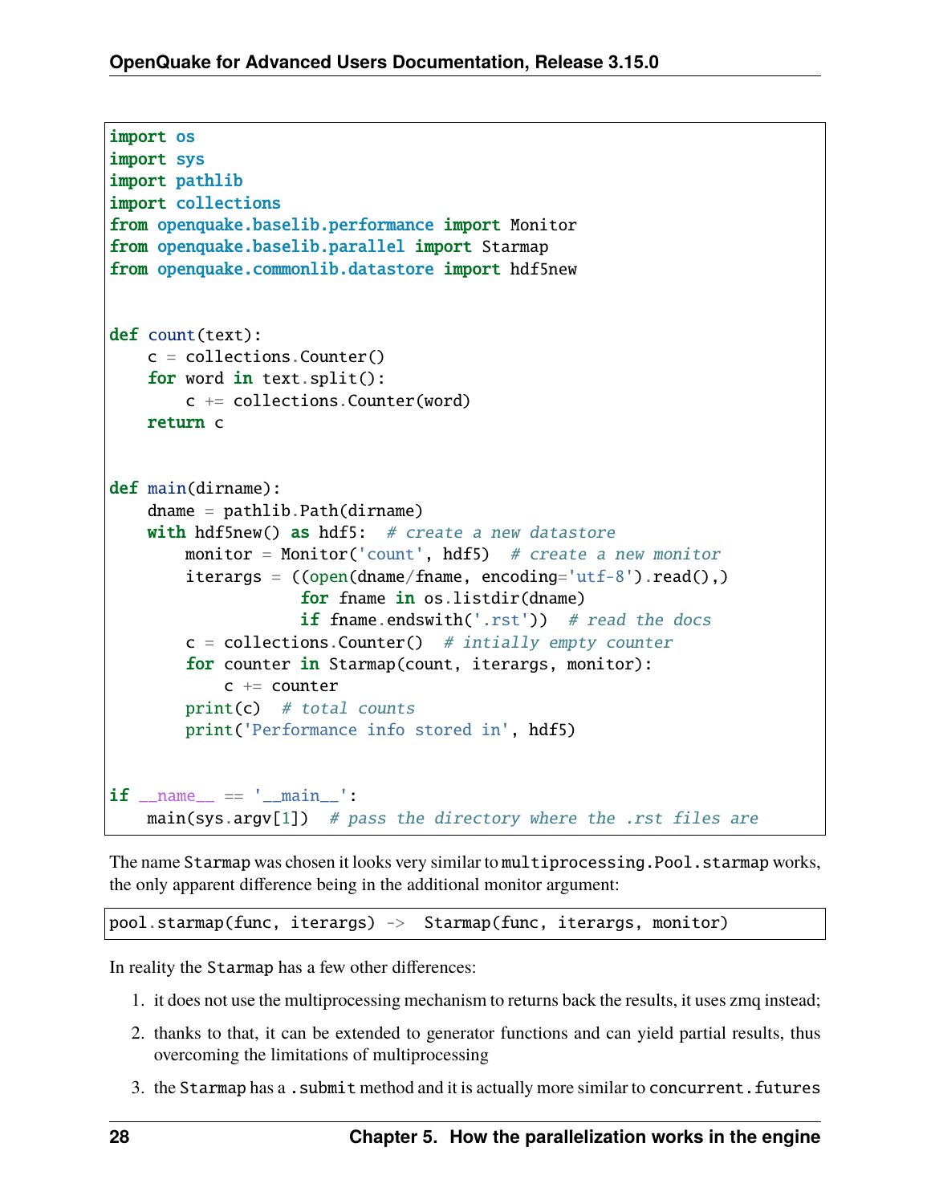```python
import os
import sys
import pathlib
import collections
from openquake.baselib.performance import Monitor
from openquake.baselib.parallel import Starmap
from openquake.commonlib.datastore import hdf5new


def count(text):
    c = collections.Counter()
    for word in text.split():
        c += collections.Counter(word)
    return c


def main(dirname):
    dname = pathlib.Path(dirname)
    with hdf5new() as hdf5:  # create a new datastore
        monitor = Monitor('count', hdf5)  # create a new monitor
        iterargs = ((open(dname/fname, encoding='utf-8').read(),)
                    for fname in os.listdir(dname)
                    if fname.endswith('.rst'))  # read the docs
        c = collections.Counter()  # intially empty counter
        for counter in Starmap(count, iterargs, monitor):
            c += counter
        print(c)  # total counts
        print('Performance info stored in', hdf5)


if __name__ == '__main__':
    main(sys.argv[1])  # pass the directory where the .rst files are
```

The name `Starmap` was chosen it looks very similar to `multiprocessing.Pool.starmap` works, the only apparent difference being in the additional monitor argument:

```
pool.starmap(func, iterargs) ->  Starmap(func, iterargs, monitor)
```

In reality the `Starmap` has a few other differences:

1. it does not use the multiprocessing mechanism to returns back the results, it uses zmq instead;
2. thanks to that, it can be extended to generator functions and can yield partial results, thus overcoming the limitations of multiprocessing
3. the `Starmap` has a `.submit` method and it is actually more similar to `concurrent.futures`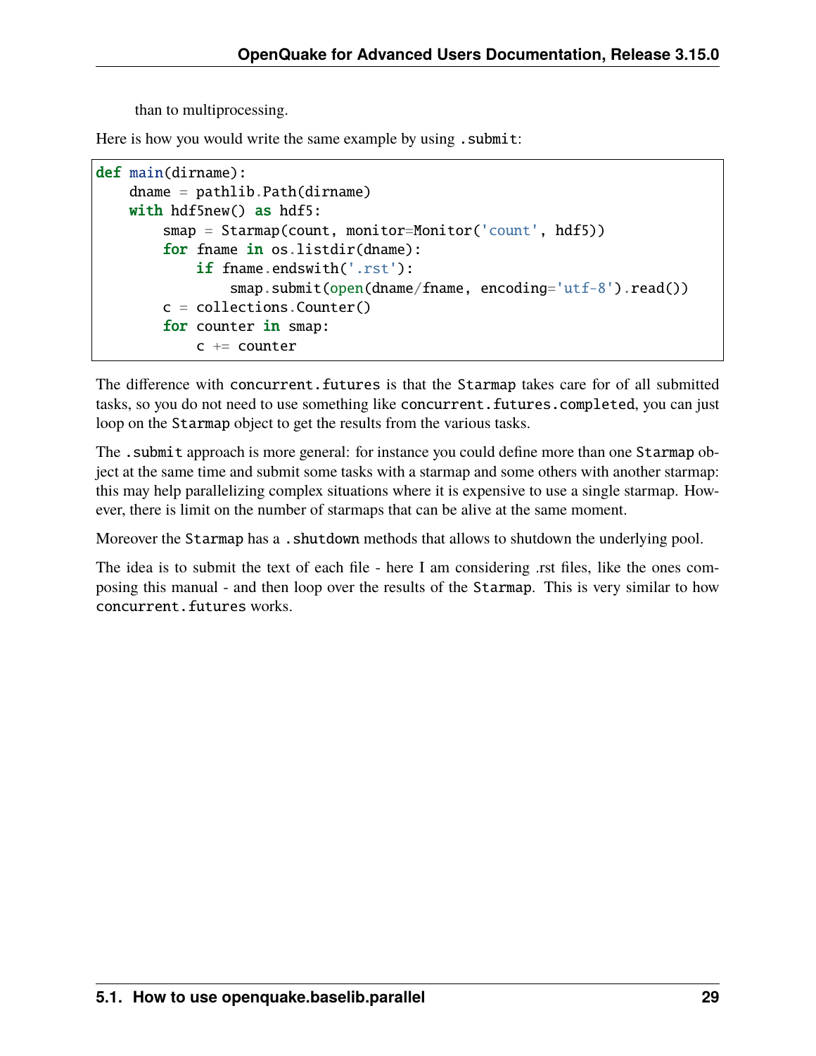than to multiprocessing.

Here is how you would write the same example by using `.submit`:

```
def main(dirname):
    dname = pathlib.Path(dirname)
    with hdf5new() as hdf5:
        smap = Starmap(count, monitor=Monitor('count', hdf5))
        for fname in os.listdir(dname):
            if fname.endswith('.rst'):
                smap.submit(open(dname/fname, encoding='utf-8').read())
        c = collections.Counter()
        for counter in smap:
            c += counter
```

The difference with `concurrent.futures` is that the `Starmap` takes care for of all submitted tasks, so you do not need to use something like `concurrent.futures.completed`, you can just loop on the `Starmap` object to get the results from the various tasks.

The `.submit` approach is more general: for instance you could define more than one `Starmap` object at the same time and submit some tasks with a starmap and some others with another starmap: this may help parallelizing complex situations where it is expensive to use a single starmap. However, there is limit on the number of starmaps that can be alive at the same moment.

Moreover the `Starmap` has a `.shutdown` methods that allows to shutdown the underlying pool.

The idea is to submit the text of each file - here I am considering .rst files, like the ones composing this manual - and then loop over the results of the `Starmap`. This is very similar to how `concurrent.futures` works.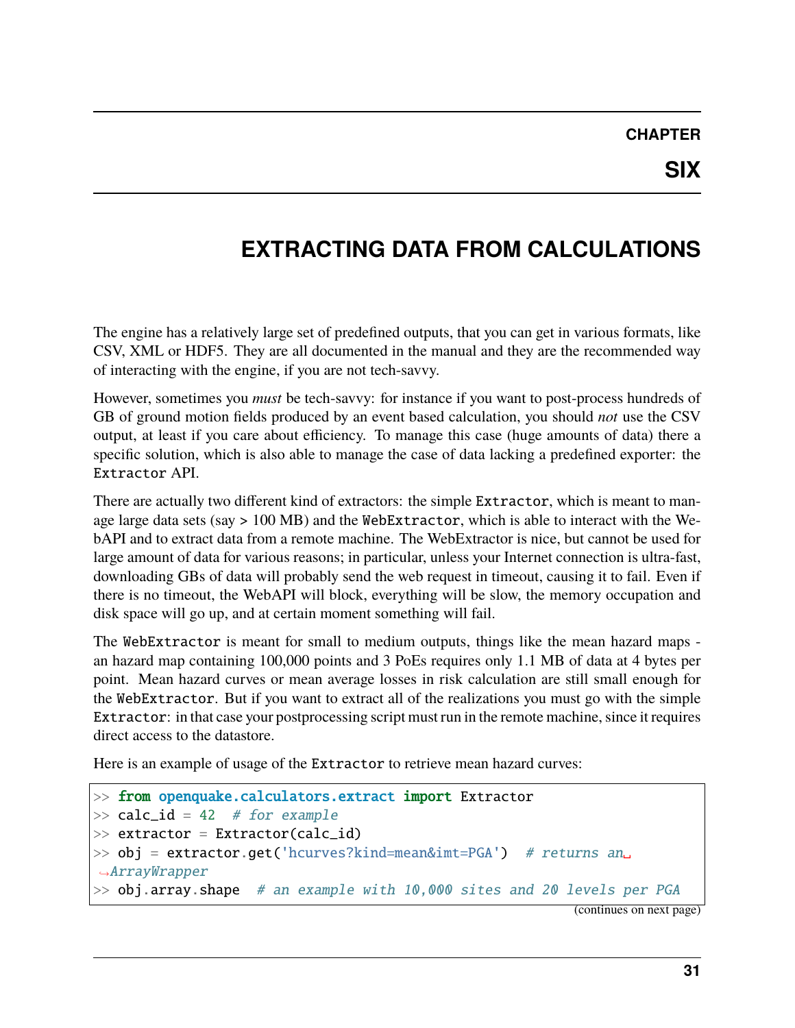# CHAPTER SIX

# EXTRACTING DATA FROM CALCULATIONS

The engine has a relatively large set of predefined outputs, that you can get in various formats, like CSV, XML or HDF5. They are all documented in the manual and they are the recommended way of interacting with the engine, if you are not tech-savvy.

However, sometimes you *must* be tech-savvy: for instance if you want to post-process hundreds of GB of ground motion fields produced by an event based calculation, you should *not* use the CSV output, at least if you care about efficiency. To manage this case (huge amounts of data) there a specific solution, which is also able to manage the case of data lacking a predefined exporter: the `Extractor` API.

There are actually two different kind of extractors: the simple `Extractor`, which is meant to manage large data sets (say > 100 MB) and the `WebExtractor`, which is able to interact with the WebAPI and to extract data from a remote machine. The WebExtractor is nice, but cannot be used for large amount of data for various reasons; in particular, unless your Internet connection is ultra-fast, downloading GBs of data will probably send the web request in timeout, causing it to fail. Even if there is no timeout, the WebAPI will block, everything will be slow, the memory occupation and disk space will go up, and at certain moment something will fail.

The `WebExtractor` is meant for small to medium outputs, things like the mean hazard maps - an hazard map containing 100,000 points and 3 PoEs requires only 1.1 MB of data at 4 bytes per point. Mean hazard curves or mean average losses in risk calculation are still small enough for the `WebExtractor`. But if you want to extract all of the realizations you must go with the simple `Extractor`: in that case your postprocessing script must run in the remote machine, since it requires direct access to the datastore.

Here is an example of usage of the `Extractor` to retrieve mean hazard curves:

```
>> from openquake.calculators.extract import Extractor
>> calc_id = 42  # for example
>> extractor = Extractor(calc_id)
>> obj = extractor.get('hcurves?kind=mean&imt=PGA')  # returns an ArrayWrapper
>> obj.array.shape  # an example with 10,000 sites and 20 levels per PGA
```

(continues on next page)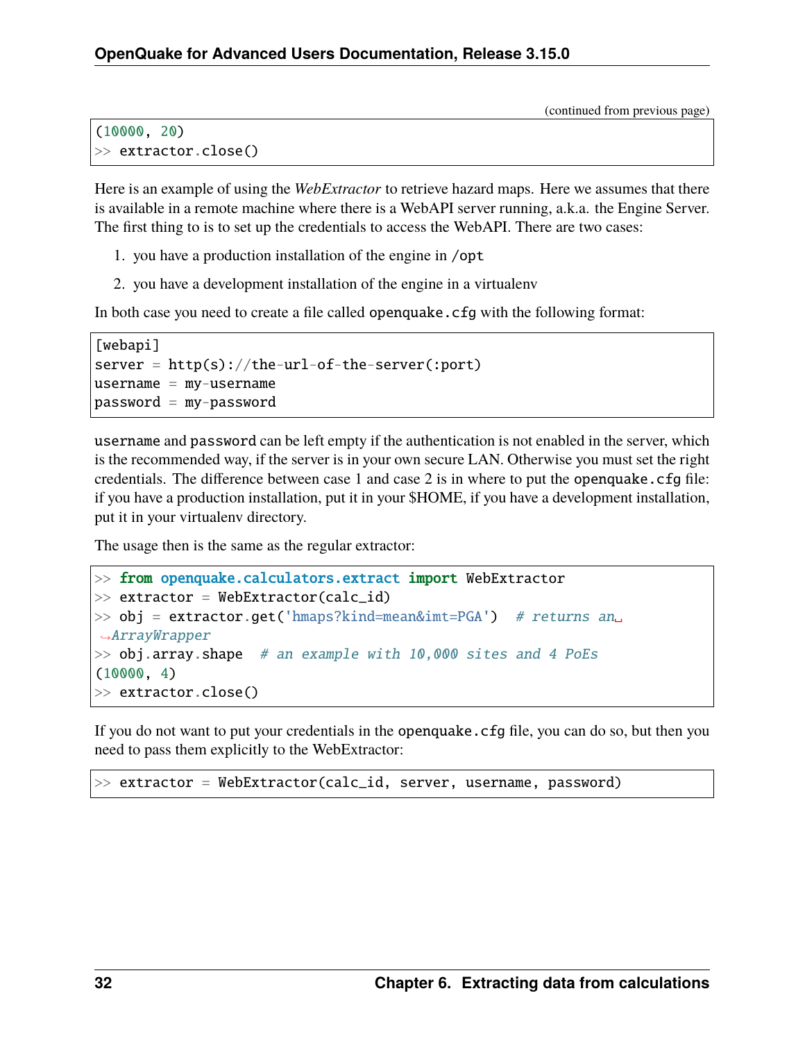(continued from previous page)

```
(10000, 20)
>> extractor.close()
```

Here is an example of using the *WebExtractor* to retrieve hazard maps. Here we assumes that there is available in a remote machine where there is a WebAPI server running, a.k.a. the Engine Server. The first thing to is to set up the credentials to access the WebAPI. There are two cases:

1. you have a production installation of the engine in `/opt`
2. you have a development installation of the engine in a virtualenv

In both case you need to create a file called `openquake.cfg` with the following format:

```
[webapi]
server = http(s)://the-url-of-the-server(:port)
username = my-username
password = my-password
```

`username` and `password` can be left empty if the authentication is not enabled in the server, which is the recommended way, if the server is in your own secure LAN. Otherwise you must set the right credentials. The difference between case 1 and case 2 is in where to put the `openquake.cfg` file: if you have a production installation, put it in your $HOME, if you have a development installation, put it in your virtualenv directory.

The usage then is the same as the regular extractor:

```
>> from openquake.calculators.extract import WebExtractor
>> extractor = WebExtractor(calc_id)
>> obj = extractor.get('hmaps?kind=mean&imt=PGA')  # returns an ArrayWrapper
>> obj.array.shape  # an example with 10,000 sites and 4 PoEs
(10000, 4)
>> extractor.close()
```

If you do not want to put your credentials in the `openquake.cfg` file, you can do so, but then you need to pass them explicitly to the WebExtractor:

```
>> extractor = WebExtractor(calc_id, server, username, password)
```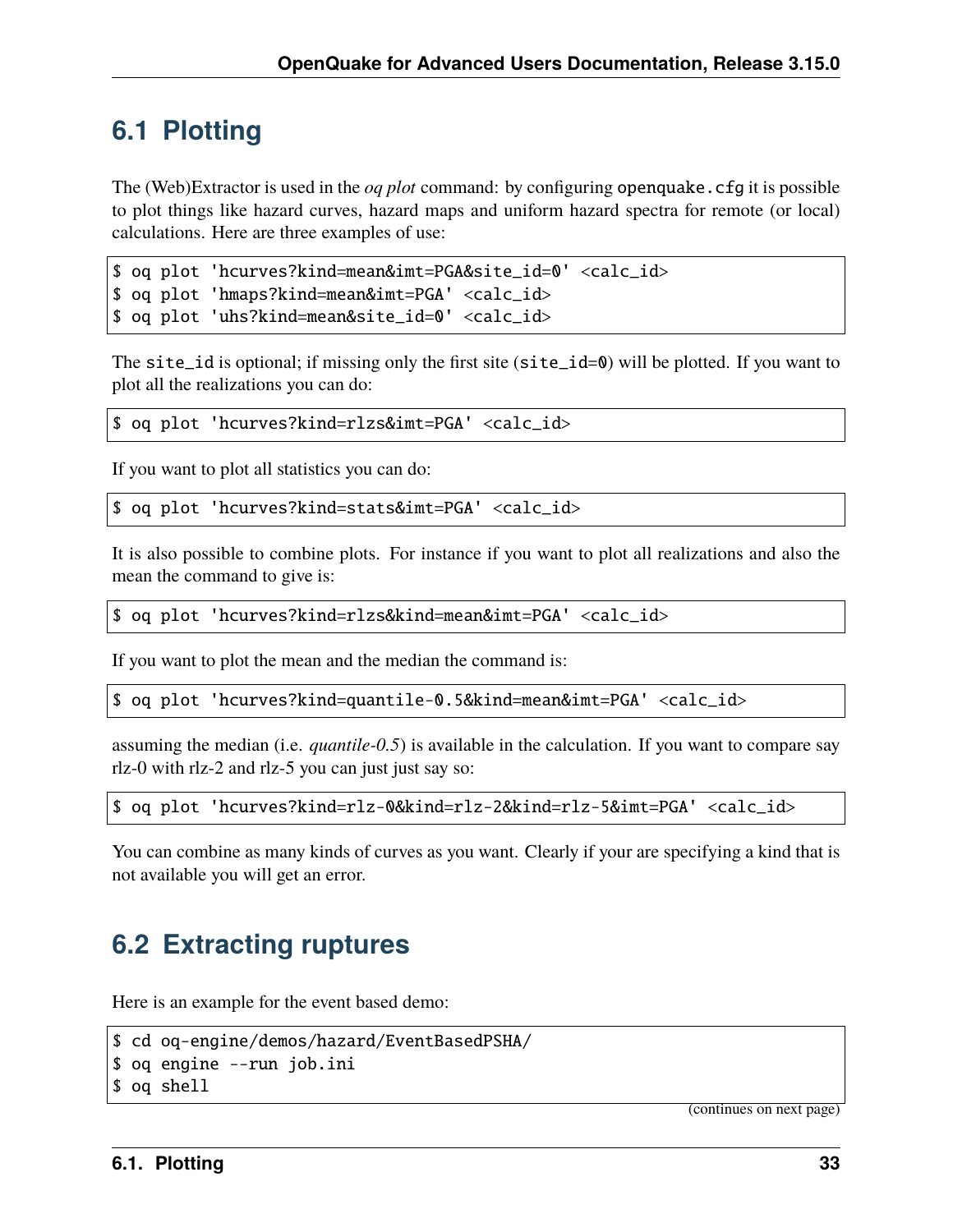## 6.1 Plotting

The (Web)Extractor is used in the *oq plot* command: by configuring `openquake.cfg` it is possible to plot things like hazard curves, hazard maps and uniform hazard spectra for remote (or local) calculations. Here are three examples of use:

```
$ oq plot 'hcurves?kind=mean&imt=PGA&site_id=0' <calc_id>
$ oq plot 'hmaps?kind=mean&imt=PGA' <calc_id>
$ oq plot 'uhs?kind=mean&site_id=0' <calc_id>
```

The `site_id` is optional; if missing only the first site (`site_id=0`) will be plotted. If you want to plot all the realizations you can do:

```
$ oq plot 'hcurves?kind=rlzs&imt=PGA' <calc_id>
```

If you want to plot all statistics you can do:

```
$ oq plot 'hcurves?kind=stats&imt=PGA' <calc_id>
```

It is also possible to combine plots. For instance if you want to plot all realizations and also the mean the command to give is:

```
$ oq plot 'hcurves?kind=rlzs&kind=mean&imt=PGA' <calc_id>
```

If you want to plot the mean and the median the command is:

```
$ oq plot 'hcurves?kind=quantile-0.5&kind=mean&imt=PGA' <calc_id>
```

assuming the median (i.e. *quantile-0.5*) is available in the calculation. If you want to compare say rlz-0 with rlz-2 and rlz-5 you can just just say so:

```
$ oq plot 'hcurves?kind=rlz-0&kind=rlz-2&kind=rlz-5&imt=PGA' <calc_id>
```

You can combine as many kinds of curves as you want. Clearly if your are specifying a kind that is not available you will get an error.

## 6.2 Extracting ruptures

Here is an example for the event based demo:

```
$ cd oq-engine/demos/hazard/EventBasedPSHA/
$ oq engine --run job.ini
$ oq shell
```

(continues on next page)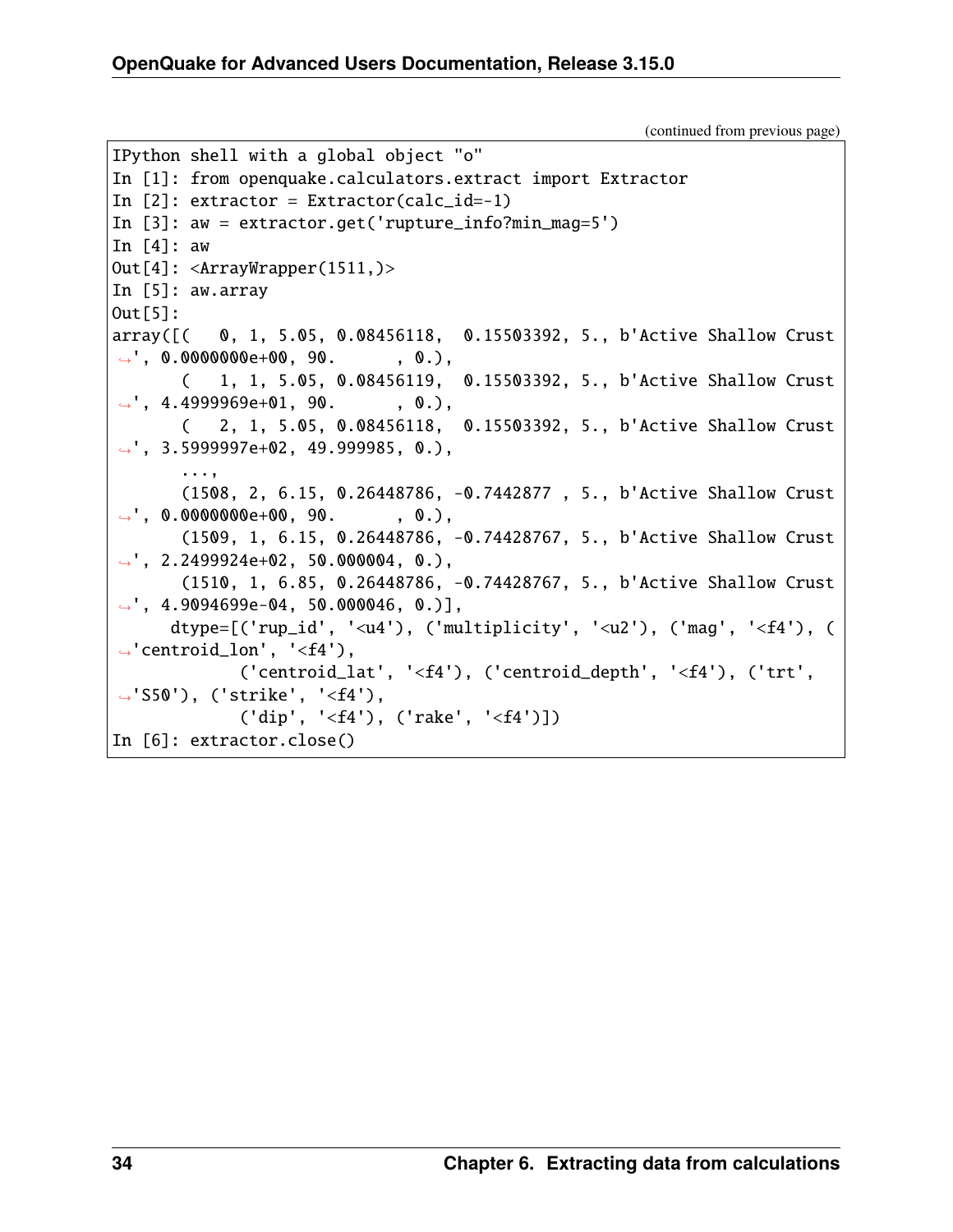(continued from previous page)

```
IPython shell with a global object "o"
In [1]: from openquake.calculators.extract import Extractor
In [2]: extractor = Extractor(calc_id=-1)
In [3]: aw = extractor.get('rupture_info?min_mag=5')
In [4]: aw
Out[4]: <ArrayWrapper(1511,)>
In [5]: aw.array
Out[5]:
array([(   0, 1, 5.05, 0.08456118,  0.15503392, 5., b'Active Shallow Crust
↪', 0.0000000e+00, 90.       , 0.),
       (   1, 1, 5.05, 0.08456119,  0.15503392, 5., b'Active Shallow Crust
↪', 4.4999969e+01, 90.       , 0.),
       (   2, 1, 5.05, 0.08456118,  0.15503392, 5., b'Active Shallow Crust
↪', 3.5999997e+02, 49.999985, 0.),
       ...,
       (1508, 2, 6.15, 0.26448786, -0.7442877 , 5., b'Active Shallow Crust
↪', 0.0000000e+00, 90.       , 0.),
       (1509, 1, 6.15, 0.26448786, -0.74428767, 5., b'Active Shallow Crust
↪', 2.2499924e+02, 50.000004, 0.),
       (1510, 1, 6.85, 0.26448786, -0.74428767, 5., b'Active Shallow Crust
↪', 4.9094699e-04, 50.000046, 0.)],
      dtype=[('rup_id', '<u4'), ('multiplicity', '<u2'), ('mag', '<f4'), (
↪'centroid_lon', '<f4'),
             ('centroid_lat', '<f4'), ('centroid_depth', '<f4'), ('trt',
↪'S50'), ('strike', '<f4'),
             ('dip', '<f4'), ('rake', '<f4')])
In [6]: extractor.close()
```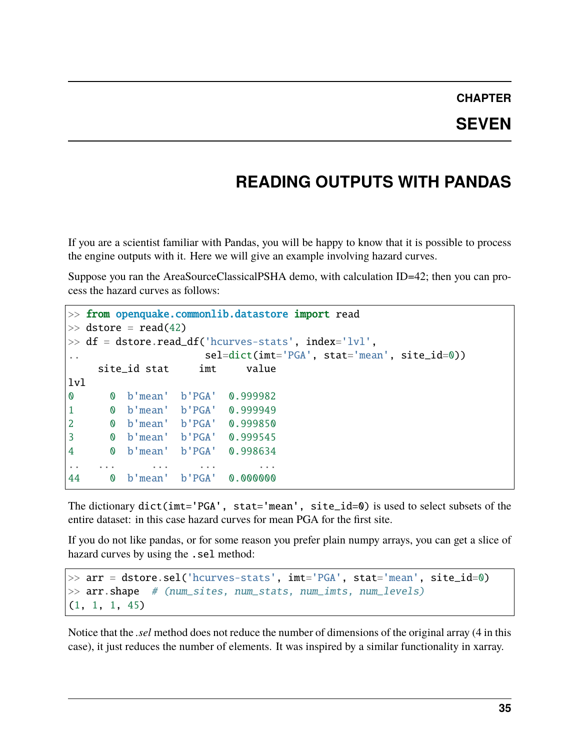# Chapter Seven

# READING OUTPUTS WITH PANDAS

If you are a scientist familiar with Pandas, you will be happy to know that it is possible to process the engine outputs with it. Here we will give an example involving hazard curves.

Suppose you ran the AreaSourceClassicalPSHA demo, with calculation ID=42; then you can process the hazard curves as follows:

```
>> from openquake.commonlib.datastore import read
>> dstore = read(42)
>> df = dstore.read_df('hcurves-stats', index='lvl',
..                     sel=dict(imt='PGA', stat='mean', site_id=0))
     site_id stat     imt     value
lvl
0      0  b'mean'  b'PGA'  0.999982
1      0  b'mean'  b'PGA'  0.999949
2      0  b'mean'  b'PGA'  0.999850
3      0  b'mean'  b'PGA'  0.999545
4      0  b'mean'  b'PGA'  0.998634
..   ...      ...     ...       ...
44     0  b'mean'  b'PGA'  0.000000
```

The dictionary `dict(imt='PGA', stat='mean', site_id=0)` is used to select subsets of the entire dataset: in this case hazard curves for mean PGA for the first site.

If you do not like pandas, or for some reason you prefer plain numpy arrays, you can get a slice of hazard curves by using the `.sel` method:

```
>> arr = dstore.sel('hcurves-stats', imt='PGA', stat='mean', site_id=0)
>> arr.shape  # (num_sites, num_stats, num_imts, num_levels)
(1, 1, 1, 45)
```

Notice that the *.sel* method does not reduce the number of dimensions of the original array (4 in this case), it just reduces the number of elements. It was inspired by a similar functionality in xarray.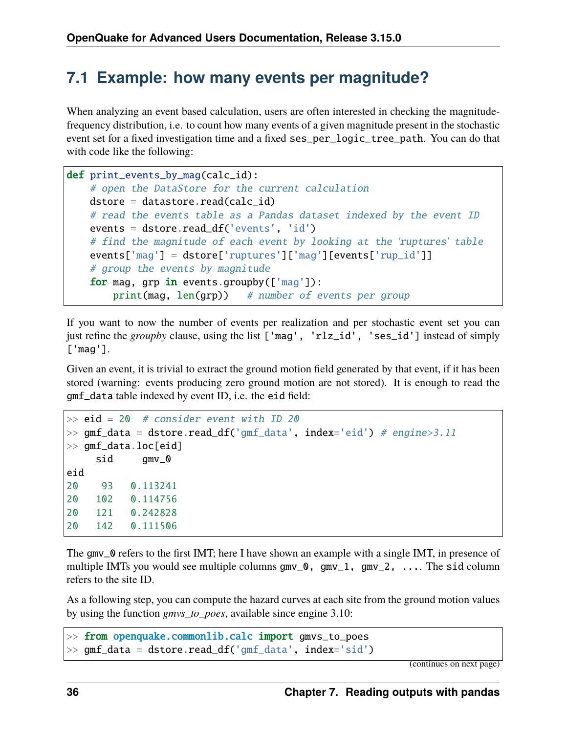## 7.1 Example: how many events per magnitude?

When analyzing an event based calculation, users are often interested in checking the magnitude-frequency distribution, i.e. to count how many events of a given magnitude present in the stochastic event set for a fixed investigation time and a fixed `ses_per_logic_tree_path`. You can do that with code like the following:

```
def print_events_by_mag(calc_id):
    # open the DataStore for the current calculation
    dstore = datastore.read(calc_id)
    # read the events table as a Pandas dataset indexed by the event ID
    events = dstore.read_df('events', 'id')
    # find the magnitude of each event by looking at the 'ruptures' table
    events['mag'] = dstore['ruptures']['mag'][events['rup_id']]
    # group the events by magnitude
    for mag, grp in events.groupby(['mag']):
        print(mag, len(grp))   # number of events per group
```

If you want to now the number of events per realization and per stochastic event set you can just refine the *groupby* clause, using the list `['mag', 'rlz_id', 'ses_id']` instead of simply `['mag']`.

Given an event, it is trivial to extract the ground motion field generated by that event, if it has been stored (warning: events producing zero ground motion are not stored). It is enough to read the `gmf_data` table indexed by event ID, i.e. the `eid` field:

```
>> eid = 20  # consider event with ID 20
>> gmf_data = dstore.read_df('gmf_data', index='eid') # engine>3.11
>> gmf_data.loc[eid]
     sid     gmv_0
eid
20    93   0.113241
20   102   0.114756
20   121   0.242828
20   142   0.111506
```

The `gmv_0` refers to the first IMT; here I have shown an example with a single IMT, in presence of multiple IMTs you would see multiple columns `gmv_0, gmv_1, gmv_2, ...`. The `sid` column refers to the site ID.

As a following step, you can compute the hazard curves at each site from the ground motion values by using the function *gmvs_to_poes*, available since engine 3.10:

```
>> from openquake.commonlib.calc import gmvs_to_poes
>> gmf_data = dstore.read_df('gmf_data', index='sid')
```

(continues on next page)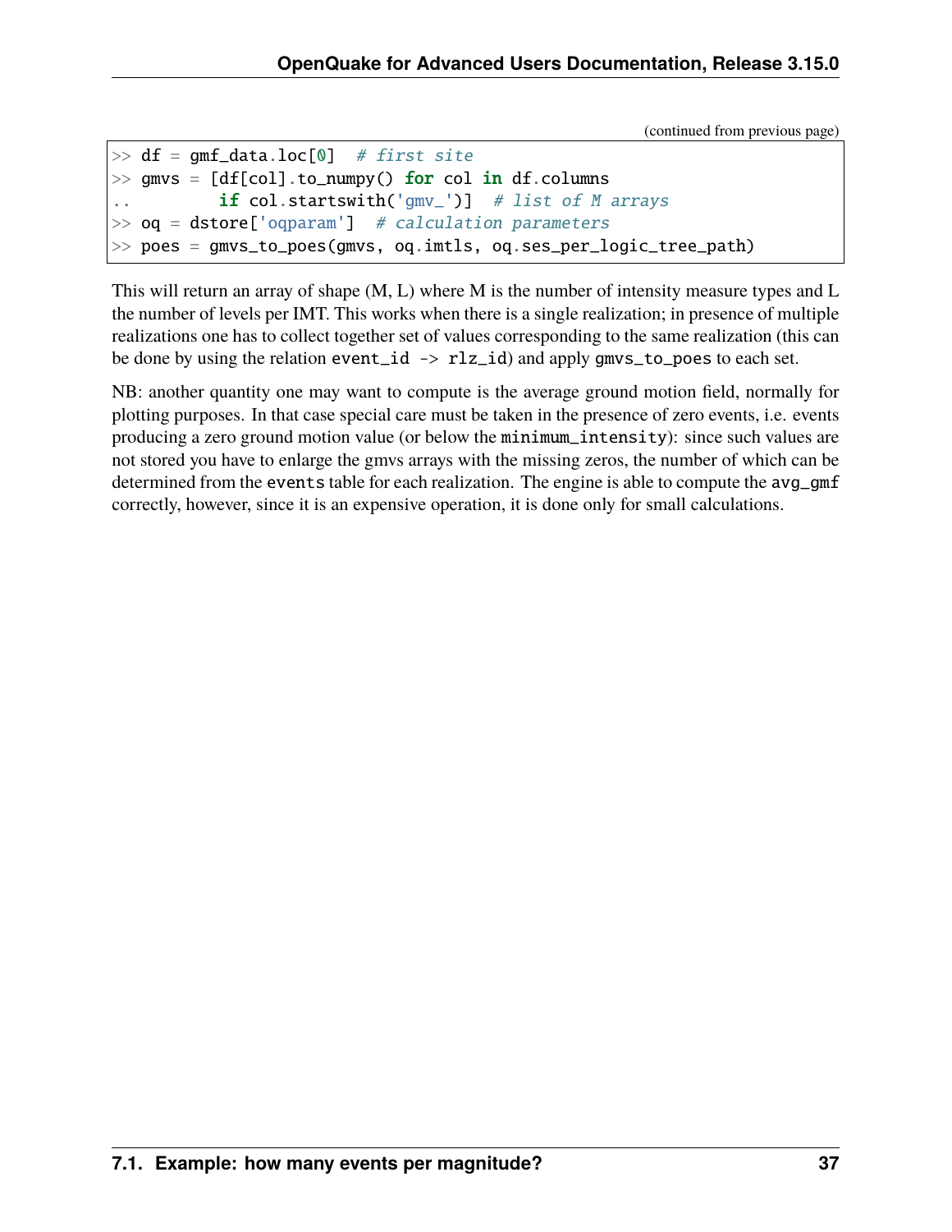(continued from previous page)

```
>> df = gmf_data.loc[0]  # first site
>> gmvs = [df[col].to_numpy() for col in df.columns
..         if col.startswith('gmv_')]  # list of M arrays
>> oq = dstore['oqparam']  # calculation parameters
>> poes = gmvs_to_poes(gmvs, oq.imtls, oq.ses_per_logic_tree_path)
```

This will return an array of shape (M, L) where M is the number of intensity measure types and L the number of levels per IMT. This works when there is a single realization; in presence of multiple realizations one has to collect together set of values corresponding to the same realization (this can be done by using the relation `event_id -> rlz_id`) and apply `gmvs_to_poes` to each set.

NB: another quantity one may want to compute is the average ground motion field, normally for plotting purposes. In that case special care must be taken in the presence of zero events, i.e. events producing a zero ground motion value (or below the `minimum_intensity`): since such values are not stored you have to enlarge the gmvs arrays with the missing zeros, the number of which can be determined from the `events` table for each realization. The engine is able to compute the `avg_gmf` correctly, however, since it is an expensive operation, it is done only for small calculations.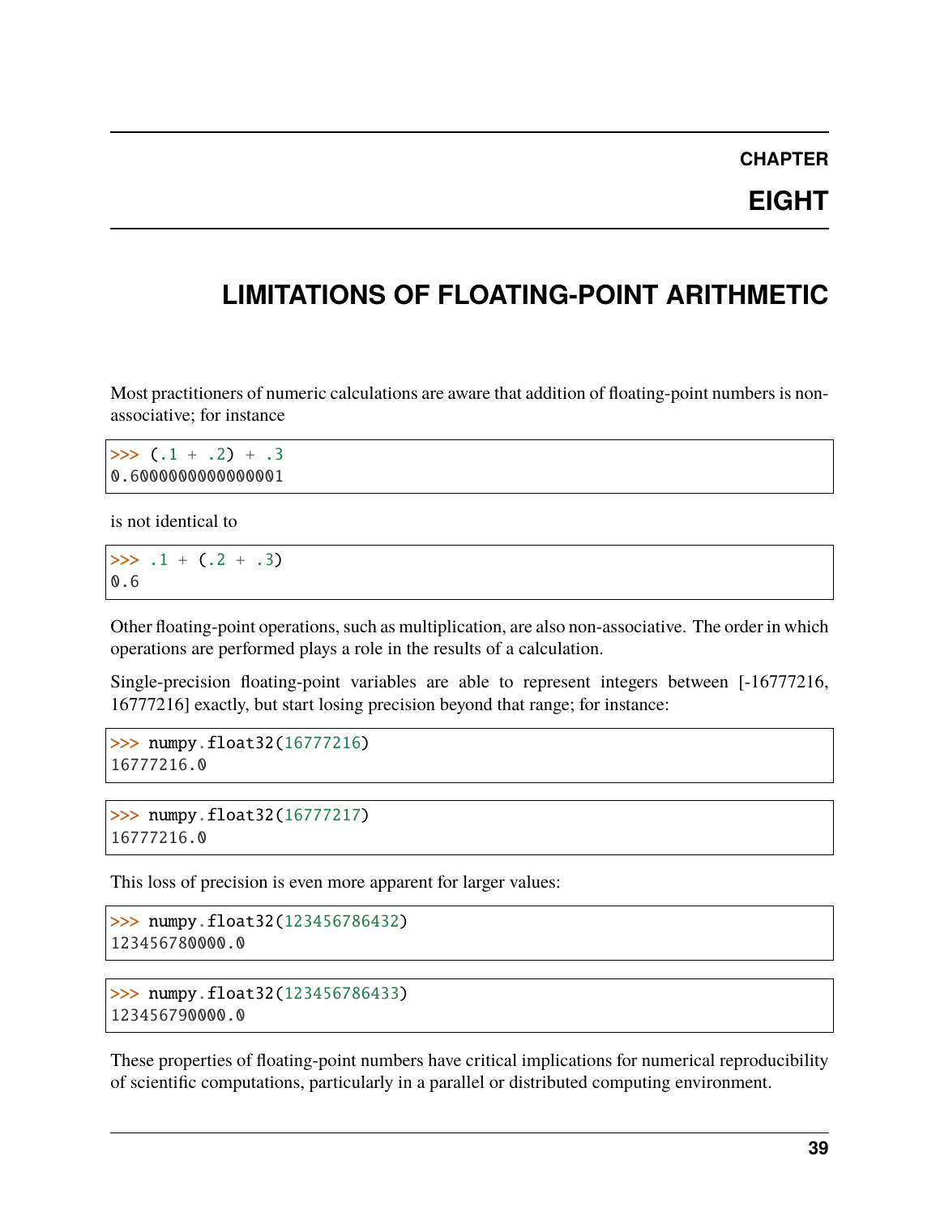# CHAPTER EIGHT

# LIMITATIONS OF FLOATING-POINT ARITHMETIC

Most practitioners of numeric calculations are aware that addition of floating-point numbers is non-associative; for instance

```
>>> (.1 + .2) + .3
0.6000000000000001
```

is not identical to

```
>>> .1 + (.2 + .3)
0.6
```

Other floating-point operations, such as multiplication, are also non-associative. The order in which operations are performed plays a role in the results of a calculation.

Single-precision floating-point variables are able to represent integers between [-16777216, 16777216] exactly, but start losing precision beyond that range; for instance:

```
>>> numpy.float32(16777216)
16777216.0
```

```
>>> numpy.float32(16777217)
16777216.0
```

This loss of precision is even more apparent for larger values:

```
>>> numpy.float32(123456786432)
123456780000.0
```

```
>>> numpy.float32(123456786433)
123456790000.0
```

These properties of floating-point numbers have critical implications for numerical reproducibility of scientific computations, particularly in a parallel or distributed computing environment.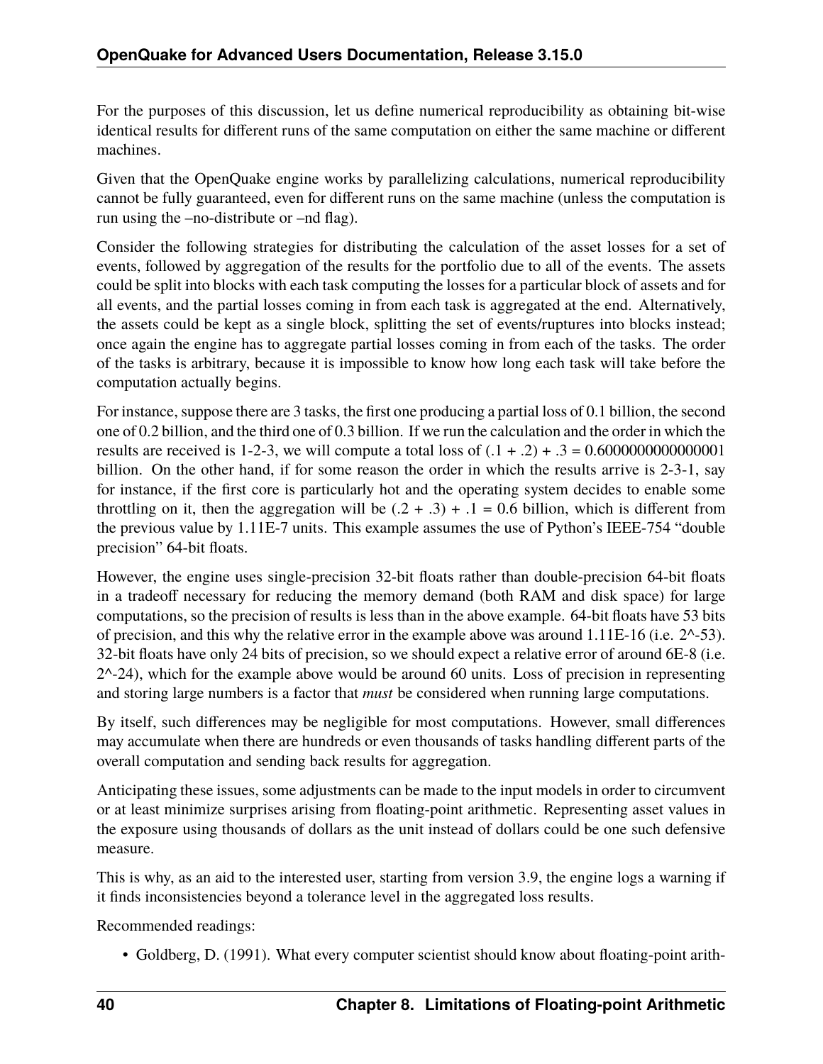For the purposes of this discussion, let us define numerical reproducibility as obtaining bit-wise identical results for different runs of the same computation on either the same machine or different machines.

Given that the OpenQuake engine works by parallelizing calculations, numerical reproducibility cannot be fully guaranteed, even for different runs on the same machine (unless the computation is run using the –no-distribute or –nd flag).

Consider the following strategies for distributing the calculation of the asset losses for a set of events, followed by aggregation of the results for the portfolio due to all of the events. The assets could be split into blocks with each task computing the losses for a particular block of assets and for all events, and the partial losses coming in from each task is aggregated at the end. Alternatively, the assets could be kept as a single block, splitting the set of events/ruptures into blocks instead; once again the engine has to aggregate partial losses coming in from each of the tasks. The order of the tasks is arbitrary, because it is impossible to know how long each task will take before the computation actually begins.

For instance, suppose there are 3 tasks, the first one producing a partial loss of 0.1 billion, the second one of 0.2 billion, and the third one of 0.3 billion. If we run the calculation and the order in which the results are received is 1-2-3, we will compute a total loss of (.1 + .2) + .3 = 0.6000000000000001 billion. On the other hand, if for some reason the order in which the results arrive is 2-3-1, say for instance, if the first core is particularly hot and the operating system decides to enable some throttling on it, then the aggregation will be (.2 + .3) + .1 = 0.6 billion, which is different from the previous value by 1.11E-7 units. This example assumes the use of Python's IEEE-754 "double precision" 64-bit floats.

However, the engine uses single-precision 32-bit floats rather than double-precision 64-bit floats in a tradeoff necessary for reducing the memory demand (both RAM and disk space) for large computations, so the precision of results is less than in the above example. 64-bit floats have 53 bits of precision, and this why the relative error in the example above was around 1.11E-16 (i.e. 2^-53). 32-bit floats have only 24 bits of precision, so we should expect a relative error of around 6E-8 (i.e. 2^-24), which for the example above would be around 60 units. Loss of precision in representing and storing large numbers is a factor that *must* be considered when running large computations.

By itself, such differences may be negligible for most computations. However, small differences may accumulate when there are hundreds or even thousands of tasks handling different parts of the overall computation and sending back results for aggregation.

Anticipating these issues, some adjustments can be made to the input models in order to circumvent or at least minimize surprises arising from floating-point arithmetic. Representing asset values in the exposure using thousands of dollars as the unit instead of dollars could be one such defensive measure.

This is why, as an aid to the interested user, starting from version 3.9, the engine logs a warning if it finds inconsistencies beyond a tolerance level in the aggregated loss results.

Recommended readings:

- Goldberg, D. (1991). What every computer scientist should know about floating-point arith-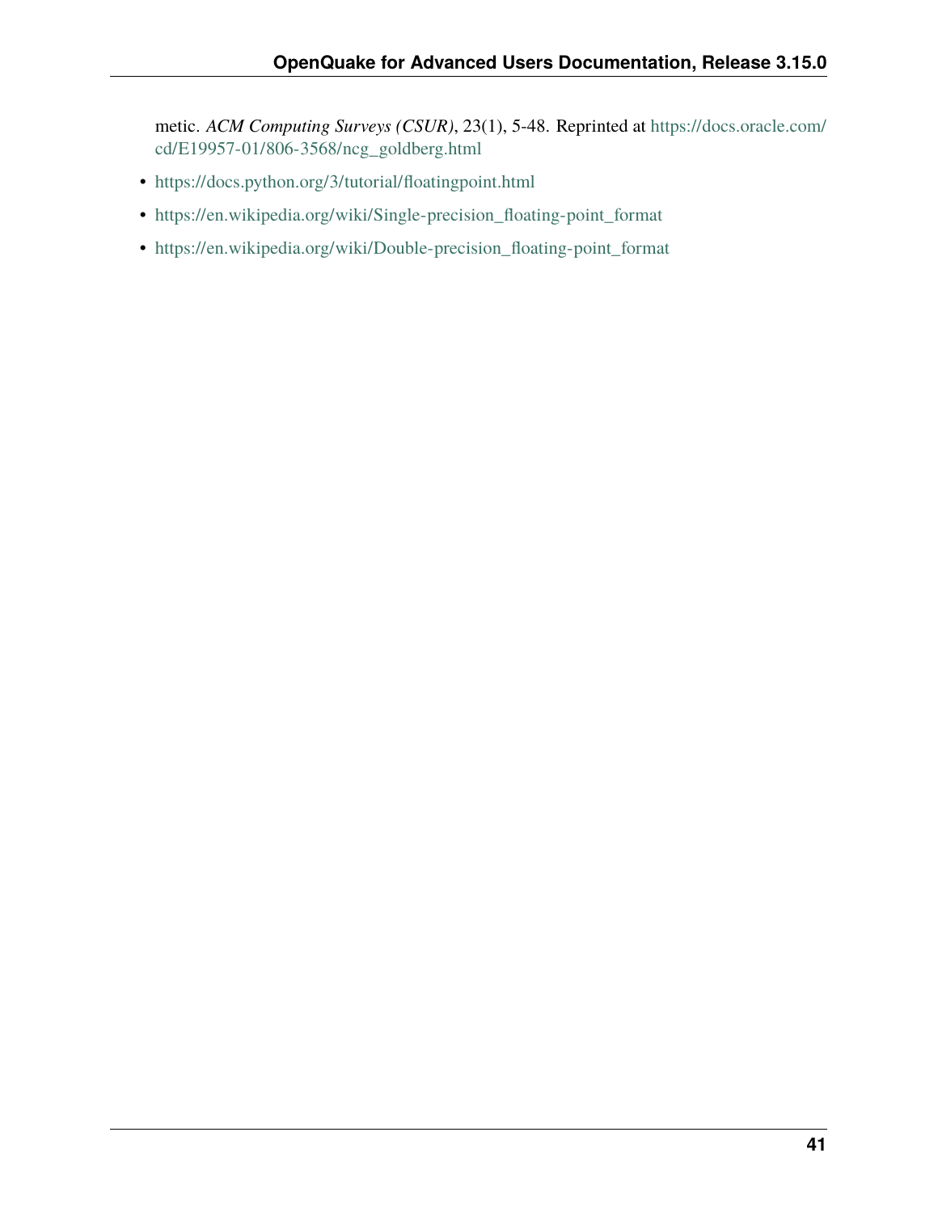metic. *ACM Computing Surveys (CSUR)*, 23(1), 5-48. Reprinted at https://docs.oracle.com/cd/E19957-01/806-3568/ncg_goldberg.html

- https://docs.python.org/3/tutorial/floatingpoint.html
- https://en.wikipedia.org/wiki/Single-precision_floating-point_format
- https://en.wikipedia.org/wiki/Double-precision_floating-point_format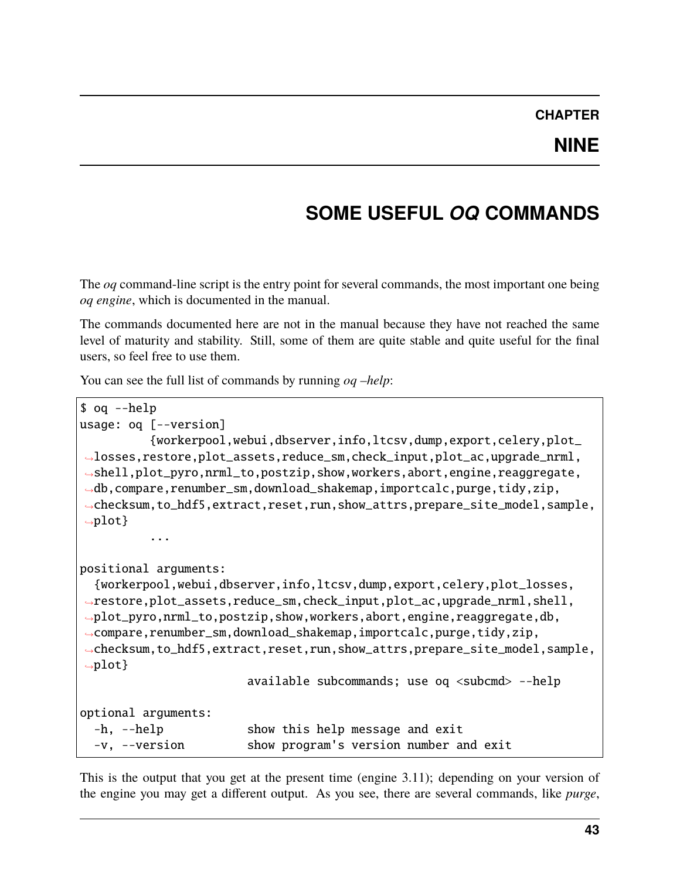# CHAPTER NINE

# SOME USEFUL *OQ* COMMANDS

The *oq* command-line script is the entry point for several commands, the most important one being *oq engine*, which is documented in the manual.

The commands documented here are not in the manual because they have not reached the same level of maturity and stability. Still, some of them are quite stable and quite useful for the final users, so feel free to use them.

You can see the full list of commands by running *oq –help*:

```
$ oq --help
usage: oq [--version]
          {workerpool,webui,dbserver,info,ltcsv,dump,export,celery,plot_
↪losses,restore,plot_assets,reduce_sm,check_input,plot_ac,upgrade_nrml,
↪shell,plot_pyro,nrml_to,postzip,show,workers,abort,engine,reaggregate,
↪db,compare,renumber_sm,download_shakemap,importcalc,purge,tidy,zip,
↪checksum,to_hdf5,extract,reset,run,show_attrs,prepare_site_model,sample,
↪plot}
          ...

positional arguments:
  {workerpool,webui,dbserver,info,ltcsv,dump,export,celery,plot_losses,
↪restore,plot_assets,reduce_sm,check_input,plot_ac,upgrade_nrml,shell,
↪plot_pyro,nrml_to,postzip,show,workers,abort,engine,reaggregate,db,
↪compare,renumber_sm,download_shakemap,importcalc,purge,tidy,zip,
↪checksum,to_hdf5,extract,reset,run,show_attrs,prepare_site_model,sample,
↪plot}
                        available subcommands; use oq <subcmd> --help

optional arguments:
  -h, --help            show this help message and exit
  -v, --version         show program's version number and exit
```

This is the output that you get at the present time (engine 3.11); depending on your version of the engine you may get a different output. As you see, there are several commands, like *purge*,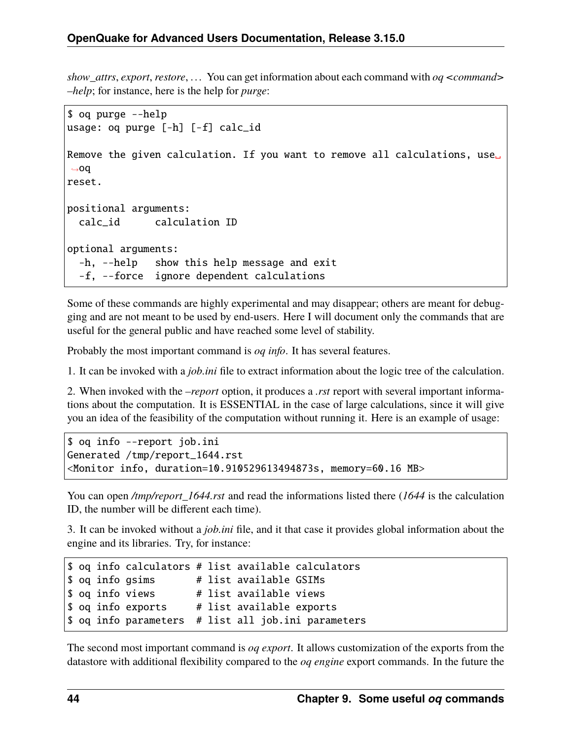*show_attrs*, *export*, *restore*, … You can get information about each command with *oq <command> –help*; for instance, here is the help for *purge*:

```
$ oq purge --help
usage: oq purge [-h] [-f] calc_id

Remove the given calculation. If you want to remove all calculations, use oq
reset.

positional arguments:
  calc_id      calculation ID

optional arguments:
  -h, --help   show this help message and exit
  -f, --force  ignore dependent calculations
```

Some of these commands are highly experimental and may disappear; others are meant for debugging and are not meant to be used by end-users. Here I will document only the commands that are useful for the general public and have reached some level of stability.

Probably the most important command is *oq info*. It has several features.

1. It can be invoked with a *job.ini* file to extract information about the logic tree of the calculation.

2. When invoked with the *–report* option, it produces a *.rst* report with several important informations about the computation. It is ESSENTIAL in the case of large calculations, since it will give you an idea of the feasibility of the computation without running it. Here is an example of usage:

```
$ oq info --report job.ini
Generated /tmp/report_1644.rst
<Monitor info, duration=10.910529613494873s, memory=60.16 MB>
```

You can open */tmp/report_1644.rst* and read the informations listed there (*1644* is the calculation ID, the number will be different each time).

3. It can be invoked without a *job.ini* file, and it that case it provides global information about the engine and its libraries. Try, for instance:

```
$ oq info calculators # list available calculators
$ oq info gsims       # list available GSIMs
$ oq info views       # list available views
$ oq info exports     # list available exports
$ oq info parameters  # list all job.ini parameters
```

The second most important command is *oq export*. It allows customization of the exports from the datastore with additional flexibility compared to the *oq engine* export commands. In the future the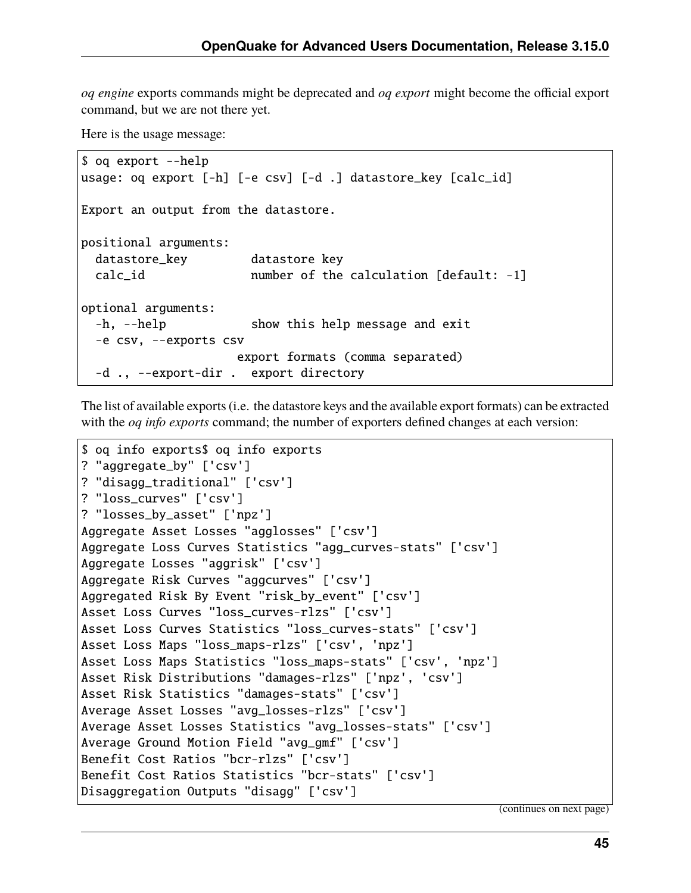*oq engine* exports commands might be deprecated and *oq export* might become the official export command, but we are not there yet.

Here is the usage message:

```
$ oq export --help
usage: oq export [-h] [-e csv] [-d .] datastore_key [calc_id]

Export an output from the datastore.

positional arguments:
  datastore_key         datastore key
  calc_id               number of the calculation [default: -1]

optional arguments:
  -h, --help            show this help message and exit
  -e csv, --exports csv
                      export formats (comma separated)
  -d ., --export-dir .  export directory
```

The list of available exports (i.e. the datastore keys and the available export formats) can be extracted with the *oq info exports* command; the number of exporters defined changes at each version:

```
$ oq info exports$ oq info exports
? "aggregate_by" ['csv']
? "disagg_traditional" ['csv']
? "loss_curves" ['csv']
? "losses_by_asset" ['npz']
Aggregate Asset Losses "agglosses" ['csv']
Aggregate Loss Curves Statistics "agg_curves-stats" ['csv']
Aggregate Losses "aggrisk" ['csv']
Aggregate Risk Curves "aggcurves" ['csv']
Aggregated Risk By Event "risk_by_event" ['csv']
Asset Loss Curves "loss_curves-rlzs" ['csv']
Asset Loss Curves Statistics "loss_curves-stats" ['csv']
Asset Loss Maps "loss_maps-rlzs" ['csv', 'npz']
Asset Loss Maps Statistics "loss_maps-stats" ['csv', 'npz']
Asset Risk Distributions "damages-rlzs" ['npz', 'csv']
Asset Risk Statistics "damages-stats" ['csv']
Average Asset Losses "avg_losses-rlzs" ['csv']
Average Asset Losses Statistics "avg_losses-stats" ['csv']
Average Ground Motion Field "avg_gmf" ['csv']
Benefit Cost Ratios "bcr-rlzs" ['csv']
Benefit Cost Ratios Statistics "bcr-stats" ['csv']
Disaggregation Outputs "disagg" ['csv']
```

(continues on next page)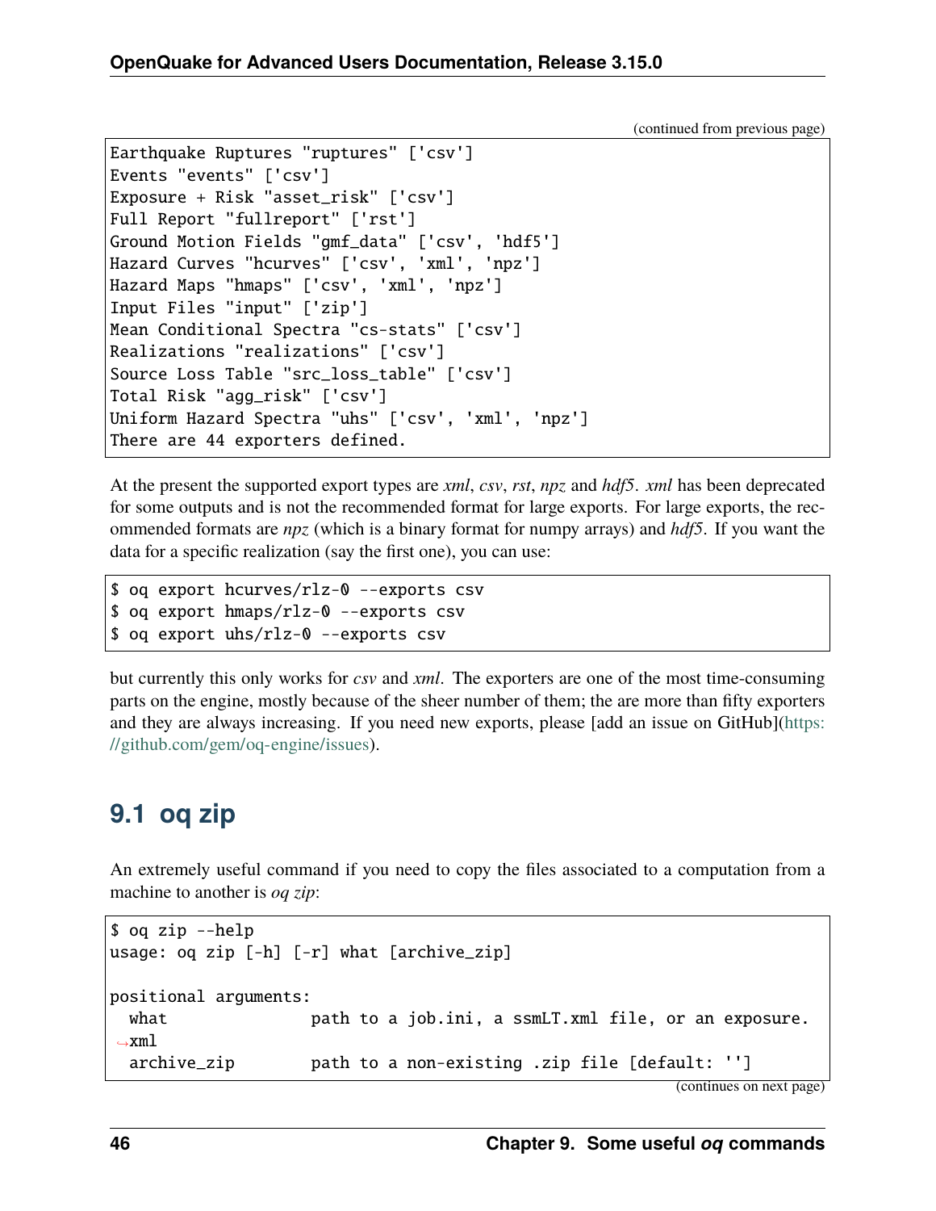(continued from previous page)

```
Earthquake Ruptures "ruptures" ['csv']
Events "events" ['csv']
Exposure + Risk "asset_risk" ['csv']
Full Report "fullreport" ['rst']
Ground Motion Fields "gmf_data" ['csv', 'hdf5']
Hazard Curves "hcurves" ['csv', 'xml', 'npz']
Hazard Maps "hmaps" ['csv', 'xml', 'npz']
Input Files "input" ['zip']
Mean Conditional Spectra "cs-stats" ['csv']
Realizations "realizations" ['csv']
Source Loss Table "src_loss_table" ['csv']
Total Risk "agg_risk" ['csv']
Uniform Hazard Spectra "uhs" ['csv', 'xml', 'npz']
There are 44 exporters defined.
```

At the present the supported export types are *xml*, *csv*, *rst*, *npz* and *hdf5*. *xml* has been deprecated for some outputs and is not the recommended format for large exports. For large exports, the recommended formats are *npz* (which is a binary format for numpy arrays) and *hdf5*. If you want the data for a specific realization (say the first one), you can use:

```
$ oq export hcurves/rlz-0 --exports csv
$ oq export hmaps/rlz-0 --exports csv
$ oq export uhs/rlz-0 --exports csv
```

but currently this only works for *csv* and *xml*. The exporters are one of the most time-consuming parts on the engine, mostly because of the sheer number of them; the are more than fifty exporters and they are always increasing. If you need new exports, please [add an issue on GitHub](https://github.com/gem/oq-engine/issues).

## 9.1 oq zip

An extremely useful command if you need to copy the files associated to a computation from a machine to another is *oq zip*:

```
$ oq zip --help
usage: oq zip [-h] [-r] what [archive_zip]

positional arguments:
  what              path to a job.ini, a ssmLT.xml file, or an exposure.
↪xml
  archive_zip       path to a non-existing .zip file [default: '']
```

(continues on next page)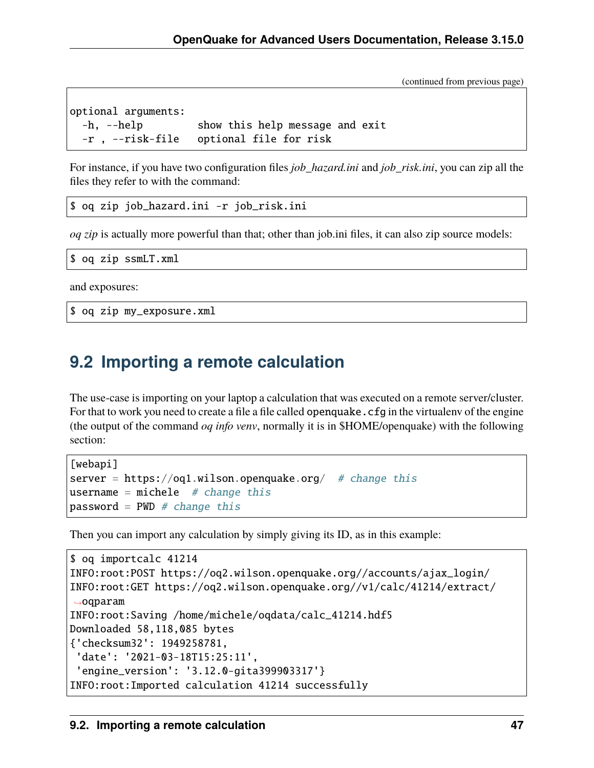(continued from previous page)

```
optional arguments:
  -h, --help         show this help message and exit
  -r , --risk-file   optional file for risk
```

For instance, if you have two configuration files *job_hazard.ini* and *job_risk.ini*, you can zip all the files they refer to with the command:

```
$ oq zip job_hazard.ini -r job_risk.ini
```

*oq zip* is actually more powerful than that; other than job.ini files, it can also zip source models:

```
$ oq zip ssmLT.xml
```

and exposures:

```
$ oq zip my_exposure.xml
```

## 9.2 Importing a remote calculation

The use-case is importing on your laptop a calculation that was executed on a remote server/cluster. For that to work you need to create a file a file called `openquake.cfg` in the virtualenv of the engine (the output of the command *oq info venv*, normally it is in $HOME/openquake) with the following section:

```
[webapi]
server = https://oq1.wilson.openquake.org/  # change this
username = michele  # change this
password = PWD # change this
```

Then you can import any calculation by simply giving its ID, as in this example:

```
$ oq importcalc 41214
INFO:root:POST https://oq2.wilson.openquake.org//accounts/ajax_login/
INFO:root:GET https://oq2.wilson.openquake.org//v1/calc/41214/extract/
↪oqparam
INFO:root:Saving /home/michele/oqdata/calc_41214.hdf5
Downloaded 58,118,085 bytes
{'checksum32': 1949258781,
 'date': '2021-03-18T15:25:11',
 'engine_version': '3.12.0-gita399903317'}
INFO:root:Imported calculation 41214 successfully
```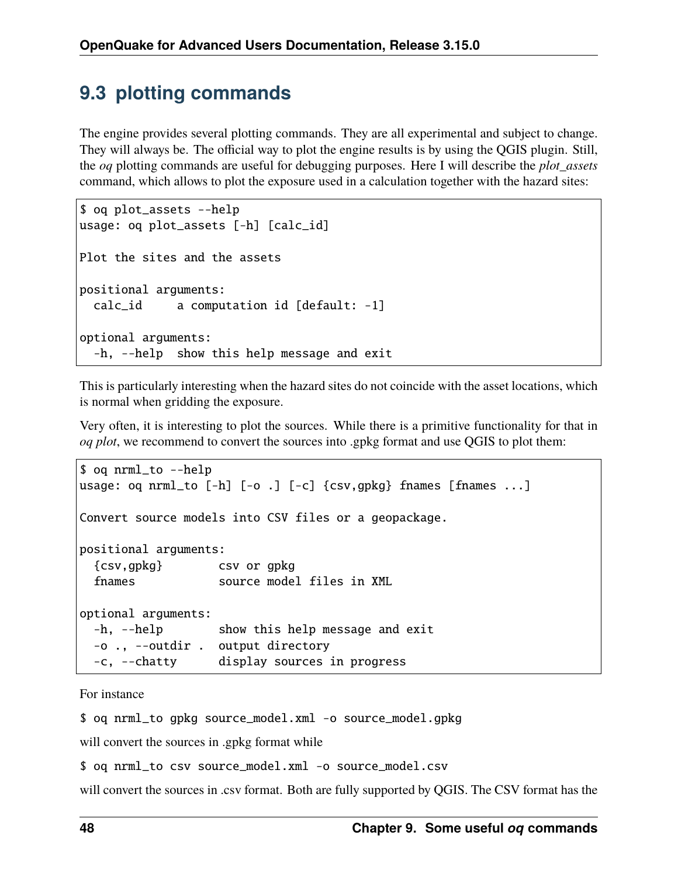## 9.3 plotting commands

The engine provides several plotting commands. They are all experimental and subject to change. They will always be. The official way to plot the engine results is by using the QGIS plugin. Still, the *oq* plotting commands are useful for debugging purposes. Here I will describe the *plot_assets* command, which allows to plot the exposure used in a calculation together with the hazard sites:

```
$ oq plot_assets --help
usage: oq plot_assets [-h] [calc_id]

Plot the sites and the assets

positional arguments:
  calc_id     a computation id [default: -1]

optional arguments:
  -h, --help  show this help message and exit
```

This is particularly interesting when the hazard sites do not coincide with the asset locations, which is normal when gridding the exposure.

Very often, it is interesting to plot the sources. While there is a primitive functionality for that in *oq plot*, we recommend to convert the sources into .gpkg format and use QGIS to plot them:

```
$ oq nrml_to --help
usage: oq nrml_to [-h] [-o .] [-c] {csv,gpkg} fnames [fnames ...]

Convert source models into CSV files or a geopackage.

positional arguments:
  {csv,gpkg}        csv or gpkg
  fnames            source model files in XML

optional arguments:
  -h, --help        show this help message and exit
  -o ., --outdir .  output directory
  -c, --chatty      display sources in progress
```

For instance

`$ oq nrml_to gpkg source_model.xml -o source_model.gpkg`

will convert the sources in .gpkg format while

`$ oq nrml_to csv source_model.xml -o source_model.csv`

will convert the sources in .csv format. Both are fully supported by QGIS. The CSV format has the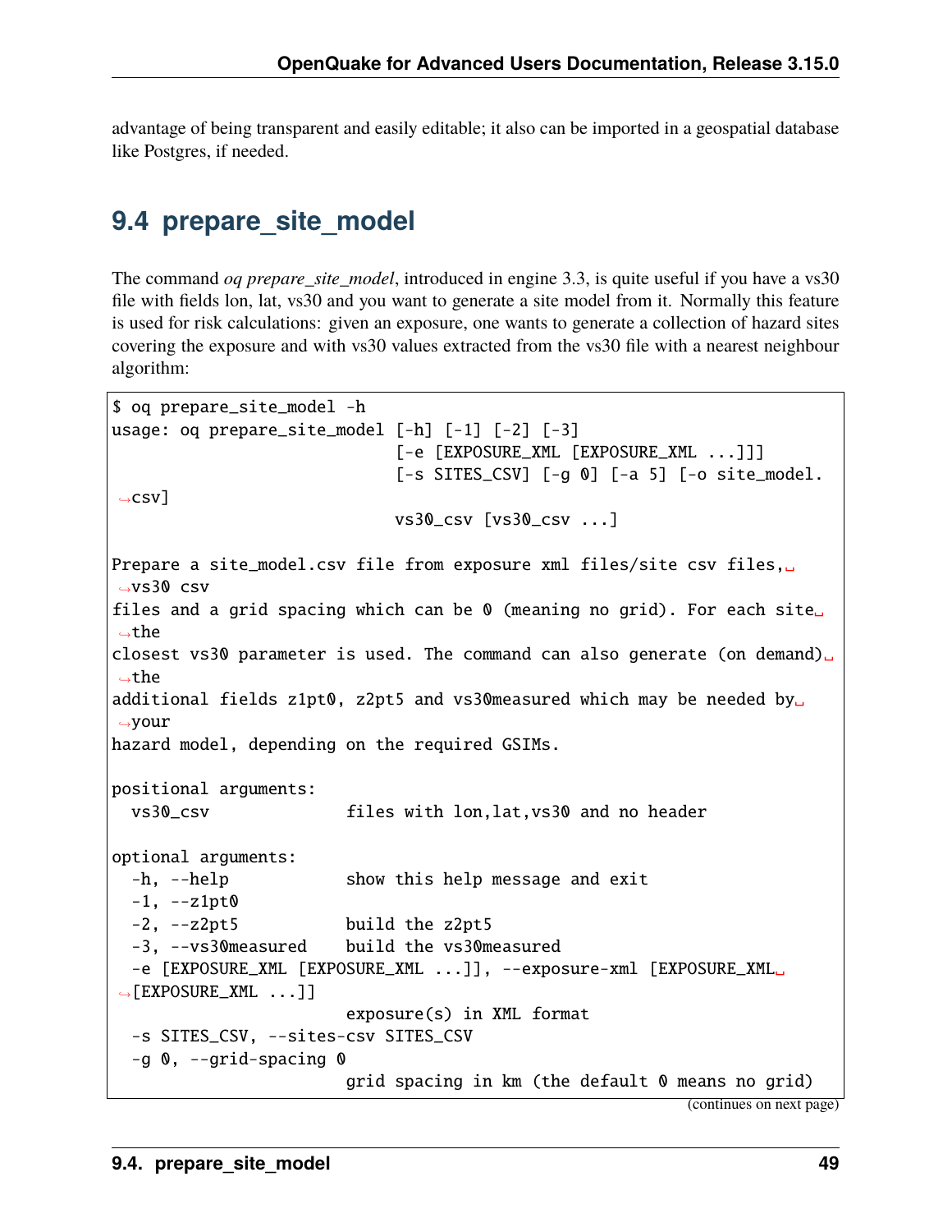advantage of being transparent and easily editable; it also can be imported in a geospatial database like Postgres, if needed.

## 9.4 prepare_site_model

The command *oq prepare_site_model*, introduced in engine 3.3, is quite useful if you have a vs30 file with fields lon, lat, vs30 and you want to generate a site model from it. Normally this feature is used for risk calculations: given an exposure, one wants to generate a collection of hazard sites covering the exposure and with vs30 values extracted from the vs30 file with a nearest neighbour algorithm:

```
$ oq prepare_site_model -h
usage: oq prepare_site_model [-h] [-1] [-2] [-3]
                             [-e [EXPOSURE_XML [EXPOSURE_XML ...]]]
                             [-s SITES_CSV] [-g 0] [-a 5] [-o site_model.csv]
                             vs30_csv [vs30_csv ...]

Prepare a site_model.csv file from exposure xml files/site csv files, vs30 csv
files and a grid spacing which can be 0 (meaning no grid). For each site the
closest vs30 parameter is used. The command can also generate (on demand) the
additional fields z1pt0, z2pt5 and vs30measured which may be needed by your
hazard model, depending on the required GSIMs.

positional arguments:
  vs30_csv              files with lon,lat,vs30 and no header

optional arguments:
  -h, --help            show this help message and exit
  -1, --z1pt0
  -2, --z2pt5           build the z2pt5
  -3, --vs30measured    build the vs30measured
  -e [EXPOSURE_XML [EXPOSURE_XML ...]], --exposure-xml [EXPOSURE_XML [EXPOSURE_XML ...]]
                        exposure(s) in XML format
  -s SITES_CSV, --sites-csv SITES_CSV
  -g 0, --grid-spacing 0
                        grid spacing in km (the default 0 means no grid)
```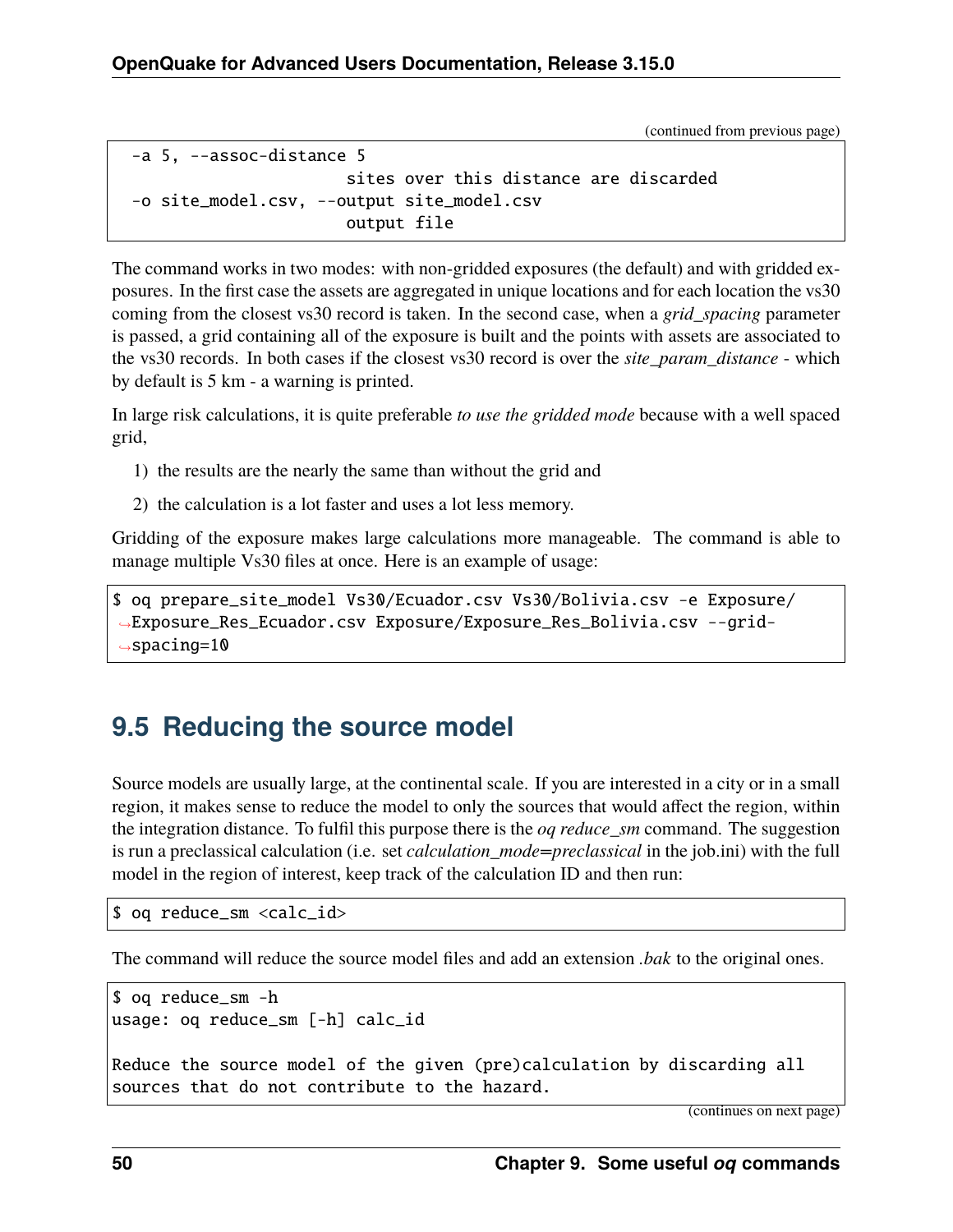(continued from previous page)

```
  -a 5, --assoc-distance 5
                        sites over this distance are discarded
  -o site_model.csv, --output site_model.csv
                        output file
```

The command works in two modes: with non-gridded exposures (the default) and with gridded exposures. In the first case the assets are aggregated in unique locations and for each location the vs30 coming from the closest vs30 record is taken. In the second case, when a *grid_spacing* parameter is passed, a grid containing all of the exposure is built and the points with assets are associated to the vs30 records. In both cases if the closest vs30 record is over the *site_param_distance* - which by default is 5 km - a warning is printed.

In large risk calculations, it is quite preferable *to use the gridded mode* because with a well spaced grid,

1) the results are the nearly the same than without the grid and
2) the calculation is a lot faster and uses a lot less memory.

Gridding of the exposure makes large calculations more manageable. The command is able to manage multiple Vs30 files at once. Here is an example of usage:

```
$ oq prepare_site_model Vs30/Ecuador.csv Vs30/Bolivia.csv -e Exposure/Exposure_Res_Ecuador.csv Exposure/Exposure_Res_Bolivia.csv --grid-spacing=10
```

## 9.5 Reducing the source model

Source models are usually large, at the continental scale. If you are interested in a city or in a small region, it makes sense to reduce the model to only the sources that would affect the region, within the integration distance. To fulfil this purpose there is the *oq reduce_sm* command. The suggestion is run a preclassical calculation (i.e. set *calculation_mode=preclassical* in the job.ini) with the full model in the region of interest, keep track of the calculation ID and then run:

```
$ oq reduce_sm <calc_id>
```

The command will reduce the source model files and add an extension *.bak* to the original ones.

```
$ oq reduce_sm -h
usage: oq reduce_sm [-h] calc_id

Reduce the source model of the given (pre)calculation by discarding all
sources that do not contribute to the hazard.
```

(continues on next page)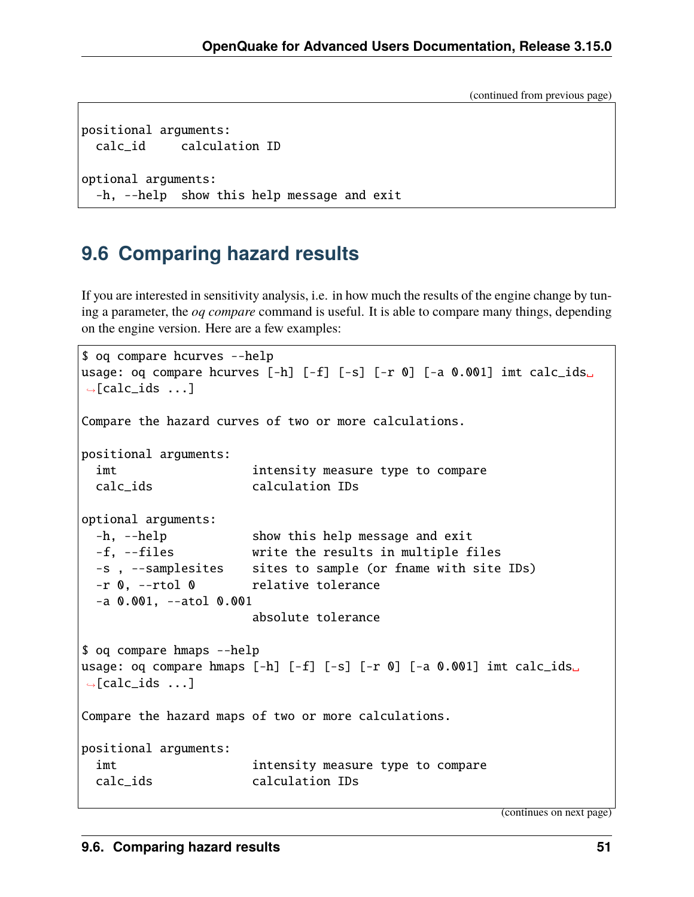(continued from previous page)

```
positional arguments:
  calc_id     calculation ID

optional arguments:
  -h, --help  show this help message and exit
```

## 9.6 Comparing hazard results

If you are interested in sensitivity analysis, i.e. in how much the results of the engine change by tuning a parameter, the *oq compare* command is useful. It is able to compare many things, depending on the engine version. Here are a few examples:

```
$ oq compare hcurves --help
usage: oq compare hcurves [-h] [-f] [-s] [-r 0] [-a 0.001] imt calc_ids [calc_ids ...]

Compare the hazard curves of two or more calculations.

positional arguments:
  imt                   intensity measure type to compare
  calc_ids              calculation IDs

optional arguments:
  -h, --help            show this help message and exit
  -f, --files           write the results in multiple files
  -s , --samplesites    sites to sample (or fname with site IDs)
  -r 0, --rtol 0        relative tolerance
  -a 0.001, --atol 0.001
                        absolute tolerance

$ oq compare hmaps --help
usage: oq compare hmaps [-h] [-f] [-s] [-r 0] [-a 0.001] imt calc_ids [calc_ids ...]

Compare the hazard maps of two or more calculations.

positional arguments:
  imt                   intensity measure type to compare
  calc_ids              calculation IDs
```

(continues on next page)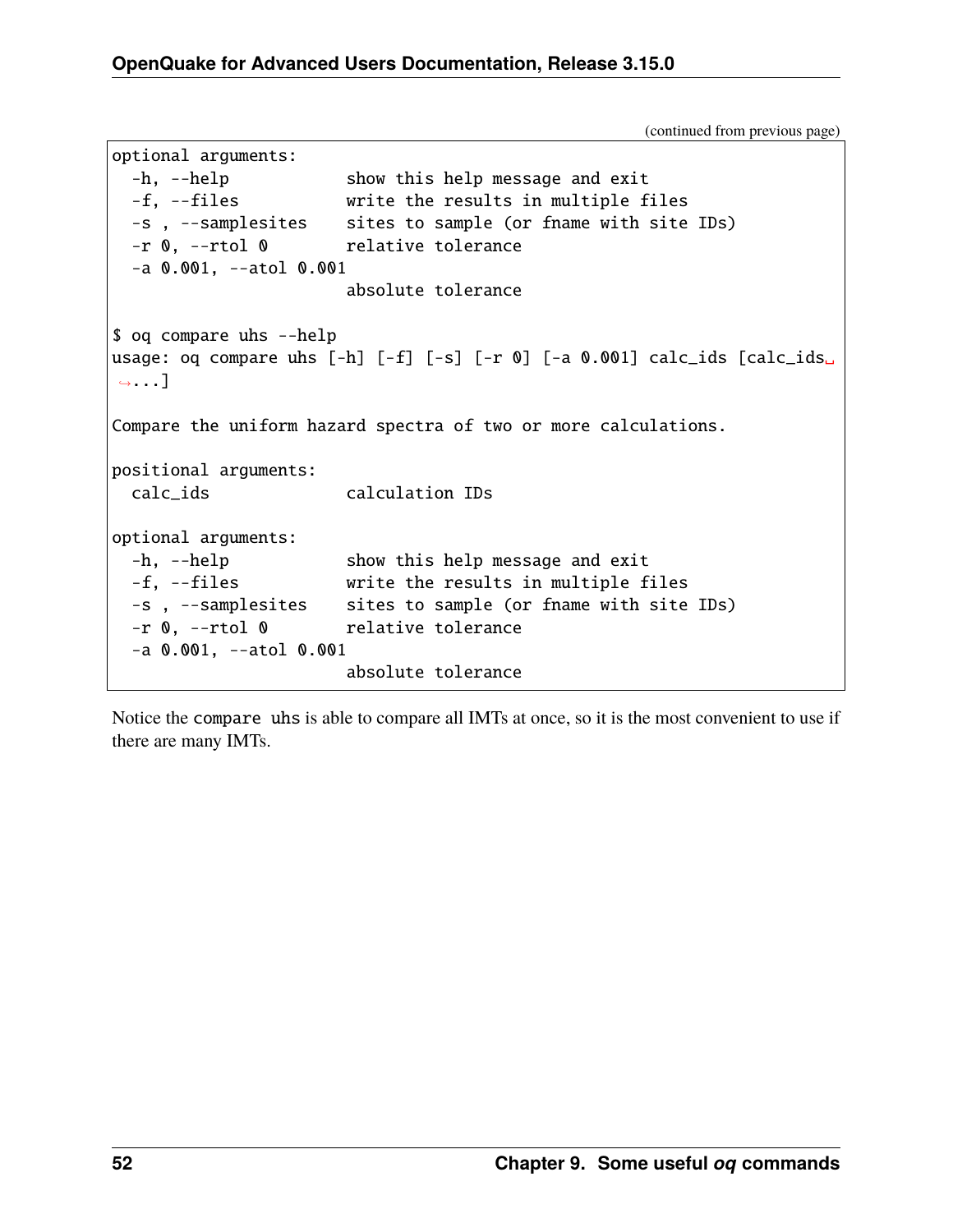(continued from previous page)

```
optional arguments:
  -h, --help            show this help message and exit
  -f, --files           write the results in multiple files
  -s , --samplesites    sites to sample (or fname with site IDs)
  -r 0, --rtol 0        relative tolerance
  -a 0.001, --atol 0.001
                        absolute tolerance

$ oq compare uhs --help
usage: oq compare uhs [-h] [-f] [-s] [-r 0] [-a 0.001] calc_ids [calc_ids
 ...]

Compare the uniform hazard spectra of two or more calculations.

positional arguments:
  calc_ids              calculation IDs

optional arguments:
  -h, --help            show this help message and exit
  -f, --files           write the results in multiple files
  -s , --samplesites    sites to sample (or fname with site IDs)
  -r 0, --rtol 0        relative tolerance
  -a 0.001, --atol 0.001
                        absolute tolerance
```

Notice the `compare uhs` is able to compare all IMTs at once, so it is the most convenient to use if there are many IMTs.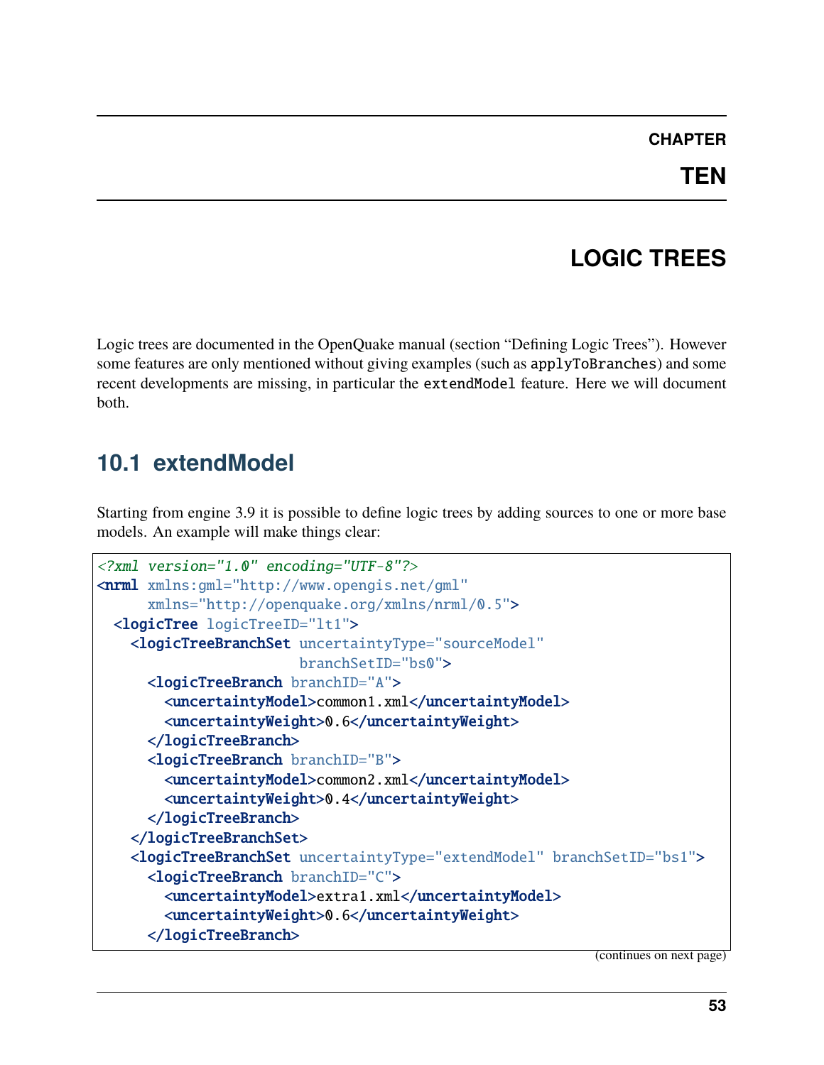# CHAPTER TEN

# LOGIC TREES

Logic trees are documented in the OpenQuake manual (section "Defining Logic Trees"). However some features are only mentioned without giving examples (such as `applyToBranches`) and some recent developments are missing, in particular the `extendModel` feature. Here we will document both.

## 10.1 extendModel

Starting from engine 3.9 it is possible to define logic trees by adding sources to one or more base models. An example will make things clear:

```
<?xml version="1.0" encoding="UTF-8"?>
<nrml xmlns:gml="http://www.opengis.net/gml"
      xmlns="http://openquake.org/xmlns/nrml/0.5">
  <logicTree logicTreeID="lt1">
    <logicTreeBranchSet uncertaintyType="sourceModel"
                        branchSetID="bs0">
      <logicTreeBranch branchID="A">
        <uncertaintyModel>common1.xml</uncertaintyModel>
        <uncertaintyWeight>0.6</uncertaintyWeight>
      </logicTreeBranch>
      <logicTreeBranch branchID="B">
        <uncertaintyModel>common2.xml</uncertaintyModel>
        <uncertaintyWeight>0.4</uncertaintyWeight>
      </logicTreeBranch>
    </logicTreeBranchSet>
    <logicTreeBranchSet uncertaintyType="extendModel" branchSetID="bs1">
      <logicTreeBranch branchID="C">
        <uncertaintyModel>extra1.xml</uncertaintyModel>
        <uncertaintyWeight>0.6</uncertaintyWeight>
      </logicTreeBranch>
```

(continues on next page)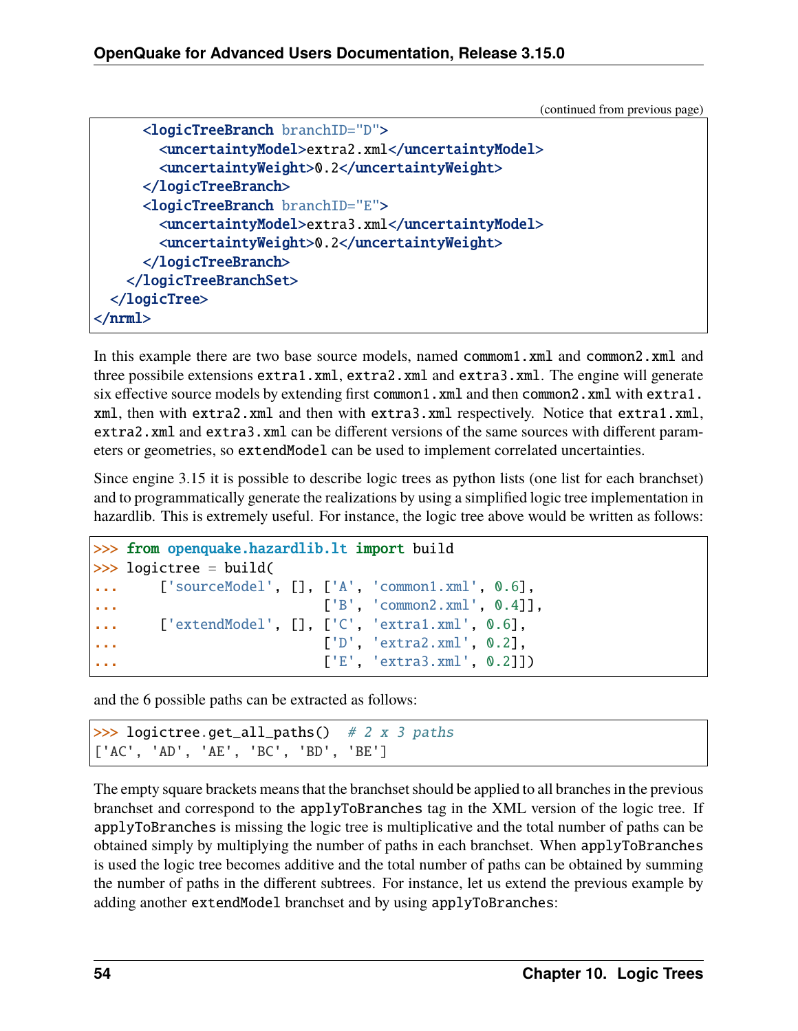(continued from previous page)

```
      <logicTreeBranch branchID="D">
        <uncertaintyModel>extra2.xml</uncertaintyModel>
        <uncertaintyWeight>0.2</uncertaintyWeight>
      </logicTreeBranch>
      <logicTreeBranch branchID="E">
        <uncertaintyModel>extra3.xml</uncertaintyModel>
        <uncertaintyWeight>0.2</uncertaintyWeight>
      </logicTreeBranch>
    </logicTreeBranchSet>
  </logicTree>
</nrml>
```

In this example there are two base source models, named `commom1.xml` and `common2.xml` and three possibile extensions `extra1.xml`, `extra2.xml` and `extra3.xml`. The engine will generate six effective source models by extending first `common1.xml` and then `common2.xml` with `extra1.xml`, then with `extra2.xml` and then with `extra3.xml` respectively. Notice that `extra1.xml`, `extra2.xml` and `extra3.xml` can be different versions of the same sources with different parameters or geometries, so `extendModel` can be used to implement correlated uncertainties.

Since engine 3.15 it is possible to describe logic trees as python lists (one list for each branchset) and to programmatically generate the realizations by using a simplified logic tree implementation in hazardlib. This is extremely useful. For instance, the logic tree above would be written as follows:

```
>>> from openquake.hazardlib.lt import build
>>> logictree = build(
...     ['sourceModel', [], ['A', 'common1.xml', 0.6],
...                         ['B', 'common2.xml', 0.4]],
...     ['extendModel', [], ['C', 'extra1.xml', 0.6],
...                         ['D', 'extra2.xml', 0.2],
...                         ['E', 'extra3.xml', 0.2]])
```

and the 6 possible paths can be extracted as follows:

```
>>> logictree.get_all_paths()  # 2 x 3 paths
['AC', 'AD', 'AE', 'BC', 'BD', 'BE']
```

The empty square brackets means that the branchset should be applied to all branches in the previous branchset and correspond to the `applyToBranches` tag in the XML version of the logic tree. If `applyToBranches` is missing the logic tree is multiplicative and the total number of paths can be obtained simply by multiplying the number of paths in each branchset. When `applyToBranches` is used the logic tree becomes additive and the total number of paths can be obtained by summing the number of paths in the different subtrees. For instance, let us extend the previous example by adding another `extendModel` branchset and by using `applyToBranches`: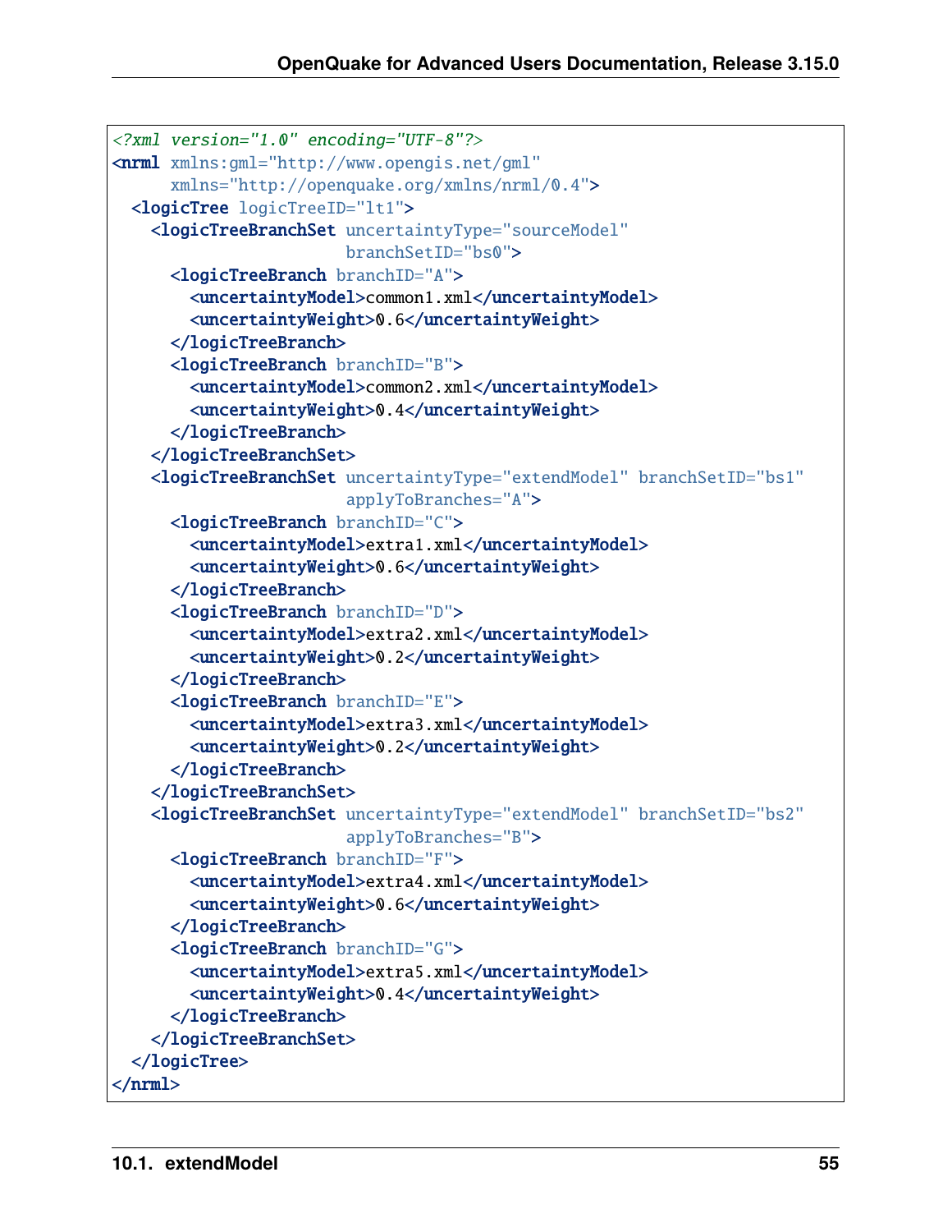```xml
<?xml version="1.0" encoding="UTF-8"?>
<nrml xmlns:gml="http://www.opengis.net/gml"
      xmlns="http://openquake.org/xmlns/nrml/0.4">
  <logicTree logicTreeID="lt1">
    <logicTreeBranchSet uncertaintyType="sourceModel"
                        branchSetID="bs0">
      <logicTreeBranch branchID="A">
        <uncertaintyModel>common1.xml</uncertaintyModel>
        <uncertaintyWeight>0.6</uncertaintyWeight>
      </logicTreeBranch>
      <logicTreeBranch branchID="B">
        <uncertaintyModel>common2.xml</uncertaintyModel>
        <uncertaintyWeight>0.4</uncertaintyWeight>
      </logicTreeBranch>
    </logicTreeBranchSet>
    <logicTreeBranchSet uncertaintyType="extendModel" branchSetID="bs1"
                        applyToBranches="A">
      <logicTreeBranch branchID="C">
        <uncertaintyModel>extra1.xml</uncertaintyModel>
        <uncertaintyWeight>0.6</uncertaintyWeight>
      </logicTreeBranch>
      <logicTreeBranch branchID="D">
        <uncertaintyModel>extra2.xml</uncertaintyModel>
        <uncertaintyWeight>0.2</uncertaintyWeight>
      </logicTreeBranch>
      <logicTreeBranch branchID="E">
        <uncertaintyModel>extra3.xml</uncertaintyModel>
        <uncertaintyWeight>0.2</uncertaintyWeight>
      </logicTreeBranch>
    </logicTreeBranchSet>
    <logicTreeBranchSet uncertaintyType="extendModel" branchSetID="bs2"
                        applyToBranches="B">
      <logicTreeBranch branchID="F">
        <uncertaintyModel>extra4.xml</uncertaintyModel>
        <uncertaintyWeight>0.6</uncertaintyWeight>
      </logicTreeBranch>
      <logicTreeBranch branchID="G">
        <uncertaintyModel>extra5.xml</uncertaintyModel>
        <uncertaintyWeight>0.4</uncertaintyWeight>
      </logicTreeBranch>
    </logicTreeBranchSet>
  </logicTree>
</nrml>
```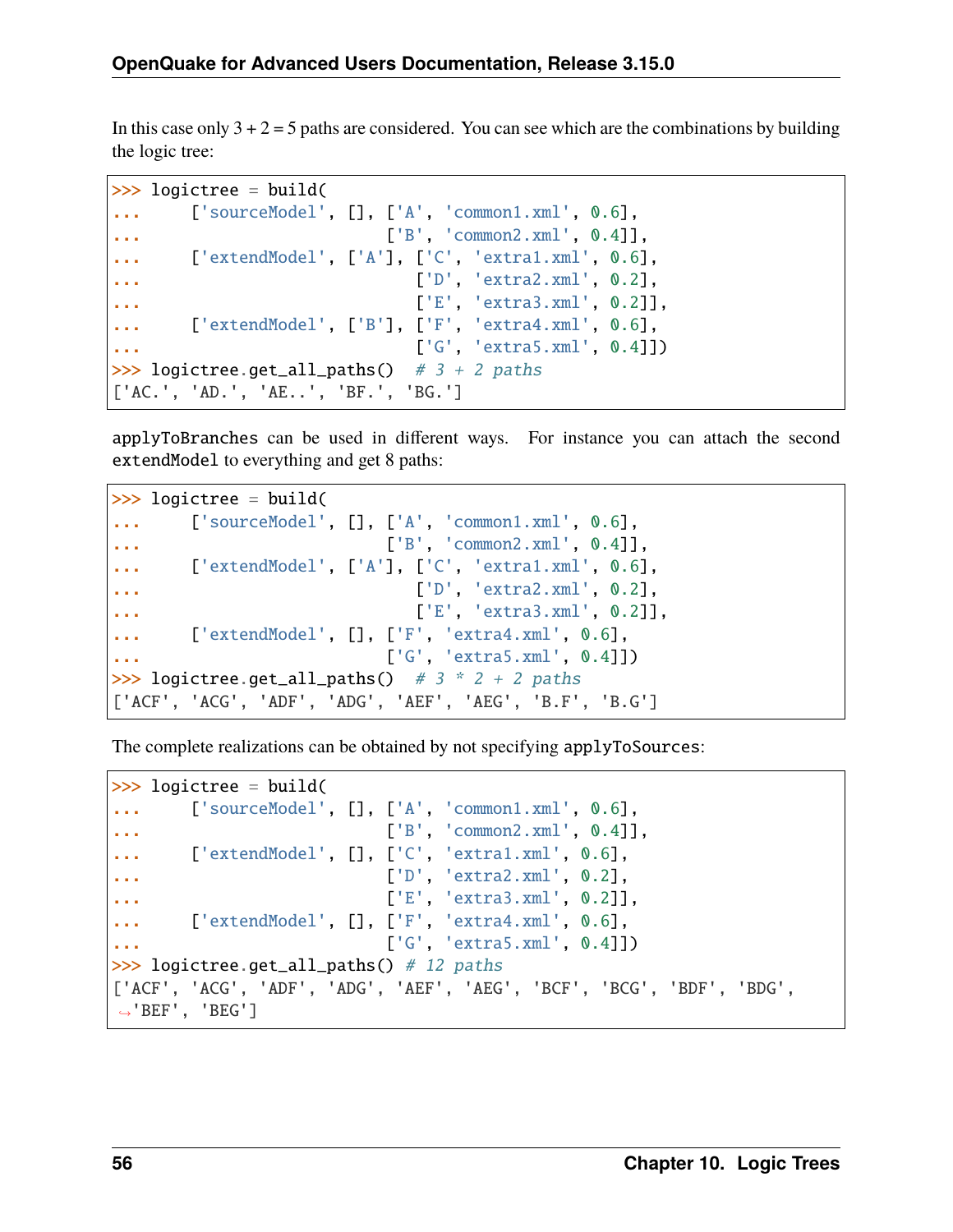In this case only 3 + 2 = 5 paths are considered. You can see which are the combinations by building the logic tree:

```
>>> logictree = build(
...     ['sourceModel', [], ['A', 'common1.xml', 0.6],
...                         ['B', 'common2.xml', 0.4]],
...     ['extendModel', ['A'], ['C', 'extra1.xml', 0.6],
...                            ['D', 'extra2.xml', 0.2],
...                            ['E', 'extra3.xml', 0.2]],
...     ['extendModel', ['B'], ['F', 'extra4.xml', 0.6],
...                            ['G', 'extra5.xml', 0.4]])
>>> logictree.get_all_paths()  # 3 + 2 paths
['AC.', 'AD.', 'AE..', 'BF.', 'BG.']
```

applyToBranches can be used in different ways. For instance you can attach the second extendModel to everything and get 8 paths:

```
>>> logictree = build(
...     ['sourceModel', [], ['A', 'common1.xml', 0.6],
...                         ['B', 'common2.xml', 0.4]],
...     ['extendModel', ['A'], ['C', 'extra1.xml', 0.6],
...                            ['D', 'extra2.xml', 0.2],
...                            ['E', 'extra3.xml', 0.2]],
...     ['extendModel', [], ['F', 'extra4.xml', 0.6],
...                         ['G', 'extra5.xml', 0.4]])
>>> logictree.get_all_paths()  # 3 * 2 + 2 paths
['ACF', 'ACG', 'ADF', 'ADG', 'AEF', 'AEG', 'B.F', 'B.G']
```

The complete realizations can be obtained by not specifying applyToSources:

```
>>> logictree = build(
...     ['sourceModel', [], ['A', 'common1.xml', 0.6],
...                         ['B', 'common2.xml', 0.4]],
...     ['extendModel', [], ['C', 'extra1.xml', 0.6],
...                         ['D', 'extra2.xml', 0.2],
...                         ['E', 'extra3.xml', 0.2]],
...     ['extendModel', [], ['F', 'extra4.xml', 0.6],
...                         ['G', 'extra5.xml', 0.4]])
>>> logictree.get_all_paths() # 12 paths
['ACF', 'ACG', 'ADF', 'ADG', 'AEF', 'AEG', 'BCF', 'BCG', 'BDF', 'BDG',
 'BEF', 'BEG']
```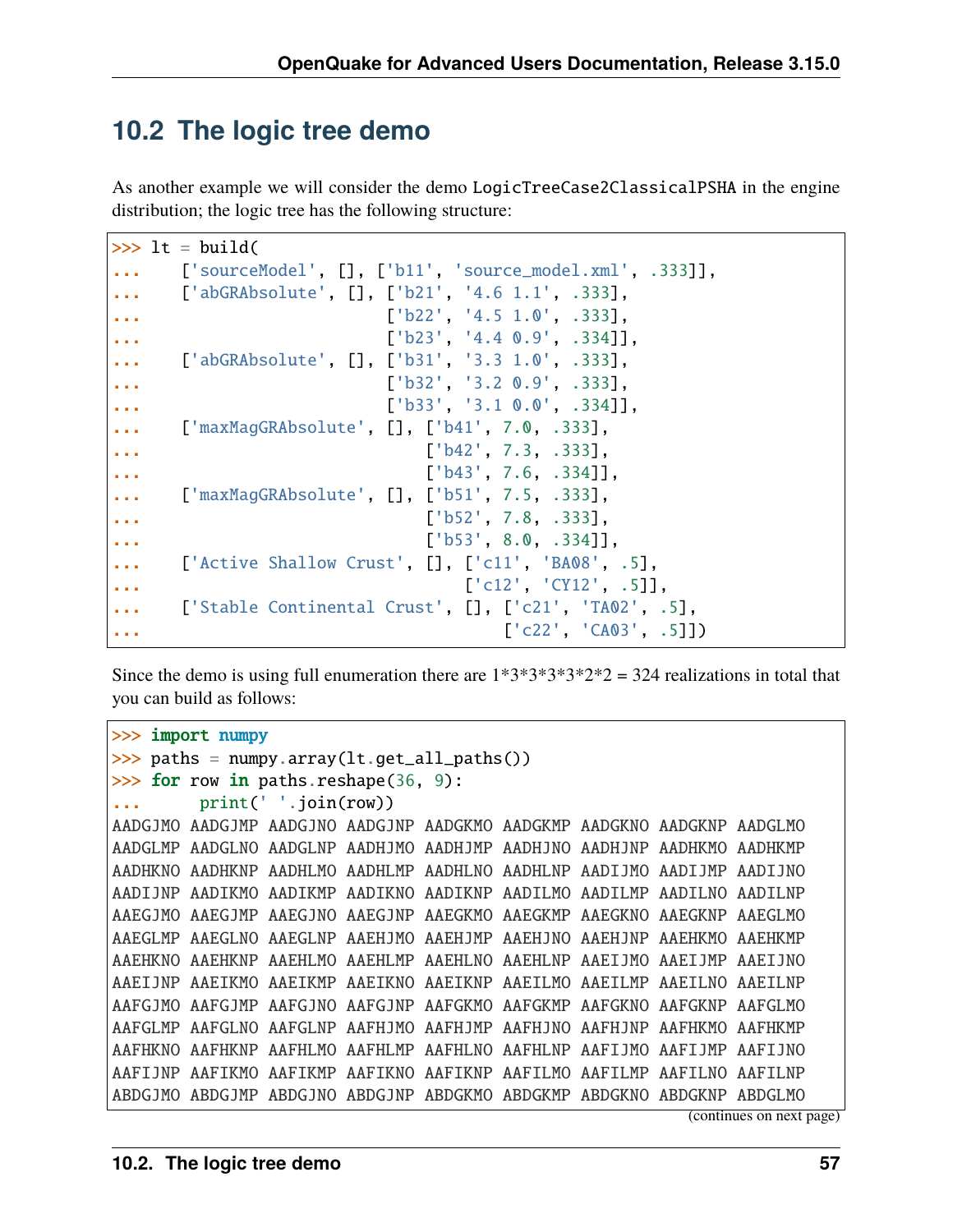## 10.2 The logic tree demo

As another example we will consider the demo `LogicTreeCase2ClassicalPSHA` in the engine distribution; the logic tree has the following structure:

```
>>> lt = build(
...     ['sourceModel', [], ['b11', 'source_model.xml', .333]],
...     ['abGRAbsolute', [], ['b21', '4.6 1.1', .333],
...                          ['b22', '4.5 1.0', .333],
...                          ['b23', '4.4 0.9', .334]],
...     ['abGRAbsolute', [], ['b31', '3.3 1.0', .333],
...                          ['b32', '3.2 0.9', .333],
...                          ['b33', '3.1 0.0', .334]],
...     ['maxMagGRAbsolute', [], ['b41', 7.0, .333],
...                              ['b42', 7.3, .333],
...                              ['b43', 7.6, .334]],
...     ['maxMagGRAbsolute', [], ['b51', 7.5, .333],
...                              ['b52', 7.8, .333],
...                              ['b53', 8.0, .334]],
...     ['Active Shallow Crust', [], ['c11', 'BA08', .5],
...                                  ['c12', 'CY12', .5]],
...     ['Stable Continental Crust', [], ['c21', 'TA02', .5],
...                                      ['c22', 'CA03', .5]])
```

Since the demo is using full enumeration there are 1*3*3*3*3*2*2 = 324 realizations in total that you can build as follows:

```
>>> import numpy
>>> paths = numpy.array(lt.get_all_paths())
>>> for row in paths.reshape(36, 9):
...     print(' '.join(row))
AADGJMO AADGJMP AADGJNO AADGJNP AADGKMO AADGKMP AADGKNO AADGKNP AADGLMO
AADGLMP AADGLNO AADGLNP AADHJMO AADHJMP AADHJNO AADHJNP AADHKMO AADHKMP
AADHKNO AADHKNP AADHLMO AADHLMP AADHLNO AADHLNP AADIJMO AADIJMP AADIJNO
AADIJNP AADIKMO AADIKMP AADIKNO AADIKNP AADILMO AADILMP AADILNO AADILNP
AAEGJMO AAEGJMP AAEGJNO AAEGJNP AAEGKMO AAEGKMP AAEGKNO AAEGKNP AAEGLMO
AAEGLMP AAEGLNO AAEGLNP AAEHJMO AAEHJMP AAEHJNO AAEHJNP AAEHKMO AAEHKMP
AAEHKNO AAEHKNP AAEHLMO AAEHLMP AAEHLNO AAEHLNP AAEIJMO AAEIJMP AAEIJNO
AAEIJNP AAEIKMO AAEIKMP AAEIKNO AAEIKNP AAEILMO AAEILMP AAEILNO AAEILNP
AAFGJMO AAFGJMP AAFGJNO AAFGJNP AAFGKMO AAFGKMP AAFGKNO AAFGKNP AAFGLMO
AAFGLMP AAFGLNO AAFGLNP AAFHJMO AAFHJMP AAFHJNO AAFHJNP AAFHKMO AAFHKMP
AAFHKNO AAFHKNP AAFHLMO AAFHLMP AAFHLNO AAFHLNP AAFIJMO AAFIJMP AAFIJNO
AAFIJNP AAFIKMO AAFIKMP AAFIKNO AAFIKNP AAFILMO AAFILMP AAFILNO AAFILNP
ABDGJMO ABDGJMP ABDGJNO ABDGJNP ABDGKMO ABDGKMP ABDGKNO ABDGKNP ABDGLMO
```

(continues on next page)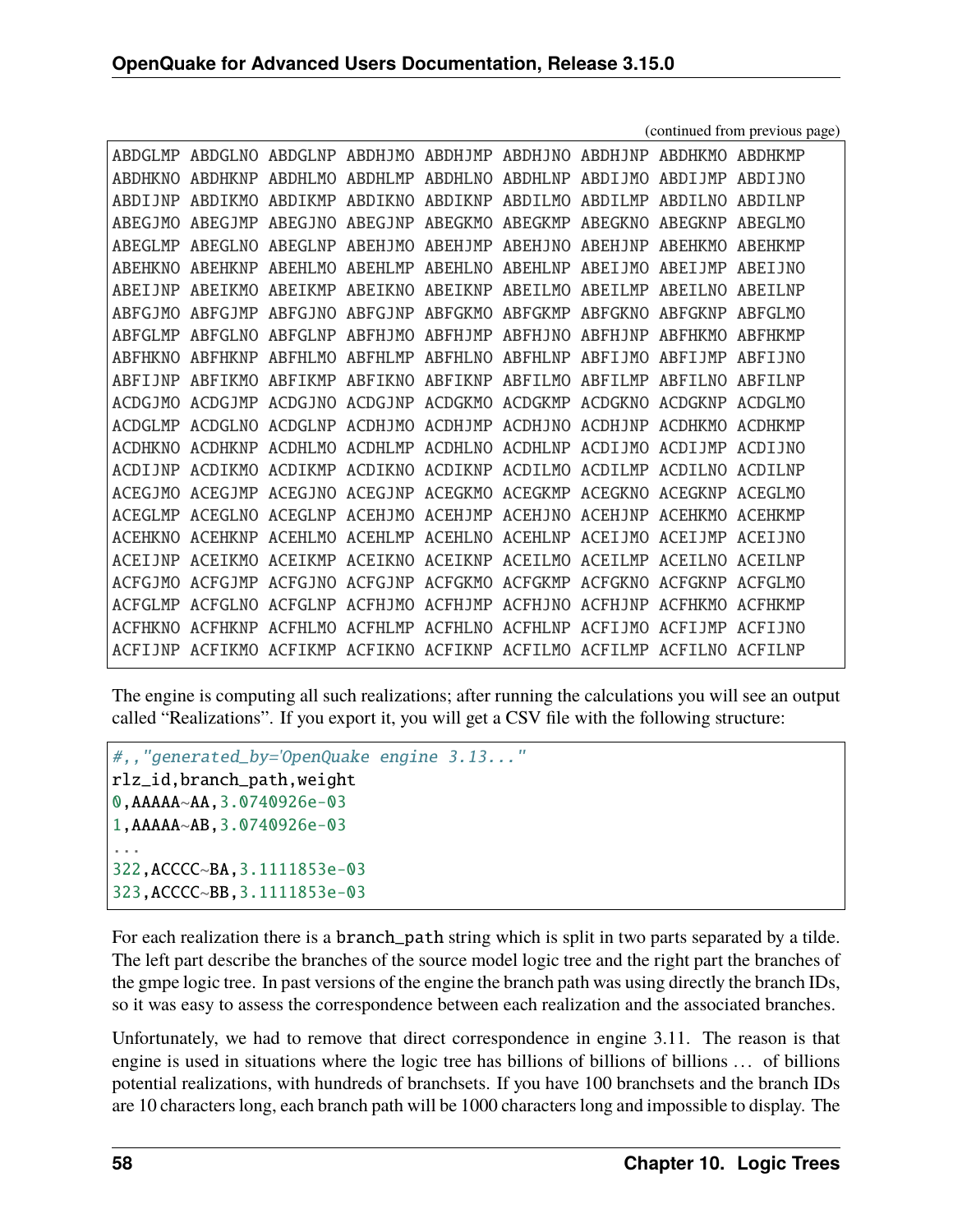(continued from previous page)

```
ABDGLMP ABDGLNO ABDGLNP ABDHJMO ABDHJMP ABDHJNO ABDHJNP ABDHKMO ABDHKMP
ABDHKNO ABDHKNP ABDHLMO ABDHLMP ABDHLNO ABDHLNP ABDIJMO ABDIJMP ABDIJNO
ABDIJNP ABDIKMO ABDIKMP ABDIKNO ABDIKNP ABDILMO ABDILMP ABDILNO ABDILNP
ABEGJMO ABEGJMP ABEGJNO ABEGJNP ABEGKMO ABEGKMP ABEGKNO ABEGKNP ABEGLMO
ABEGLMP ABEGLNO ABEGLNP ABEHJMO ABEHJMP ABEHJNO ABEHJNP ABEHKMO ABEHKMP
ABEHKNO ABEHKNP ABEHLMO ABEHLMP ABEHLNO ABEHLNP ABEIJMO ABEIJMP ABEIJNO
ABEIJNP ABEIKMO ABEIKMP ABEIKNO ABEIKNP ABEILMO ABEILMP ABEILNO ABEILNP
ABFGJMO ABFGJMP ABFGJNO ABFGJNP ABFGKMO ABFGKMP ABFGKNO ABFGKNP ABFGLMO
ABFGLMP ABFGLNO ABFGLNP ABFHJMO ABFHJMP ABFHJNO ABFHJNP ABFHKMO ABFHKMP
ABFHKNO ABFHKNP ABFHLMO ABFHLMP ABFHLNO ABFHLNP ABFIJMO ABFIJMP ABFIJNO
ABFIJNP ABFIKMO ABFIKMP ABFIKNO ABFIKNP ABFILMO ABFILMP ABFILNO ABFILNP
ACDGJMO ACDGJMP ACDGJNO ACDGJNP ACDGKMO ACDGKMP ACDGKNO ACDGKNP ACDGLMO
ACDGLMP ACDGLNO ACDGLNP ACDHJMO ACDHJMP ACDHJNO ACDHJNP ACDHKMO ACDHKMP
ACDHKNO ACDHKNP ACDHLMO ACDHLMP ACDHLNO ACDHLNP ACDIJMO ACDIJMP ACDIJNO
ACDIJNP ACDIKMO ACDIKMP ACDIKNO ACDIKNP ACDILMO ACDILMP ACDILNO ACDILNP
ACEGJMO ACEGJMP ACEGJNO ACEGJNP ACEGKMO ACEGKMP ACEGKNO ACEGKNP ACEGLMO
ACEGLMP ACEGLNO ACEGLNP ACEHJMO ACEHJMP ACEHJNO ACEHJNP ACEHKMO ACEHKMP
ACEHKNO ACEHKNP ACEHLMO ACEHLMP ACEHLNO ACEHLNP ACEIJMO ACEIJMP ACEIJNO
ACEIJNP ACEIKMO ACEIKMP ACEIKNO ACEIKNP ACEILMO ACEILMP ACEILNO ACEILNP
ACFGJMO ACFGJMP ACFGJNO ACFGJNP ACFGKMO ACFGKMP ACFGKNO ACFGKNP ACFGLMO
ACFGLMP ACFGLNO ACFGLNP ACFHJMO ACFHJMP ACFHJNO ACFHJNP ACFHKMO ACFHKMP
ACFHKNO ACFHKNP ACFHLMO ACFHLMP ACFHLNO ACFHLNP ACFIJMO ACFIJMP ACFIJNO
ACFIJNP ACFIKMO ACFIKMP ACFIKNO ACFIKNP ACFILMO ACFILMP ACFILNO ACFILNP
```

The engine is computing all such realizations; after running the calculations you will see an output called "Realizations". If you export it, you will get a CSV file with the following structure:

```
#,,"generated_by='OpenQuake engine 3.13..."
rlz_id,branch_path,weight
0,AAAAA~AA,3.0740926e-03
1,AAAAA~AB,3.0740926e-03
...
322,ACCCC~BA,3.1111853e-03
323,ACCCC~BB,3.1111853e-03
```

For each realization there is a `branch_path` string which is split in two parts separated by a tilde. The left part describe the branches of the source model logic tree and the right part the branches of the gmpe logic tree. In past versions of the engine the branch path was using directly the branch IDs, so it was easy to assess the correspondence between each realization and the associated branches.

Unfortunately, we had to remove that direct correspondence in engine 3.11. The reason is that engine is used in situations where the logic tree has billions of billions of billions … of billions potential realizations, with hundreds of branchsets. If you have 100 branchsets and the branch IDs are 10 characters long, each branch path will be 1000 characters long and impossible to display. The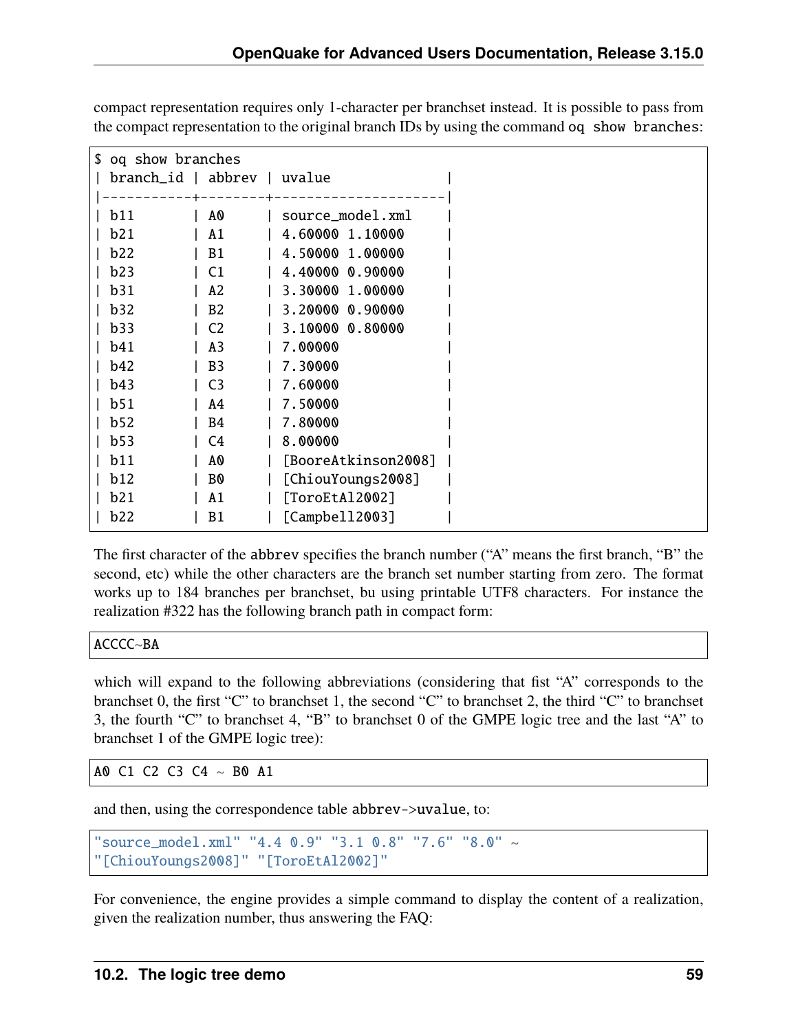compact representation requires only 1-character per branchset instead. It is possible to pass from the compact representation to the original branch IDs by using the command `oq show branches`:

```
$ oq show branches
| branch_id | abbrev | uvalue               |
|-----------+--------+---------------------|
| b11       | A0     | source_model.xml     |
| b21       | A1     | 4.60000 1.10000      |
| b22       | B1     | 4.50000 1.00000      |
| b23       | C1     | 4.40000 0.90000      |
| b31       | A2     | 3.30000 1.00000      |
| b32       | B2     | 3.20000 0.90000      |
| b33       | C2     | 3.10000 0.80000      |
| b41       | A3     | 7.00000              |
| b42       | B3     | 7.30000              |
| b43       | C3     | 7.60000              |
| b51       | A4     | 7.50000              |
| b52       | B4     | 7.80000              |
| b53       | C4     | 8.00000              |
| b11       | A0     | [BooreAtkinson2008]  |
| b12       | B0     | [ChiouYoungs2008]    |
| b21       | A1     | [ToroEtAl2002]       |
| b22       | B1     | [Campbell2003]       |
```

The first character of the `abbrev` specifies the branch number ("A" means the first branch, "B" the second, etc) while the other characters are the branch set number starting from zero. The format works up to 184 branches per branchset, bu using printable UTF8 characters. For instance the realization #322 has the following branch path in compact form:

```
ACCCC~BA
```

which will expand to the following abbreviations (considering that fist "A" corresponds to the branchset 0, the first "C" to branchset 1, the second "C" to branchset 2, the third "C" to branchset 3, the fourth "C" to branchset 4, "B" to branchset 0 of the GMPE logic tree and the last "A" to branchset 1 of the GMPE logic tree):

```
A0 C1 C2 C3 C4 ~ B0 A1
```

and then, using the correspondence table `abbrev->uvalue`, to:

```
"source_model.xml" "4.4 0.9" "3.1 0.8" "7.6" "8.0" ~
"[ChiouYoungs2008]" "[ToroEtAl2002]"
```

For convenience, the engine provides a simple command to display the content of a realization, given the realization number, thus answering the FAQ: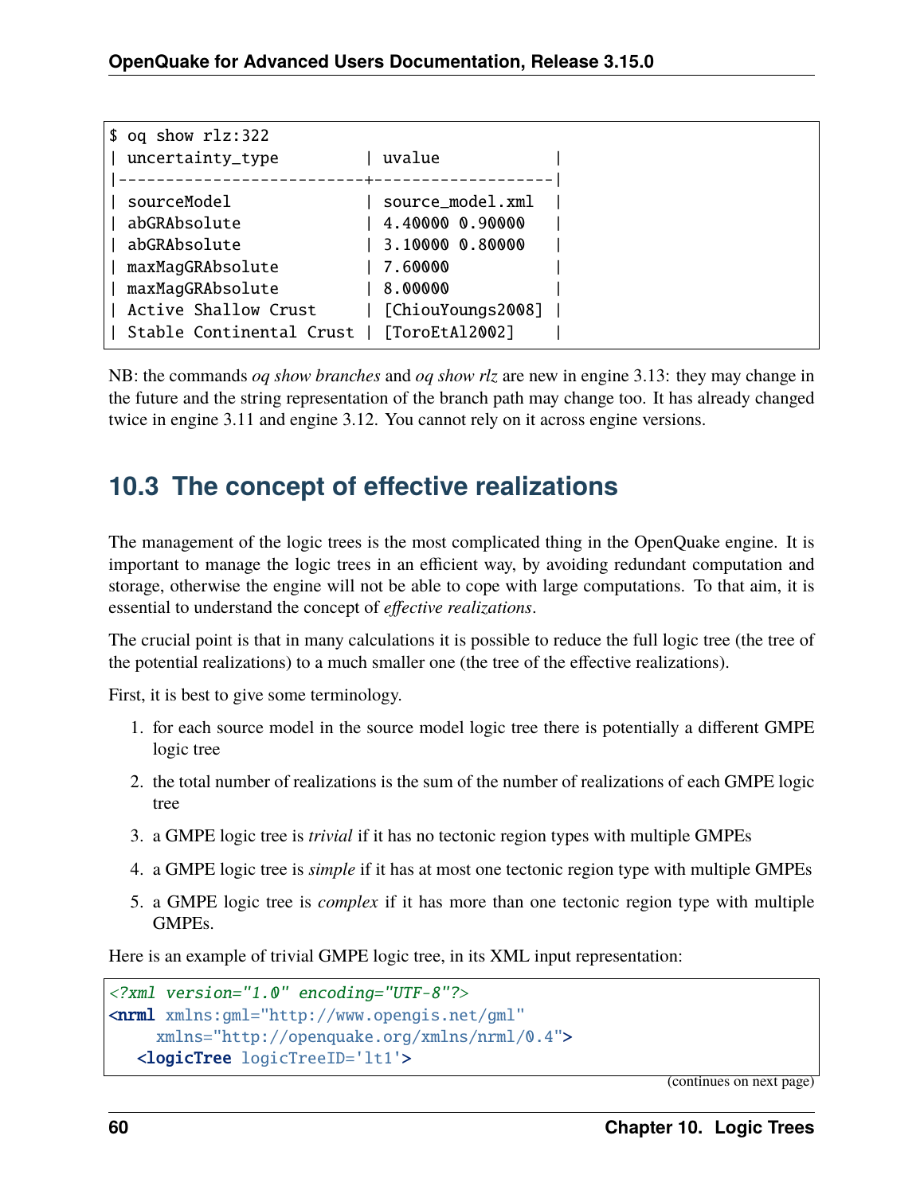```
$ oq show rlz:322
| uncertainty_type         | uvalue            |
|--------------------------+-------------------|
| sourceModel              | source_model.xml  |
| abGRAbsolute             | 4.40000 0.90000   |
| abGRAbsolute             | 3.10000 0.80000   |
| maxMagGRAbsolute         | 7.60000           |
| maxMagGRAbsolute         | 8.00000           |
| Active Shallow Crust     | [ChiouYoungs2008] |
| Stable Continental Crust | [ToroEtAl2002]    |
```

NB: the commands *oq show branches* and *oq show rlz* are new in engine 3.13: they may change in the future and the string representation of the branch path may change too. It has already changed twice in engine 3.11 and engine 3.12. You cannot rely on it across engine versions.

## 10.3 The concept of effective realizations

The management of the logic trees is the most complicated thing in the OpenQuake engine. It is important to manage the logic trees in an efficient way, by avoiding redundant computation and storage, otherwise the engine will not be able to cope with large computations. To that aim, it is essential to understand the concept of *effective realizations*.

The crucial point is that in many calculations it is possible to reduce the full logic tree (the tree of the potential realizations) to a much smaller one (the tree of the effective realizations).

First, it is best to give some terminology.

1. for each source model in the source model logic tree there is potentially a different GMPE logic tree
2. the total number of realizations is the sum of the number of realizations of each GMPE logic tree
3. a GMPE logic tree is *trivial* if it has no tectonic region types with multiple GMPEs
4. a GMPE logic tree is *simple* if it has at most one tectonic region type with multiple GMPEs
5. a GMPE logic tree is *complex* if it has more than one tectonic region type with multiple GMPEs.

Here is an example of trivial GMPE logic tree, in its XML input representation:

```xml
<?xml version="1.0" encoding="UTF-8"?>
<nrml xmlns:gml="http://www.opengis.net/gml"
    xmlns="http://openquake.org/xmlns/nrml/0.4">
  <logicTree logicTreeID='lt1'>
```

(continues on next page)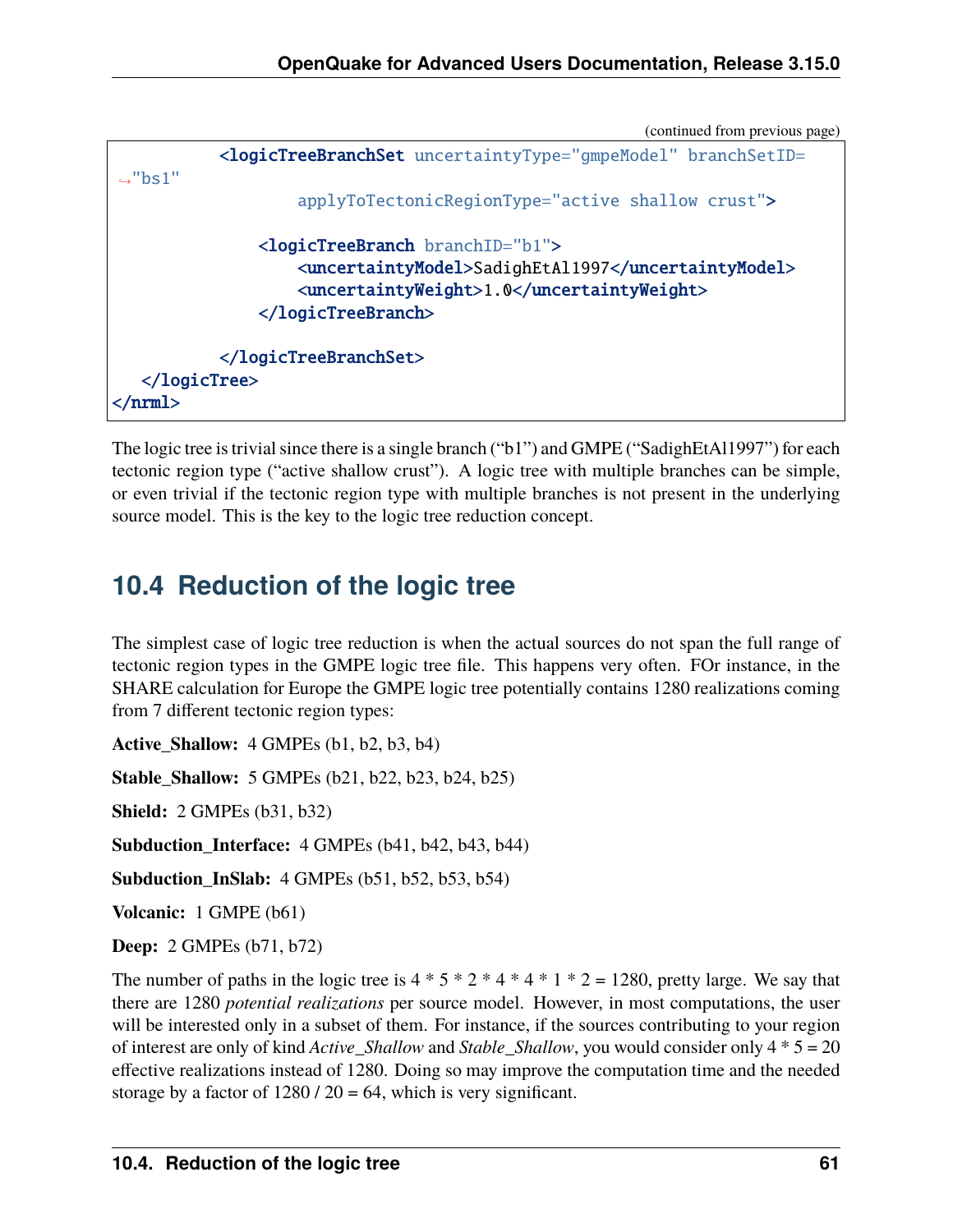(continued from previous page)

```
        <logicTreeBranchSet uncertaintyType="gmpeModel" branchSetID="bs1"
                applyToTectonicRegionType="active shallow crust">

            <logicTreeBranch branchID="b1">
                <uncertaintyModel>SadighEtAl1997</uncertaintyModel>
                <uncertaintyWeight>1.0</uncertaintyWeight>
            </logicTreeBranch>

        </logicTreeBranchSet>
    </logicTree>
</nrml>
```

The logic tree is trivial since there is a single branch ("b1") and GMPE ("SadighEtAl1997") for each tectonic region type ("active shallow crust"). A logic tree with multiple branches can be simple, or even trivial if the tectonic region type with multiple branches is not present in the underlying source model. This is the key to the logic tree reduction concept.

## 10.4 Reduction of the logic tree

The simplest case of logic tree reduction is when the actual sources do not span the full range of tectonic region types in the GMPE logic tree file. This happens very often. FOr instance, in the SHARE calculation for Europe the GMPE logic tree potentially contains 1280 realizations coming from 7 different tectonic region types:

**Active_Shallow:** 4 GMPEs (b1, b2, b3, b4)

**Stable_Shallow:** 5 GMPEs (b21, b22, b23, b24, b25)

**Shield:** 2 GMPEs (b31, b32)

**Subduction_Interface:** 4 GMPEs (b41, b42, b43, b44)

**Subduction_InSlab:** 4 GMPEs (b51, b52, b53, b54)

**Volcanic:** 1 GMPE (b61)

**Deep:** 2 GMPEs (b71, b72)

The number of paths in the logic tree is 4 * 5 * 2 * 4 * 4 * 1 * 2 = 1280, pretty large. We say that there are 1280 *potential realizations* per source model. However, in most computations, the user will be interested only in a subset of them. For instance, if the sources contributing to your region of interest are only of kind *Active_Shallow* and *Stable_Shallow*, you would consider only 4 * 5 = 20 effective realizations instead of 1280. Doing so may improve the computation time and the needed storage by a factor of 1280 / 20 = 64, which is very significant.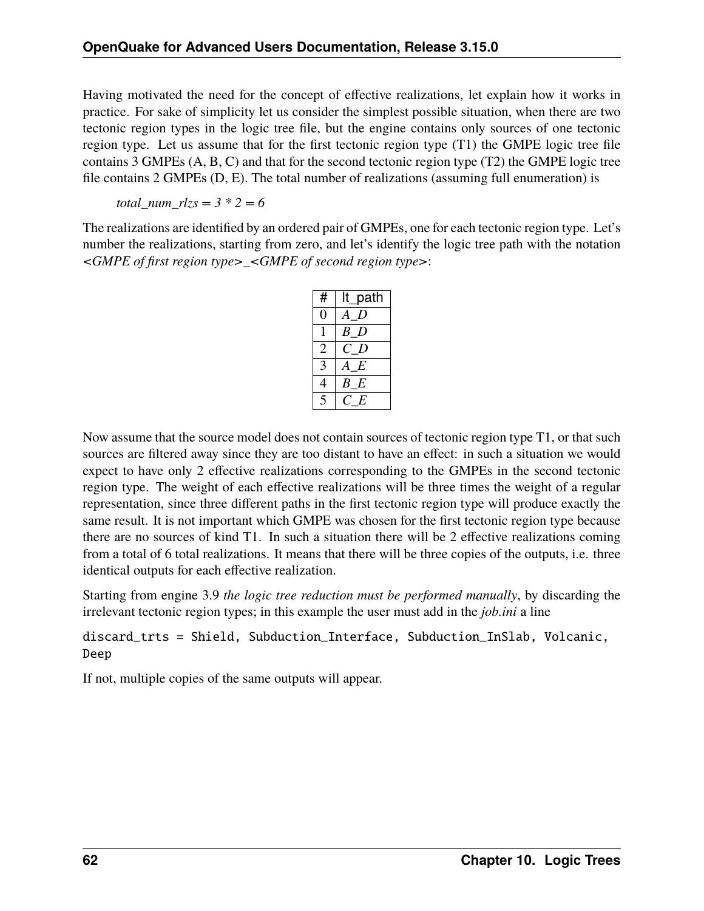Having motivated the need for the concept of effective realizations, let explain how it works in practice. For sake of simplicity let us consider the simplest possible situation, when there are two tectonic region types in the logic tree file, but the engine contains only sources of one tectonic region type. Let us assume that for the first tectonic region type (T1) the GMPE logic tree file contains 3 GMPEs (A, B, C) and that for the second tectonic region type (T2) the GMPE logic tree file contains 2 GMPEs (D, E). The total number of realizations (assuming full enumeration) is

*total_num_rlzs = 3 * 2 = 6*

The realizations are identified by an ordered pair of GMPEs, one for each tectonic region type. Let's number the realizations, starting from zero, and let's identify the logic tree path with the notation *<GMPE of first region type>_<GMPE of second region type>*:

| # | lt_path |
|---|---|
| 0 | *A_D* |
| 1 | *B_D* |
| 2 | *C_D* |
| 3 | *A_E* |
| 4 | *B_E* |
| 5 | *C_E* |

Now assume that the source model does not contain sources of tectonic region type T1, or that such sources are filtered away since they are too distant to have an effect: in such a situation we would expect to have only 2 effective realizations corresponding to the GMPEs in the second tectonic region type. The weight of each effective realizations will be three times the weight of a regular representation, since three different paths in the first tectonic region type will produce exactly the same result. It is not important which GMPE was chosen for the first tectonic region type because there are no sources of kind T1. In such a situation there will be 2 effective realizations coming from a total of 6 total realizations. It means that there will be three copies of the outputs, i.e. three identical outputs for each effective realization.

Starting from engine 3.9 *the logic tree reduction must be performed manually*, by discarding the irrelevant tectonic region types; in this example the user must add in the *job.ini* a line

```
discard_trts = Shield, Subduction_Interface, Subduction_InSlab, Volcanic,
Deep
```

If not, multiple copies of the same outputs will appear.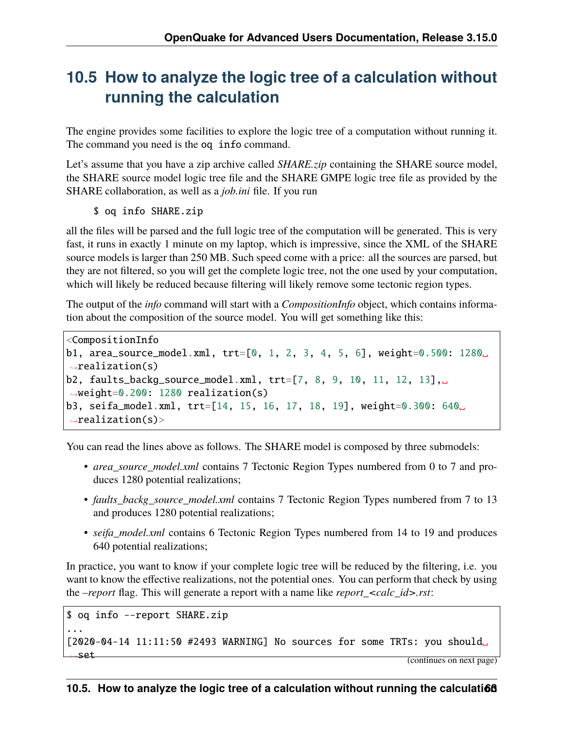## 10.5 How to analyze the logic tree of a calculation without running the calculation

The engine provides some facilities to explore the logic tree of a computation without running it. The command you need is the `oq info` command.

Let's assume that you have a zip archive called *SHARE.zip* containing the SHARE source model, the SHARE source model logic tree file and the SHARE GMPE logic tree file as provided by the SHARE collaboration, as well as a *job.ini* file. If you run

```
$ oq info SHARE.zip
```

all the files will be parsed and the full logic tree of the computation will be generated. This is very fast, it runs in exactly 1 minute on my laptop, which is impressive, since the XML of the SHARE source models is larger than 250 MB. Such speed come with a price: all the sources are parsed, but they are not filtered, so you will get the complete logic tree, not the one used by your computation, which will likely be reduced because filtering will likely remove some tectonic region types.

The output of the *info* command will start with a *CompositionInfo* object, which contains information about the composition of the source model. You will get something like this:

```
<CompositionInfo
b1, area_source_model.xml, trt=[0, 1, 2, 3, 4, 5, 6], weight=0.500: 1280 realization(s)
b2, faults_backg_source_model.xml, trt=[7, 8, 9, 10, 11, 12, 13], weight=0.200: 1280 realization(s)
b3, seifa_model.xml, trt=[14, 15, 16, 17, 18, 19], weight=0.300: 640 realization(s)>
```

You can read the lines above as follows. The SHARE model is composed by three submodels:

- *area_source_model.xml* contains 7 Tectonic Region Types numbered from 0 to 7 and produces 1280 potential realizations;
- *faults_backg_source_model.xml* contains 7 Tectonic Region Types numbered from 7 to 13 and produces 1280 potential realizations;
- *seifa_model.xml* contains 6 Tectonic Region Types numbered from 14 to 19 and produces 640 potential realizations;

In practice, you want to know if your complete logic tree will be reduced by the filtering, i.e. you want to know the effective realizations, not the potential ones. You can perform that check by using the *–report* flag. This will generate a report with a name like *report_<calc_id>.rst*:

```
$ oq info --report SHARE.zip
...
[2020-04-14 11:11:50 #2493 WARNING] No sources for some TRTs: you should set
```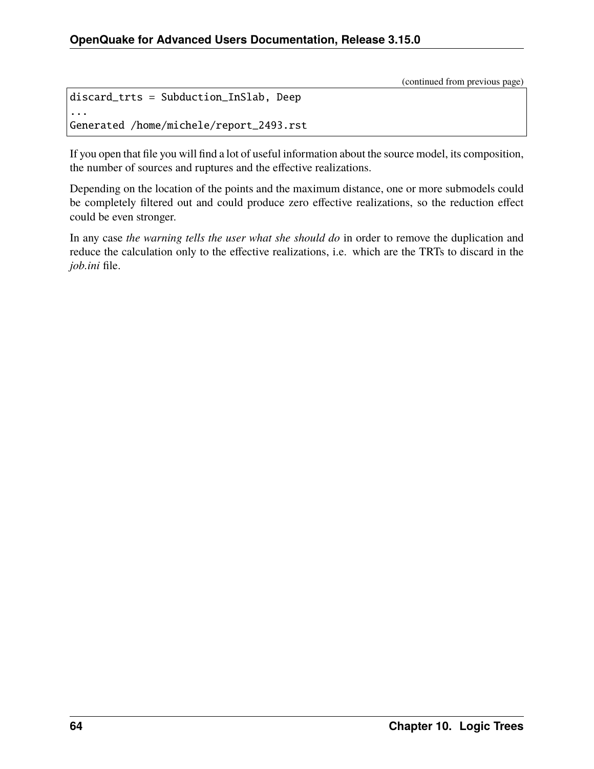(continued from previous page)

```
discard_trts = Subduction_InSlab, Deep
...
Generated /home/michele/report_2493.rst
```

If you open that file you will find a lot of useful information about the source model, its composition, the number of sources and ruptures and the effective realizations.

Depending on the location of the points and the maximum distance, one or more submodels could be completely filtered out and could produce zero effective realizations, so the reduction effect could be even stronger.

In any case *the warning tells the user what she should do* in order to remove the duplication and reduce the calculation only to the effective realizations, i.e. which are the TRTs to discard in the *job.ini* file.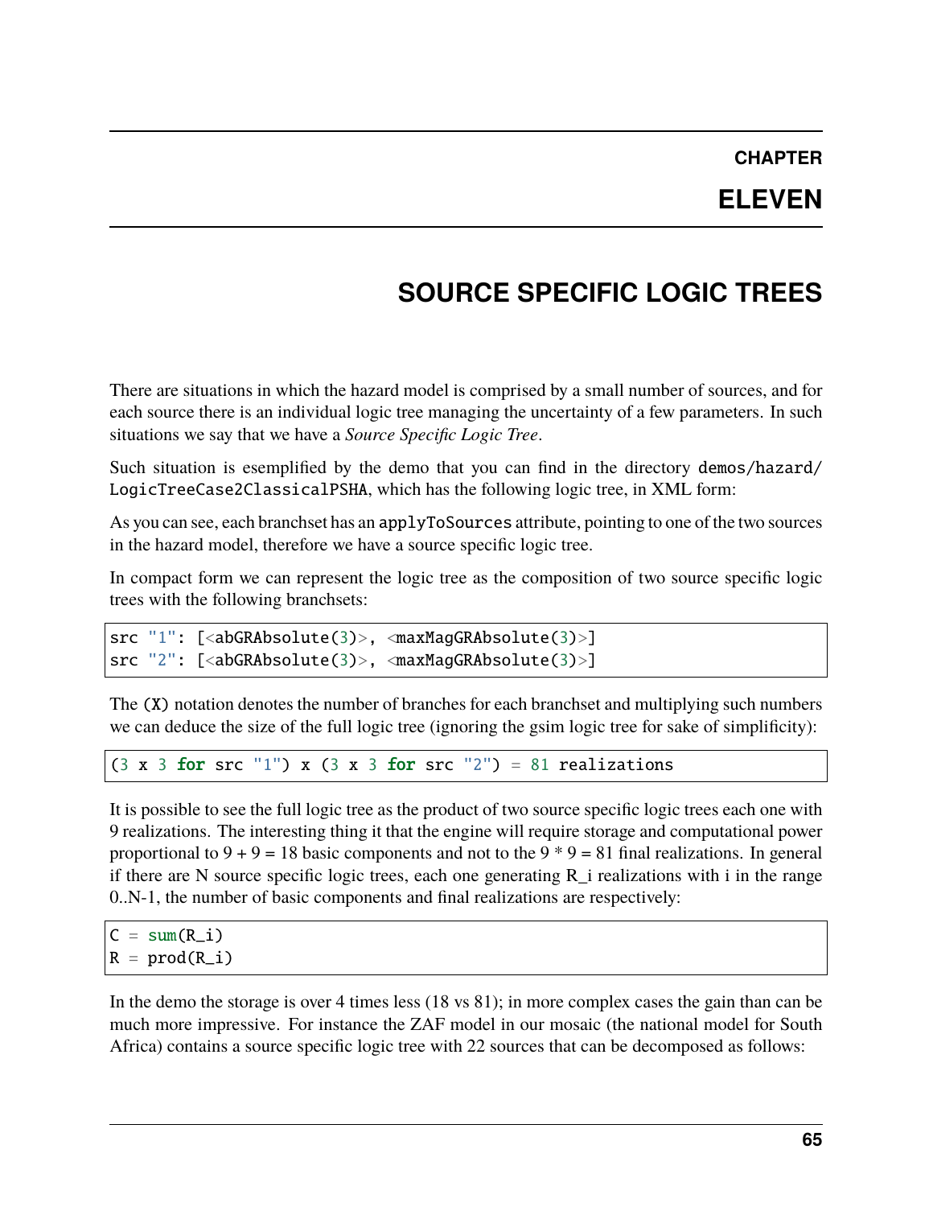# CHAPTER ELEVEN

# SOURCE SPECIFIC LOGIC TREES

There are situations in which the hazard model is comprised by a small number of sources, and for each source there is an individual logic tree managing the uncertainty of a few parameters. In such situations we say that we have a *Source Specific Logic Tree*.

Such situation is esemplified by the demo that you can find in the directory `demos/hazard/LogicTreeCase2ClassicalPSHA`, which has the following logic tree, in XML form:

As you can see, each branchset has an `applyToSources` attribute, pointing to one of the two sources in the hazard model, therefore we have a source specific logic tree.

In compact form we can represent the logic tree as the composition of two source specific logic trees with the following branchsets:

```
src "1": [<abGRAbsolute(3)>, <maxMagGRAbsolute(3)>]
src "2": [<abGRAbsolute(3)>, <maxMagGRAbsolute(3)>]
```

The `(X)` notation denotes the number of branches for each branchset and multiplying such numbers we can deduce the size of the full logic tree (ignoring the gsim logic tree for sake of simplificity):

```
(3 x 3 for src "1") x (3 x 3 for src "2") = 81 realizations
```

It is possible to see the full logic tree as the product of two source specific logic trees each one with 9 realizations. The interesting thing it that the engine will require storage and computational power proportional to 9 + 9 = 18 basic components and not to the 9 * 9 = 81 final realizations. In general if there are N source specific logic trees, each one generating R_i realizations with i in the range 0..N-1, the number of basic components and final realizations are respectively:

```
C = sum(R_i)
R = prod(R_i)
```

In the demo the storage is over 4 times less (18 vs 81); in more complex cases the gain than can be much more impressive. For instance the ZAF model in our mosaic (the national model for South Africa) contains a source specific logic tree with 22 sources that can be decomposed as follows: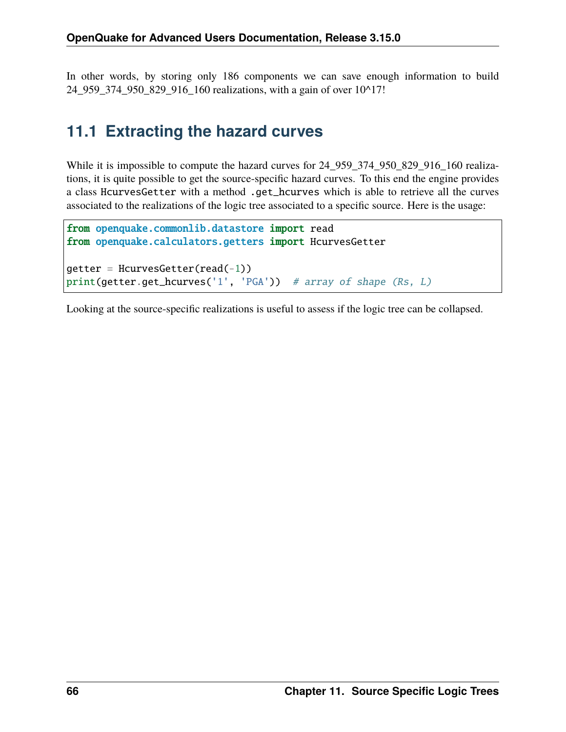In other words, by storing only 186 components we can save enough information to build 24_959_374_950_829_916_160 realizations, with a gain of over 10^17!

## 11.1 Extracting the hazard curves

While it is impossible to compute the hazard curves for 24_959_374_950_829_916_160 realizations, it is quite possible to get the source-specific hazard curves. To this end the engine provides a class `HcurvesGetter` with a method `.get_hcurves` which is able to retrieve all the curves associated to the realizations of the logic tree associated to a specific source. Here is the usage:

```
from openquake.commonlib.datastore import read
from openquake.calculators.getters import HcurvesGetter

getter = HcurvesGetter(read(-1))
print(getter.get_hcurves('1', 'PGA'))  # array of shape (Rs, L)
```

Looking at the source-specific realizations is useful to assess if the logic tree can be collapsed.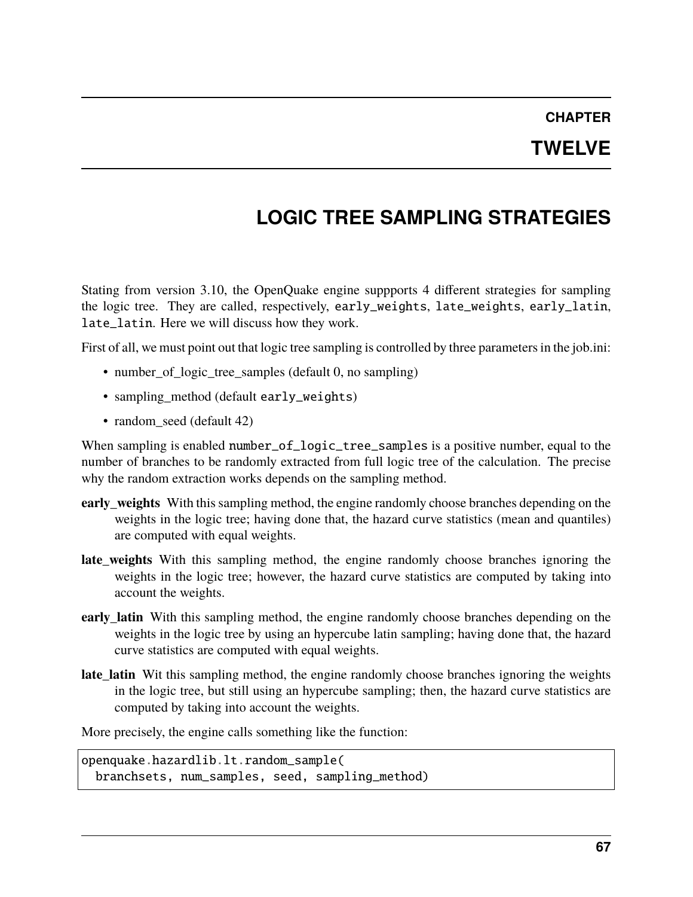# CHAPTER TWELVE

# LOGIC TREE SAMPLING STRATEGIES

Stating from version 3.10, the OpenQuake engine suppports 4 different strategies for sampling the logic tree. They are called, respectively, `early_weights`, `late_weights`, `early_latin`, `late_latin`. Here we will discuss how they work.

First of all, we must point out that logic tree sampling is controlled by three parameters in the job.ini:

- number_of_logic_tree_samples (default 0, no sampling)
- sampling_method (default `early_weights`)
- random_seed (default 42)

When sampling is enabled `number_of_logic_tree_samples` is a positive number, equal to the number of branches to be randomly extracted from full logic tree of the calculation. The precise why the random extraction works depends on the sampling method.

**early_weights** With this sampling method, the engine randomly choose branches depending on the weights in the logic tree; having done that, the hazard curve statistics (mean and quantiles) are computed with equal weights.

**late_weights** With this sampling method, the engine randomly choose branches ignoring the weights in the logic tree; however, the hazard curve statistics are computed by taking into account the weights.

**early_latin** With this sampling method, the engine randomly choose branches depending on the weights in the logic tree by using an hypercube latin sampling; having done that, the hazard curve statistics are computed with equal weights.

**late_latin** Wit this sampling method, the engine randomly choose branches ignoring the weights in the logic tree, but still using an hypercube sampling; then, the hazard curve statistics are computed by taking into account the weights.

More precisely, the engine calls something like the function:

```
openquake.hazardlib.lt.random_sample(
  branchsets, num_samples, seed, sampling_method)
```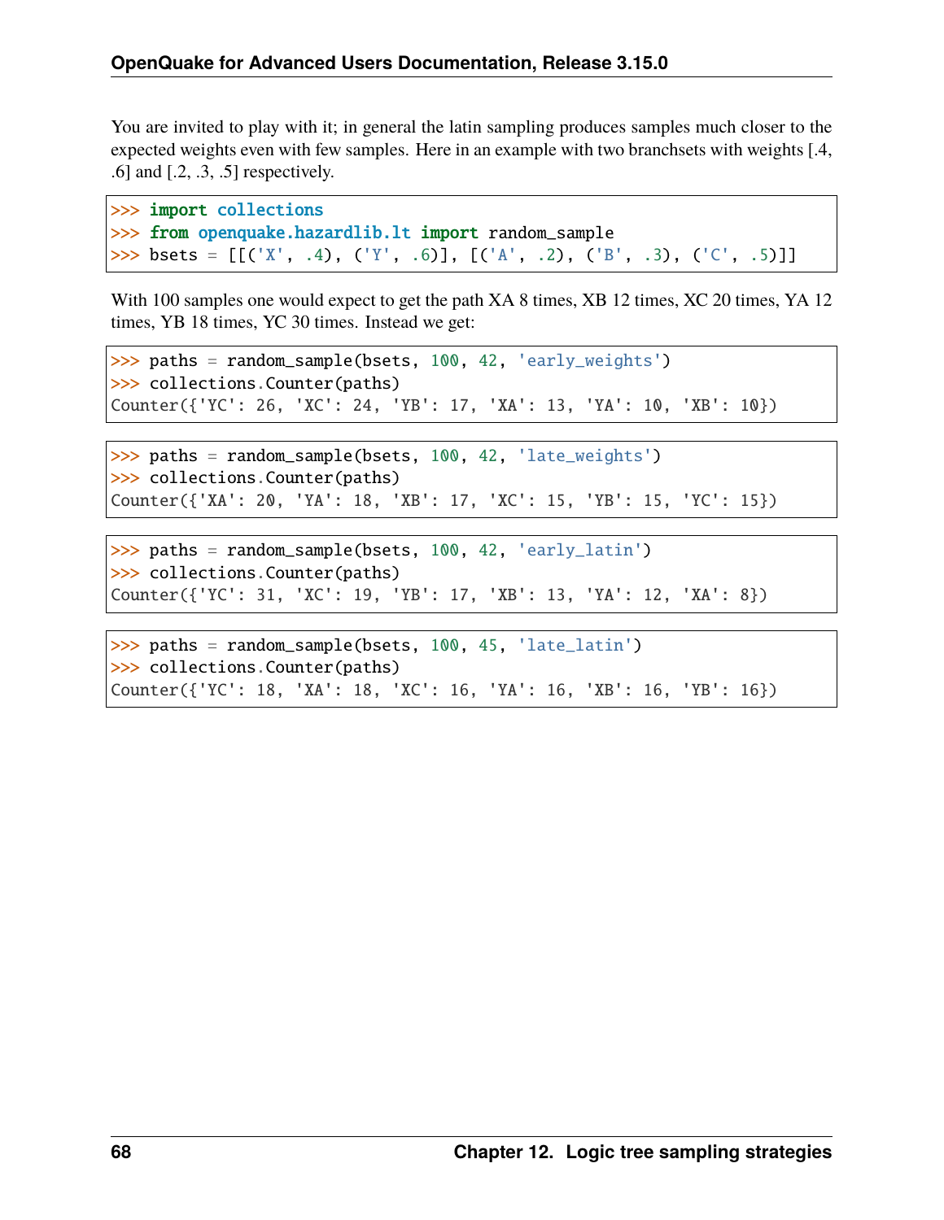You are invited to play with it; in general the latin sampling produces samples much closer to the expected weights even with few samples. Here in an example with two branchsets with weights [.4, .6] and [.2, .3, .5] respectively.

```
>>> import collections
>>> from openquake.hazardlib.lt import random_sample
>>> bsets = [[('X', .4), ('Y', .6)], [('A', .2), ('B', .3), ('C', .5)]]
```

With 100 samples one would expect to get the path XA 8 times, XB 12 times, XC 20 times, YA 12 times, YB 18 times, YC 30 times. Instead we get:

```
>>> paths = random_sample(bsets, 100, 42, 'early_weights')
>>> collections.Counter(paths)
Counter({'YC': 26, 'XC': 24, 'YB': 17, 'XA': 13, 'YA': 10, 'XB': 10})
```

```
>>> paths = random_sample(bsets, 100, 42, 'late_weights')
>>> collections.Counter(paths)
Counter({'XA': 20, 'YA': 18, 'XB': 17, 'XC': 15, 'YB': 15, 'YC': 15})
```

```
>>> paths = random_sample(bsets, 100, 42, 'early_latin')
>>> collections.Counter(paths)
Counter({'YC': 31, 'XC': 19, 'YB': 17, 'XB': 13, 'YA': 12, 'XA': 8})
```

```
>>> paths = random_sample(bsets, 100, 45, 'late_latin')
>>> collections.Counter(paths)
Counter({'YC': 18, 'XA': 18, 'XC': 16, 'YA': 16, 'XB': 16, 'YB': 16})
```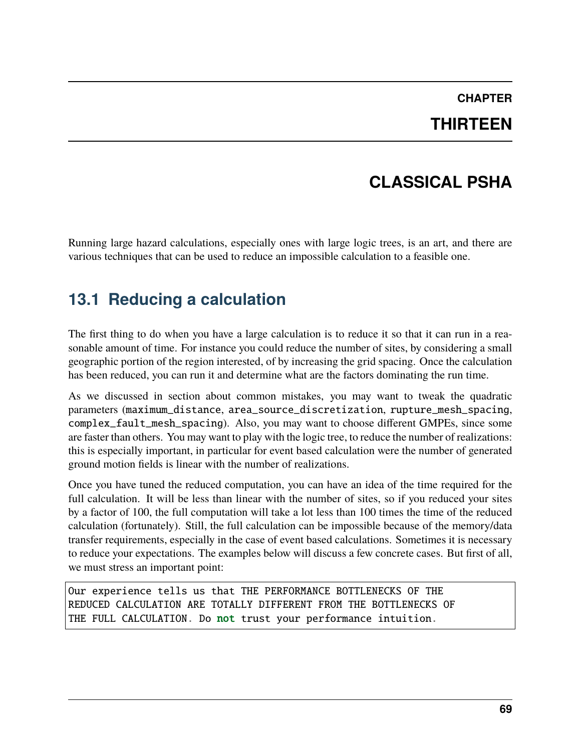# CHAPTER THIRTEEN

# CLASSICAL PSHA

Running large hazard calculations, especially ones with large logic trees, is an art, and there are various techniques that can be used to reduce an impossible calculation to a feasible one.

## 13.1 Reducing a calculation

The first thing to do when you have a large calculation is to reduce it so that it can run in a reasonable amount of time. For instance you could reduce the number of sites, by considering a small geographic portion of the region interested, of by increasing the grid spacing. Once the calculation has been reduced, you can run it and determine what are the factors dominating the run time.

As we discussed in section about common mistakes, you may want to tweak the quadratic parameters (`maximum_distance`, `area_source_discretization`, `rupture_mesh_spacing`, `complex_fault_mesh_spacing`). Also, you may want to choose different GMPEs, since some are faster than others. You may want to play with the logic tree, to reduce the number of realizations: this is especially important, in particular for event based calculation were the number of generated ground motion fields is linear with the number of realizations.

Once you have tuned the reduced computation, you can have an idea of the time required for the full calculation. It will be less than linear with the number of sites, so if you reduced your sites by a factor of 100, the full computation will take a lot less than 100 times the time of the reduced calculation (fortunately). Still, the full calculation can be impossible because of the memory/data transfer requirements, especially in the case of event based calculations. Sometimes it is necessary to reduce your expectations. The examples below will discuss a few concrete cases. But first of all, we must stress an important point:

```
Our experience tells us that THE PERFORMANCE BOTTLENECKS OF THE
REDUCED CALCULATION ARE TOTALLY DIFFERENT FROM THE BOTTLENECKS OF
THE FULL CALCULATION. Do not trust your performance intuition.
```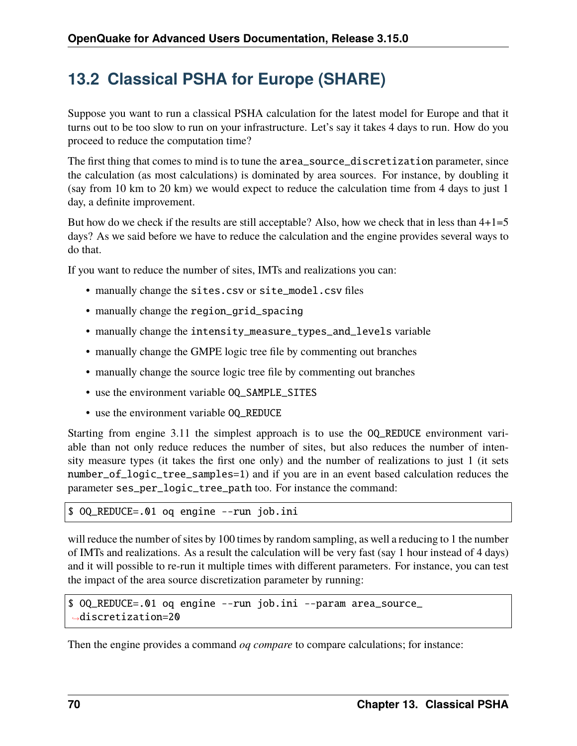## 13.2 Classical PSHA for Europe (SHARE)

Suppose you want to run a classical PSHA calculation for the latest model for Europe and that it turns out to be too slow to run on your infrastructure. Let's say it takes 4 days to run. How do you proceed to reduce the computation time?

The first thing that comes to mind is to tune the `area_source_discretization` parameter, since the calculation (as most calculations) is dominated by area sources. For instance, by doubling it (say from 10 km to 20 km) we would expect to reduce the calculation time from 4 days to just 1 day, a definite improvement.

But how do we check if the results are still acceptable? Also, how we check that in less than 4+1=5 days? As we said before we have to reduce the calculation and the engine provides several ways to do that.

If you want to reduce the number of sites, IMTs and realizations you can:

- manually change the `sites.csv` or `site_model.csv` files
- manually change the `region_grid_spacing`
- manually change the `intensity_measure_types_and_levels` variable
- manually change the GMPE logic tree file by commenting out branches
- manually change the source logic tree file by commenting out branches
- use the environment variable `OQ_SAMPLE_SITES`
- use the environment variable `OQ_REDUCE`

Starting from engine 3.11 the simplest approach is to use the `OQ_REDUCE` environment variable than not only reduce reduces the number of sites, but also reduces the number of intensity measure types (it takes the first one only) and the number of realizations to just 1 (it sets `number_of_logic_tree_samples=1`) and if you are in an event based calculation reduces the parameter `ses_per_logic_tree_path` too. For instance the command:

```
$ OQ_REDUCE=.01 oq engine --run job.ini
```

will reduce the number of sites by 100 times by random sampling, as well a reducing to 1 the number of IMTs and realizations. As a result the calculation will be very fast (say 1 hour instead of 4 days) and it will possible to re-run it multiple times with different parameters. For instance, you can test the impact of the area source discretization parameter by running:

```
$ OQ_REDUCE=.01 oq engine --run job.ini --param area_source_discretization=20
```

Then the engine provides a command *oq compare* to compare calculations; for instance: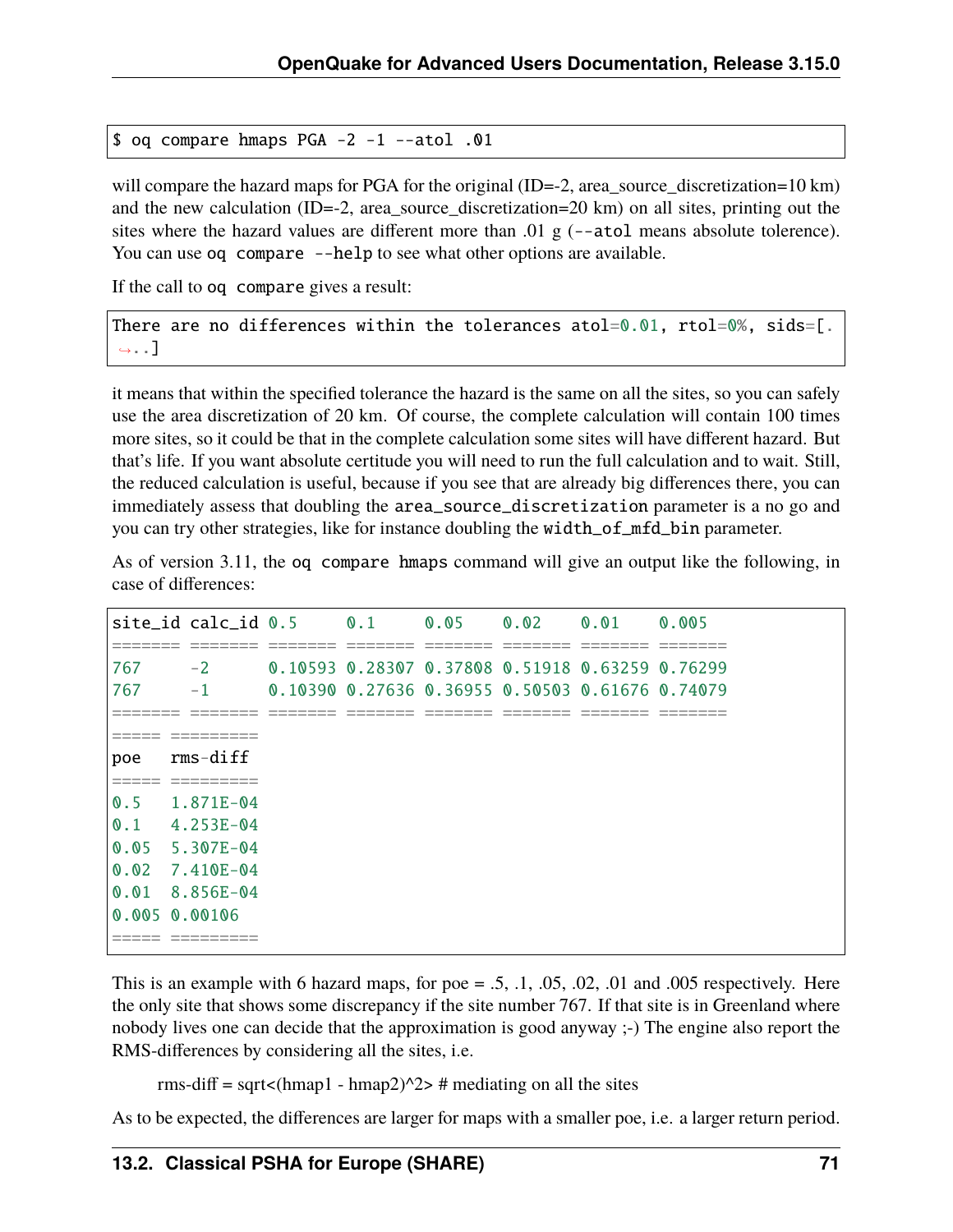```
$ oq compare hmaps PGA -2 -1 --atol .01
```

will compare the hazard maps for PGA for the original (ID=-2, area_source_discretization=10 km) and the new calculation (ID=-2, area_source_discretization=20 km) on all sites, printing out the sites where the hazard values are different more than .01 g (`--atol` means absolute tolerence). You can use `oq compare --help` to see what other options are available.

If the call to `oq compare` gives a result:

```
There are no differences within the tolerances atol=0.01, rtol=0%, sids=[...]
```

it means that within the specified tolerance the hazard is the same on all the sites, so you can safely use the area discretization of 20 km. Of course, the complete calculation will contain 100 times more sites, so it could be that in the complete calculation some sites will have different hazard. But that's life. If you want absolute certitude you will need to run the full calculation and to wait. Still, the reduced calculation is useful, because if you see that are already big differences there, you can immediately assess that doubling the `area_source_discretization` parameter is a no go and you can try other strategies, like for instance doubling the `width_of_mfd_bin` parameter.

As of version 3.11, the `oq compare hmaps` command will give an output like the following, in case of differences:

```
site_id calc_id 0.5     0.1     0.05    0.02    0.01    0.005
======= ======= ======= ======= ======= ======= ======= =======
767     -2      0.10593 0.28307 0.37808 0.51918 0.63259 0.76299
767     -1      0.10390 0.27636 0.36955 0.50503 0.61676 0.74079
======= ======= ======= ======= ======= ======= ======= =======
===== =========
poe   rms-diff
===== =========
0.5   1.871E-04
0.1   4.253E-04
0.05  5.307E-04
0.02  7.410E-04
0.01  8.856E-04
0.005 0.00106
===== =========
```

This is an example with 6 hazard maps, for poe = .5, .1, .05, .02, .01 and .005 respectively. Here the only site that shows some discrepancy if the site number 767. If that site is in Greenland where nobody lives one can decide that the approximation is good anyway ;-) The engine also report the RMS-differences by considering all the sites, i.e.

rms-diff = sqrt<(hmap1 - hmap2)^2> # mediating on all the sites

As to be expected, the differences are larger for maps with a smaller poe, i.e. a larger return period.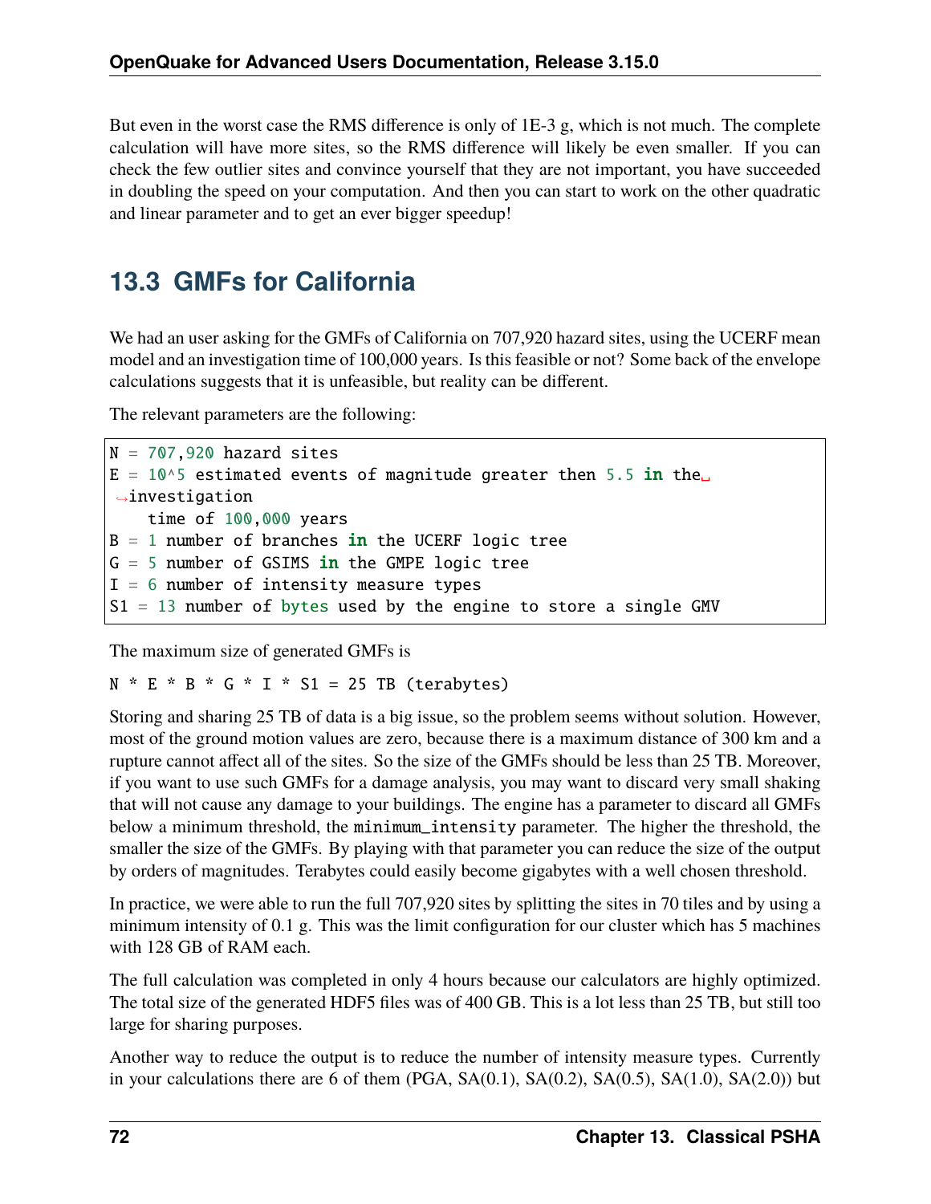But even in the worst case the RMS difference is only of 1E-3 g, which is not much. The complete calculation will have more sites, so the RMS difference will likely be even smaller. If you can check the few outlier sites and convince yourself that they are not important, you have succeeded in doubling the speed on your computation. And then you can start to work on the other quadratic and linear parameter and to get an ever bigger speedup!

## 13.3 GMFs for California

We had an user asking for the GMFs of California on 707,920 hazard sites, using the UCERF mean model and an investigation time of 100,000 years. Is this feasible or not? Some back of the envelope calculations suggests that it is unfeasible, but reality can be different.

The relevant parameters are the following:

```
N = 707,920 hazard sites
E = 10^5 estimated events of magnitude greater then 5.5 in the investigation
    time of 100,000 years
B = 1 number of branches in the UCERF logic tree
G = 5 number of GSIMS in the GMPE logic tree
I = 6 number of intensity measure types
S1 = 13 number of bytes used by the engine to store a single GMV
```

The maximum size of generated GMFs is

```
N * E * B * G * I * S1 = 25 TB (terabytes)
```

Storing and sharing 25 TB of data is a big issue, so the problem seems without solution. However, most of the ground motion values are zero, because there is a maximum distance of 300 km and a rupture cannot affect all of the sites. So the size of the GMFs should be less than 25 TB. Moreover, if you want to use such GMFs for a damage analysis, you may want to discard very small shaking that will not cause any damage to your buildings. The engine has a parameter to discard all GMFs below a minimum threshold, the `minimum_intensity` parameter. The higher the threshold, the smaller the size of the GMFs. By playing with that parameter you can reduce the size of the output by orders of magnitudes. Terabytes could easily become gigabytes with a well chosen threshold.

In practice, we were able to run the full 707,920 sites by splitting the sites in 70 tiles and by using a minimum intensity of 0.1 g. This was the limit configuration for our cluster which has 5 machines with 128 GB of RAM each.

The full calculation was completed in only 4 hours because our calculators are highly optimized. The total size of the generated HDF5 files was of 400 GB. This is a lot less than 25 TB, but still too large for sharing purposes.

Another way to reduce the output is to reduce the number of intensity measure types. Currently in your calculations there are 6 of them (PGA, SA(0.1), SA(0.2), SA(0.5), SA(1.0), SA(2.0)) but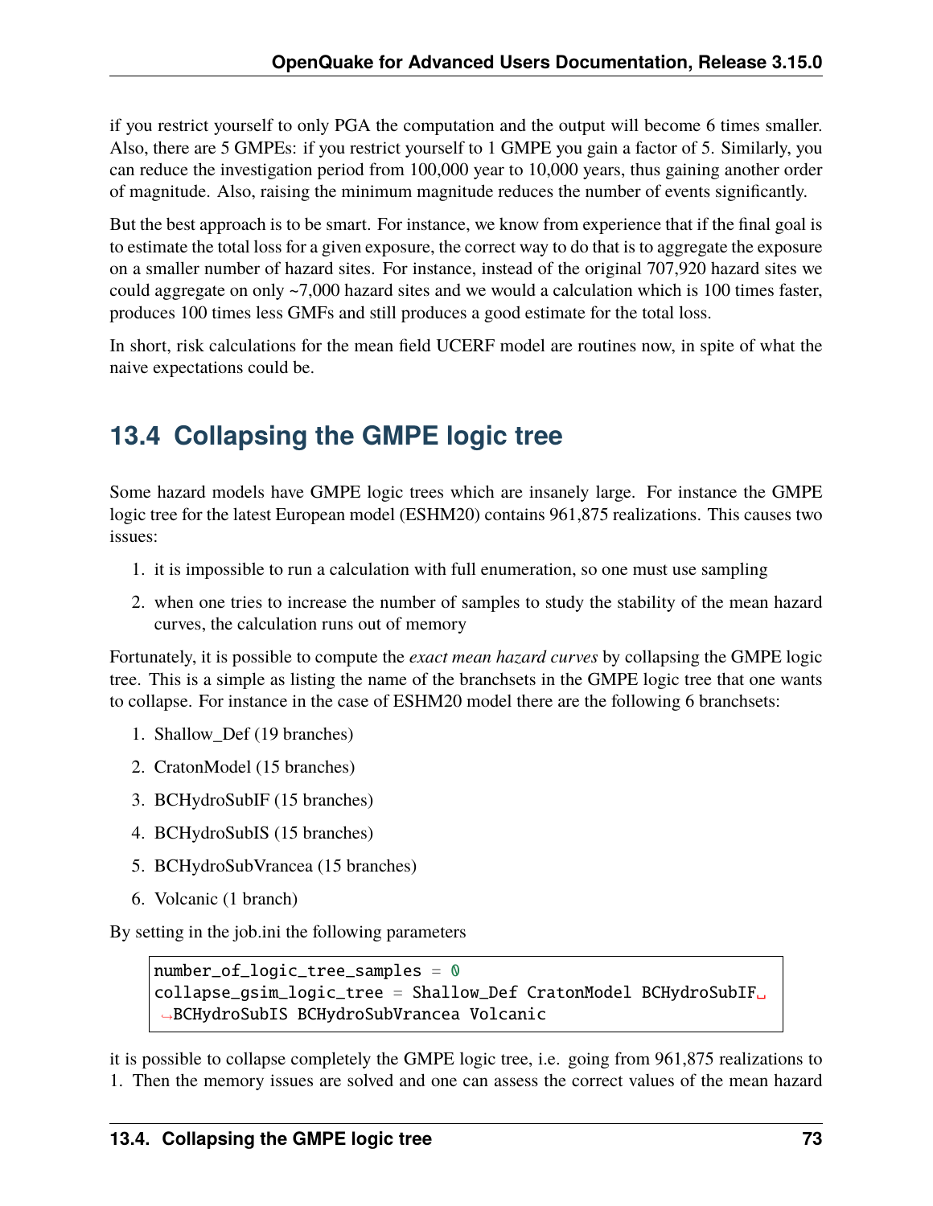if you restrict yourself to only PGA the computation and the output will become 6 times smaller. Also, there are 5 GMPEs: if you restrict yourself to 1 GMPE you gain a factor of 5. Similarly, you can reduce the investigation period from 100,000 year to 10,000 years, thus gaining another order of magnitude. Also, raising the minimum magnitude reduces the number of events significantly.

But the best approach is to be smart. For instance, we know from experience that if the final goal is to estimate the total loss for a given exposure, the correct way to do that is to aggregate the exposure on a smaller number of hazard sites. For instance, instead of the original 707,920 hazard sites we could aggregate on only ~7,000 hazard sites and we would a calculation which is 100 times faster, produces 100 times less GMFs and still produces a good estimate for the total loss.

In short, risk calculations for the mean field UCERF model are routines now, in spite of what the naive expectations could be.

## 13.4 Collapsing the GMPE logic tree

Some hazard models have GMPE logic trees which are insanely large. For instance the GMPE logic tree for the latest European model (ESHM20) contains 961,875 realizations. This causes two issues:

1. it is impossible to run a calculation with full enumeration, so one must use sampling
2. when one tries to increase the number of samples to study the stability of the mean hazard curves, the calculation runs out of memory

Fortunately, it is possible to compute the *exact mean hazard curves* by collapsing the GMPE logic tree. This is a simple as listing the name of the branchsets in the GMPE logic tree that one wants to collapse. For instance in the case of ESHM20 model there are the following 6 branchsets:

1. Shallow_Def (19 branches)
2. CratonModel (15 branches)
3. BCHydroSubIF (15 branches)
4. BCHydroSubIS (15 branches)
5. BCHydroSubVrancea (15 branches)
6. Volcanic (1 branch)

By setting in the job.ini the following parameters

```
number_of_logic_tree_samples = 0
collapse_gsim_logic_tree = Shallow_Def CratonModel BCHydroSubIF BCHydroSubIS BCHydroSubVrancea Volcanic
```

it is possible to collapse completely the GMPE logic tree, i.e. going from 961,875 realizations to 1. Then the memory issues are solved and one can assess the correct values of the mean hazard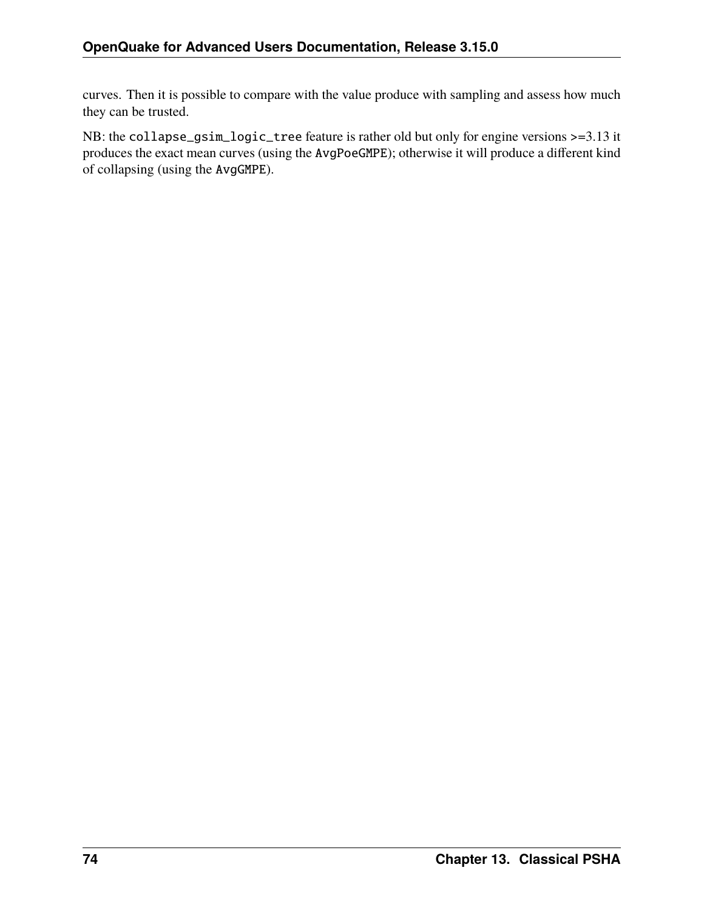curves. Then it is possible to compare with the value produce with sampling and assess how much they can be trusted.

NB: the `collapse_gsim_logic_tree` feature is rather old but only for engine versions >=3.13 it produces the exact mean curves (using the `AvgPoeGMPE`); otherwise it will produce a different kind of collapsing (using the `AvgGMPE`).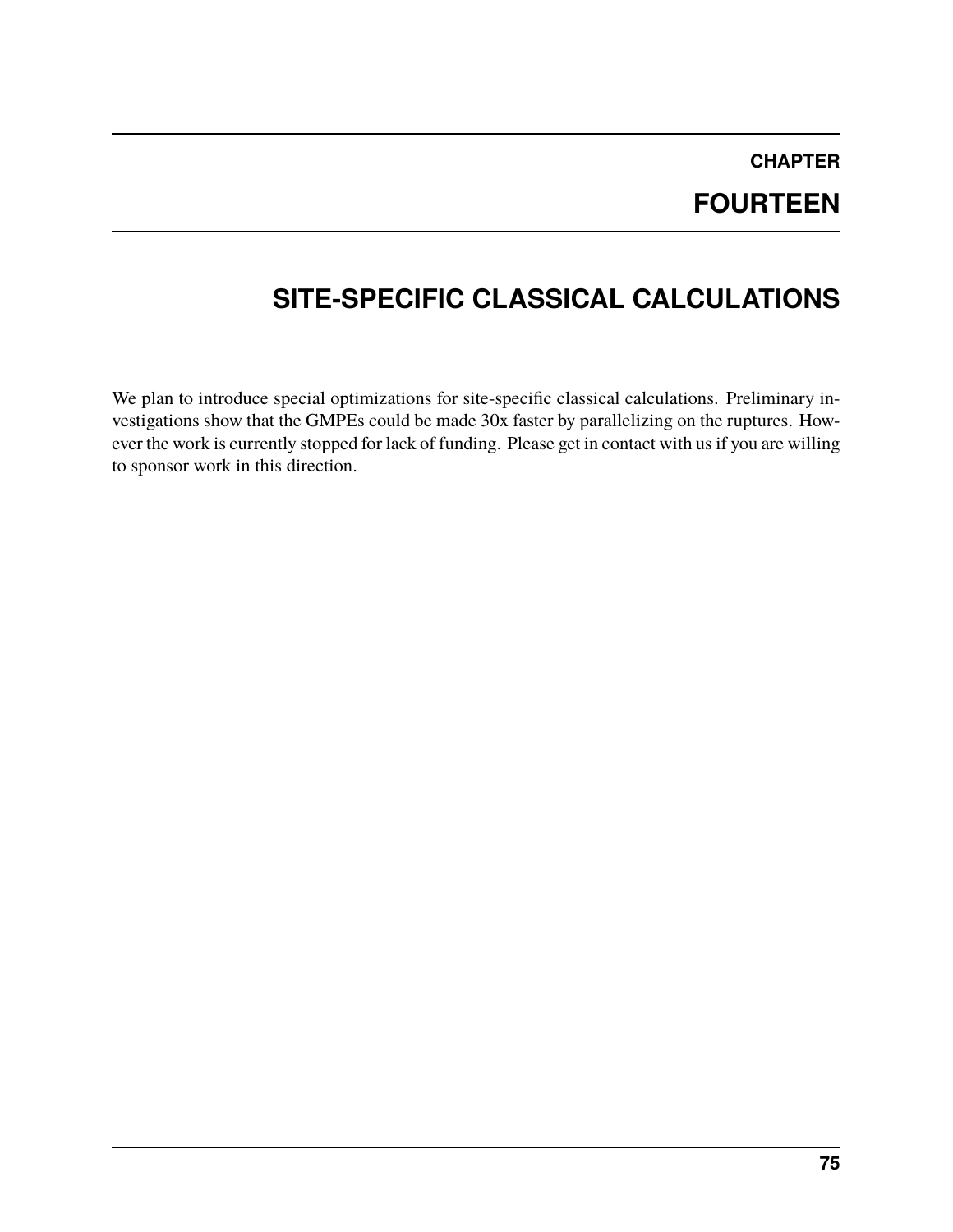# CHAPTER FOURTEEN

# SITE-SPECIFIC CLASSICAL CALCULATIONS

We plan to introduce special optimizations for site-specific classical calculations. Preliminary investigations show that the GMPEs could be made 30x faster by parallelizing on the ruptures. However the work is currently stopped for lack of funding. Please get in contact with us if you are willing to sponsor work in this direction.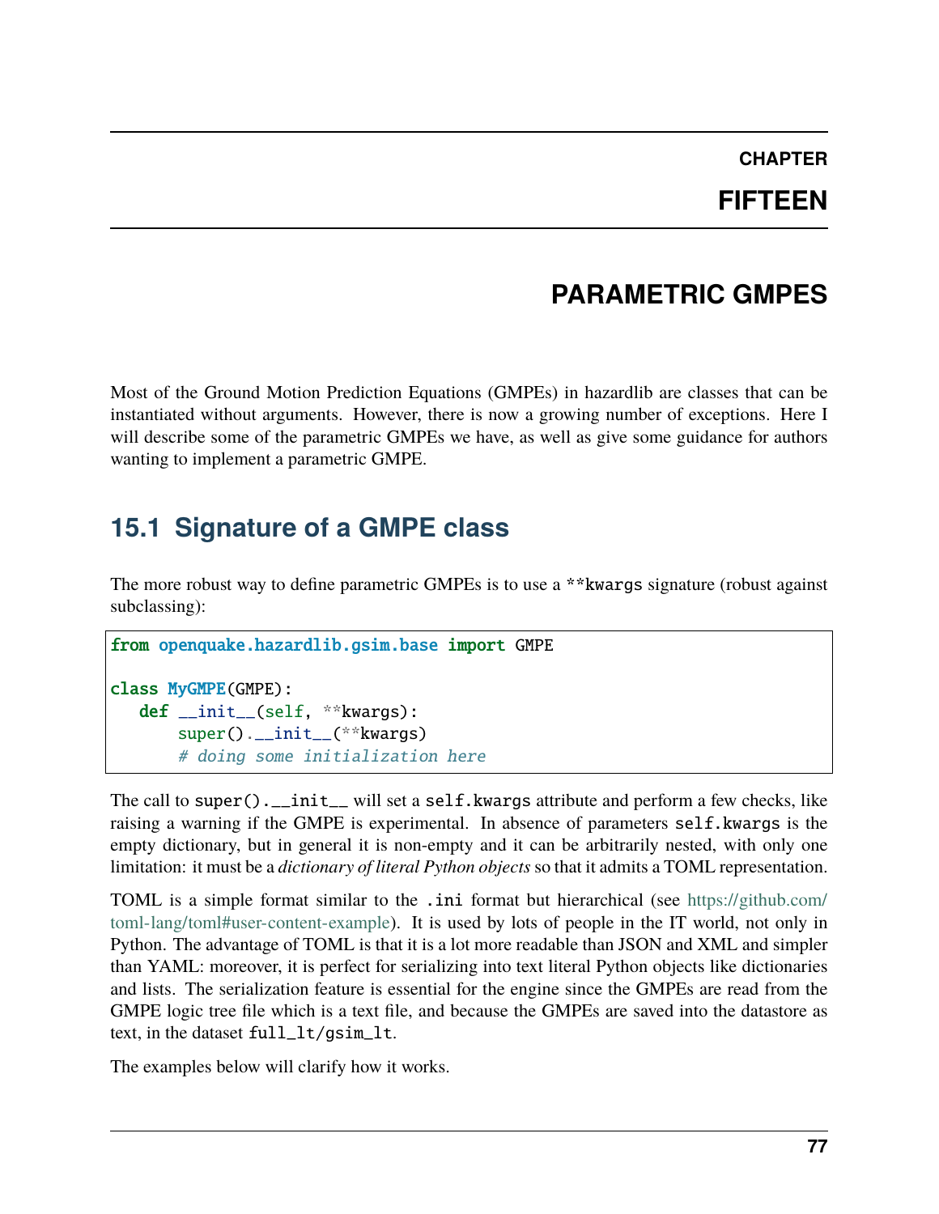# CHAPTER FIFTEEN

# PARAMETRIC GMPES

Most of the Ground Motion Prediction Equations (GMPEs) in hazardlib are classes that can be instantiated without arguments. However, there is now a growing number of exceptions. Here I will describe some of the parametric GMPEs we have, as well as give some guidance for authors wanting to implement a parametric GMPE.

## 15.1 Signature of a GMPE class

The more robust way to define parametric GMPEs is to use a `**kwargs` signature (robust against subclassing):

```python
from openquake.hazardlib.gsim.base import GMPE

class MyGMPE(GMPE):
   def __init__(self, **kwargs):
       super().__init__(**kwargs)
       # doing some initialization here
```

The call to `super().__init__` will set a `self.kwargs` attribute and perform a few checks, like raising a warning if the GMPE is experimental. In absence of parameters `self.kwargs` is the empty dictionary, but in general it is non-empty and it can be arbitrarily nested, with only one limitation: it must be a *dictionary of literal Python objects* so that it admits a TOML representation.

TOML is a simple format similar to the `.ini` format but hierarchical (see https://github.com/toml-lang/toml#user-content-example). It is used by lots of people in the IT world, not only in Python. The advantage of TOML is that it is a lot more readable than JSON and XML and simpler than YAML: moreover, it is perfect for serializing into text literal Python objects like dictionaries and lists. The serialization feature is essential for the engine since the GMPEs are read from the GMPE logic tree file which is a text file, and because the GMPEs are saved into the datastore as text, in the dataset `full_lt/gsim_lt`.

The examples below will clarify how it works.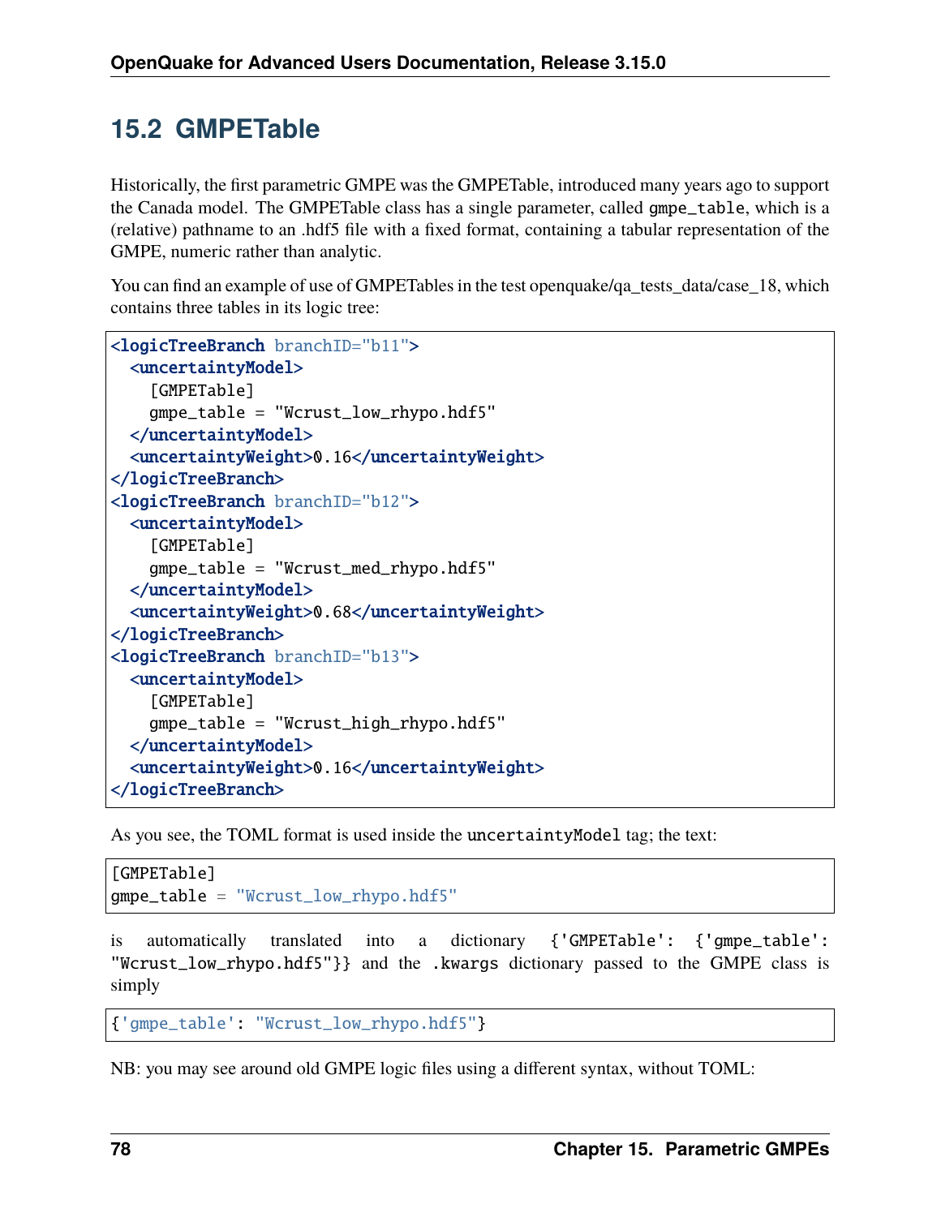## 15.2 GMPETable

Historically, the first parametric GMPE was the GMPETable, introduced many years ago to support the Canada model. The GMPETable class has a single parameter, called `gmpe_table`, which is a (relative) pathname to an .hdf5 file with a fixed format, containing a tabular representation of the GMPE, numeric rather than analytic.

You can find an example of use of GMPETables in the test openquake/qa_tests_data/case_18, which contains three tables in its logic tree:

```
<logicTreeBranch branchID="b11">
  <uncertaintyModel>
    [GMPETable]
    gmpe_table = "Wcrust_low_rhypo.hdf5"
  </uncertaintyModel>
  <uncertaintyWeight>0.16</uncertaintyWeight>
</logicTreeBranch>
<logicTreeBranch branchID="b12">
  <uncertaintyModel>
    [GMPETable]
    gmpe_table = "Wcrust_med_rhypo.hdf5"
  </uncertaintyModel>
  <uncertaintyWeight>0.68</uncertaintyWeight>
</logicTreeBranch>
<logicTreeBranch branchID="b13">
  <uncertaintyModel>
    [GMPETable]
    gmpe_table = "Wcrust_high_rhypo.hdf5"
  </uncertaintyModel>
  <uncertaintyWeight>0.16</uncertaintyWeight>
</logicTreeBranch>
```

As you see, the TOML format is used inside the `uncertaintyModel` tag; the text:

```
[GMPETable]
gmpe_table = "Wcrust_low_rhypo.hdf5"
```

is automatically translated into a dictionary `{'GMPETable': {'gmpe_table': "Wcrust_low_rhypo.hdf5"}}` and the `.kwargs` dictionary passed to the GMPE class is simply

```
{'gmpe_table': "Wcrust_low_rhypo.hdf5"}
```

NB: you may see around old GMPE logic files using a different syntax, without TOML: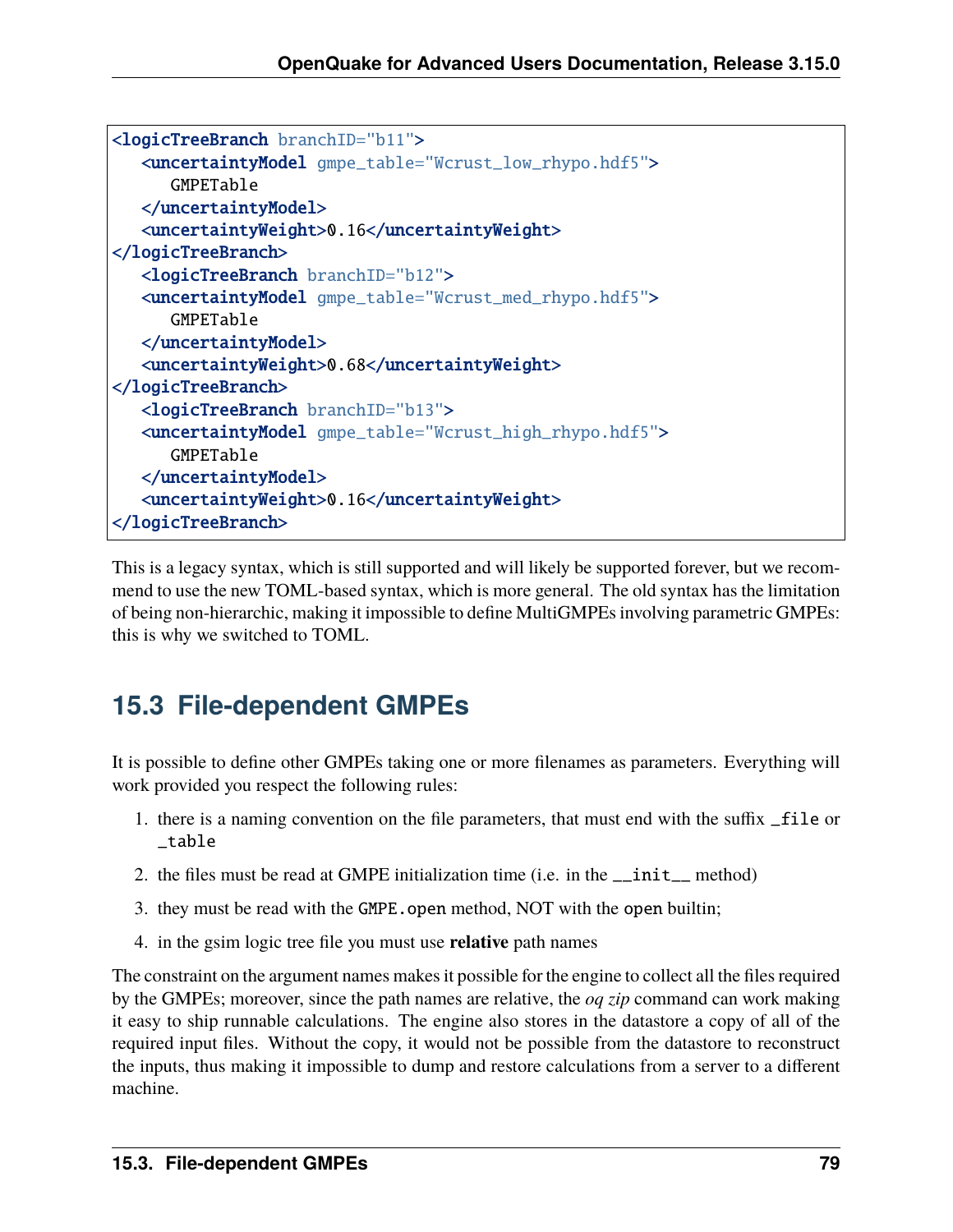```
<logicTreeBranch branchID="b11">
   <uncertaintyModel gmpe_table="Wcrust_low_rhypo.hdf5">
      GMPETable
   </uncertaintyModel>
   <uncertaintyWeight>0.16</uncertaintyWeight>
</logicTreeBranch>
   <logicTreeBranch branchID="b12">
   <uncertaintyModel gmpe_table="Wcrust_med_rhypo.hdf5">
      GMPETable
   </uncertaintyModel>
   <uncertaintyWeight>0.68</uncertaintyWeight>
</logicTreeBranch>
   <logicTreeBranch branchID="b13">
   <uncertaintyModel gmpe_table="Wcrust_high_rhypo.hdf5">
      GMPETable
   </uncertaintyModel>
   <uncertaintyWeight>0.16</uncertaintyWeight>
</logicTreeBranch>
```

This is a legacy syntax, which is still supported and will likely be supported forever, but we recommend to use the new TOML-based syntax, which is more general. The old syntax has the limitation of being non-hierarchic, making it impossible to define MultiGMPEs involving parametric GMPEs: this is why we switched to TOML.

## 15.3 File-dependent GMPEs

It is possible to define other GMPEs taking one or more filenames as parameters. Everything will work provided you respect the following rules:

1. there is a naming convention on the file parameters, that must end with the suffix `_file` or `_table`
2. the files must be read at GMPE initialization time (i.e. in the `__init__` method)
3. they must be read with the `GMPE.open` method, NOT with the `open` builtin;
4. in the gsim logic tree file you must use **relative** path names

The constraint on the argument names makes it possible for the engine to collect all the files required by the GMPEs; moreover, since the path names are relative, the *oq zip* command can work making it easy to ship runnable calculations. The engine also stores in the datastore a copy of all of the required input files. Without the copy, it would not be possible from the datastore to reconstruct the inputs, thus making it impossible to dump and restore calculations from a server to a different machine.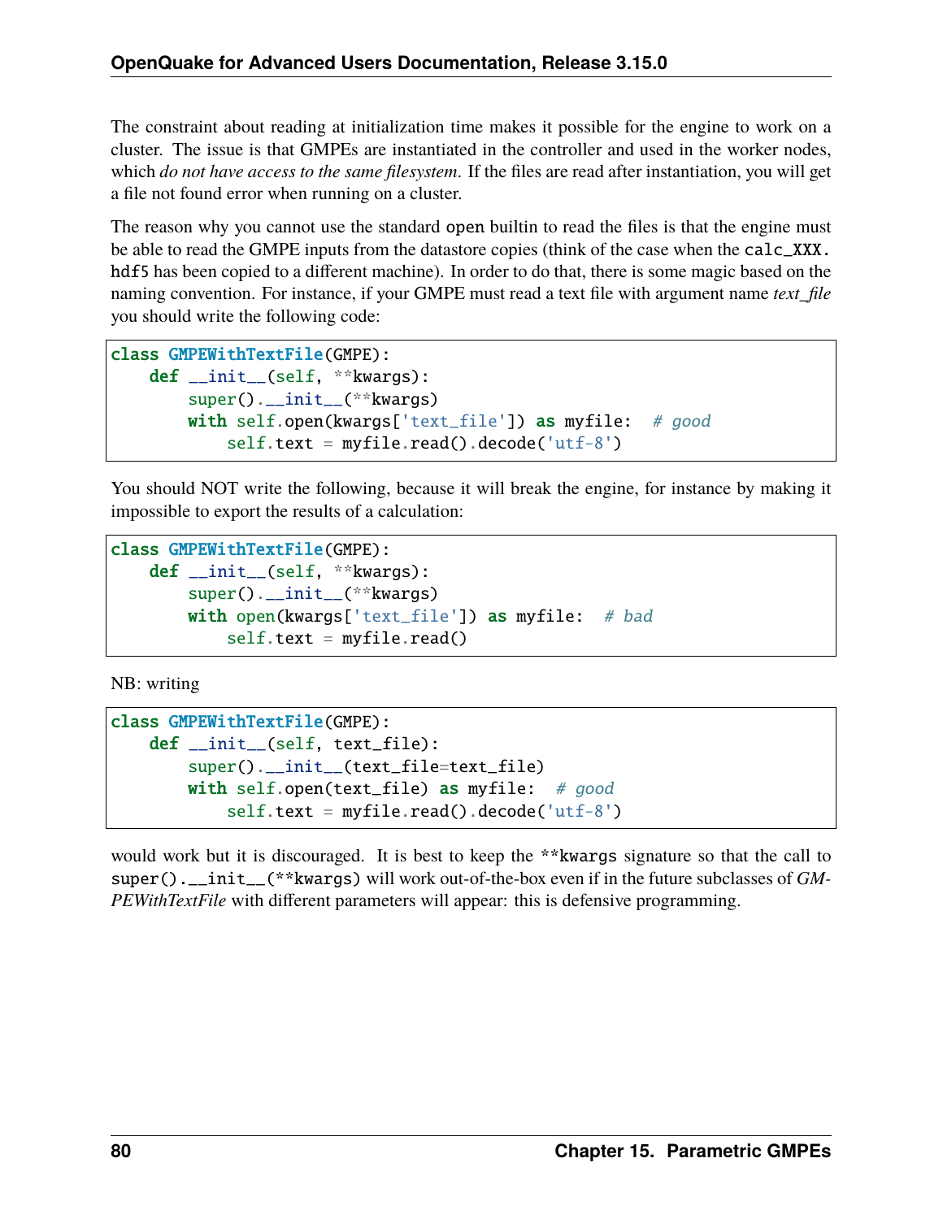The constraint about reading at initialization time makes it possible for the engine to work on a cluster. The issue is that GMPEs are instantiated in the controller and used in the worker nodes, which *do not have access to the same filesystem*. If the files are read after instantiation, you will get a file not found error when running on a cluster.

The reason why you cannot use the standard `open` builtin to read the files is that the engine must be able to read the GMPE inputs from the datastore copies (think of the case when the `calc_XXX.hdf5` has been copied to a different machine). In order to do that, there is some magic based on the naming convention. For instance, if your GMPE must read a text file with argument name *text_file* you should write the following code:

```
class GMPEWithTextFile(GMPE):
    def __init__(self, **kwargs):
        super().__init__(**kwargs)
        with self.open(kwargs['text_file']) as myfile:  # good
            self.text = myfile.read().decode('utf-8')
```

You should NOT write the following, because it will break the engine, for instance by making it impossible to export the results of a calculation:

```
class GMPEWithTextFile(GMPE):
    def __init__(self, **kwargs):
        super().__init__(**kwargs)
        with open(kwargs['text_file']) as myfile:  # bad
            self.text = myfile.read()
```

NB: writing

```
class GMPEWithTextFile(GMPE):
    def __init__(self, text_file):
        super().__init__(text_file=text_file)
        with self.open(text_file) as myfile:  # good
            self.text = myfile.read().decode('utf-8')
```

would work but it is discouraged. It is best to keep the `**kwargs` signature so that the call to `super().__init__(**kwargs)` will work out-of-the-box even if in the future subclasses of *GMPEWithTextFile* with different parameters will appear: this is defensive programming.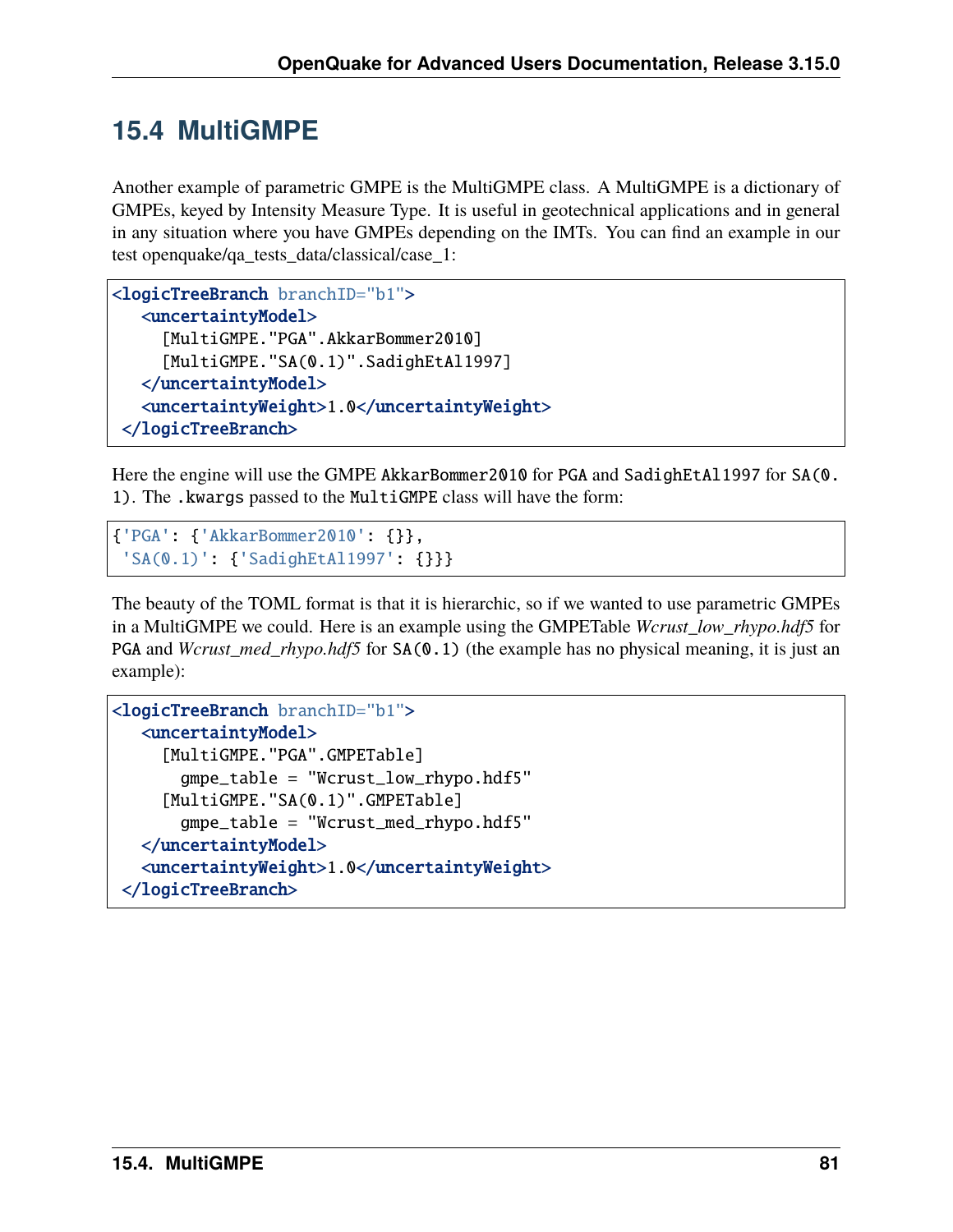## 15.4 MultiGMPE

Another example of parametric GMPE is the MultiGMPE class. A MultiGMPE is a dictionary of GMPEs, keyed by Intensity Measure Type. It is useful in geotechnical applications and in general in any situation where you have GMPEs depending on the IMTs. You can find an example in our test openquake/qa_tests_data/classical/case_1:

```
<logicTreeBranch branchID="b1">
   <uncertaintyModel>
     [MultiGMPE."PGA".AkkarBommer2010]
     [MultiGMPE."SA(0.1)".SadighEtAl1997]
   </uncertaintyModel>
   <uncertaintyWeight>1.0</uncertaintyWeight>
 </logicTreeBranch>
```

Here the engine will use the GMPE `AkkarBommer2010` for `PGA` and `SadighEtAl1997` for `SA(0.1)`. The `.kwargs` passed to the `MultiGMPE` class will have the form:

```
{'PGA': {'AkkarBommer2010': {}},
 'SA(0.1)': {'SadighEtAl1997': {}}}
```

The beauty of the TOML format is that it is hierarchic, so if we wanted to use parametric GMPEs in a MultiGMPE we could. Here is an example using the GMPETable *Wcrust_low_rhypo.hdf5* for `PGA` and *Wcrust_med_rhypo.hdf5* for `SA(0.1)` (the example has no physical meaning, it is just an example):

```
<logicTreeBranch branchID="b1">
   <uncertaintyModel>
     [MultiGMPE."PGA".GMPETable]
       gmpe_table = "Wcrust_low_rhypo.hdf5"
     [MultiGMPE."SA(0.1)".GMPETable]
       gmpe_table = "Wcrust_med_rhypo.hdf5"
   </uncertaintyModel>
   <uncertaintyWeight>1.0</uncertaintyWeight>
 </logicTreeBranch>
```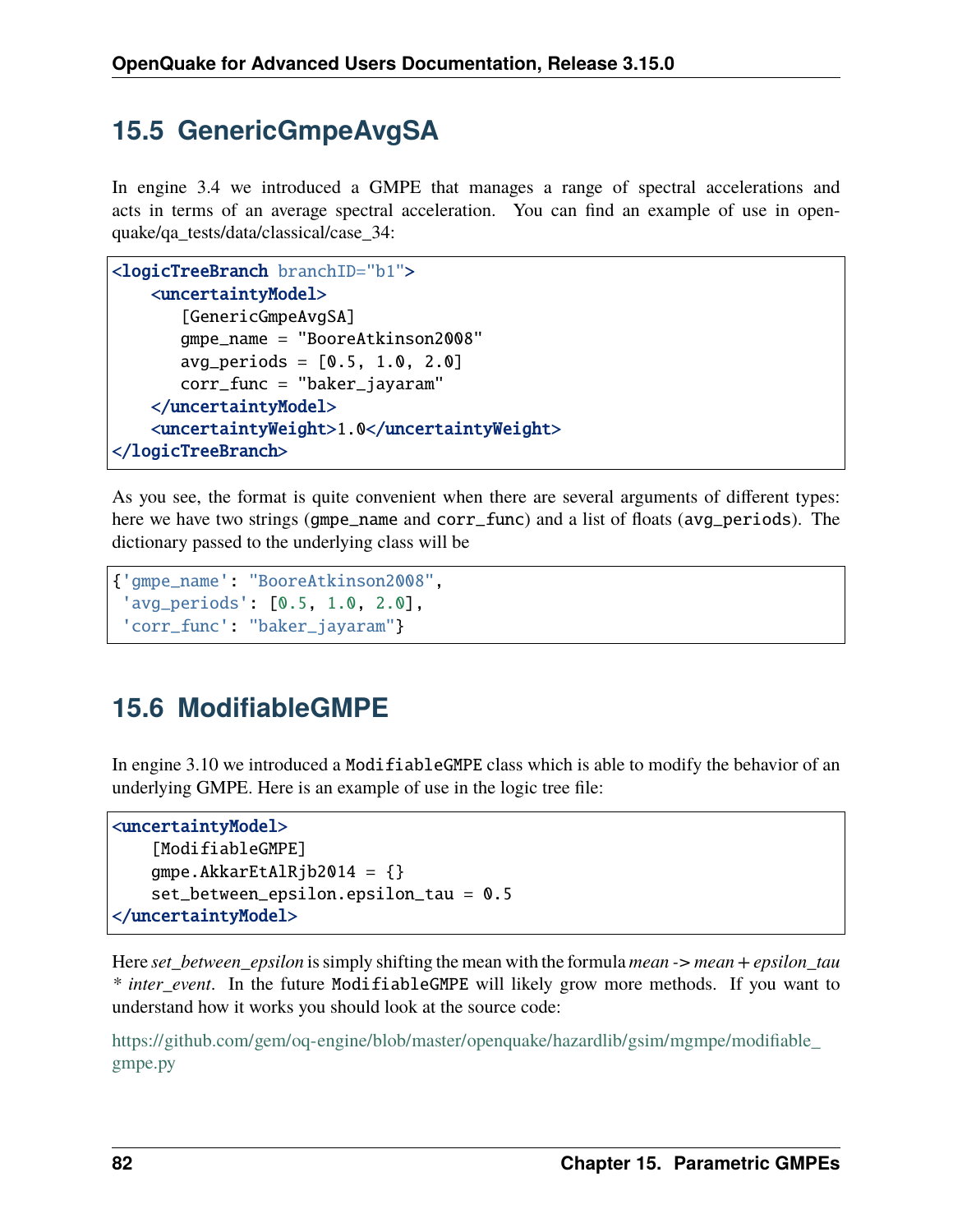## 15.5 GenericGmpeAvgSA

In engine 3.4 we introduced a GMPE that manages a range of spectral accelerations and acts in terms of an average spectral acceleration. You can find an example of use in openquake/qa_tests/data/classical/case_34:

```
<logicTreeBranch branchID="b1">
    <uncertaintyModel>
       [GenericGmpeAvgSA]
       gmpe_name = "BooreAtkinson2008"
       avg_periods = [0.5, 1.0, 2.0]
       corr_func = "baker_jayaram"
    </uncertaintyModel>
    <uncertaintyWeight>1.0</uncertaintyWeight>
</logicTreeBranch>
```

As you see, the format is quite convenient when there are several arguments of different types: here we have two strings (`gmpe_name` and `corr_func`) and a list of floats (`avg_periods`). The dictionary passed to the underlying class will be

```
{'gmpe_name': "BooreAtkinson2008",
 'avg_periods': [0.5, 1.0, 2.0],
 'corr_func': "baker_jayaram"}
```

## 15.6 ModifiableGMPE

In engine 3.10 we introduced a `ModifiableGMPE` class which is able to modify the behavior of an underlying GMPE. Here is an example of use in the logic tree file:

```
<uncertaintyModel>
    [ModifiableGMPE]
    gmpe.AkkarEtAlRjb2014 = {}
    set_between_epsilon.epsilon_tau = 0.5
</uncertaintyModel>
```

Here *set_between_epsilon* is simply shifting the mean with the formula *mean -> mean + epsilon_tau * inter_event*. In the future `ModifiableGMPE` will likely grow more methods. If you want to understand how it works you should look at the source code:

https://github.com/gem/oq-engine/blob/master/openquake/hazardlib/gsim/mgmpe/modifiable_gmpe.py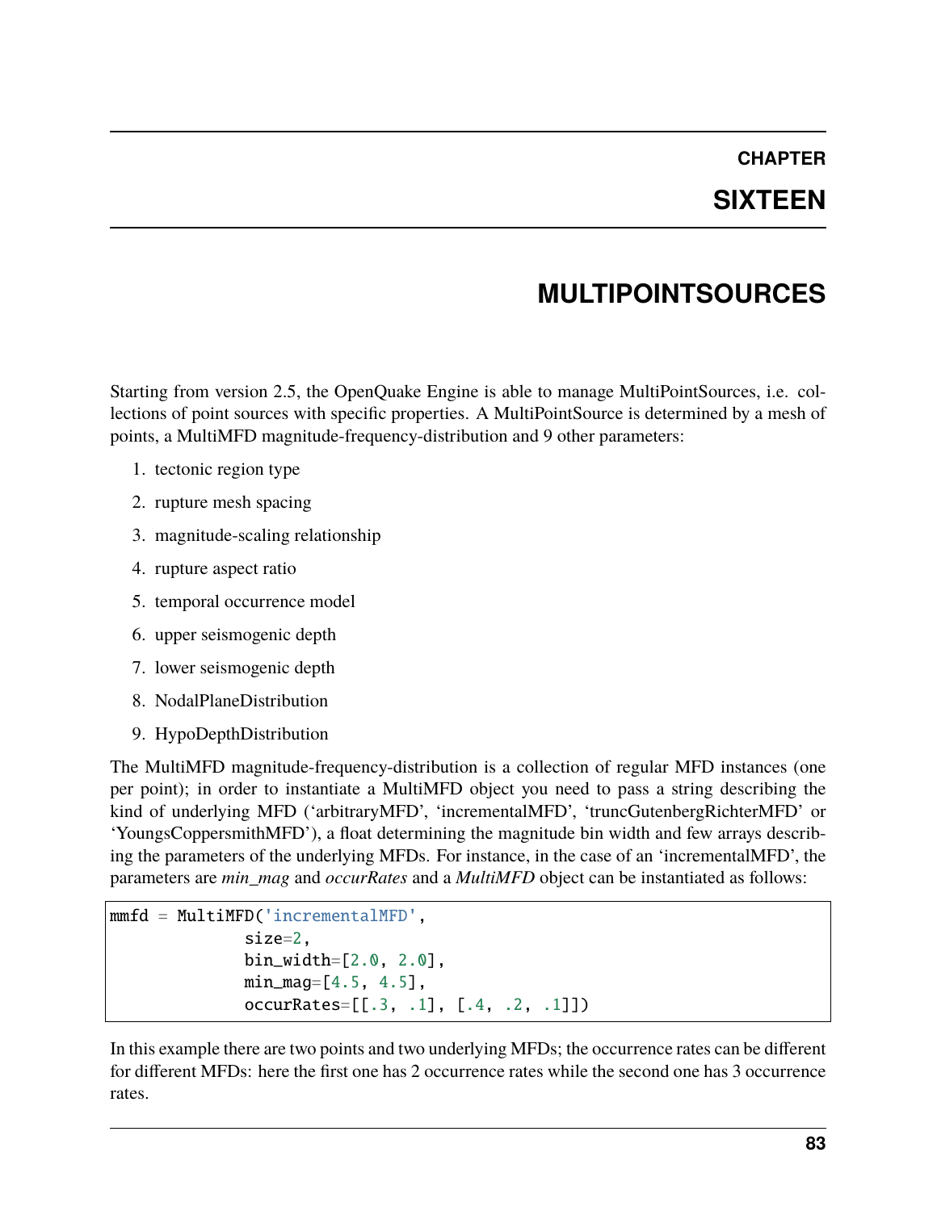# CHAPTER SIXTEEN

# MULTIPOINTSOURCES

Starting from version 2.5, the OpenQuake Engine is able to manage MultiPointSources, i.e. collections of point sources with specific properties. A MultiPointSource is determined by a mesh of points, a MultiMFD magnitude-frequency-distribution and 9 other parameters:

1. tectonic region type
2. rupture mesh spacing
3. magnitude-scaling relationship
4. rupture aspect ratio
5. temporal occurrence model
6. upper seismogenic depth
7. lower seismogenic depth
8. NodalPlaneDistribution
9. HypoDepthDistribution

The MultiMFD magnitude-frequency-distribution is a collection of regular MFD instances (one per point); in order to instantiate a MultiMFD object you need to pass a string describing the kind of underlying MFD ('arbitraryMFD', 'incrementalMFD', 'truncGutenbergRichterMFD' or 'YoungsCoppersmithMFD'), a float determining the magnitude bin width and few arrays describing the parameters of the underlying MFDs. For instance, in the case of an 'incrementalMFD', the parameters are *min_mag* and *occurRates* and a *MultiMFD* object can be instantiated as follows:

```
mmfd = MultiMFD('incrementalMFD',
               size=2,
               bin_width=[2.0, 2.0],
               min_mag=[4.5, 4.5],
               occurRates=[[.3, .1], [.4, .2, .1]])
```

In this example there are two points and two underlying MFDs; the occurrence rates can be different for different MFDs: here the first one has 2 occurrence rates while the second one has 3 occurrence rates.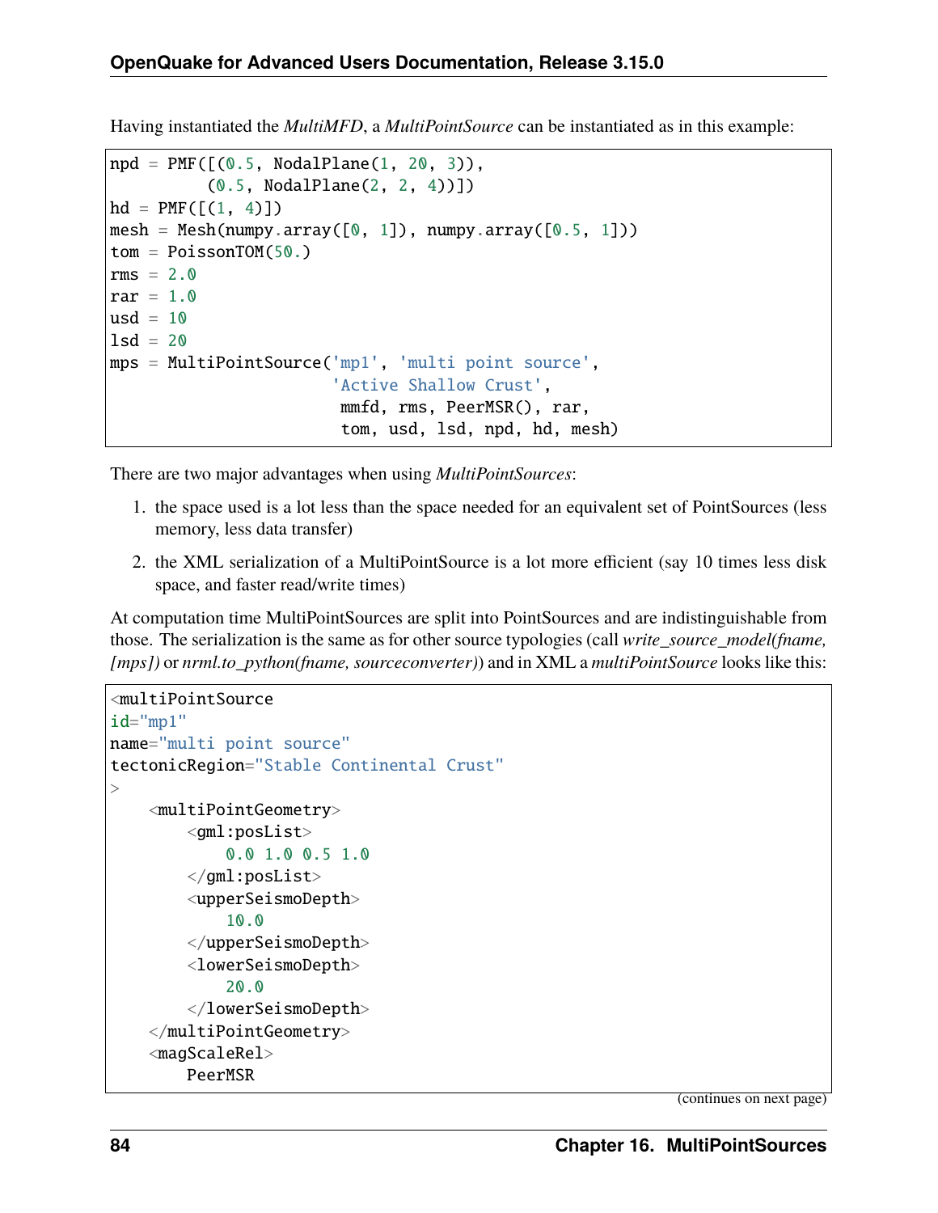Having instantiated the *MultiMFD*, a *MultiPointSource* can be instantiated as in this example:

```
npd = PMF([(0.5, NodalPlane(1, 20, 3)),
          (0.5, NodalPlane(2, 2, 4))])
hd = PMF([(1, 4)])
mesh = Mesh(numpy.array([0, 1]), numpy.array([0.5, 1]))
tom = PoissonTOM(50.)
rms = 2.0
rar = 1.0
usd = 10
lsd = 20
mps = MultiPointSource('mp1', 'multi point source',
                       'Active Shallow Crust',
                        mmfd, rms, PeerMSR(), rar,
                        tom, usd, lsd, npd, hd, mesh)
```

There are two major advantages when using *MultiPointSources*:

1. the space used is a lot less than the space needed for an equivalent set of PointSources (less memory, less data transfer)
2. the XML serialization of a MultiPointSource is a lot more efficient (say 10 times less disk space, and faster read/write times)

At computation time MultiPointSources are split into PointSources and are indistinguishable from those. The serialization is the same as for other source typologies (call *write_source_model(fname, [mps])* or *nrml.to_python(fname, sourceconverter)*) and in XML a *multiPointSource* looks like this:

```
<multiPointSource
id="mp1"
name="multi point source"
tectonicRegion="Stable Continental Crust"
>
    <multiPointGeometry>
        <gml:posList>
            0.0 1.0 0.5 1.0
        </gml:posList>
        <upperSeismoDepth>
            10.0
        </upperSeismoDepth>
        <lowerSeismoDepth>
            20.0
        </lowerSeismoDepth>
    </multiPointGeometry>
    <magScaleRel>
        PeerMSR
```

(continues on next page)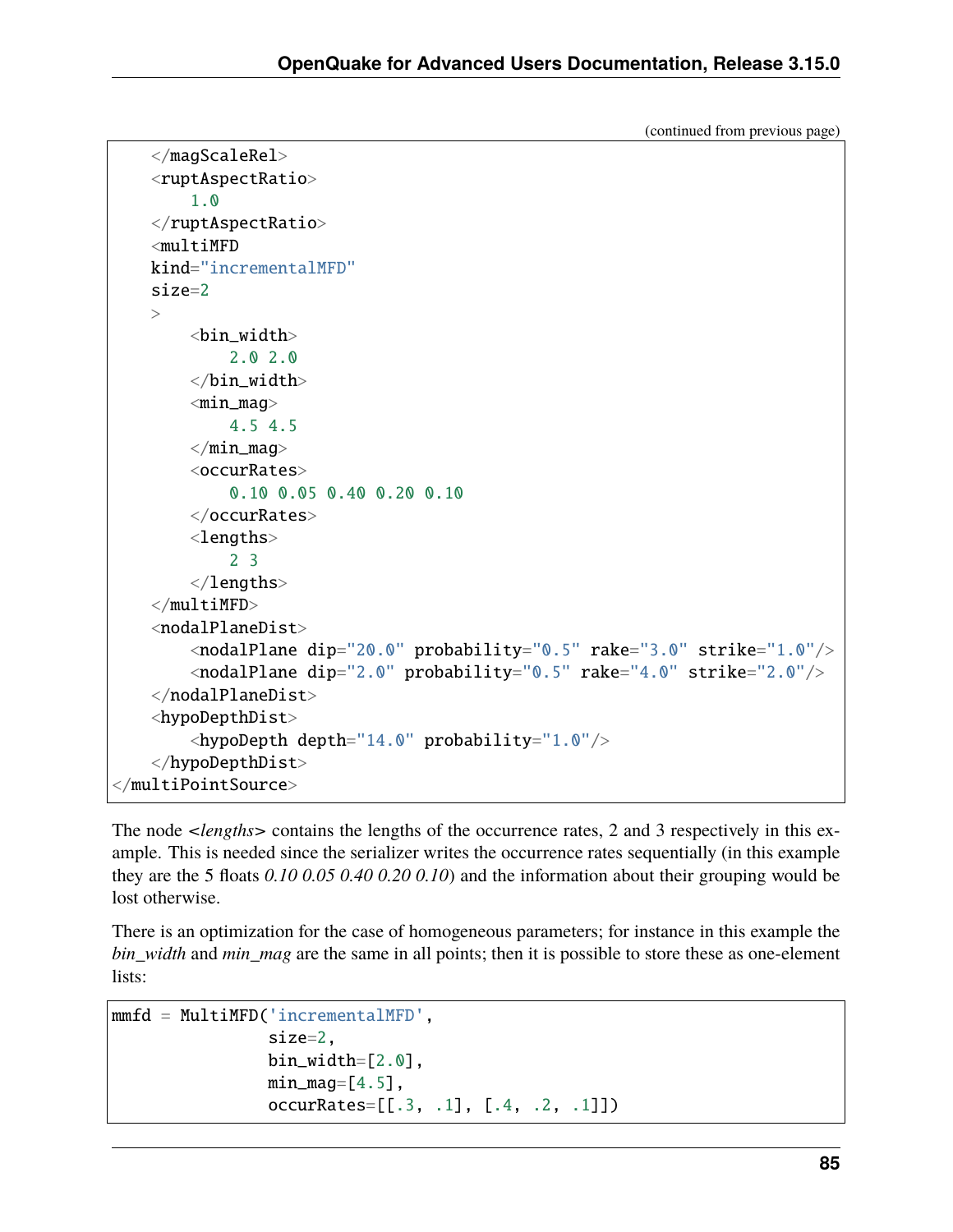(continued from previous page)

```
    </magScaleRel>
    <ruptAspectRatio>
        1.0
    </ruptAspectRatio>
    <multiMFD
    kind="incrementalMFD"
    size=2
    >
        <bin_width>
            2.0 2.0
        </bin_width>
        <min_mag>
            4.5 4.5
        </min_mag>
        <occurRates>
            0.10 0.05 0.40 0.20 0.10
        </occurRates>
        <lengths>
            2 3
        </lengths>
    </multiMFD>
    <nodalPlaneDist>
        <nodalPlane dip="20.0" probability="0.5" rake="3.0" strike="1.0"/>
        <nodalPlane dip="2.0" probability="0.5" rake="4.0" strike="2.0"/>
    </nodalPlaneDist>
    <hypoDepthDist>
        <hypoDepth depth="14.0" probability="1.0"/>
    </hypoDepthDist>
</multiPointSource>
```

The node <*lengths*> contains the lengths of the occurrence rates, 2 and 3 respectively in this example. This is needed since the serializer writes the occurrence rates sequentially (in this example they are the 5 floats *0.10 0.05 0.40 0.20 0.10*) and the information about their grouping would be lost otherwise.

There is an optimization for the case of homogeneous parameters; for instance in this example the *bin_width* and *min_mag* are the same in all points; then it is possible to store these as one-element lists:

```
mmfd = MultiMFD('incrementalMFD',
                size=2,
                bin_width=[2.0],
                min_mag=[4.5],
                occurRates=[[.3, .1], [.4, .2, .1]])
```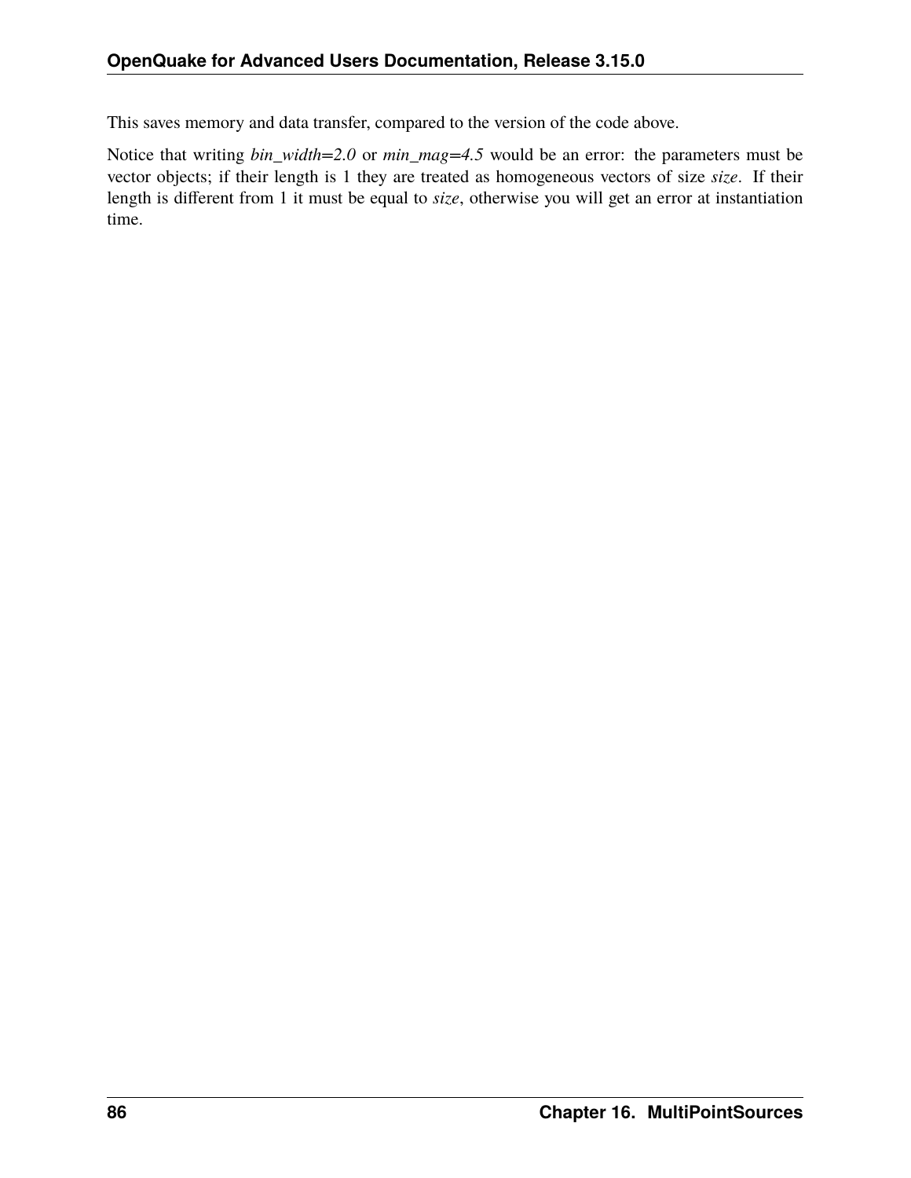This saves memory and data transfer, compared to the version of the code above.

Notice that writing *bin_width=2.0* or *min_mag=4.5* would be an error: the parameters must be vector objects; if their length is 1 they are treated as homogeneous vectors of size *size*. If their length is different from 1 it must be equal to *size*, otherwise you will get an error at instantiation time.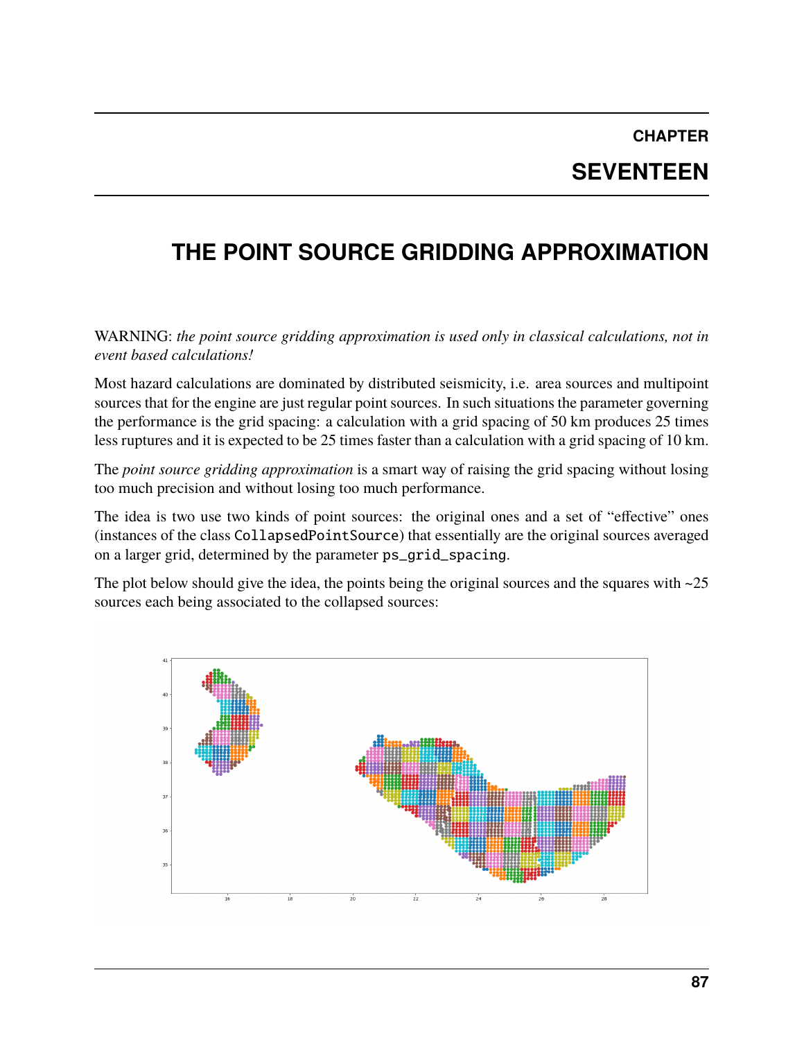# CHAPTER SEVENTEEN

# THE POINT SOURCE GRIDDING APPROXIMATION

WARNING: *the point source gridding approximation is used only in classical calculations, not in event based calculations!*

Most hazard calculations are dominated by distributed seismicity, i.e. area sources and multipoint sources that for the engine are just regular point sources. In such situations the parameter governing the performance is the grid spacing: a calculation with a grid spacing of 50 km produces 25 times less ruptures and it is expected to be 25 times faster than a calculation with a grid spacing of 10 km.

The *point source gridding approximation* is a smart way of raising the grid spacing without losing too much precision and without losing too much performance.

The idea is two use two kinds of point sources: the original ones and a set of "effective" ones (instances of the class `CollapsedPointSource`) that essentially are the original sources averaged on a larger grid, determined by the parameter `ps_grid_spacing`.

The plot below should give the idea, the points being the original sources and the squares with ~25 sources each being associated to the collapsed sources: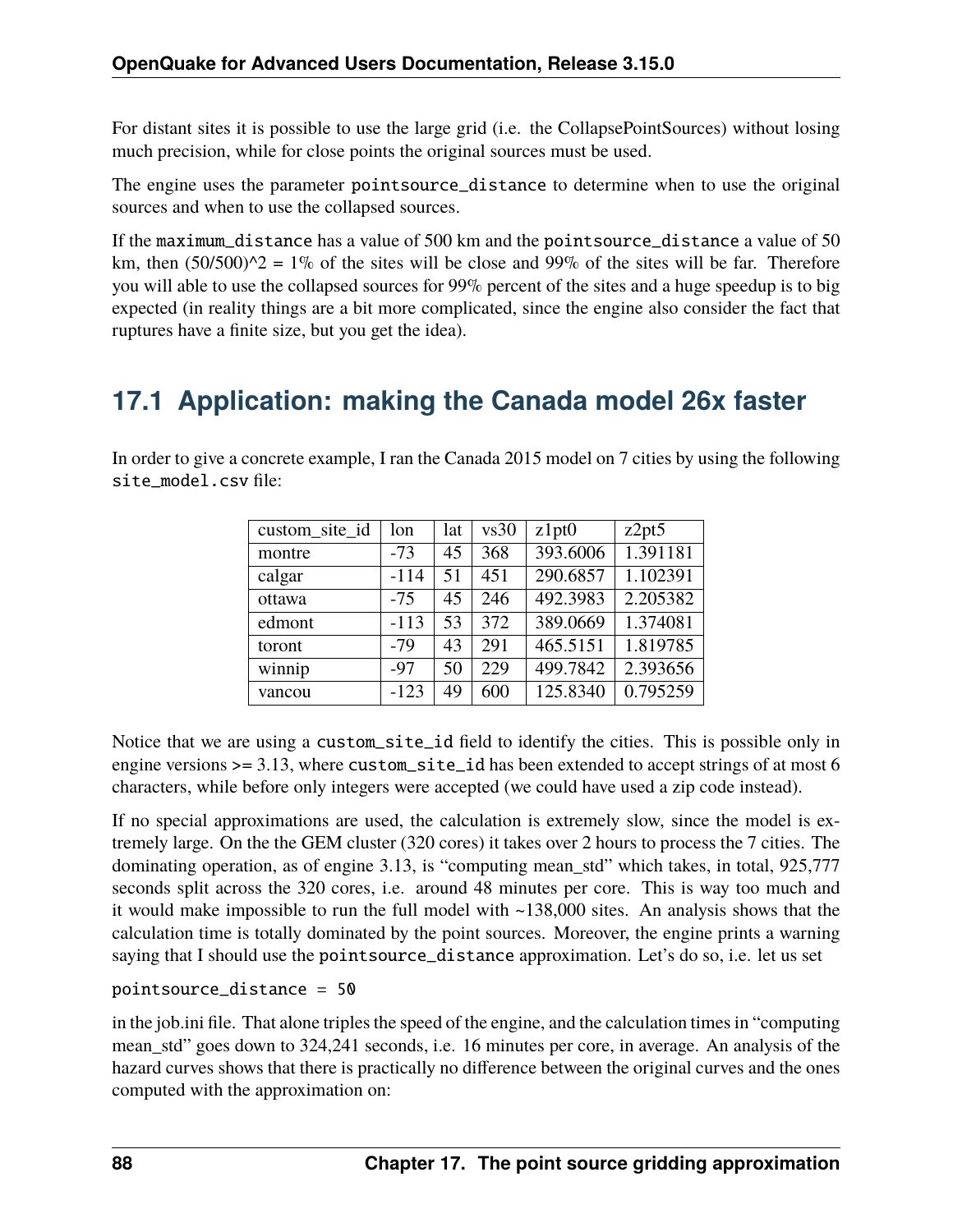For distant sites it is possible to use the large grid (i.e. the CollapsePointSources) without losing much precision, while for close points the original sources must be used.

The engine uses the parameter `pointsource_distance` to determine when to use the original sources and when to use the collapsed sources.

If the `maximum_distance` has a value of 500 km and the `pointsource_distance` a value of 50 km, then (50/500)^2 = 1% of the sites will be close and 99% of the sites will be far. Therefore you will able to use the collapsed sources for 99% percent of the sites and a huge speedup is to big expected (in reality things are a bit more complicated, since the engine also consider the fact that ruptures have a finite size, but you get the idea).

## 17.1 Application: making the Canada model 26x faster

In order to give a concrete example, I ran the Canada 2015 model on 7 cities by using the following `site_model.csv` file:

| custom_site_id | lon | lat | vs30 | z1pt0 | z2pt5 |
|---|---|---|---|---|---|
| montre | -73 | 45 | 368 | 393.6006 | 1.391181 |
| calgar | -114 | 51 | 451 | 290.6857 | 1.102391 |
| ottawa | -75 | 45 | 246 | 492.3983 | 2.205382 |
| edmont | -113 | 53 | 372 | 389.0669 | 1.374081 |
| toront | -79 | 43 | 291 | 465.5151 | 1.819785 |
| winnip | -97 | 50 | 229 | 499.7842 | 2.393656 |
| vancou | -123 | 49 | 600 | 125.8340 | 0.795259 |

Notice that we are using a `custom_site_id` field to identify the cities. This is possible only in engine versions >= 3.13, where `custom_site_id` has been extended to accept strings of at most 6 characters, while before only integers were accepted (we could have used a zip code instead).

If no special approximations are used, the calculation is extremely slow, since the model is extremely large. On the the GEM cluster (320 cores) it takes over 2 hours to process the 7 cities. The dominating operation, as of engine 3.13, is "computing mean_std" which takes, in total, 925,777 seconds split across the 320 cores, i.e. around 48 minutes per core. This is way too much and it would make impossible to run the full model with ~138,000 sites. An analysis shows that the calculation time is totally dominated by the point sources. Moreover, the engine prints a warning saying that I should use the `pointsource_distance` approximation. Let's do so, i.e. let us set

```
pointsource_distance = 50
```

in the job.ini file. That alone triples the speed of the engine, and the calculation times in "computing mean_std" goes down to 324,241 seconds, i.e. 16 minutes per core, in average. An analysis of the hazard curves shows that there is practically no difference between the original curves and the ones computed with the approximation on: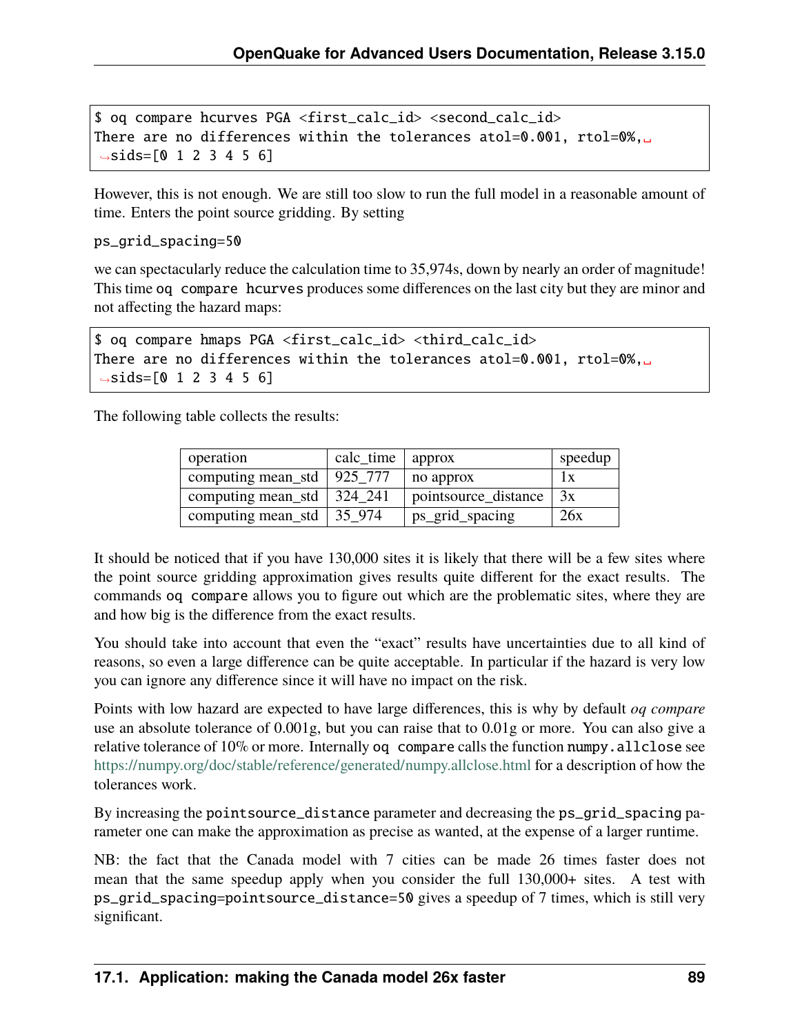```
$ oq compare hcurves PGA <first_calc_id> <second_calc_id>
There are no differences within the tolerances atol=0.001, rtol=0%,␣
↪sids=[0 1 2 3 4 5 6]
```

However, this is not enough. We are still too slow to run the full model in a reasonable amount of time. Enters the point source gridding. By setting

ps_grid_spacing=50

we can spectacularly reduce the calculation time to 35,974s, down by nearly an order of magnitude! This time `oq compare hcurves` produces some differences on the last city but they are minor and not affecting the hazard maps:

```
$ oq compare hmaps PGA <first_calc_id> <third_calc_id>
There are no differences within the tolerances atol=0.001, rtol=0%,␣
↪sids=[0 1 2 3 4 5 6]
```

The following table collects the results:

| operation | calc_time | approx | speedup |
|---|---|---|---|
| computing mean_std | 925_777 | no approx | 1x |
| computing mean_std | 324_241 | pointsource_distance | 3x |
| computing mean_std | 35_974 | ps_grid_spacing | 26x |

It should be noticed that if you have 130,000 sites it is likely that there will be a few sites where the point source gridding approximation gives results quite different for the exact results. The commands `oq compare` allows you to figure out which are the problematic sites, where they are and how big is the difference from the exact results.

You should take into account that even the "exact" results have uncertainties due to all kind of reasons, so even a large difference can be quite acceptable. In particular if the hazard is very low you can ignore any difference since it will have no impact on the risk.

Points with low hazard are expected to have large differences, this is why by default *oq compare* use an absolute tolerance of 0.001g, but you can raise that to 0.01g or more. You can also give a relative tolerance of 10% or more. Internally `oq compare` calls the function `numpy.allclose` see https://numpy.org/doc/stable/reference/generated/numpy.allclose.html for a description of how the tolerances work.

By increasing the `pointsource_distance` parameter and decreasing the `ps_grid_spacing` parameter one can make the approximation as precise as wanted, at the expense of a larger runtime.

NB: the fact that the Canada model with 7 cities can be made 26 times faster does not mean that the same speedup apply when you consider the full 130,000+ sites. A test with `ps_grid_spacing=pointsource_distance=50` gives a speedup of 7 times, which is still very significant.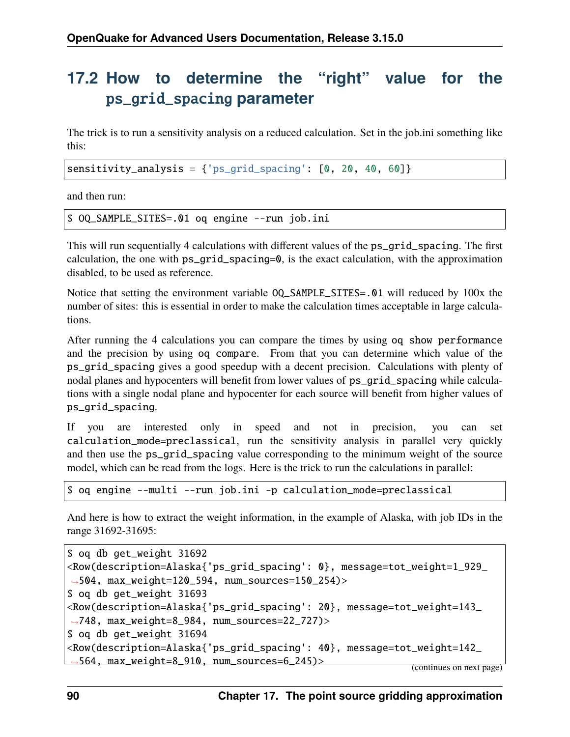## 17.2 How to determine the "right" value for the `ps_grid_spacing` parameter

The trick is to run a sensitivity analysis on a reduced calculation. Set in the job.ini something like this:

```
sensitivity_analysis = {'ps_grid_spacing': [0, 20, 40, 60]}
```

and then run:

```
$ OQ_SAMPLE_SITES=.01 oq engine --run job.ini
```

This will run sequentially 4 calculations with different values of the `ps_grid_spacing`. The first calculation, the one with `ps_grid_spacing=0`, is the exact calculation, with the approximation disabled, to be used as reference.

Notice that setting the environment variable `OQ_SAMPLE_SITES=.01` will reduced by 100x the number of sites: this is essential in order to make the calculation times acceptable in large calculations.

After running the 4 calculations you can compare the times by using `oq show performance` and the precision by using `oq compare`. From that you can determine which value of the `ps_grid_spacing` gives a good speedup with a decent precision. Calculations with plenty of nodal planes and hypocenters will benefit from lower values of `ps_grid_spacing` while calculations with a single nodal plane and hypocenter for each source will benefit from higher values of `ps_grid_spacing`.

If you are interested only in speed and not in precision, you can set `calculation_mode=preclassical`, run the sensitivity analysis in parallel very quickly and then use the `ps_grid_spacing` value corresponding to the minimum weight of the source model, which can be read from the logs. Here is the trick to run the calculations in parallel:

```
$ oq engine --multi --run job.ini -p calculation_mode=preclassical
```

And here is how to extract the weight information, in the example of Alaska, with job IDs in the range 31692-31695:

```
$ oq db get_weight 31692
<Row(description=Alaska{'ps_grid_spacing': 0}, message=tot_weight=1_929_
↪504, max_weight=120_594, num_sources=150_254)>
$ oq db get_weight 31693
<Row(description=Alaska{'ps_grid_spacing': 20}, message=tot_weight=143_
↪748, max_weight=8_984, num_sources=22_727)>
$ oq db get_weight 31694
<Row(description=Alaska{'ps_grid_spacing': 40}, message=tot_weight=142_
↪564, max_weight=8_910, num_sources=6_245)>
```

(continues on next page)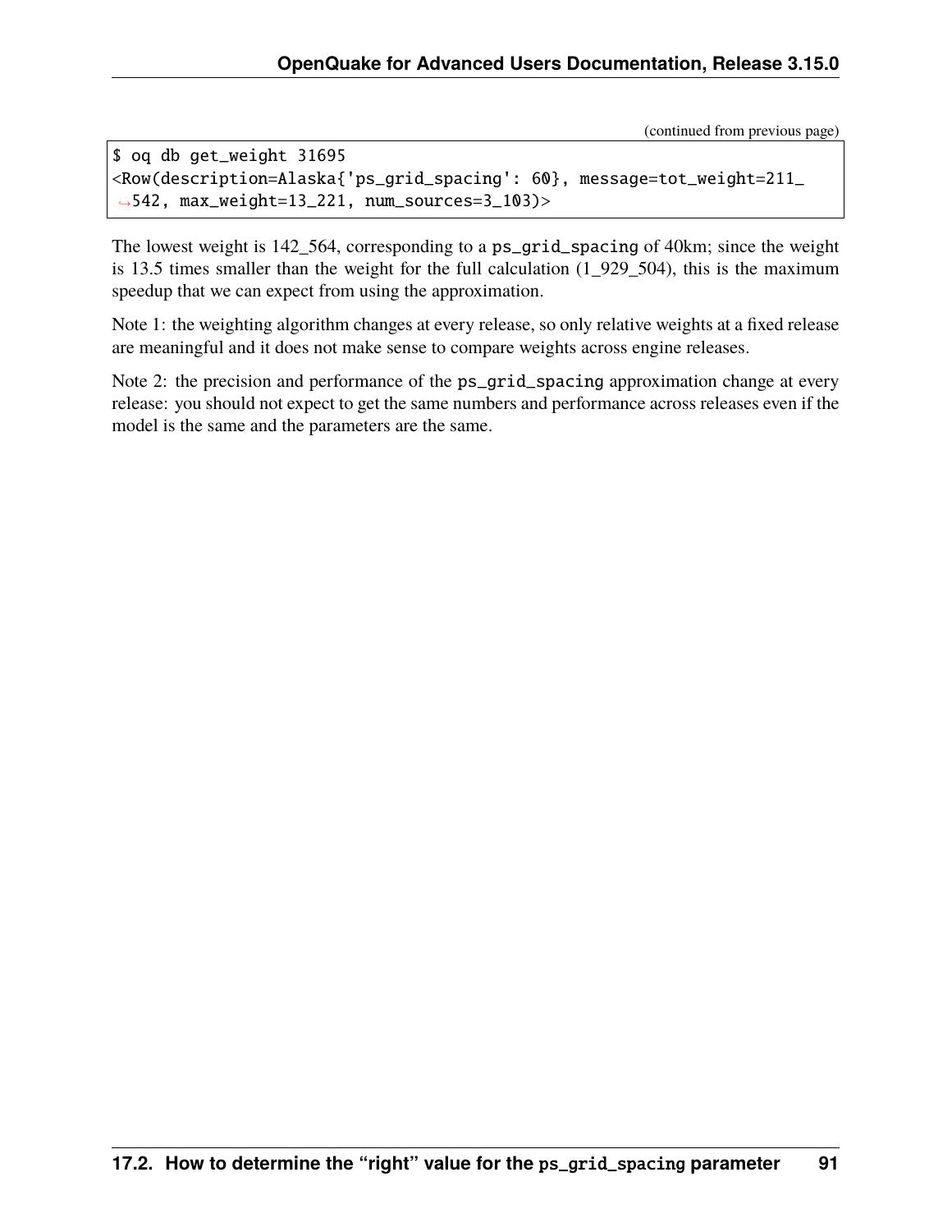```
$ oq db get_weight 31695
<Row(description=Alaska{'ps_grid_spacing': 60}, message=tot_weight=211_542, max_weight=13_221, num_sources=3_103)>
```

The lowest weight is 142_564, corresponding to a `ps_grid_spacing` of 40km; since the weight is 13.5 times smaller than the weight for the full calculation (1_929_504), this is the maximum speedup that we can expect from using the approximation.

Note 1: the weighting algorithm changes at every release, so only relative weights at a fixed release are meaningful and it does not make sense to compare weights across engine releases.

Note 2: the precision and performance of the `ps_grid_spacing` approximation change at every release: you should not expect to get the same numbers and performance across releases even if the model is the same and the parameters are the same.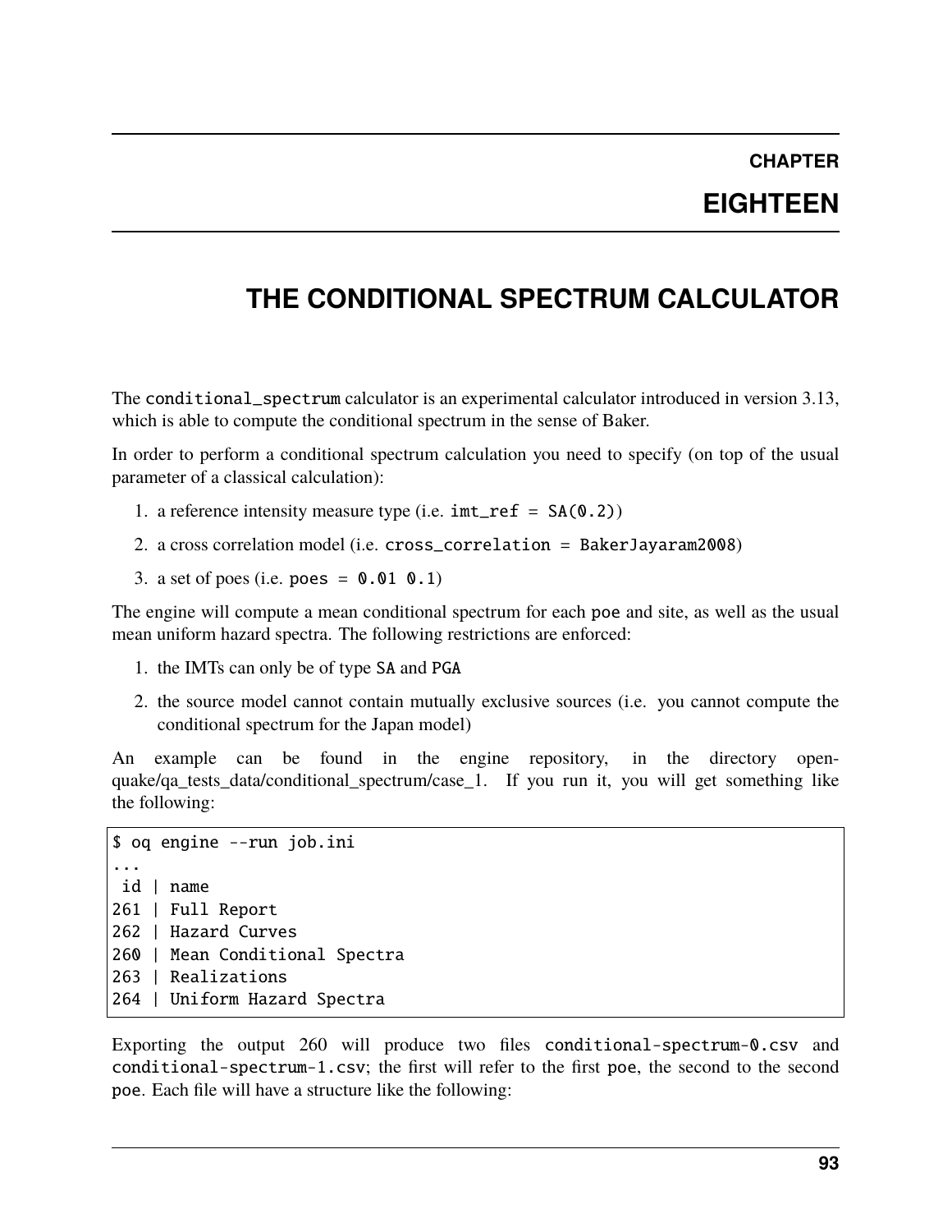# CHAPTER EIGHTEEN

# THE CONDITIONAL SPECTRUM CALCULATOR

The `conditional_spectrum` calculator is an experimental calculator introduced in version 3.13, which is able to compute the conditional spectrum in the sense of Baker.

In order to perform a conditional spectrum calculation you need to specify (on top of the usual parameter of a classical calculation):

1. a reference intensity measure type (i.e. `imt_ref = SA(0.2)`)
2. a cross correlation model (i.e. `cross_correlation = BakerJayaram2008`)
3. a set of poes (i.e. `poes = 0.01 0.1`)

The engine will compute a mean conditional spectrum for each `poe` and site, as well as the usual mean uniform hazard spectra. The following restrictions are enforced:

1. the IMTs can only be of type `SA` and `PGA`
2. the source model cannot contain mutually exclusive sources (i.e. you cannot compute the conditional spectrum for the Japan model)

An example can be found in the engine repository, in the directory openquake/qa_tests_data/conditional_spectrum/case_1. If you run it, you will get something like the following:

```
$ oq engine --run job.ini
...
 id | name
261 | Full Report
262 | Hazard Curves
260 | Mean Conditional Spectra
263 | Realizations
264 | Uniform Hazard Spectra
```

Exporting the output 260 will produce two files `conditional-spectrum-0.csv` and `conditional-spectrum-1.csv`; the first will refer to the first `poe`, the second to the second `poe`. Each file will have a structure like the following: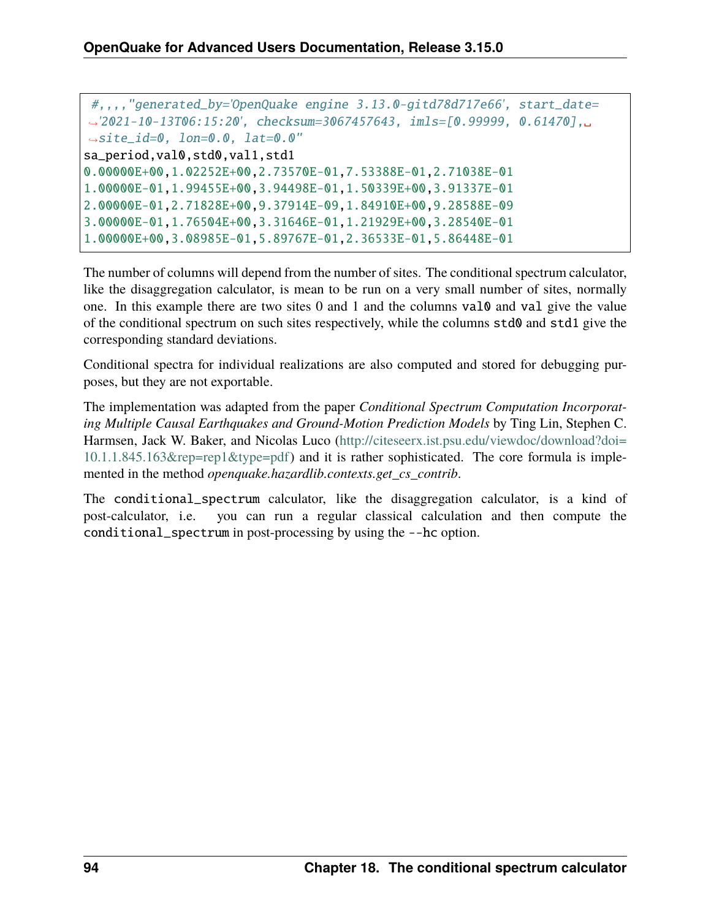```
#,,,,"generated_by='OpenQuake engine 3.13.0-gitd78d717e66', start_date='2021-10-13T06:15:20', checksum=3067457643, imls=[0.99999, 0.61470], site_id=0, lon=0.0, lat=0.0"
sa_period,val0,std0,val1,std1
0.00000E+00,1.02252E+00,2.73570E-01,7.53388E-01,2.71038E-01
1.00000E-01,1.99455E+00,3.94498E-01,1.50339E+00,3.91337E-01
2.00000E-01,2.71828E+00,9.37914E-09,1.84910E+00,9.28588E-09
3.00000E-01,1.76504E+00,3.31646E-01,1.21929E+00,3.28540E-01
1.00000E+00,3.08985E-01,5.89767E-01,2.36533E-01,5.86448E-01
```

The number of columns will depend from the number of sites. The conditional spectrum calculator, like the disaggregation calculator, is mean to be run on a very small number of sites, normally one. In this example there are two sites 0 and 1 and the columns `val0` and `val` give the value of the conditional spectrum on such sites respectively, while the columns `std0` and `std1` give the corresponding standard deviations.

Conditional spectra for individual realizations are also computed and stored for debugging purposes, but they are not exportable.

The implementation was adapted from the paper *Conditional Spectrum Computation Incorporating Multiple Causal Earthquakes and Ground-Motion Prediction Models* by Ting Lin, Stephen C. Harmsen, Jack W. Baker, and Nicolas Luco (http://citeseerx.ist.psu.edu/viewdoc/download?doi=10.1.1.845.163&rep=rep1&type=pdf) and it is rather sophisticated. The core formula is implemented in the method *openquake.hazardlib.contexts.get_cs_contrib*.

The `conditional_spectrum` calculator, like the disaggregation calculator, is a kind of post-calculator, i.e. you can run a regular classical calculation and then compute the `conditional_spectrum` in post-processing by using the `--hc` option.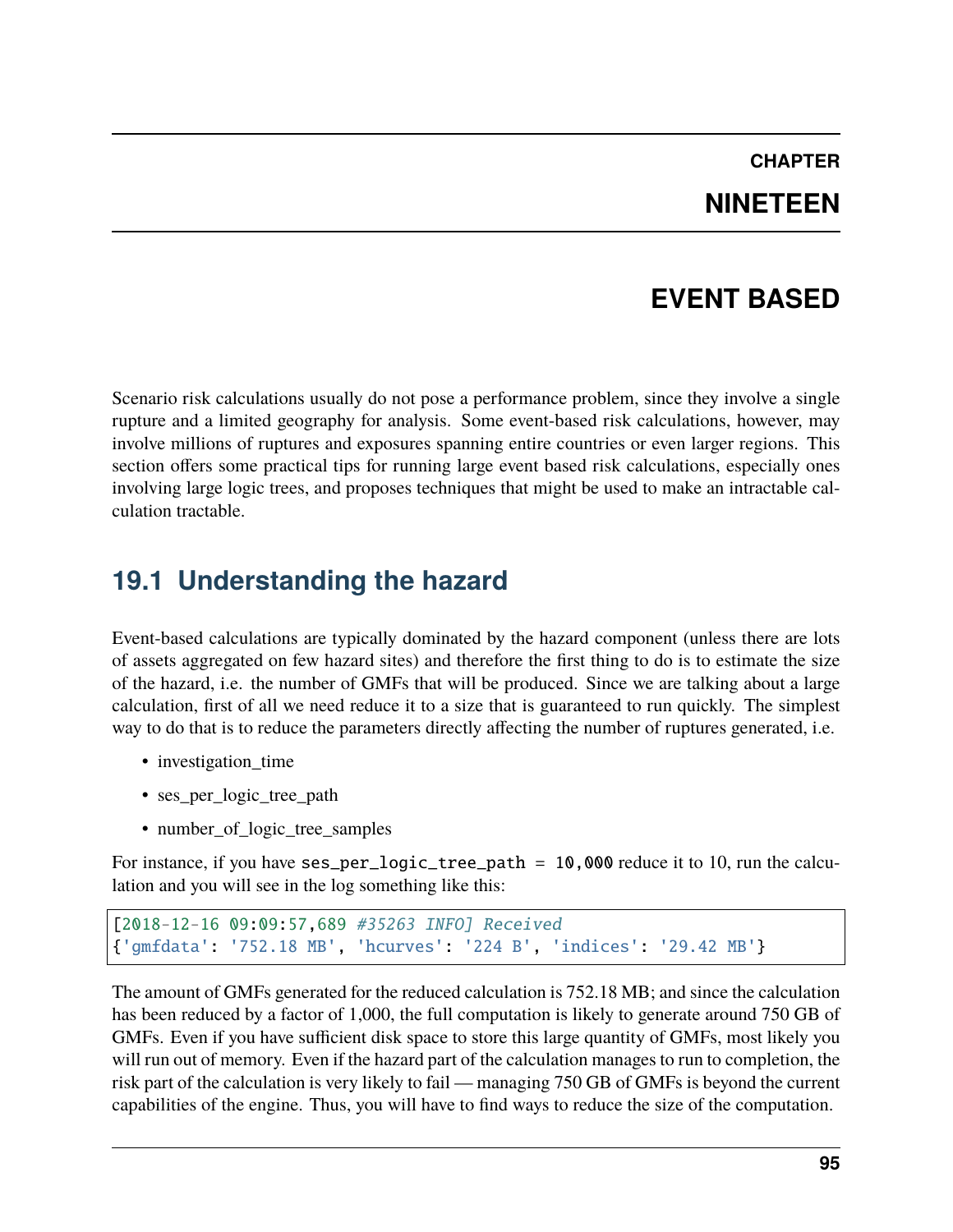# CHAPTER NINETEEN

# EVENT BASED

Scenario risk calculations usually do not pose a performance problem, since they involve a single rupture and a limited geography for analysis. Some event-based risk calculations, however, may involve millions of ruptures and exposures spanning entire countries or even larger regions. This section offers some practical tips for running large event based risk calculations, especially ones involving large logic trees, and proposes techniques that might be used to make an intractable calculation tractable.

## 19.1 Understanding the hazard

Event-based calculations are typically dominated by the hazard component (unless there are lots of assets aggregated on few hazard sites) and therefore the first thing to do is to estimate the size of the hazard, i.e. the number of GMFs that will be produced. Since we are talking about a large calculation, first of all we need reduce it to a size that is guaranteed to run quickly. The simplest way to do that is to reduce the parameters directly affecting the number of ruptures generated, i.e.

- investigation_time
- ses_per_logic_tree_path
- number_of_logic_tree_samples

For instance, if you have `ses_per_logic_tree_path = 10,000` reduce it to 10, run the calculation and you will see in the log something like this:

```
[2018-12-16 09:09:57,689 #35263 INFO] Received
{'gmfdata': '752.18 MB', 'hcurves': '224 B', 'indices': '29.42 MB'}
```

The amount of GMFs generated for the reduced calculation is 752.18 MB; and since the calculation has been reduced by a factor of 1,000, the full computation is likely to generate around 750 GB of GMFs. Even if you have sufficient disk space to store this large quantity of GMFs, most likely you will run out of memory. Even if the hazard part of the calculation manages to run to completion, the risk part of the calculation is very likely to fail — managing 750 GB of GMFs is beyond the current capabilities of the engine. Thus, you will have to find ways to reduce the size of the computation.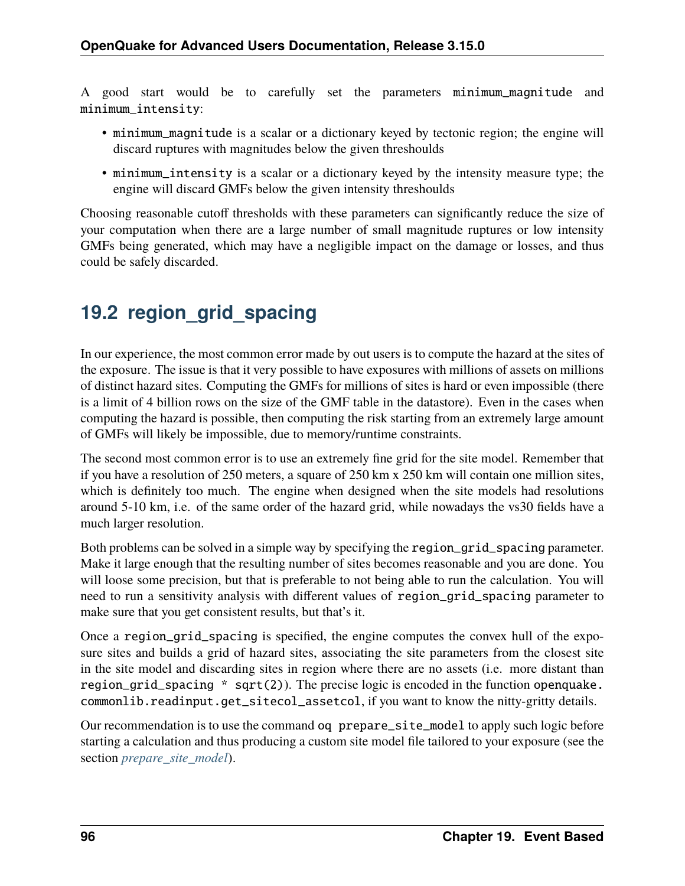A good start would be to carefully set the parameters `minimum_magnitude` and `minimum_intensity`:

- `minimum_magnitude` is a scalar or a dictionary keyed by tectonic region; the engine will discard ruptures with magnitudes below the given threshoulds
- `minimum_intensity` is a scalar or a dictionary keyed by the intensity measure type; the engine will discard GMFs below the given intensity threshoulds

Choosing reasonable cutoff thresholds with these parameters can significantly reduce the size of your computation when there are a large number of small magnitude ruptures or low intensity GMFs being generated, which may have a negligible impact on the damage or losses, and thus could be safely discarded.

## 19.2 region_grid_spacing

In our experience, the most common error made by out users is to compute the hazard at the sites of the exposure. The issue is that it very possible to have exposures with millions of assets on millions of distinct hazard sites. Computing the GMFs for millions of sites is hard or even impossible (there is a limit of 4 billion rows on the size of the GMF table in the datastore). Even in the cases when computing the hazard is possible, then computing the risk starting from an extremely large amount of GMFs will likely be impossible, due to memory/runtime constraints.

The second most common error is to use an extremely fine grid for the site model. Remember that if you have a resolution of 250 meters, a square of 250 km x 250 km will contain one million sites, which is definitely too much. The engine when designed when the site models had resolutions around 5-10 km, i.e. of the same order of the hazard grid, while nowadays the vs30 fields have a much larger resolution.

Both problems can be solved in a simple way by specifying the `region_grid_spacing` parameter. Make it large enough that the resulting number of sites becomes reasonable and you are done. You will loose some precision, but that is preferable to not being able to run the calculation. You will need to run a sensitivity analysis with different values of `region_grid_spacing` parameter to make sure that you get consistent results, but that's it.

Once a `region_grid_spacing` is specified, the engine computes the convex hull of the exposure sites and builds a grid of hazard sites, associating the site parameters from the closest site in the site model and discarding sites in region where there are no assets (i.e. more distant than `region_grid_spacing * sqrt(2)`). The precise logic is encoded in the function `openquake.commonlib.readinput.get_sitecol_assetcol`, if you want to know the nitty-gritty details.

Our recommendation is to use the command `oq prepare_site_model` to apply such logic before starting a calculation and thus producing a custom site model file tailored to your exposure (see the section *prepare_site_model*).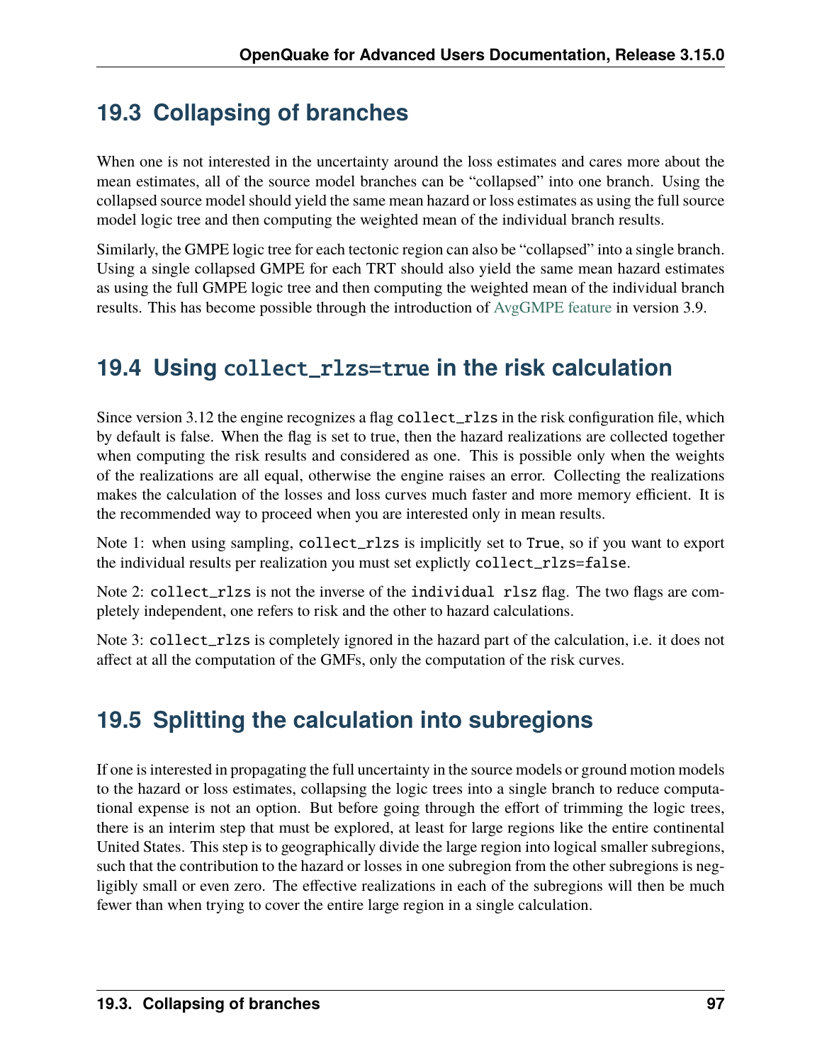## 19.3 Collapsing of branches

When one is not interested in the uncertainty around the loss estimates and cares more about the mean estimates, all of the source model branches can be "collapsed" into one branch. Using the collapsed source model should yield the same mean hazard or loss estimates as using the full source model logic tree and then computing the weighted mean of the individual branch results.

Similarly, the GMPE logic tree for each tectonic region can also be "collapsed" into a single branch. Using a single collapsed GMPE for each TRT should also yield the same mean hazard estimates as using the full GMPE logic tree and then computing the weighted mean of the individual branch results. This has become possible through the introduction of AvgGMPE feature in version 3.9.

## 19.4 Using `collect_rlzs=true` in the risk calculation

Since version 3.12 the engine recognizes a flag `collect_rlzs` in the risk configuration file, which by default is false. When the flag is set to true, then the hazard realizations are collected together when computing the risk results and considered as one. This is possible only when the weights of the realizations are all equal, otherwise the engine raises an error. Collecting the realizations makes the calculation of the losses and loss curves much faster and more memory efficient. It is the recommended way to proceed when you are interested only in mean results.

Note 1: when using sampling, `collect_rlzs` is implicitly set to `True`, so if you want to export the individual results per realization you must set explictly `collect_rlzs=false`.

Note 2: `collect_rlzs` is not the inverse of the `individual rlsz` flag. The two flags are completely independent, one refers to risk and the other to hazard calculations.

Note 3: `collect_rlzs` is completely ignored in the hazard part of the calculation, i.e. it does not affect at all the computation of the GMFs, only the computation of the risk curves.

## 19.5 Splitting the calculation into subregions

If one is interested in propagating the full uncertainty in the source models or ground motion models to the hazard or loss estimates, collapsing the logic trees into a single branch to reduce computational expense is not an option. But before going through the effort of trimming the logic trees, there is an interim step that must be explored, at least for large regions like the entire continental United States. This step is to geographically divide the large region into logical smaller subregions, such that the contribution to the hazard or losses in one subregion from the other subregions is negligibly small or even zero. The effective realizations in each of the subregions will then be much fewer than when trying to cover the entire large region in a single calculation.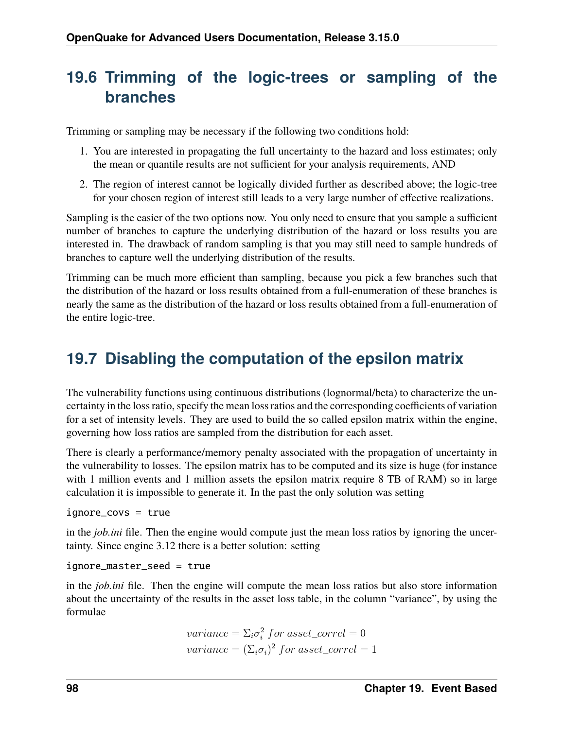## 19.6 Trimming of the logic-trees or sampling of the branches

Trimming or sampling may be necessary if the following two conditions hold:

1. You are interested in propagating the full uncertainty to the hazard and loss estimates; only the mean or quantile results are not sufficient for your analysis requirements, AND
2. The region of interest cannot be logically divided further as described above; the logic-tree for your chosen region of interest still leads to a very large number of effective realizations.

Sampling is the easier of the two options now. You only need to ensure that you sample a sufficient number of branches to capture the underlying distribution of the hazard or loss results you are interested in. The drawback of random sampling is that you may still need to sample hundreds of branches to capture well the underlying distribution of the results.

Trimming can be much more efficient than sampling, because you pick a few branches such that the distribution of the hazard or loss results obtained from a full-enumeration of these branches is nearly the same as the distribution of the hazard or loss results obtained from a full-enumeration of the entire logic-tree.

## 19.7 Disabling the computation of the epsilon matrix

The vulnerability functions using continuous distributions (lognormal/beta) to characterize the uncertainty in the loss ratio, specify the mean loss ratios and the corresponding coefficients of variation for a set of intensity levels. They are used to build the so called epsilon matrix within the engine, governing how loss ratios are sampled from the distribution for each asset.

There is clearly a performance/memory penalty associated with the propagation of uncertainty in the vulnerability to losses. The epsilon matrix has to be computed and its size is huge (for instance with 1 million events and 1 million assets the epsilon matrix require 8 TB of RAM) so in large calculation it is impossible to generate it. In the past the only solution was setting

```
ignore_covs = true
```

in the *job.ini* file. Then the engine would compute just the mean loss ratios by ignoring the uncertainty. Since engine 3.12 there is a better solution: setting

```
ignore_master_seed = true
```

in the *job.ini* file. Then the engine will compute the mean loss ratios but also store information about the uncertainty of the results in the asset loss table, in the column "variance", by using the formulae

$$variance = \Sigma_i \sigma_i^2 \; for \; asset\_correl = 0$$
$$variance = (\Sigma_i \sigma_i)^2 \; for \; asset\_correl = 1$$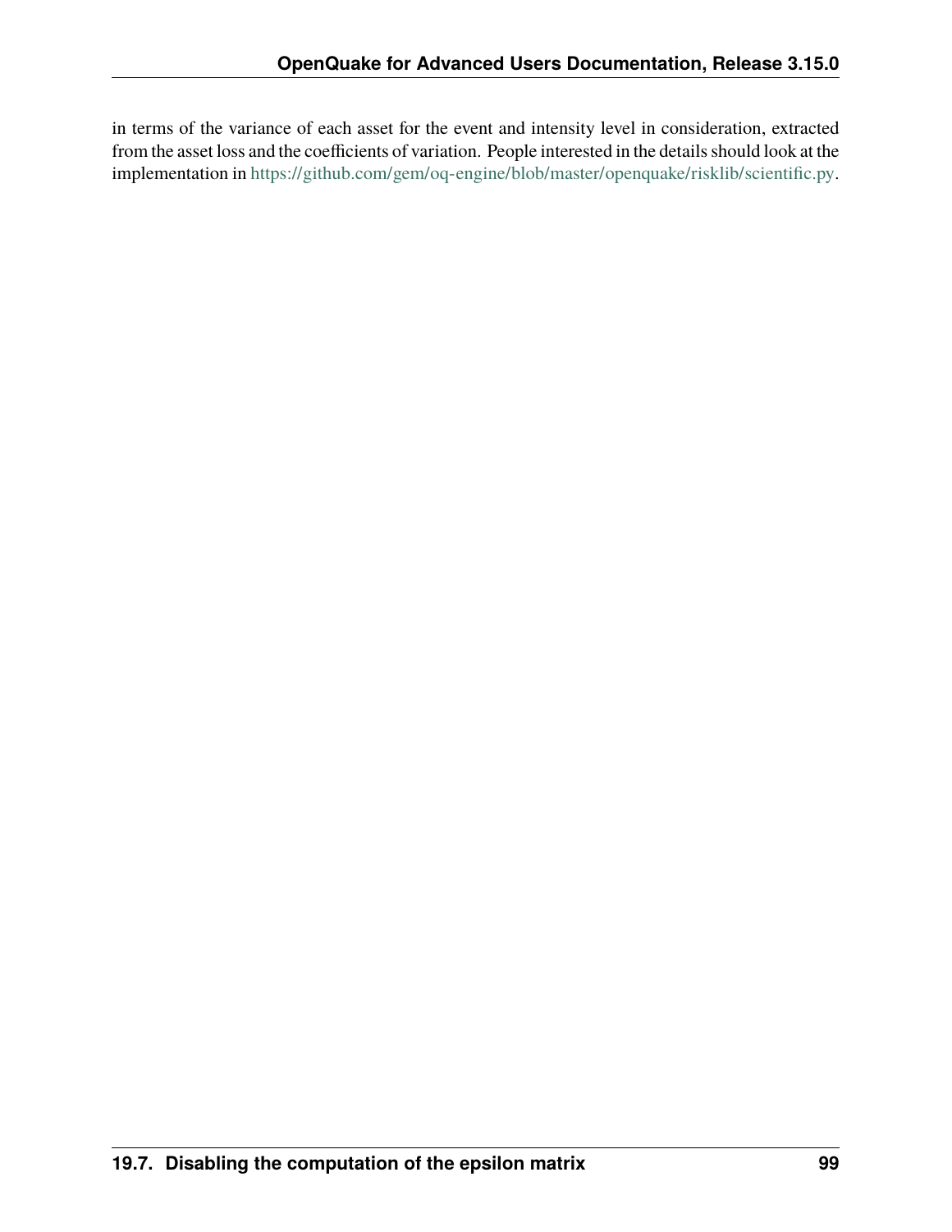in terms of the variance of each asset for the event and intensity level in consideration, extracted from the asset loss and the coefficients of variation. People interested in the details should look at the implementation in https://github.com/gem/oq-engine/blob/master/openquake/risklib/scientific.py.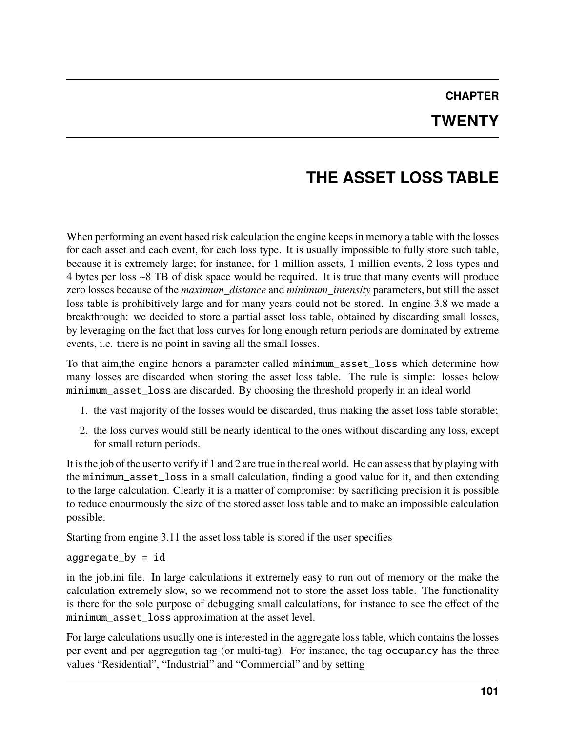# CHAPTER TWENTY

# THE ASSET LOSS TABLE

When performing an event based risk calculation the engine keeps in memory a table with the losses for each asset and each event, for each loss type. It is usually impossible to fully store such table, because it is extremely large; for instance, for 1 million assets, 1 million events, 2 loss types and 4 bytes per loss ~8 TB of disk space would be required. It is true that many events will produce zero losses because of the *maximum_distance* and *minimum_intensity* parameters, but still the asset loss table is prohibitively large and for many years could not be stored. In engine 3.8 we made a breakthrough: we decided to store a partial asset loss table, obtained by discarding small losses, by leveraging on the fact that loss curves for long enough return periods are dominated by extreme events, i.e. there is no point in saving all the small losses.

To that aim,the engine honors a parameter called `minimum_asset_loss` which determine how many losses are discarded when storing the asset loss table. The rule is simple: losses below `minimum_asset_loss` are discarded. By choosing the threshold properly in an ideal world

1. the vast majority of the losses would be discarded, thus making the asset loss table storable;
2. the loss curves would still be nearly identical to the ones without discarding any loss, except for small return periods.

It is the job of the user to verify if 1 and 2 are true in the real world. He can assess that by playing with the `minimum_asset_loss` in a small calculation, finding a good value for it, and then extending to the large calculation. Clearly it is a matter of compromise: by sacrificing precision it is possible to reduce enourmously the size of the stored asset loss table and to make an impossible calculation possible.

Starting from engine 3.11 the asset loss table is stored if the user specifies

```
aggregate_by = id
```

in the job.ini file. In large calculations it extremely easy to run out of memory or the make the calculation extremely slow, so we recommend not to store the asset loss table. The functionality is there for the sole purpose of debugging small calculations, for instance to see the effect of the `minimum_asset_loss` approximation at the asset level.

For large calculations usually one is interested in the aggregate loss table, which contains the losses per event and per aggregation tag (or multi-tag). For instance, the tag `occupancy` has the three values "Residential", "Industrial" and "Commercial" and by setting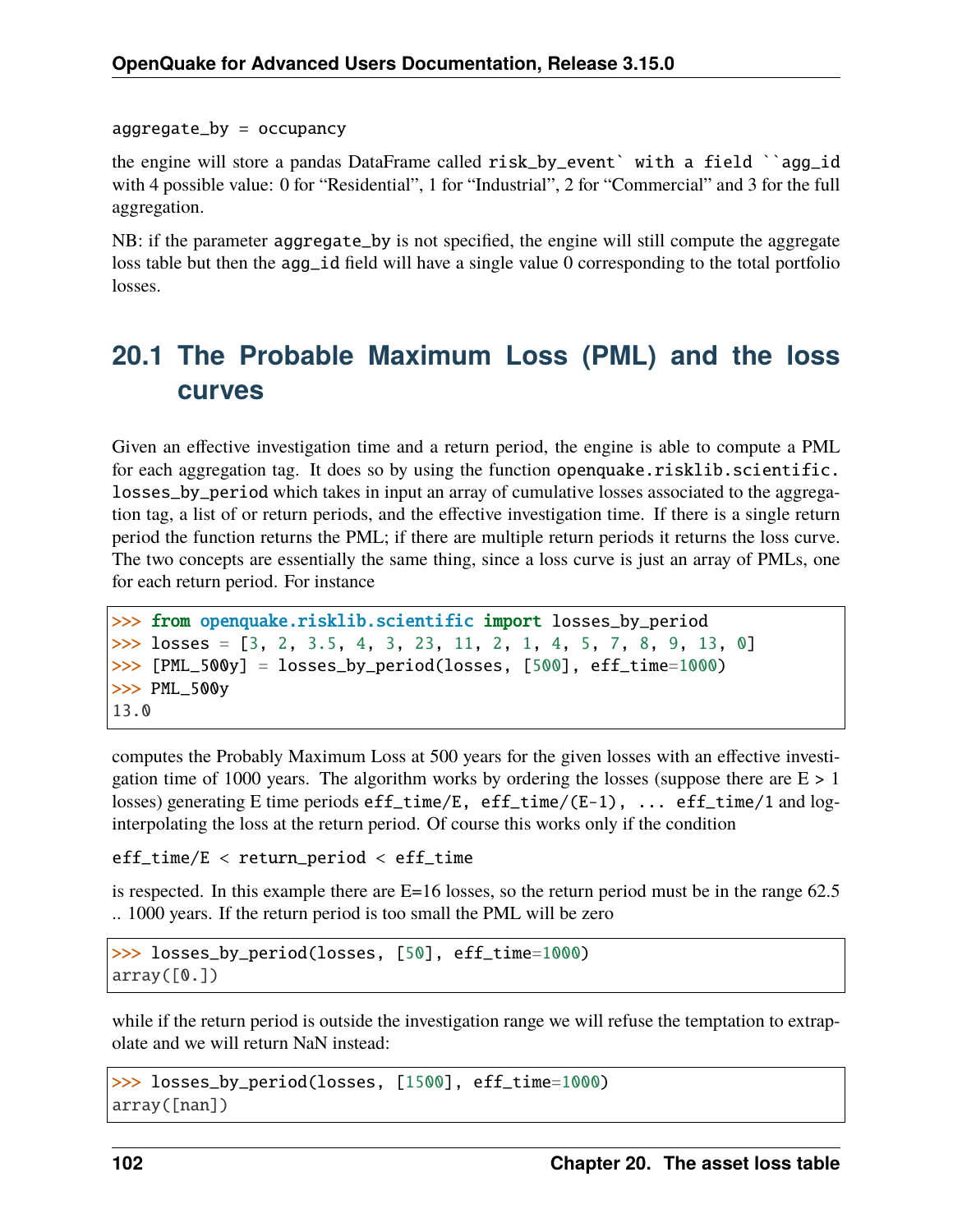aggregate_by = occupancy

the engine will store a pandas DataFrame called `risk_by_event` with a field ``agg_id` with 4 possible value: 0 for "Residential", 1 for "Industrial", 2 for "Commercial" and 3 for the full aggregation.

NB: if the parameter `aggregate_by` is not specified, the engine will still compute the aggregate loss table but then the `agg_id` field will have a single value 0 corresponding to the total portfolio losses.

## 20.1 The Probable Maximum Loss (PML) and the loss curves

Given an effective investigation time and a return period, the engine is able to compute a PML for each aggregation tag. It does so by using the function `openquake.risklib.scientific.losses_by_period` which takes in input an array of cumulative losses associated to the aggregation tag, a list of or return periods, and the effective investigation time. If there is a single return period the function returns the PML; if there are multiple return periods it returns the loss curve. The two concepts are essentially the same thing, since a loss curve is just an array of PMLs, one for each return period. For instance

```
>>> from openquake.risklib.scientific import losses_by_period
>>> losses = [3, 2, 3.5, 4, 3, 23, 11, 2, 1, 4, 5, 7, 8, 9, 13, 0]
>>> [PML_500y] = losses_by_period(losses, [500], eff_time=1000)
>>> PML_500y
13.0
```

computes the Probably Maximum Loss at 500 years for the given losses with an effective investigation time of 1000 years. The algorithm works by ordering the losses (suppose there are E > 1 losses) generating E time periods `eff_time/E, eff_time/(E-1), ... eff_time/1` and log-interpolating the loss at the return period. Of course this works only if the condition

`eff_time/E < return_period < eff_time`

is respected. In this example there are E=16 losses, so the return period must be in the range 62.5 .. 1000 years. If the return period is too small the PML will be zero

```
>>> losses_by_period(losses, [50], eff_time=1000)
array([0.])
```

while if the return period is outside the investigation range we will refuse the temptation to extrapolate and we will return NaN instead:

```
>>> losses_by_period(losses, [1500], eff_time=1000)
array([nan])
```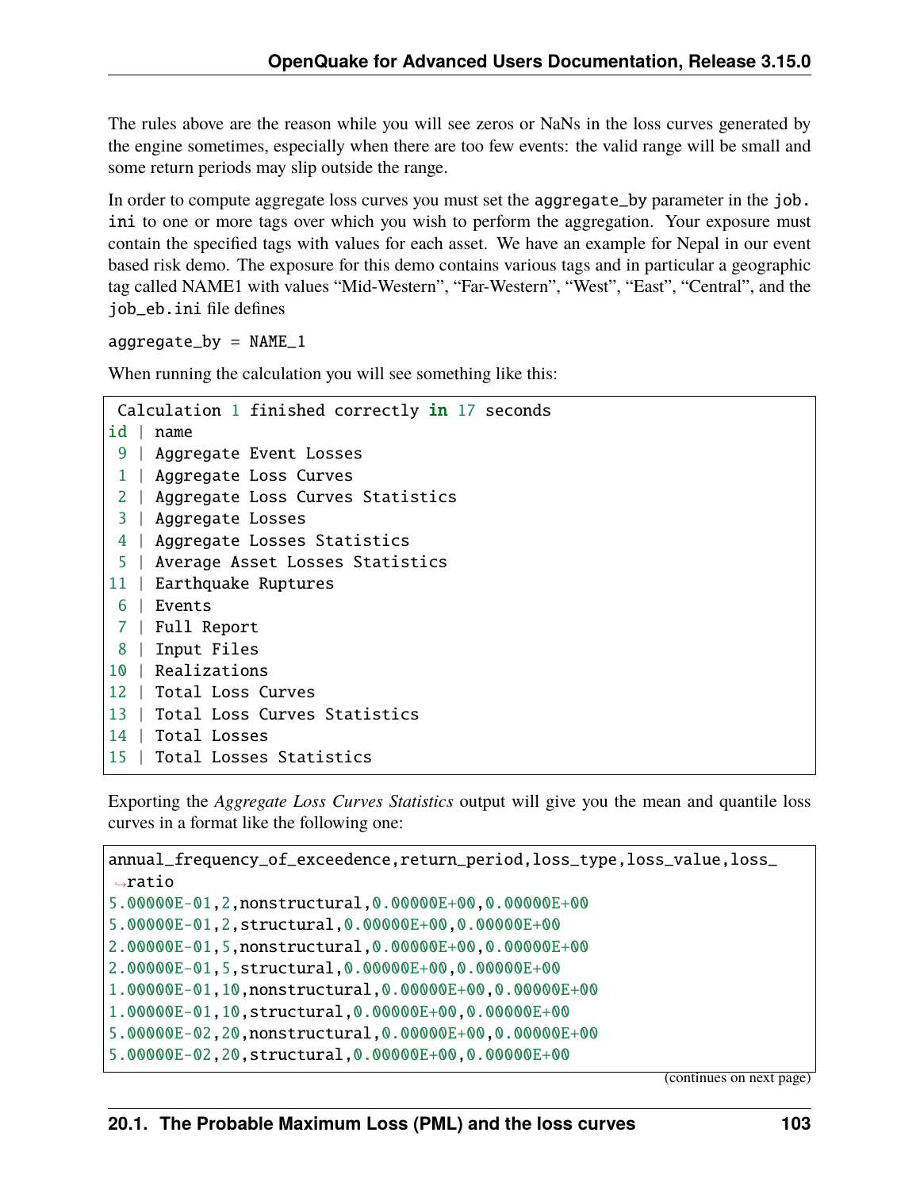The rules above are the reason while you will see zeros or NaNs in the loss curves generated by the engine sometimes, especially when there are too few events: the valid range will be small and some return periods may slip outside the range.

In order to compute aggregate loss curves you must set the `aggregate_by` parameter in the `job.ini` to one or more tags over which you wish to perform the aggregation. Your exposure must contain the specified tags with values for each asset. We have an example for Nepal in our event based risk demo. The exposure for this demo contains various tags and in particular a geographic tag called NAME1 with values "Mid-Western", "Far-Western", "West", "East", "Central", and the `job_eb.ini` file defines

```
aggregate_by = NAME_1
```

When running the calculation you will see something like this:

```
 Calculation 1 finished correctly in 17 seconds
id | name
 9 | Aggregate Event Losses
 1 | Aggregate Loss Curves
 2 | Aggregate Loss Curves Statistics
 3 | Aggregate Losses
 4 | Aggregate Losses Statistics
 5 | Average Asset Losses Statistics
11 | Earthquake Ruptures
 6 | Events
 7 | Full Report
 8 | Input Files
10 | Realizations
12 | Total Loss Curves
13 | Total Loss Curves Statistics
14 | Total Losses
15 | Total Losses Statistics
```

Exporting the *Aggregate Loss Curves Statistics* output will give you the mean and quantile loss curves in a format like the following one:

```
annual_frequency_of_exceedence,return_period,loss_type,loss_value,loss_ratio
5.00000E-01,2,nonstructural,0.00000E+00,0.00000E+00
5.00000E-01,2,structural,0.00000E+00,0.00000E+00
2.00000E-01,5,nonstructural,0.00000E+00,0.00000E+00
2.00000E-01,5,structural,0.00000E+00,0.00000E+00
1.00000E-01,10,nonstructural,0.00000E+00,0.00000E+00
1.00000E-01,10,structural,0.00000E+00,0.00000E+00
5.00000E-02,20,nonstructural,0.00000E+00,0.00000E+00
5.00000E-02,20,structural,0.00000E+00,0.00000E+00
```

(continues on next page)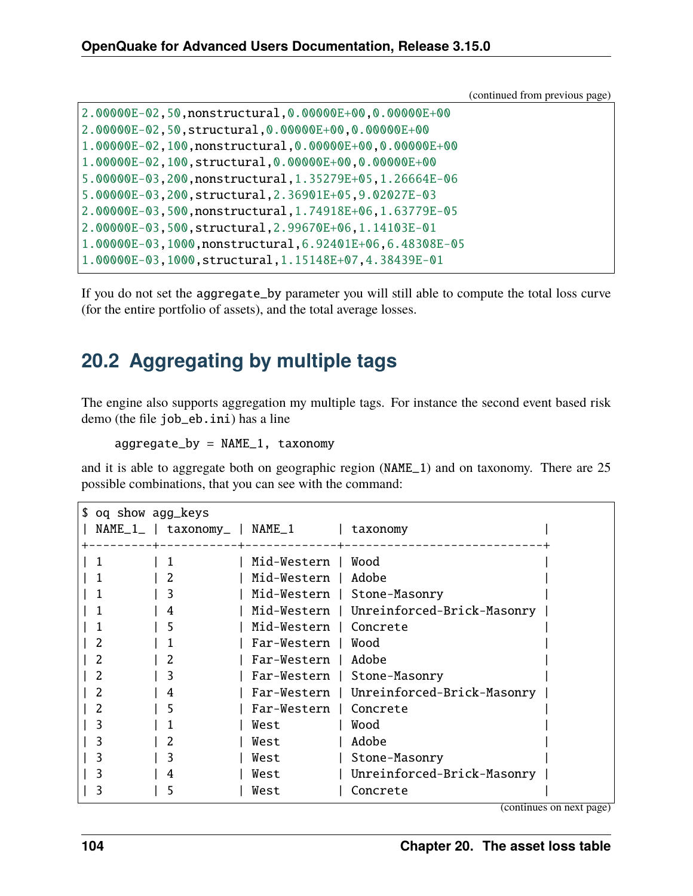(continued from previous page)

```
2.00000E-02,50,nonstructural,0.00000E+00,0.00000E+00
2.00000E-02,50,structural,0.00000E+00,0.00000E+00
1.00000E-02,100,nonstructural,0.00000E+00,0.00000E+00
1.00000E-02,100,structural,0.00000E+00,0.00000E+00
5.00000E-03,200,nonstructural,1.35279E+05,1.26664E-06
5.00000E-03,200,structural,2.36901E+05,9.02027E-03
2.00000E-03,500,nonstructural,1.74918E+06,1.63779E-05
2.00000E-03,500,structural,2.99670E+06,1.14103E-01
1.00000E-03,1000,nonstructural,6.92401E+06,6.48308E-05
1.00000E-03,1000,structural,1.15148E+07,4.38439E-01
```

If you do not set the `aggregate_by` parameter you will still able to compute the total loss curve (for the entire portfolio of assets), and the total average losses.

## 20.2 Aggregating by multiple tags

The engine also supports aggregation my multiple tags. For instance the second event based risk demo (the file `job_eb.ini`) has a line

```
aggregate_by = NAME_1, taxonomy
```

and it is able to aggregate both on geographic region (`NAME_1`) and on taxonomy. There are 25 possible combinations, that you can see with the command:

```
$ oq show agg_keys
| NAME_1_ | taxonomy_ | NAME_1      | taxonomy                   |
+---------+-----------+-------------+----------------------------+
| 1       | 1         | Mid-Western | Wood                       |
| 1       | 2         | Mid-Western | Adobe                      |
| 1       | 3         | Mid-Western | Stone-Masonry              |
| 1       | 4         | Mid-Western | Unreinforced-Brick-Masonry |
| 1       | 5         | Mid-Western | Concrete                   |
| 2       | 1         | Far-Western | Wood                       |
| 2       | 2         | Far-Western | Adobe                      |
| 2       | 3         | Far-Western | Stone-Masonry              |
| 2       | 4         | Far-Western | Unreinforced-Brick-Masonry |
| 2       | 5         | Far-Western | Concrete                   |
| 3       | 1         | West        | Wood                       |
| 3       | 2         | West        | Adobe                      |
| 3       | 3         | West        | Stone-Masonry              |
| 3       | 4         | West        | Unreinforced-Brick-Masonry |
| 3       | 5         | West        | Concrete                   |
```

(continues on next page)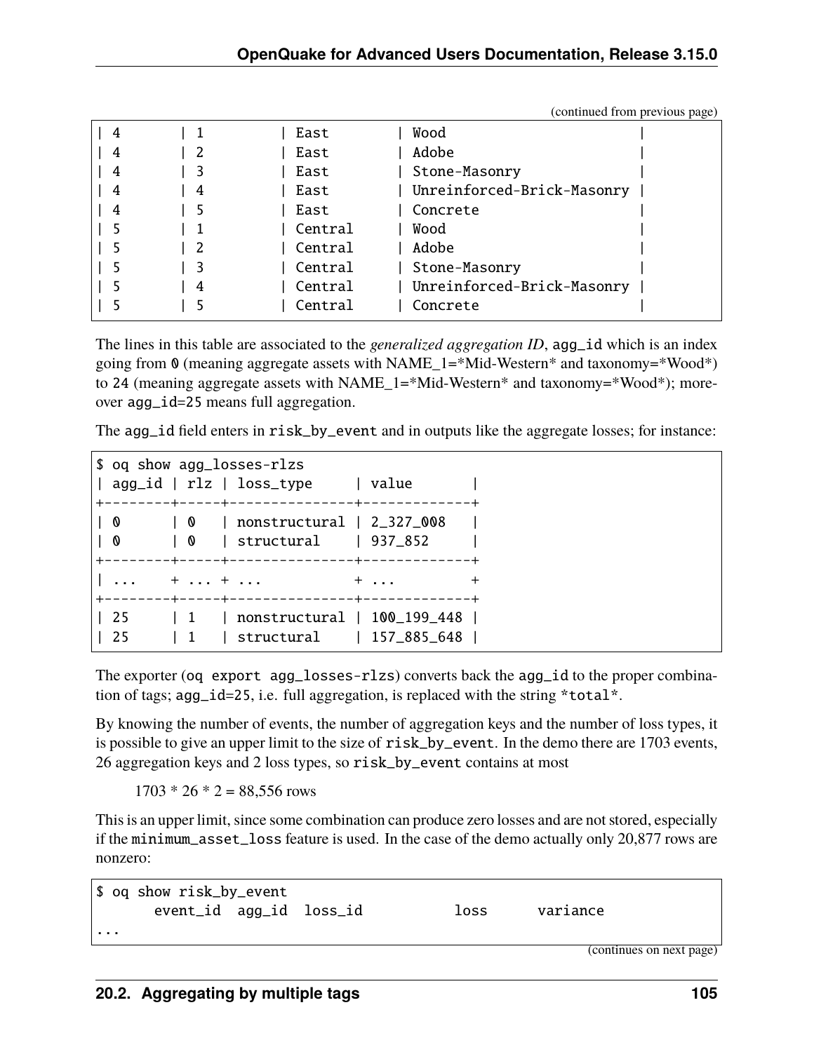```
| 4       | 1         | East        | Wood                       |
| 4       | 2         | East        | Adobe                      |
| 4       | 3         | East        | Stone-Masonry              |
| 4       | 4         | East        | Unreinforced-Brick-Masonry |
| 4       | 5         | East        | Concrete                   |
| 5       | 1         | Central     | Wood                       |
| 5       | 2         | Central     | Adobe                      |
| 5       | 3         | Central     | Stone-Masonry              |
| 5       | 4         | Central     | Unreinforced-Brick-Masonry |
| 5       | 5         | Central     | Concrete                   |
```

The lines in this table are associated to the *generalized aggregation ID*, `agg_id` which is an index going from `0` (meaning aggregate assets with NAME_1=*Mid-Western* and taxonomy=*Wood*) to `24` (meaning aggregate assets with NAME_1=*Mid-Western* and taxonomy=*Wood*); moreover `agg_id=25` means full aggregation.

The `agg_id` field enters in `risk_by_event` and in outputs like the aggregate losses; for instance:

```
$ oq show agg_losses-rlzs
| agg_id | rlz | loss_type     | value       |
+--------+-----+---------------+-------------+
| 0      | 0   | nonstructural | 2_327_008   |
| 0      | 0   | structural    | 937_852     |
+--------+-----+---------------+-------------+
| ...    + ... + ...           + ...         +
+--------+-----+---------------+-------------+
| 25     | 1   | nonstructural | 100_199_448 |
| 25     | 1   | structural    | 157_885_648 |
```

The exporter (`oq export agg_losses-rlzs`) converts back the `agg_id` to the proper combination of tags; `agg_id=25`, i.e. full aggregation, is replaced with the string `*total*`.

By knowing the number of events, the number of aggregation keys and the number of loss types, it is possible to give an upper limit to the size of `risk_by_event`. In the demo there are 1703 events, 26 aggregation keys and 2 loss types, so `risk_by_event` contains at most

1703 * 26 * 2 = 88,556 rows

This is an upper limit, since some combination can produce zero losses and are not stored, especially if the `minimum_asset_loss` feature is used. In the case of the demo actually only 20,877 rows are nonzero:

```
$ oq show risk_by_event
       event_id  agg_id  loss_id           loss      variance
...
```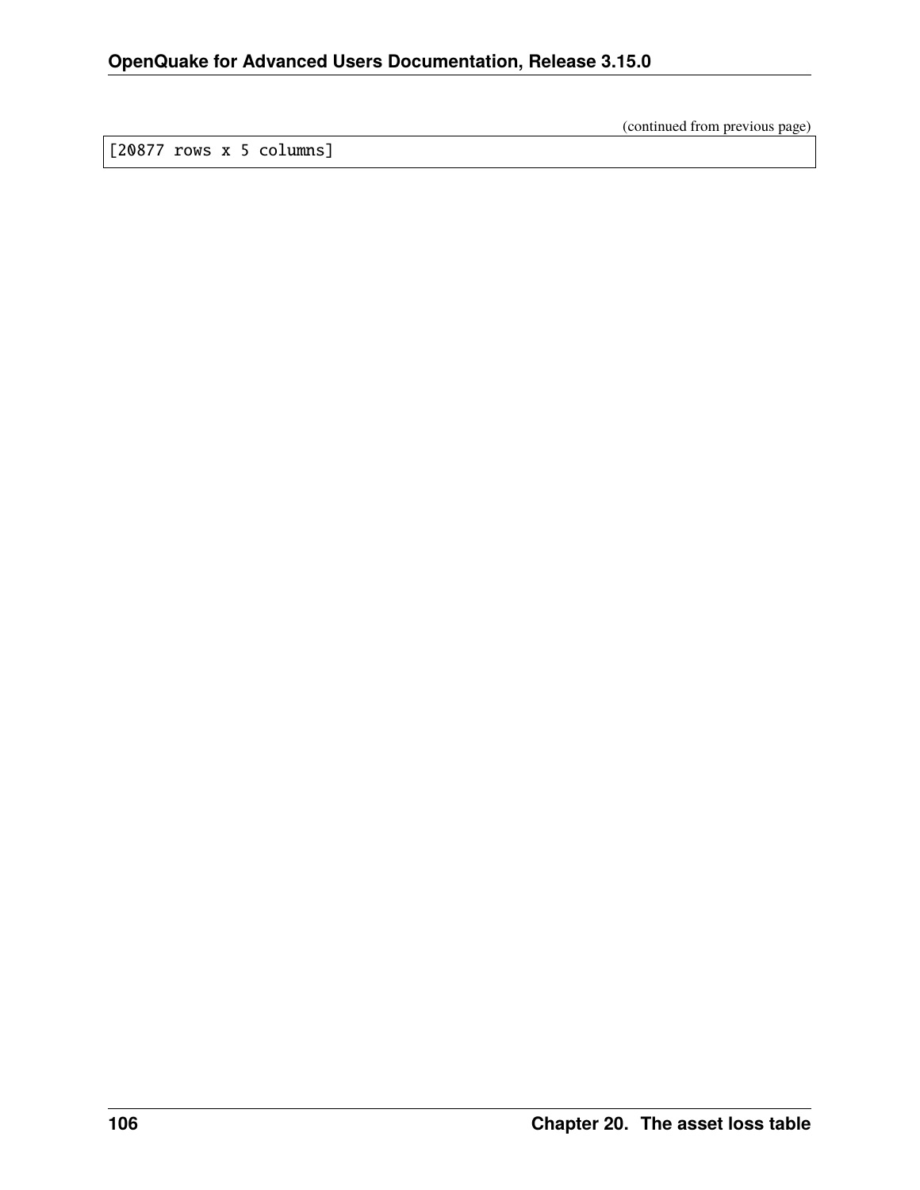(continued from previous page)

```
[20877 rows x 5 columns]
```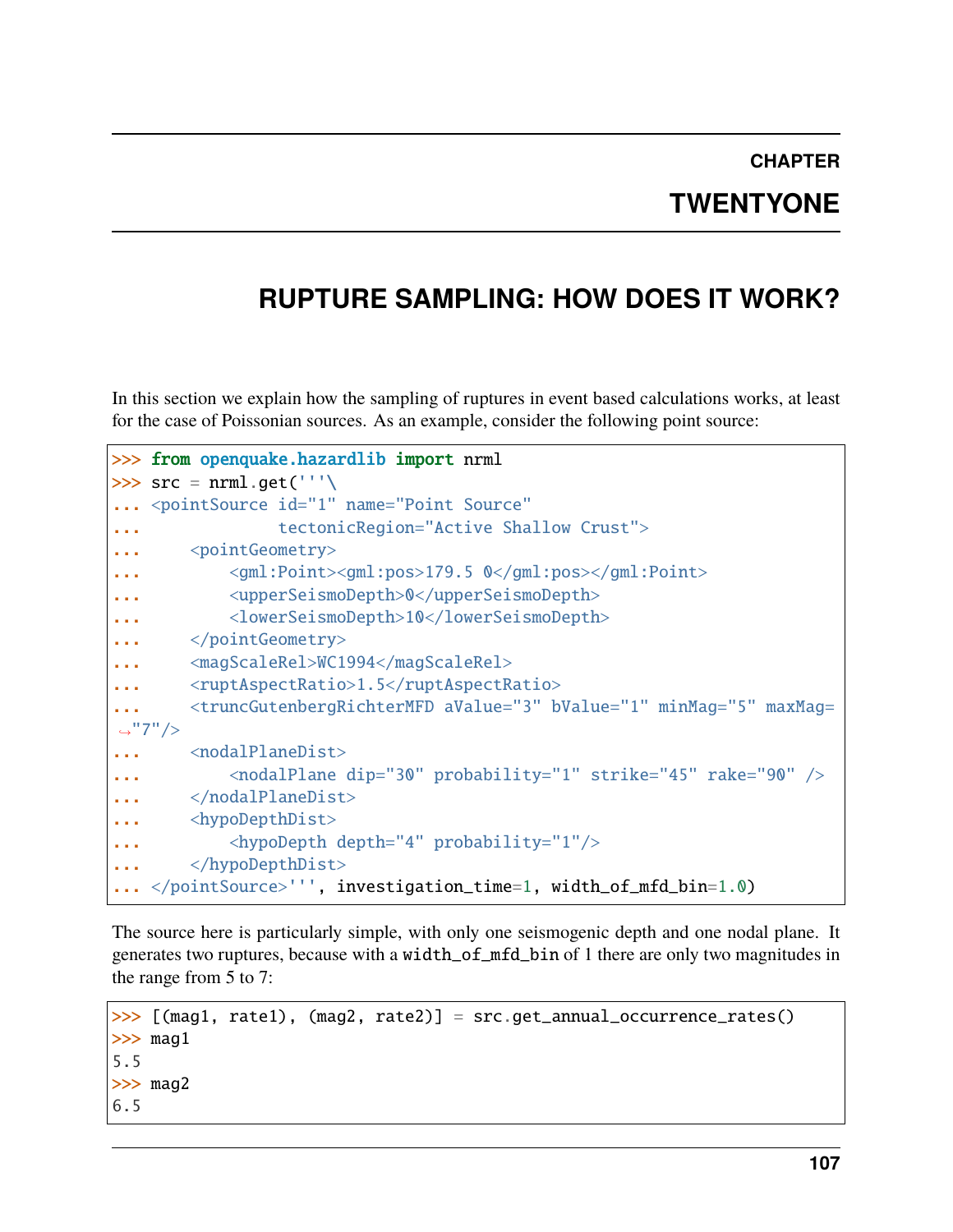# CHAPTER TWENTYONE

## RUPTURE SAMPLING: HOW DOES IT WORK?

In this section we explain how the sampling of ruptures in event based calculations works, at least for the case of Poissonian sources. As an example, consider the following point source:

```
>>> from openquake.hazardlib import nrml
>>> src = nrml.get('''\
... <pointSource id="1" name="Point Source"
...              tectonicRegion="Active Shallow Crust">
...     <pointGeometry>
...         <gml:Point><gml:pos>179.5 0</gml:pos></gml:Point>
...         <upperSeismoDepth>0</upperSeismoDepth>
...         <lowerSeismoDepth>10</lowerSeismoDepth>
...     </pointGeometry>
...     <magScaleRel>WC1994</magScaleRel>
...     <ruptAspectRatio>1.5</ruptAspectRatio>
...     <truncGutenbergRichterMFD aValue="3" bValue="1" minMag="5" maxMag=
↪"7"/>
...     <nodalPlaneDist>
...         <nodalPlane dip="30" probability="1" strike="45" rake="90" />
...     </nodalPlaneDist>
...     <hypoDepthDist>
...         <hypoDepth depth="4" probability="1"/>
...     </hypoDepthDist>
... </pointSource>''', investigation_time=1, width_of_mfd_bin=1.0)
```

The source here is particularly simple, with only one seismogenic depth and one nodal plane. It generates two ruptures, because with a `width_of_mfd_bin` of 1 there are only two magnitudes in the range from 5 to 7:

```
>>> [(mag1, rate1), (mag2, rate2)] = src.get_annual_occurrence_rates()
>>> mag1
5.5
>>> mag2
6.5
```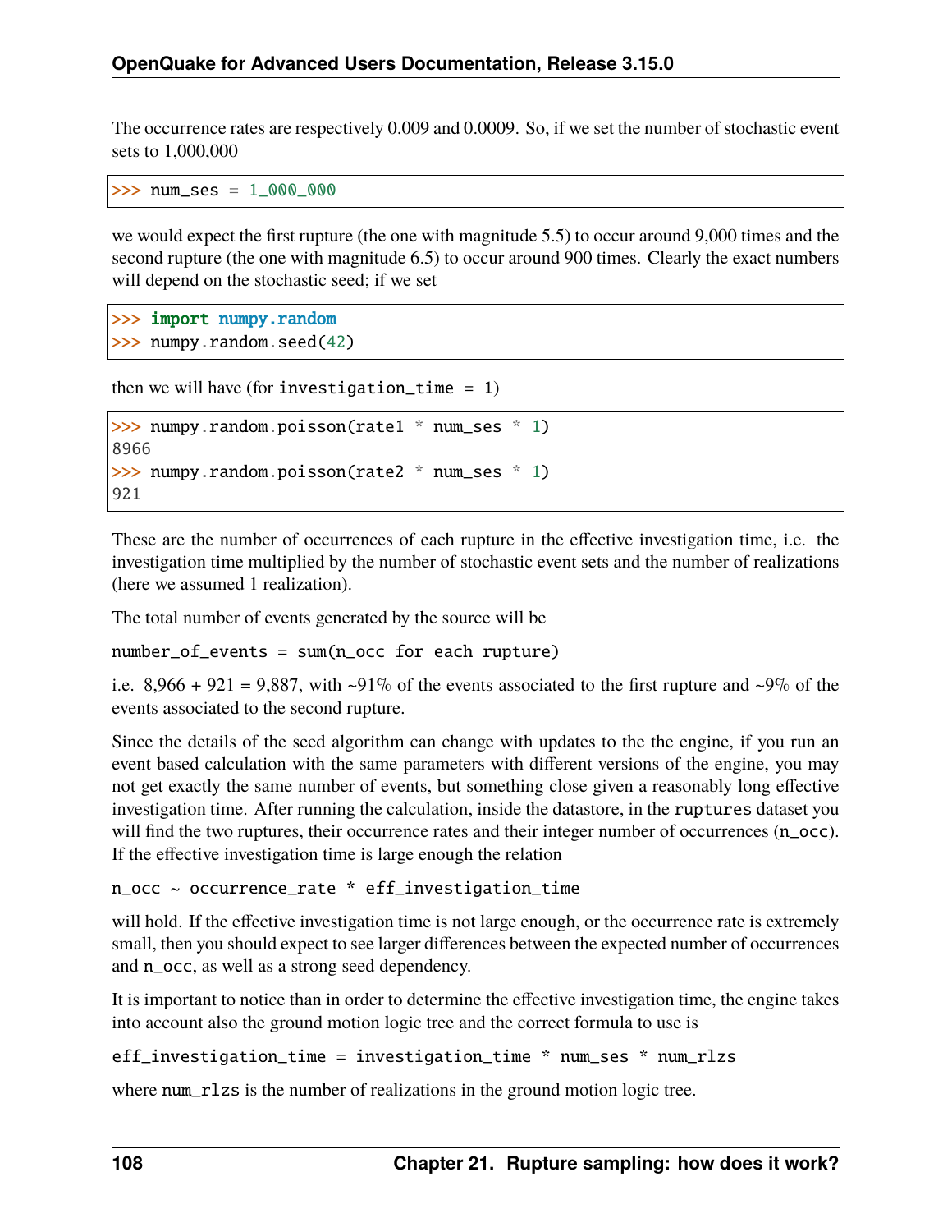The occurrence rates are respectively 0.009 and 0.0009. So, if we set the number of stochastic event sets to 1,000,000

```
>>> num_ses = 1_000_000
```

we would expect the first rupture (the one with magnitude 5.5) to occur around 9,000 times and the second rupture (the one with magnitude 6.5) to occur around 900 times. Clearly the exact numbers will depend on the stochastic seed; if we set

```
>>> import numpy.random
>>> numpy.random.seed(42)
```

then we will have (for `investigation_time = 1`)

```
>>> numpy.random.poisson(rate1 * num_ses * 1)
8966
>>> numpy.random.poisson(rate2 * num_ses * 1)
921
```

These are the number of occurrences of each rupture in the effective investigation time, i.e. the investigation time multiplied by the number of stochastic event sets and the number of realizations (here we assumed 1 realization).

The total number of events generated by the source will be

`number_of_events = sum(n_occ for each rupture)`

i.e. 8,966 + 921 = 9,887, with ~91% of the events associated to the first rupture and ~9% of the events associated to the second rupture.

Since the details of the seed algorithm can change with updates to the the engine, if you run an event based calculation with the same parameters with different versions of the engine, you may not get exactly the same number of events, but something close given a reasonably long effective investigation time. After running the calculation, inside the datastore, in the `ruptures` dataset you will find the two ruptures, their occurrence rates and their integer number of occurrences (`n_occ`). If the effective investigation time is large enough the relation

`n_occ ~ occurrence_rate * eff_investigation_time`

will hold. If the effective investigation time is not large enough, or the occurrence rate is extremely small, then you should expect to see larger differences between the expected number of occurrences and `n_occ`, as well as a strong seed dependency.

It is important to notice than in order to determine the effective investigation time, the engine takes into account also the ground motion logic tree and the correct formula to use is

`eff_investigation_time = investigation_time * num_ses * num_rlzs`

where `num_rlzs` is the number of realizations in the ground motion logic tree.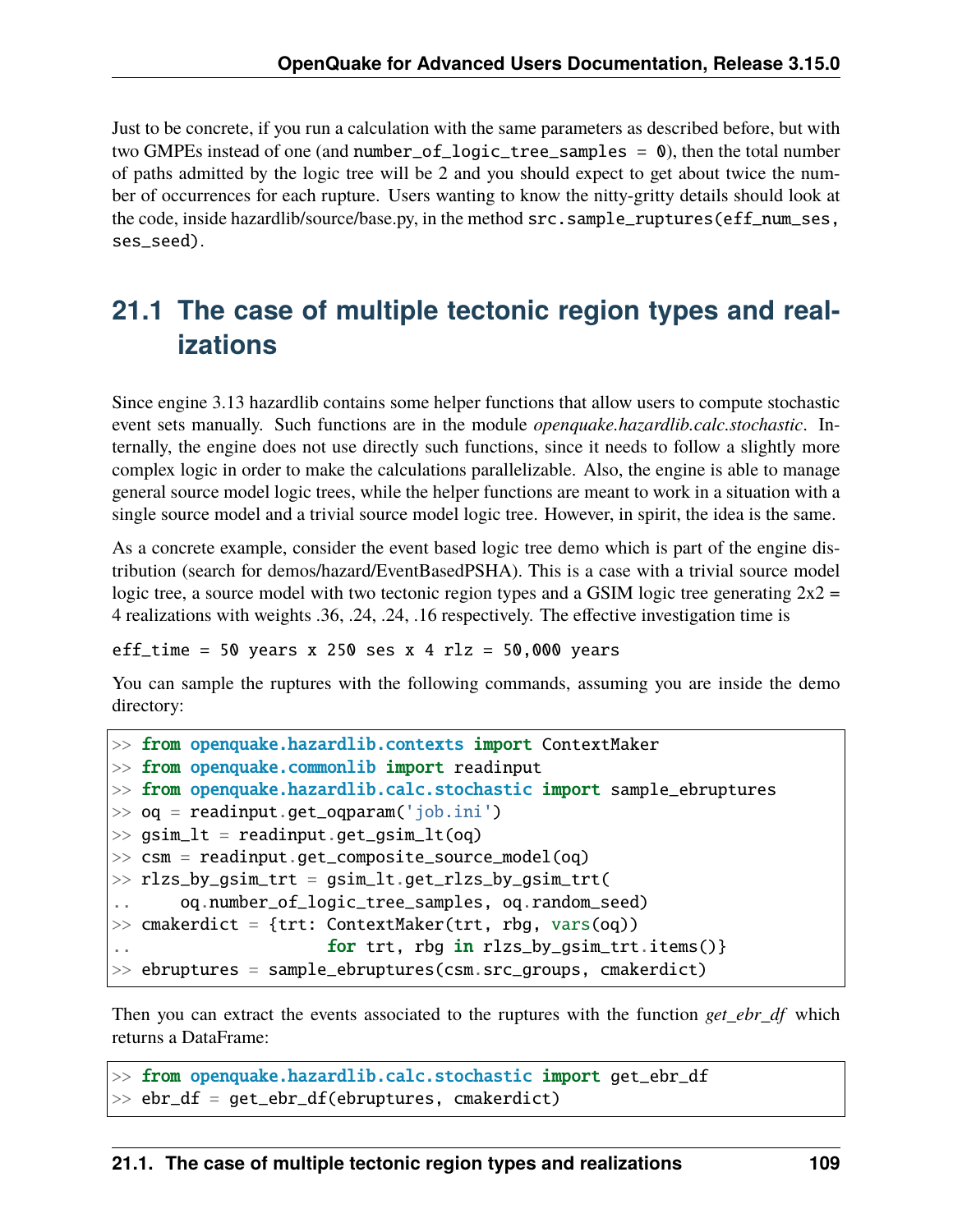Just to be concrete, if you run a calculation with the same parameters as described before, but with two GMPEs instead of one (and `number_of_logic_tree_samples = 0`), then the total number of paths admitted by the logic tree will be 2 and you should expect to get about twice the number of occurrences for each rupture. Users wanting to know the nitty-gritty details should look at the code, inside hazardlib/source/base.py, in the method `src.sample_ruptures(eff_num_ses, ses_seed)`.

## 21.1 The case of multiple tectonic region types and realizations

Since engine 3.13 hazardlib contains some helper functions that allow users to compute stochastic event sets manually. Such functions are in the module *openquake.hazardlib.calc.stochastic*. Internally, the engine does not use directly such functions, since it needs to follow a slightly more complex logic in order to make the calculations parallelizable. Also, the engine is able to manage general source model logic trees, while the helper functions are meant to work in a situation with a single source model and a trivial source model logic tree. However, in spirit, the idea is the same.

As a concrete example, consider the event based logic tree demo which is part of the engine distribution (search for demos/hazard/EventBasedPSHA). This is a case with a trivial source model logic tree, a source model with two tectonic region types and a GSIM logic tree generating 2x2 = 4 realizations with weights .36, .24, .24, .16 respectively. The effective investigation time is

```
eff_time = 50 years x 250 ses x 4 rlz = 50,000 years
```

You can sample the ruptures with the following commands, assuming you are inside the demo directory:

```
>> from openquake.hazardlib.contexts import ContextMaker
>> from openquake.commonlib import readinput
>> from openquake.hazardlib.calc.stochastic import sample_ebruptures
>> oq = readinput.get_oqparam('job.ini')
>> gsim_lt = readinput.get_gsim_lt(oq)
>> csm = readinput.get_composite_source_model(oq)
>> rlzs_by_gsim_trt = gsim_lt.get_rlzs_by_gsim_trt(
..     oq.number_of_logic_tree_samples, oq.random_seed)
>> cmakerdict = {trt: ContextMaker(trt, rbg, vars(oq))
..                     for trt, rbg in rlzs_by_gsim_trt.items()}
>> ebruptures = sample_ebruptures(csm.src_groups, cmakerdict)
```

Then you can extract the events associated to the ruptures with the function *get_ebr_df* which returns a DataFrame:

```
>> from openquake.hazardlib.calc.stochastic import get_ebr_df
>> ebr_df = get_ebr_df(ebruptures, cmakerdict)
```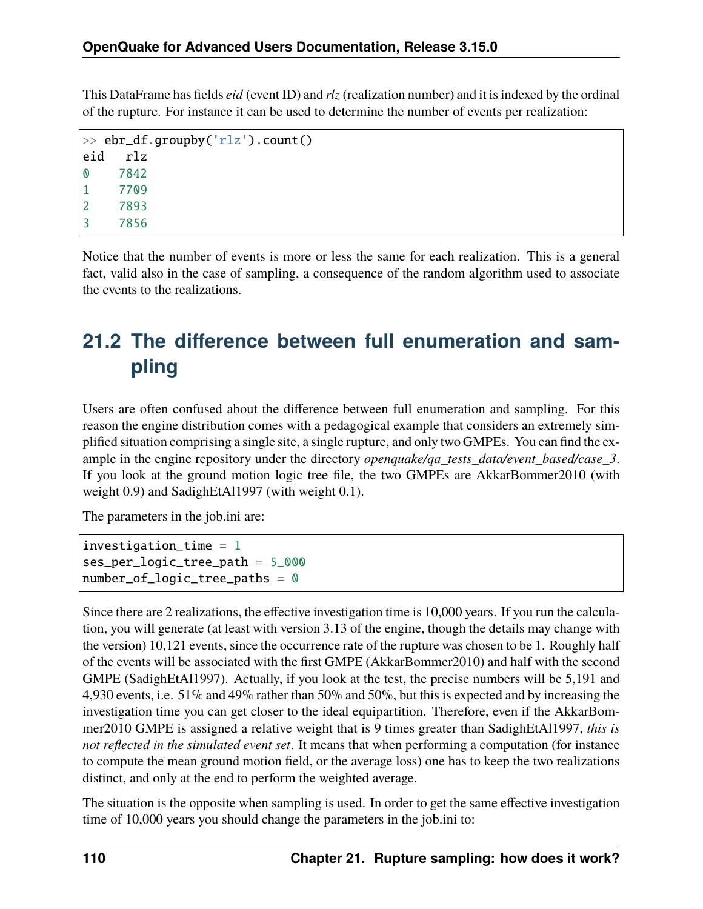This DataFrame has fields *eid* (event ID) and *rlz* (realization number) and it is indexed by the ordinal of the rupture. For instance it can be used to determine the number of events per realization:

```
>> ebr_df.groupby('rlz').count()
eid   rlz
0    7842
1    7709
2    7893
3    7856
```

Notice that the number of events is more or less the same for each realization. This is a general fact, valid also in the case of sampling, a consequence of the random algorithm used to associate the events to the realizations.

## 21.2 The difference between full enumeration and sampling

Users are often confused about the difference between full enumeration and sampling. For this reason the engine distribution comes with a pedagogical example that considers an extremely simplified situation comprising a single site, a single rupture, and only two GMPEs. You can find the example in the engine repository under the directory *openquake/qa_tests_data/event_based/case_3*. If you look at the ground motion logic tree file, the two GMPEs are AkkarBommer2010 (with weight 0.9) and SadighEtAl1997 (with weight 0.1).

The parameters in the job.ini are:

```
investigation_time = 1
ses_per_logic_tree_path = 5_000
number_of_logic_tree_paths = 0
```

Since there are 2 realizations, the effective investigation time is 10,000 years. If you run the calculation, you will generate (at least with version 3.13 of the engine, though the details may change with the version) 10,121 events, since the occurrence rate of the rupture was chosen to be 1. Roughly half of the events will be associated with the first GMPE (AkkarBommer2010) and half with the second GMPE (SadighEtAl1997). Actually, if you look at the test, the precise numbers will be 5,191 and 4,930 events, i.e. 51% and 49% rather than 50% and 50%, but this is expected and by increasing the investigation time you can get closer to the ideal equipartition. Therefore, even if the AkkarBommer2010 GMPE is assigned a relative weight that is 9 times greater than SadighEtAl1997, *this is not reflected in the simulated event set*. It means that when performing a computation (for instance to compute the mean ground motion field, or the average loss) one has to keep the two realizations distinct, and only at the end to perform the weighted average.

The situation is the opposite when sampling is used. In order to get the same effective investigation time of 10,000 years you should change the parameters in the job.ini to: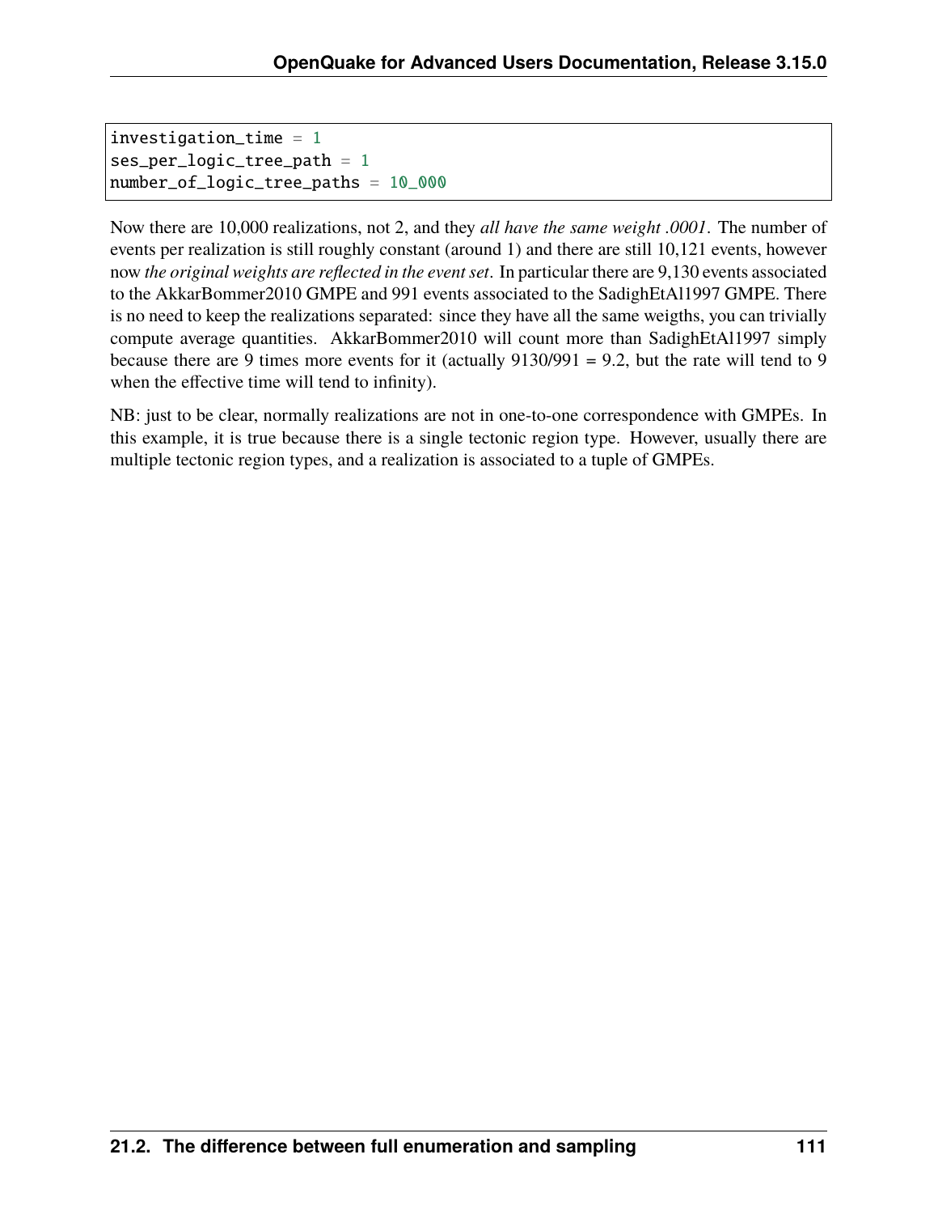```
investigation_time = 1
ses_per_logic_tree_path = 1
number_of_logic_tree_paths = 10_000
```

Now there are 10,000 realizations, not 2, and they *all have the same weight .0001*. The number of events per realization is still roughly constant (around 1) and there are still 10,121 events, however now *the original weights are reflected in the event set*. In particular there are 9,130 events associated to the AkkarBommer2010 GMPE and 991 events associated to the SadighEtAl1997 GMPE. There is no need to keep the realizations separated: since they have all the same weigths, you can trivially compute average quantities. AkkarBommer2010 will count more than SadighEtAl1997 simply because there are 9 times more events for it (actually 9130/991 = 9.2, but the rate will tend to 9 when the effective time will tend to infinity).

NB: just to be clear, normally realizations are not in one-to-one correspondence with GMPEs. In this example, it is true because there is a single tectonic region type. However, usually there are multiple tectonic region types, and a realization is associated to a tuple of GMPEs.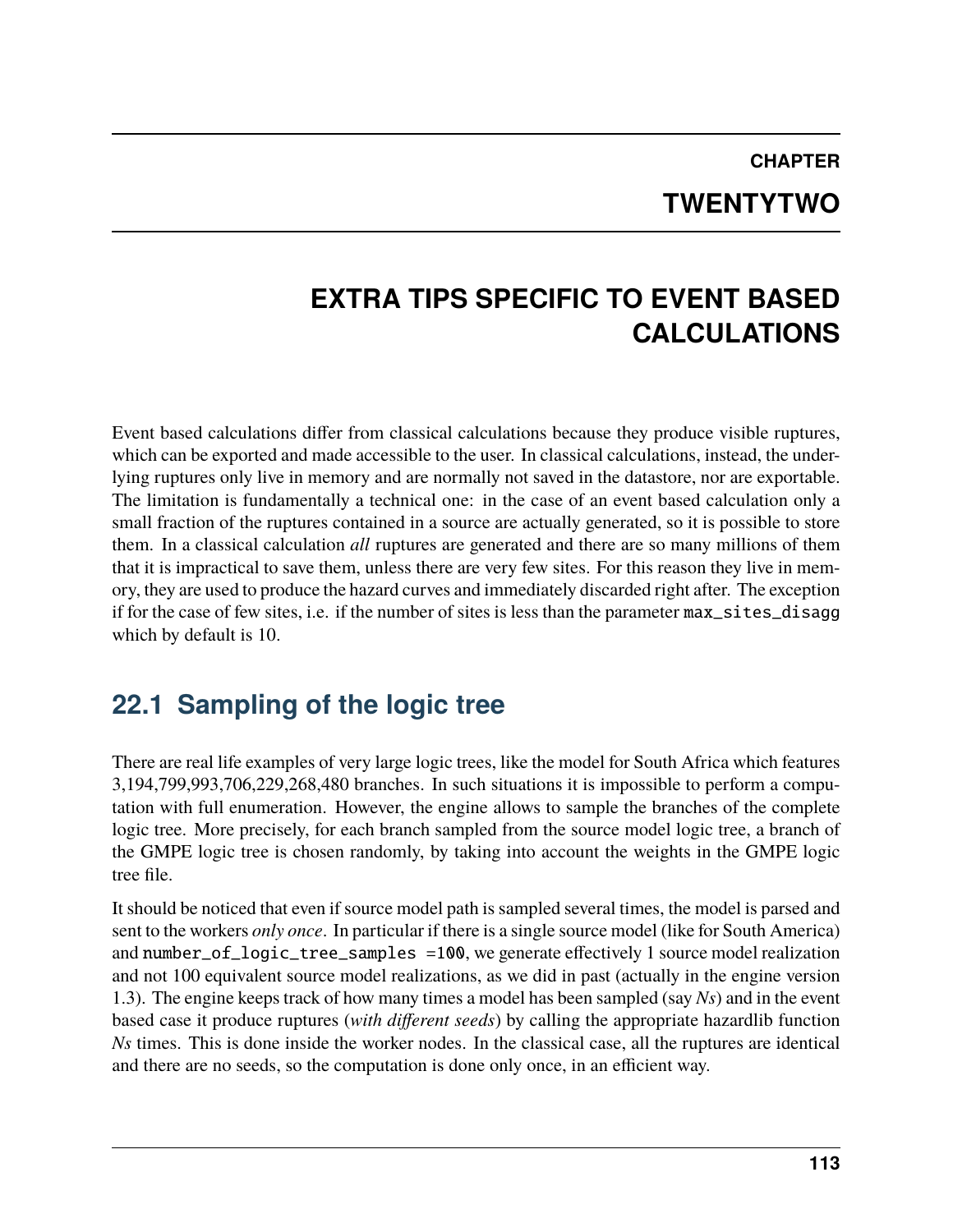# CHAPTER TWENTYTWO

# EXTRA TIPS SPECIFIC TO EVENT BASED CALCULATIONS

Event based calculations differ from classical calculations because they produce visible ruptures, which can be exported and made accessible to the user. In classical calculations, instead, the underlying ruptures only live in memory and are normally not saved in the datastore, nor are exportable. The limitation is fundamentally a technical one: in the case of an event based calculation only a small fraction of the ruptures contained in a source are actually generated, so it is possible to store them. In a classical calculation *all* ruptures are generated and there are so many millions of them that it is impractical to save them, unless there are very few sites. For this reason they live in memory, they are used to produce the hazard curves and immediately discarded right after. The exception if for the case of few sites, i.e. if the number of sites is less than the parameter `max_sites_disagg` which by default is 10.

## 22.1 Sampling of the logic tree

There are real life examples of very large logic trees, like the model for South Africa which features 3,194,799,993,706,229,268,480 branches. In such situations it is impossible to perform a computation with full enumeration. However, the engine allows to sample the branches of the complete logic tree. More precisely, for each branch sampled from the source model logic tree, a branch of the GMPE logic tree is chosen randomly, by taking into account the weights in the GMPE logic tree file.

It should be noticed that even if source model path is sampled several times, the model is parsed and sent to the workers *only once*. In particular if there is a single source model (like for South America) and `number_of_logic_tree_samples =100`, we generate effectively 1 source model realization and not 100 equivalent source model realizations, as we did in past (actually in the engine version 1.3). The engine keeps track of how many times a model has been sampled (say *Ns*) and in the event based case it produce ruptures (*with different seeds*) by calling the appropriate hazardlib function *Ns* times. This is done inside the worker nodes. In the classical case, all the ruptures are identical and there are no seeds, so the computation is done only once, in an efficient way.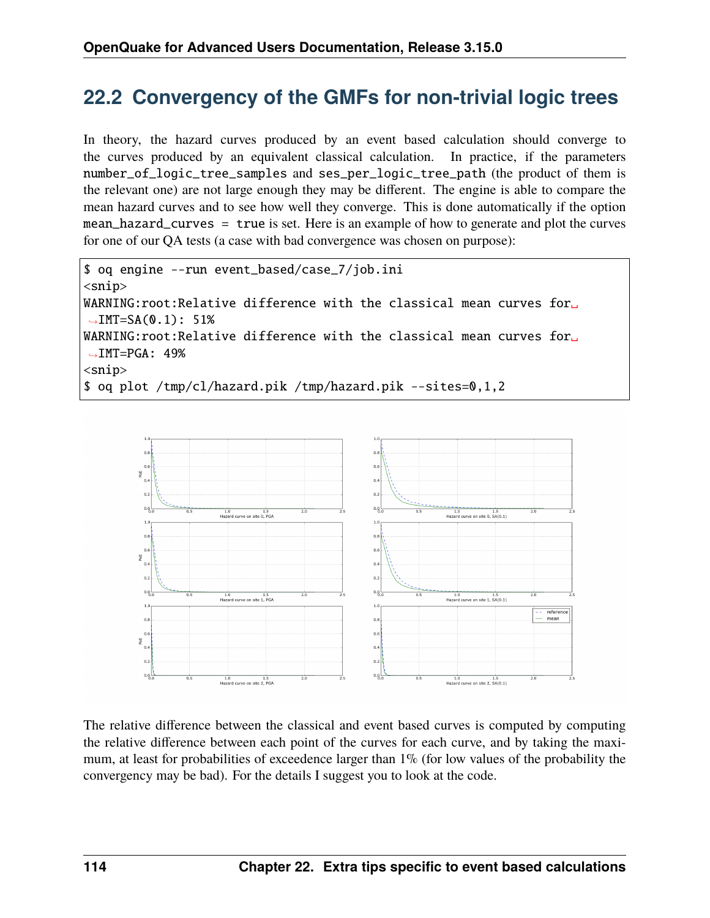## 22.2 Convergency of the GMFs for non-trivial logic trees

In theory, the hazard curves produced by an event based calculation should converge to the curves produced by an equivalent classical calculation. In practice, if the parameters `number_of_logic_tree_samples` and `ses_per_logic_tree_path` (the product of them is the relevant one) are not large enough they may be different. The engine is able to compare the mean hazard curves and to see how well they converge. This is done automatically if the option `mean_hazard_curves = true` is set. Here is an example of how to generate and plot the curves for one of our QA tests (a case with bad convergence was chosen on purpose):

```
$ oq engine --run event_based/case_7/job.ini
<snip>
WARNING:root:Relative difference with the classical mean curves for IMT=SA(0.1): 51%
WARNING:root:Relative difference with the classical mean curves for IMT=PGA: 49%
<snip>
$ oq plot /tmp/cl/hazard.pik /tmp/hazard.pik --sites=0,1,2
```

The relative difference between the classical and event based curves is computed by computing the relative difference between each point of the curves for each curve, and by taking the maximum, at least for probabilities of exceedence larger than 1% (for low values of the probability the convergency may be bad). For the details I suggest you to look at the code.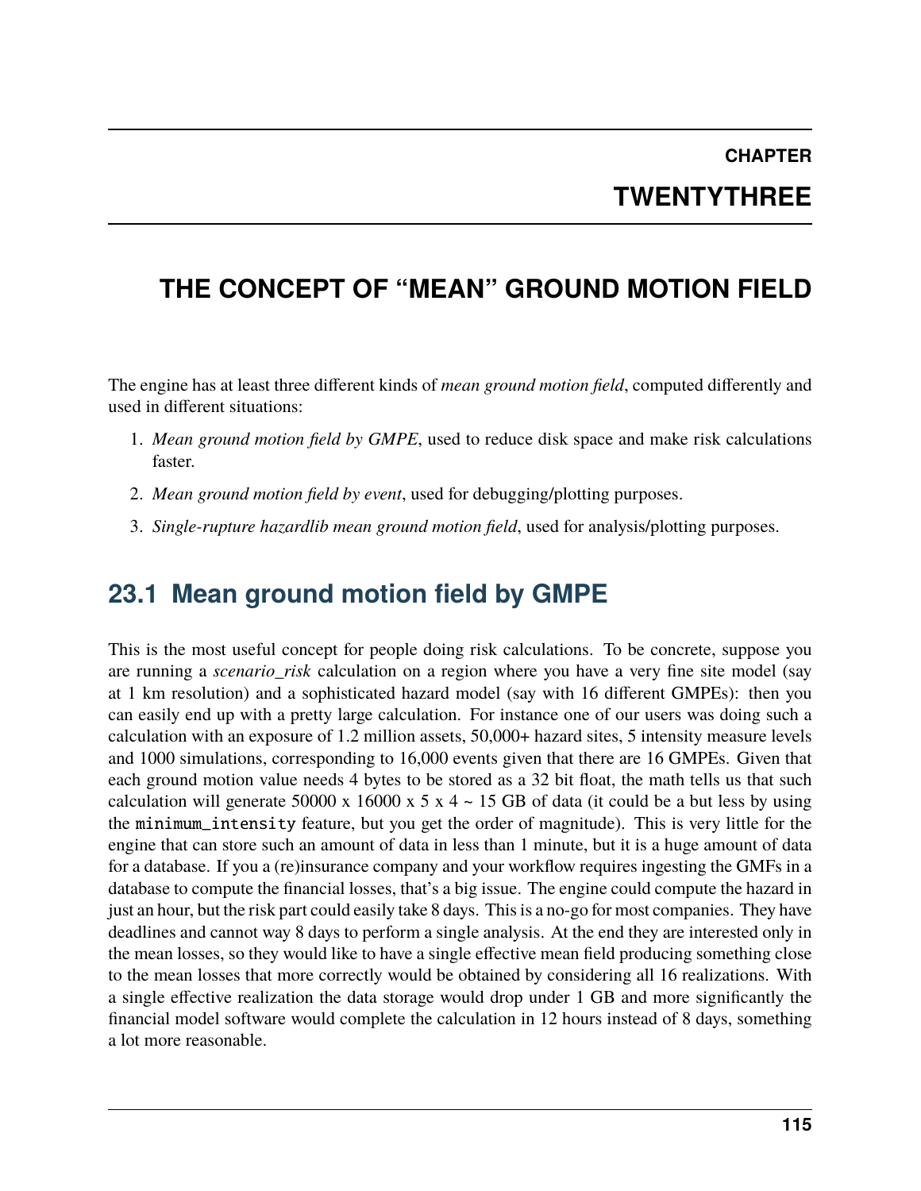# CHAPTER TWENTYTHREE

# THE CONCEPT OF "MEAN" GROUND MOTION FIELD

The engine has at least three different kinds of *mean ground motion field*, computed differently and used in different situations:

1. *Mean ground motion field by GMPE*, used to reduce disk space and make risk calculations faster.
2. *Mean ground motion field by event*, used for debugging/plotting purposes.
3. *Single-rupture hazardlib mean ground motion field*, used for analysis/plotting purposes.

## 23.1 Mean ground motion field by GMPE

This is the most useful concept for people doing risk calculations. To be concrete, suppose you are running a *scenario_risk* calculation on a region where you have a very fine site model (say at 1 km resolution) and a sophisticated hazard model (say with 16 different GMPEs): then you can easily end up with a pretty large calculation. For instance one of our users was doing such a calculation with an exposure of 1.2 million assets, 50,000+ hazard sites, 5 intensity measure levels and 1000 simulations, corresponding to 16,000 events given that there are 16 GMPEs. Given that each ground motion value needs 4 bytes to be stored as a 32 bit float, the math tells us that such calculation will generate 50000 x 16000 x 5 x 4 ~ 15 GB of data (it could be a but less by using the `minimum_intensity` feature, but you get the order of magnitude). This is very little for the engine that can store such an amount of data in less than 1 minute, but it is a huge amount of data for a database. If you a (re)insurance company and your workflow requires ingesting the GMFs in a database to compute the financial losses, that's a big issue. The engine could compute the hazard in just an hour, but the risk part could easily take 8 days. This is a no-go for most companies. They have deadlines and cannot way 8 days to perform a single analysis. At the end they are interested only in the mean losses, so they would like to have a single effective mean field producing something close to the mean losses that more correctly would be obtained by considering all 16 realizations. With a single effective realization the data storage would drop under 1 GB and more significantly the financial model software would complete the calculation in 12 hours instead of 8 days, something a lot more reasonable.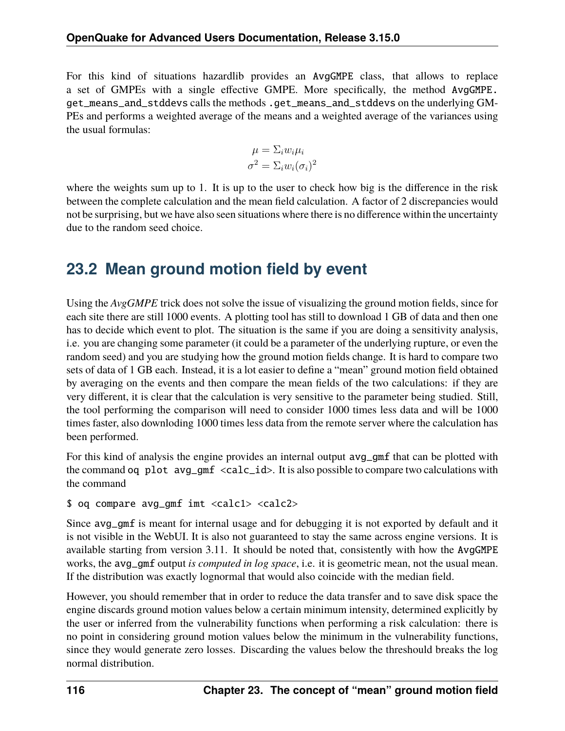For this kind of situations hazardlib provides an `AvgGMPE` class, that allows to replace a set of GMPEs with a single effective GMPE. More specifically, the method `AvgGMPE.get_means_and_stddevs` calls the methods `.get_means_and_stddevs` on the underlying GMPEs and performs a weighted average of the means and a weighted average of the variances using the usual formulas:

$$\mu = \Sigma_i w_i \mu_i$$
$$\sigma^2 = \Sigma_i w_i (\sigma_i)^2$$

where the weights sum up to 1. It is up to the user to check how big is the difference in the risk between the complete calculation and the mean field calculation. A factor of 2 discrepancies would not be surprising, but we have also seen situations where there is no difference within the uncertainty due to the random seed choice.

## 23.2 Mean ground motion field by event

Using the *AvgGMPE* trick does not solve the issue of visualizing the ground motion fields, since for each site there are still 1000 events. A plotting tool has still to download 1 GB of data and then one has to decide which event to plot. The situation is the same if you are doing a sensitivity analysis, i.e. you are changing some parameter (it could be a parameter of the underlying rupture, or even the random seed) and you are studying how the ground motion fields change. It is hard to compare two sets of data of 1 GB each. Instead, it is a lot easier to define a "mean" ground motion field obtained by averaging on the events and then compare the mean fields of the two calculations: if they are very different, it is clear that the calculation is very sensitive to the parameter being studied. Still, the tool performing the comparison will need to consider 1000 times less data and will be 1000 times faster, also downloding 1000 times less data from the remote server where the calculation has been performed.

For this kind of analysis the engine provides an internal output `avg_gmf` that can be plotted with the command `oq plot avg_gmf <calc_id>`. It is also possible to compare two calculations with the command

```
$ oq compare avg_gmf imt <calc1> <calc2>
```

Since `avg_gmf` is meant for internal usage and for debugging it is not exported by default and it is not visible in the WebUI. It is also not guaranteed to stay the same across engine versions. It is available starting from version 3.11. It should be noted that, consistently with how the `AvgGMPE` works, the `avg_gmf` output *is computed in log space*, i.e. it is geometric mean, not the usual mean. If the distribution was exactly lognormal that would also coincide with the median field.

However, you should remember that in order to reduce the data transfer and to save disk space the engine discards ground motion values below a certain minimum intensity, determined explicitly by the user or inferred from the vulnerability functions when performing a risk calculation: there is no point in considering ground motion values below the minimum in the vulnerability functions, since they would generate zero losses. Discarding the values below the threshould breaks the log normal distribution.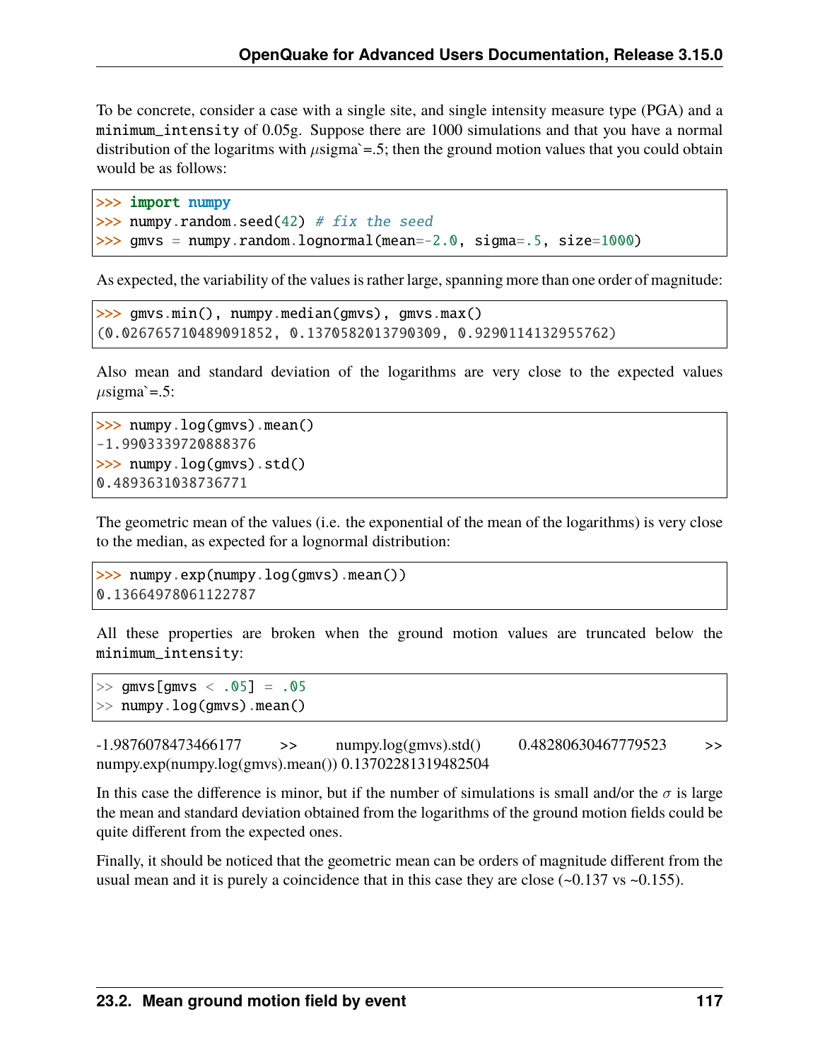To be concrete, consider a case with a single site, and single intensity measure type (PGA) and a `minimum_intensity` of 0.05g. Suppose there are 1000 simulations and that you have a normal distribution of the logaritms with $\mu$sigma`=.5; then the ground motion values that you could obtain would be as follows:

```
>>> import numpy
>>> numpy.random.seed(42) # fix the seed
>>> gmvs = numpy.random.lognormal(mean=-2.0, sigma=.5, size=1000)
```

As expected, the variability of the values is rather large, spanning more than one order of magnitude:

```
>>> gmvs.min(), numpy.median(gmvs), gmvs.max()
(0.026765710489091852, 0.1370582013790309, 0.9290114132955762)
```

Also mean and standard deviation of the logarithms are very close to the expected values $\mu$sigma`=.5:

```
>>> numpy.log(gmvs).mean()
-1.9903339720888376
>>> numpy.log(gmvs).std()
0.4893631038736771
```

The geometric mean of the values (i.e. the exponential of the mean of the logarithms) is very close to the median, as expected for a lognormal distribution:

```
>>> numpy.exp(numpy.log(gmvs).mean())
0.13664978061122787
```

All these properties are broken when the ground motion values are truncated below the `minimum_intensity`:

```
>> gmvs[gmvs < .05] = .05
>> numpy.log(gmvs).mean()
```

-1.9876078473466177 >> numpy.log(gmvs).std() 0.48280630467779523 >> numpy.exp(numpy.log(gmvs).mean()) 0.13702281319482504

In this case the difference is minor, but if the number of simulations is small and/or the $\sigma$ is large the mean and standard deviation obtained from the logarithms of the ground motion fields could be quite different from the expected ones.

Finally, it should be noticed that the geometric mean can be orders of magnitude different from the usual mean and it is purely a coincidence that in this case they are close (~0.137 vs ~0.155).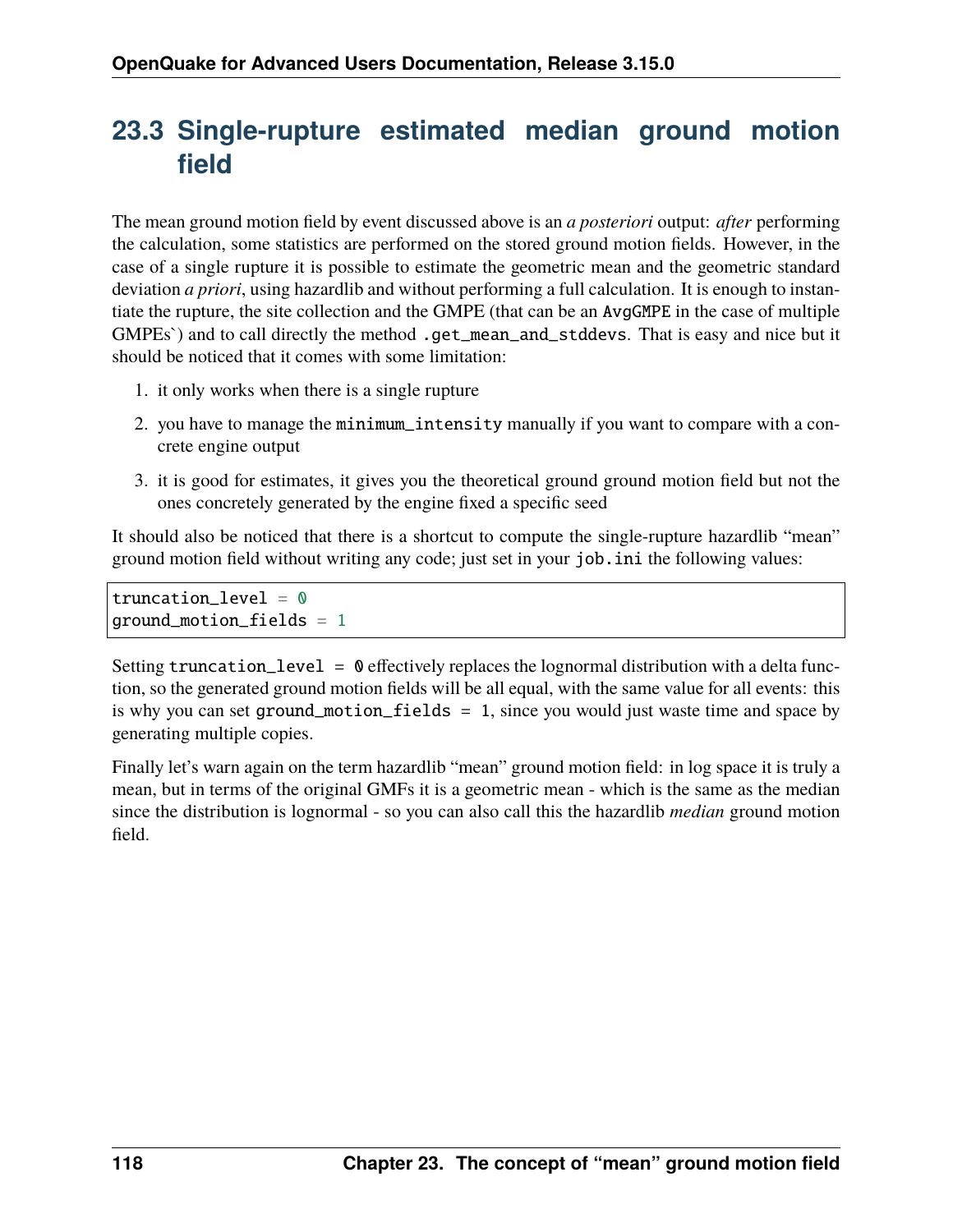## 23.3 Single-rupture estimated median ground motion field

The mean ground motion field by event discussed above is an *a posteriori* output: *after* performing the calculation, some statistics are performed on the stored ground motion fields. However, in the case of a single rupture it is possible to estimate the geometric mean and the geometric standard deviation *a priori*, using hazardlib and without performing a full calculation. It is enough to instantiate the rupture, the site collection and the GMPE (that can be an `AvgGMPE` in the case of multiple GMPEs`) and to call directly the method `.get_mean_and_stddevs`. That is easy and nice but it should be noticed that it comes with some limitation:

1. it only works when there is a single rupture
2. you have to manage the `minimum_intensity` manually if you want to compare with a concrete engine output
3. it is good for estimates, it gives you the theoretical ground ground motion field but not the ones concretely generated by the engine fixed a specific seed

It should also be noticed that there is a shortcut to compute the single-rupture hazardlib "mean" ground motion field without writing any code; just set in your `job.ini` the following values:

```
truncation_level = 0
ground_motion_fields = 1
```

Setting `truncation_level = 0` effectively replaces the lognormal distribution with a delta function, so the generated ground motion fields will be all equal, with the same value for all events: this is why you can set `ground_motion_fields = 1`, since you would just waste time and space by generating multiple copies.

Finally let's warn again on the term hazardlib "mean" ground motion field: in log space it is truly a mean, but in terms of the original GMFs it is a geometric mean - which is the same as the median since the distribution is lognormal - so you can also call this the hazardlib *median* ground motion field.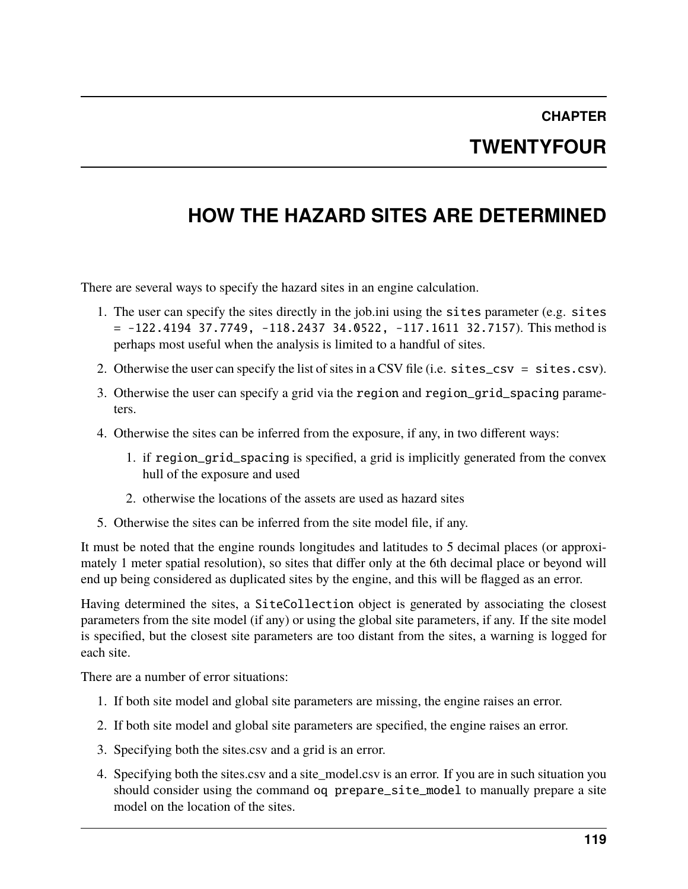# CHAPTER TWENTYFOUR

# HOW THE HAZARD SITES ARE DETERMINED

There are several ways to specify the hazard sites in an engine calculation.

1. The user can specify the sites directly in the job.ini using the `sites` parameter (e.g. `sites = -122.4194 37.7749, -118.2437 34.0522, -117.1611 32.7157`). This method is perhaps most useful when the analysis is limited to a handful of sites.
2. Otherwise the user can specify the list of sites in a CSV file (i.e. `sites_csv = sites.csv`).
3. Otherwise the user can specify a grid via the `region` and `region_grid_spacing` parameters.
4. Otherwise the sites can be inferred from the exposure, if any, in two different ways:
   1. if `region_grid_spacing` is specified, a grid is implicitly generated from the convex hull of the exposure and used
   2. otherwise the locations of the assets are used as hazard sites
5. Otherwise the sites can be inferred from the site model file, if any.

It must be noted that the engine rounds longitudes and latitudes to 5 decimal places (or approximately 1 meter spatial resolution), so sites that differ only at the 6th decimal place or beyond will end up being considered as duplicated sites by the engine, and this will be flagged as an error.

Having determined the sites, a `SiteCollection` object is generated by associating the closest parameters from the site model (if any) or using the global site parameters, if any. If the site model is specified, but the closest site parameters are too distant from the sites, a warning is logged for each site.

There are a number of error situations:

1. If both site model and global site parameters are missing, the engine raises an error.
2. If both site model and global site parameters are specified, the engine raises an error.
3. Specifying both the sites.csv and a grid is an error.
4. Specifying both the sites.csv and a site_model.csv is an error. If you are in such situation you should consider using the command `oq prepare_site_model` to manually prepare a site model on the location of the sites.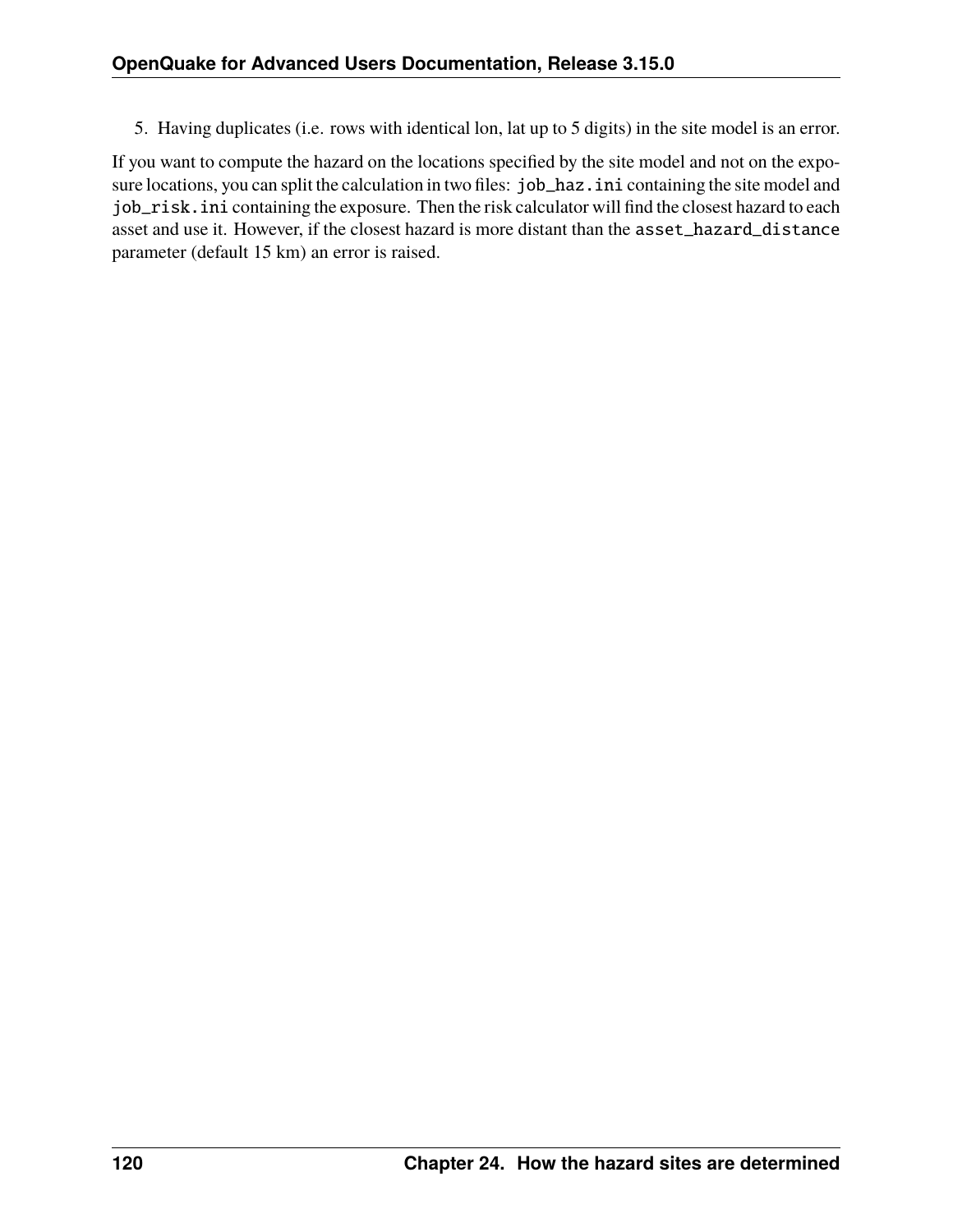5. Having duplicates (i.e. rows with identical lon, lat up to 5 digits) in the site model is an error.

If you want to compute the hazard on the locations specified by the site model and not on the exposure locations, you can split the calculation in two files: `job_haz.ini` containing the site model and `job_risk.ini` containing the exposure. Then the risk calculator will find the closest hazard to each asset and use it. However, if the closest hazard is more distant than the `asset_hazard_distance` parameter (default 15 km) an error is raised.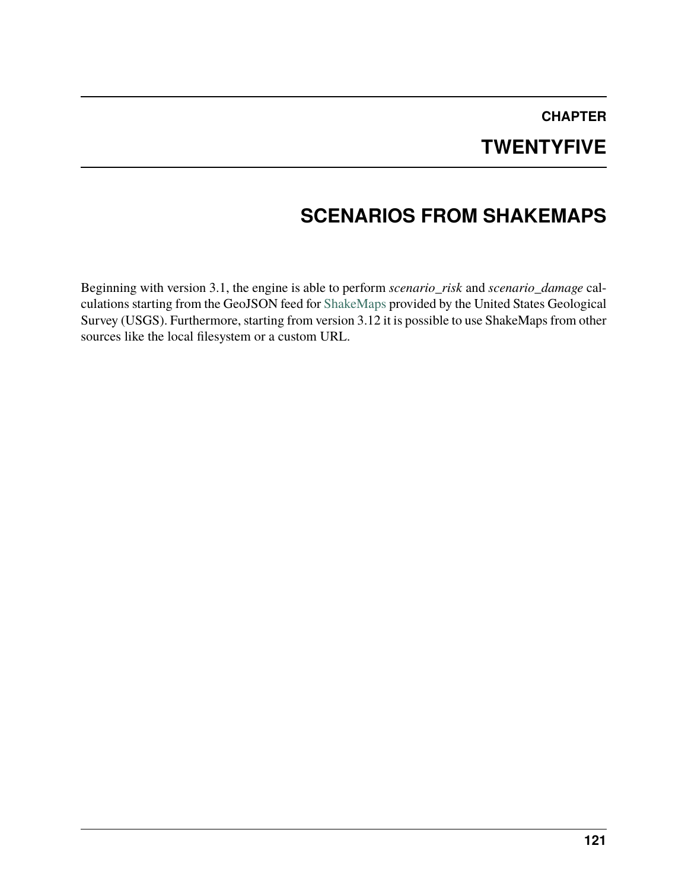# CHAPTER TWENTYFIVE

# SCENARIOS FROM SHAKEMAPS

Beginning with version 3.1, the engine is able to perform *scenario_risk* and *scenario_damage* calculations starting from the GeoJSON feed for ShakeMaps provided by the United States Geological Survey (USGS). Furthermore, starting from version 3.12 it is possible to use ShakeMaps from other sources like the local filesystem or a custom URL.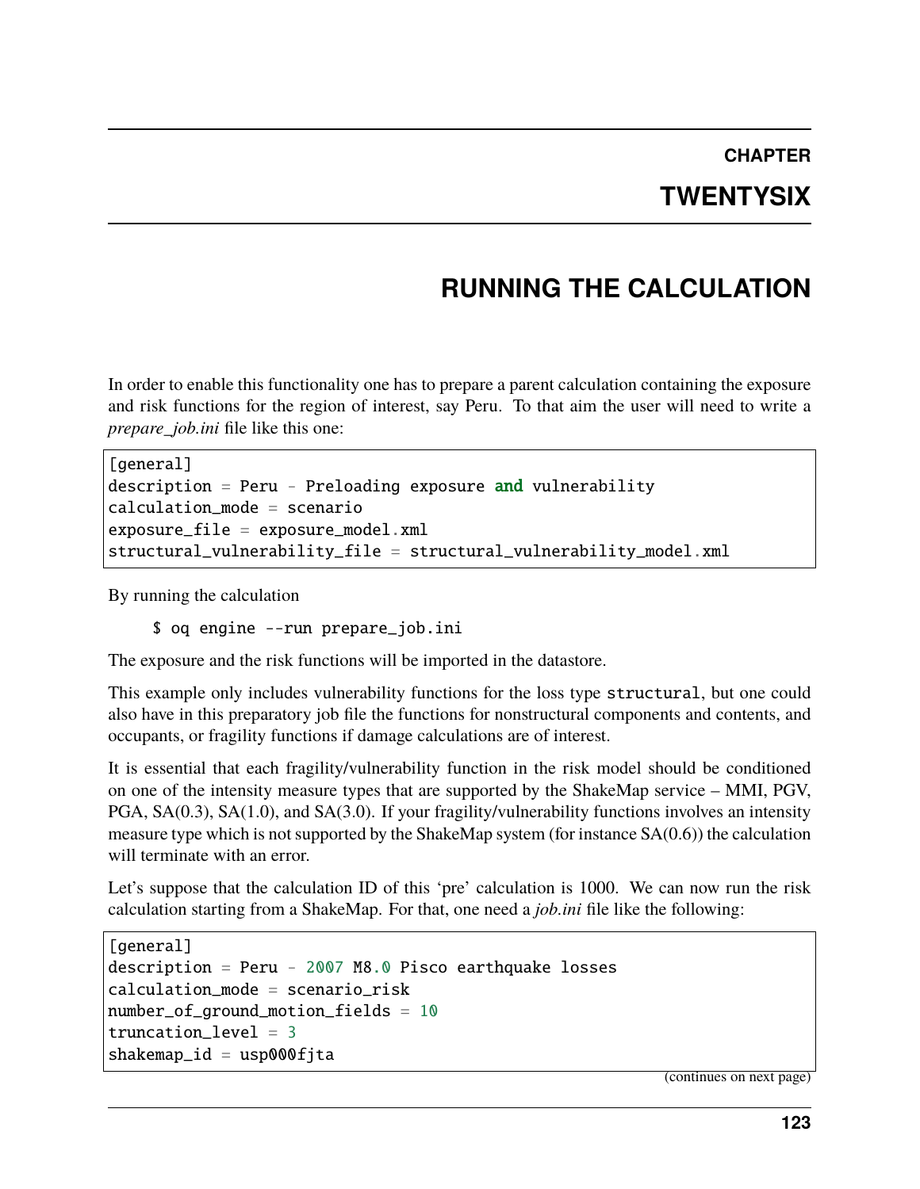# CHAPTER TWENTYSIX

# RUNNING THE CALCULATION

In order to enable this functionality one has to prepare a parent calculation containing the exposure and risk functions for the region of interest, say Peru. To that aim the user will need to write a *prepare_job.ini* file like this one:

```
[general]
description = Peru - Preloading exposure and vulnerability
calculation_mode = scenario
exposure_file = exposure_model.xml
structural_vulnerability_file = structural_vulnerability_model.xml
```

By running the calculation

```
$ oq engine --run prepare_job.ini
```

The exposure and the risk functions will be imported in the datastore.

This example only includes vulnerability functions for the loss type `structural`, but one could also have in this preparatory job file the functions for nonstructural components and contents, and occupants, or fragility functions if damage calculations are of interest.

It is essential that each fragility/vulnerability function in the risk model should be conditioned on one of the intensity measure types that are supported by the ShakeMap service – MMI, PGV, PGA, SA(0.3), SA(1.0), and SA(3.0). If your fragility/vulnerability functions involves an intensity measure type which is not supported by the ShakeMap system (for instance SA(0.6)) the calculation will terminate with an error.

Let's suppose that the calculation ID of this 'pre' calculation is 1000. We can now run the risk calculation starting from a ShakeMap. For that, one need a *job.ini* file like the following:

```
[general]
description = Peru - 2007 M8.0 Pisco earthquake losses
calculation_mode = scenario_risk
number_of_ground_motion_fields = 10
truncation_level = 3
shakemap_id = usp000fjta
```

(continues on next page)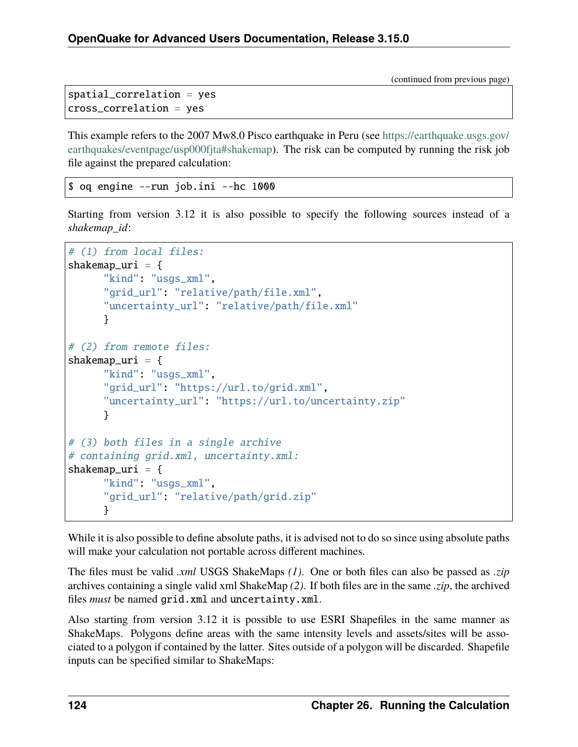(continued from previous page)

```
spatial_correlation = yes
cross_correlation = yes
```

This example refers to the 2007 Mw8.0 Pisco earthquake in Peru (see https://earthquake.usgs.gov/earthquakes/eventpage/usp000fjta#shakemap). The risk can be computed by running the risk job file against the prepared calculation:

```
$ oq engine --run job.ini --hc 1000
```

Starting from version 3.12 it is also possible to specify the following sources instead of a *shakemap_id*:

```
# (1) from local files:
shakemap_uri = {
      "kind": "usgs_xml",
      "grid_url": "relative/path/file.xml",
      "uncertainty_url": "relative/path/file.xml"
      }

# (2) from remote files:
shakemap_uri = {
      "kind": "usgs_xml",
      "grid_url": "https://url.to/grid.xml",
      "uncertainty_url": "https://url.to/uncertainty.zip"
      }

# (3) both files in a single archive
# containing grid.xml, uncertainty.xml:
shakemap_uri = {
      "kind": "usgs_xml",
      "grid_url": "relative/path/grid.zip"
      }
```

While it is also possible to define absolute paths, it is advised not to do so since using absolute paths will make your calculation not portable across different machines.

The files must be valid *.xml* USGS ShakeMaps *(1)*. One or both files can also be passed as *.zip* archives containing a single valid xml ShakeMap *(2)*. If both files are in the same *.zip*, the archived files *must* be named `grid.xml` and `uncertainty.xml`.

Also starting from version 3.12 it is possible to use ESRI Shapefiles in the same manner as ShakeMaps. Polygons define areas with the same intensity levels and assets/sites will be associated to a polygon if contained by the latter. Sites outside of a polygon will be discarded. Shapefile inputs can be specified similar to ShakeMaps: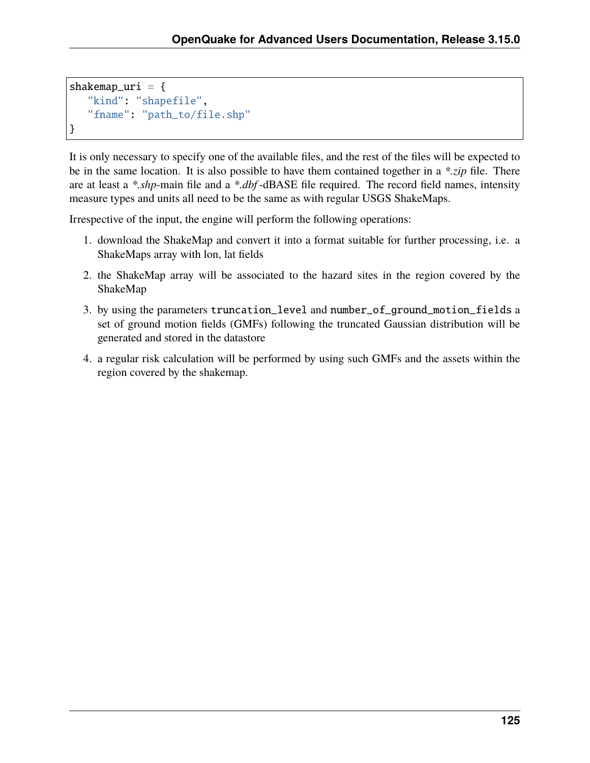```
shakemap_uri = {
   "kind": "shapefile",
   "fname": "path_to/file.shp"
}
```

It is only necessary to specify one of the available files, and the rest of the files will be expected to be in the same location. It is also possible to have them contained together in a *\*.zip* file. There are at least a *\*.shp*-main file and a *\*.dbf*-dBASE file required. The record field names, intensity measure types and units all need to be the same as with regular USGS ShakeMaps.

Irrespective of the input, the engine will perform the following operations:

1. download the ShakeMap and convert it into a format suitable for further processing, i.e. a ShakeMaps array with lon, lat fields
2. the ShakeMap array will be associated to the hazard sites in the region covered by the ShakeMap
3. by using the parameters `truncation_level` and `number_of_ground_motion_fields` a set of ground motion fields (GMFs) following the truncated Gaussian distribution will be generated and stored in the datastore
4. a regular risk calculation will be performed by using such GMFs and the assets within the region covered by the shakemap.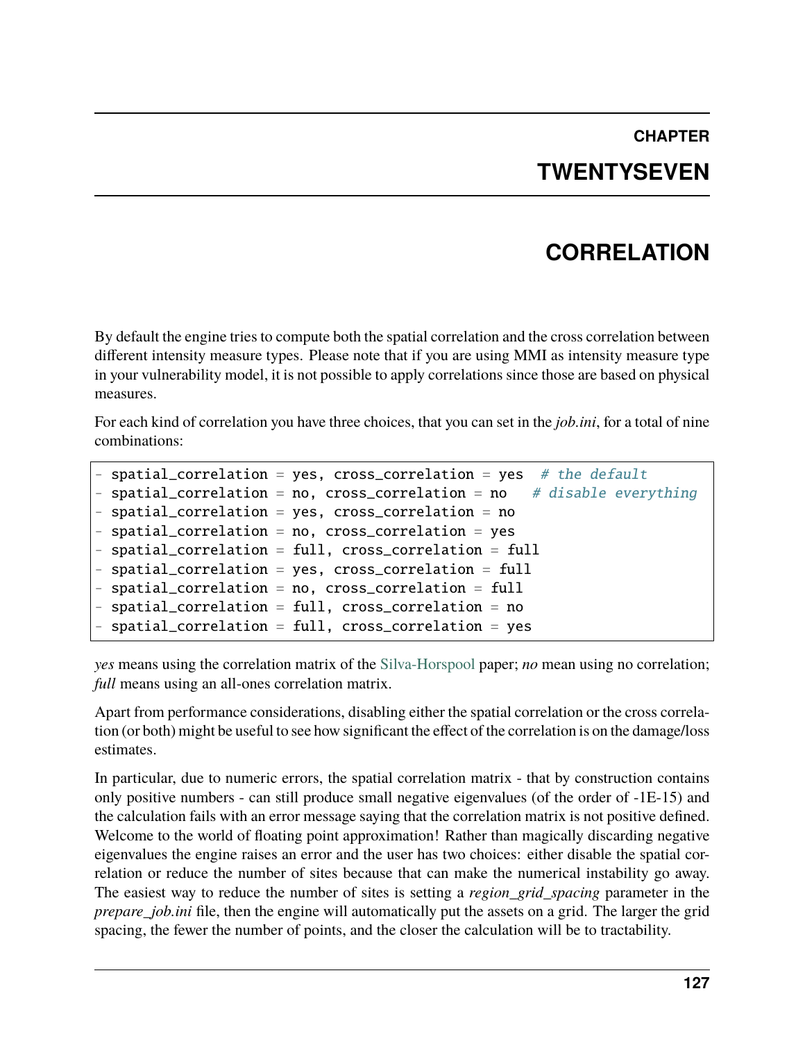# CHAPTER TWENTYSEVEN

# CORRELATION

By default the engine tries to compute both the spatial correlation and the cross correlation between different intensity measure types. Please note that if you are using MMI as intensity measure type in your vulnerability model, it is not possible to apply correlations since those are based on physical measures.

For each kind of correlation you have three choices, that you can set in the *job.ini*, for a total of nine combinations:

```
- spatial_correlation = yes, cross_correlation = yes  # the default
- spatial_correlation = no, cross_correlation = no   # disable everything
- spatial_correlation = yes, cross_correlation = no
- spatial_correlation = no, cross_correlation = yes
- spatial_correlation = full, cross_correlation = full
- spatial_correlation = yes, cross_correlation = full
- spatial_correlation = no, cross_correlation = full
- spatial_correlation = full, cross_correlation = no
- spatial_correlation = full, cross_correlation = yes
```

*yes* means using the correlation matrix of the Silva-Horspool paper; *no* mean using no correlation; *full* means using an all-ones correlation matrix.

Apart from performance considerations, disabling either the spatial correlation or the cross correlation (or both) might be useful to see how significant the effect of the correlation is on the damage/loss estimates.

In particular, due to numeric errors, the spatial correlation matrix - that by construction contains only positive numbers - can still produce small negative eigenvalues (of the order of -1E-15) and the calculation fails with an error message saying that the correlation matrix is not positive defined. Welcome to the world of floating point approximation! Rather than magically discarding negative eigenvalues the engine raises an error and the user has two choices: either disable the spatial correlation or reduce the number of sites because that can make the numerical instability go away. The easiest way to reduce the number of sites is setting a *region_grid_spacing* parameter in the *prepare_job.ini* file, then the engine will automatically put the assets on a grid. The larger the grid spacing, the fewer the number of points, and the closer the calculation will be to tractability.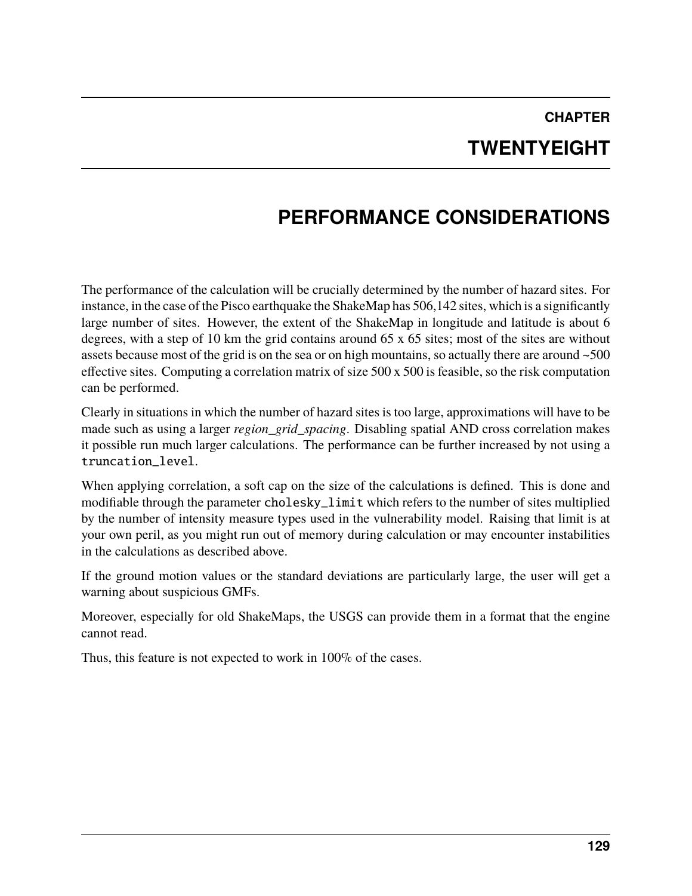# CHAPTER TWENTYEIGHT

# PERFORMANCE CONSIDERATIONS

The performance of the calculation will be crucially determined by the number of hazard sites. For instance, in the case of the Pisco earthquake the ShakeMap has 506,142 sites, which is a significantly large number of sites. However, the extent of the ShakeMap in longitude and latitude is about 6 degrees, with a step of 10 km the grid contains around 65 x 65 sites; most of the sites are without assets because most of the grid is on the sea or on high mountains, so actually there are around ~500 effective sites. Computing a correlation matrix of size 500 x 500 is feasible, so the risk computation can be performed.

Clearly in situations in which the number of hazard sites is too large, approximations will have to be made such as using a larger *region_grid_spacing*. Disabling spatial AND cross correlation makes it possible run much larger calculations. The performance can be further increased by not using a `truncation_level`.

When applying correlation, a soft cap on the size of the calculations is defined. This is done and modifiable through the parameter `cholesky_limit` which refers to the number of sites multiplied by the number of intensity measure types used in the vulnerability model. Raising that limit is at your own peril, as you might run out of memory during calculation or may encounter instabilities in the calculations as described above.

If the ground motion values or the standard deviations are particularly large, the user will get a warning about suspicious GMFs.

Moreover, especially for old ShakeMaps, the USGS can provide them in a format that the engine cannot read.

Thus, this feature is not expected to work in 100% of the cases.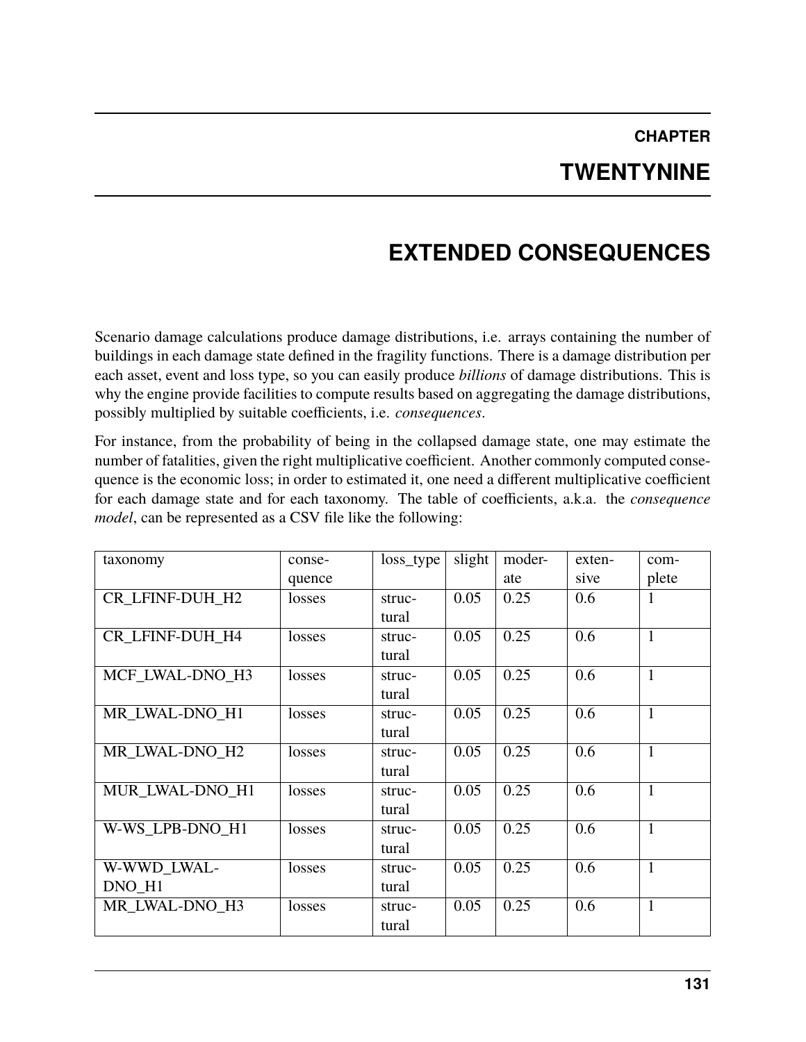# CHAPTER TWENTYNINE

# EXTENDED CONSEQUENCES

Scenario damage calculations produce damage distributions, i.e. arrays containing the number of buildings in each damage state defined in the fragility functions. There is a damage distribution per each asset, event and loss type, so you can easily produce *billions* of damage distributions. This is why the engine provide facilities to compute results based on aggregating the damage distributions, possibly multiplied by suitable coefficients, i.e. *consequences*.

For instance, from the probability of being in the collapsed damage state, one may estimate the number of fatalities, given the right multiplicative coefficient. Another commonly computed consequence is the economic loss; in order to estimated it, one need a different multiplicative coefficient for each damage state and for each taxonomy. The table of coefficients, a.k.a. the *consequence model*, can be represented as a CSV file like the following:

| taxonomy | consequence | loss_type | slight | moderate | extensive | complete |
|---|---|---|---|---|---|---|
| CR_LFINF-DUH_H2 | losses | structural | 0.05 | 0.25 | 0.6 | 1 |
| CR_LFINF-DUH_H4 | losses | structural | 0.05 | 0.25 | 0.6 | 1 |
| MCF_LWAL-DNO_H3 | losses | structural | 0.05 | 0.25 | 0.6 | 1 |
| MR_LWAL-DNO_H1 | losses | structural | 0.05 | 0.25 | 0.6 | 1 |
| MR_LWAL-DNO_H2 | losses | structural | 0.05 | 0.25 | 0.6 | 1 |
| MUR_LWAL-DNO_H1 | losses | structural | 0.05 | 0.25 | 0.6 | 1 |
| W-WS_LPB-DNO_H1 | losses | structural | 0.05 | 0.25 | 0.6 | 1 |
| W-WWD_LWAL-DNO_H1 | losses | structural | 0.05 | 0.25 | 0.6 | 1 |
| MR_LWAL-DNO_H3 | losses | structural | 0.05 | 0.25 | 0.6 | 1 |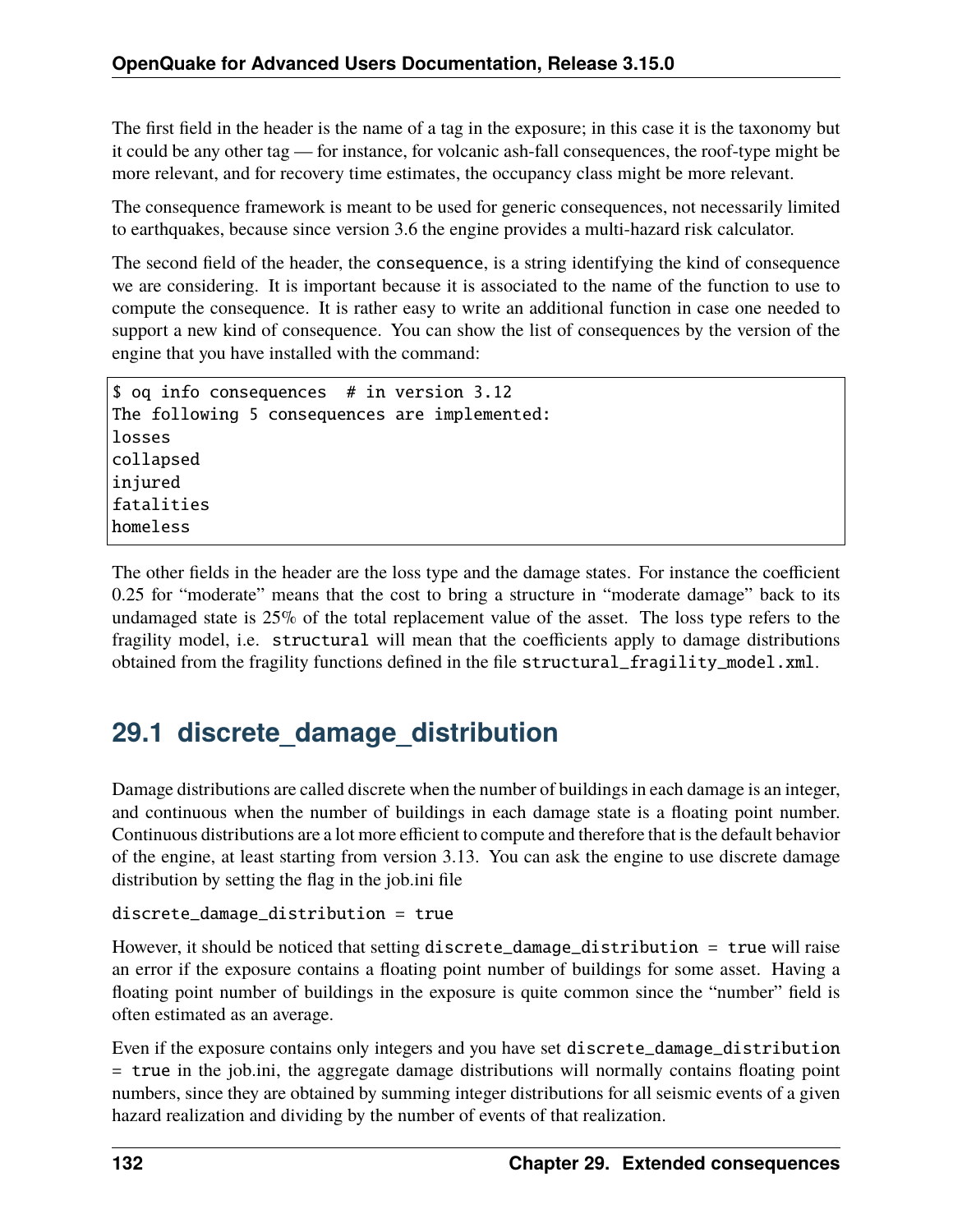The first field in the header is the name of a tag in the exposure; in this case it is the taxonomy but it could be any other tag — for instance, for volcanic ash-fall consequences, the roof-type might be more relevant, and for recovery time estimates, the occupancy class might be more relevant.

The consequence framework is meant to be used for generic consequences, not necessarily limited to earthquakes, because since version 3.6 the engine provides a multi-hazard risk calculator.

The second field of the header, the `consequence`, is a string identifying the kind of consequence we are considering. It is important because it is associated to the name of the function to use to compute the consequence. It is rather easy to write an additional function in case one needed to support a new kind of consequence. You can show the list of consequences by the version of the engine that you have installed with the command:

```
$ oq info consequences  # in version 3.12
The following 5 consequences are implemented:
losses
collapsed
injured
fatalities
homeless
```

The other fields in the header are the loss type and the damage states. For instance the coefficient 0.25 for "moderate" means that the cost to bring a structure in "moderate damage" back to its undamaged state is 25% of the total replacement value of the asset. The loss type refers to the fragility model, i.e. `structural` will mean that the coefficients apply to damage distributions obtained from the fragility functions defined in the file `structural_fragility_model.xml`.

## 29.1 discrete_damage_distribution

Damage distributions are called discrete when the number of buildings in each damage is an integer, and continuous when the number of buildings in each damage state is a floating point number. Continuous distributions are a lot more efficient to compute and therefore that is the default behavior of the engine, at least starting from version 3.13. You can ask the engine to use discrete damage distribution by setting the flag in the job.ini file

```
discrete_damage_distribution = true
```

However, it should be noticed that setting `discrete_damage_distribution = true` will raise an error if the exposure contains a floating point number of buildings for some asset. Having a floating point number of buildings in the exposure is quite common since the "number" field is often estimated as an average.

Even if the exposure contains only integers and you have set `discrete_damage_distribution = true` in the job.ini, the aggregate damage distributions will normally contains floating point numbers, since they are obtained by summing integer distributions for all seismic events of a given hazard realization and dividing by the number of events of that realization.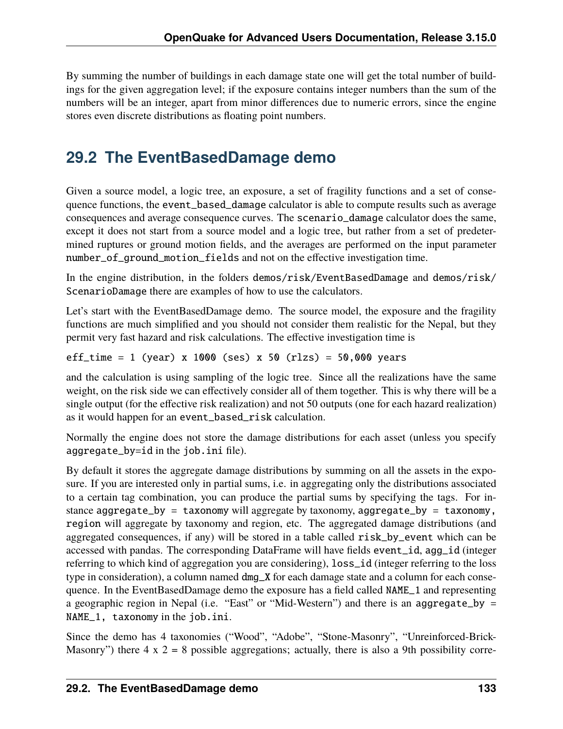By summing the number of buildings in each damage state one will get the total number of buildings for the given aggregation level; if the exposure contains integer numbers than the sum of the numbers will be an integer, apart from minor differences due to numeric errors, since the engine stores even discrete distributions as floating point numbers.

## 29.2 The EventBasedDamage demo

Given a source model, a logic tree, an exposure, a set of fragility functions and a set of consequence functions, the `event_based_damage` calculator is able to compute results such as average consequences and average consequence curves. The `scenario_damage` calculator does the same, except it does not start from a source model and a logic tree, but rather from a set of predetermined ruptures or ground motion fields, and the averages are performed on the input parameter `number_of_ground_motion_fields` and not on the effective investigation time.

In the engine distribution, in the folders `demos/risk/EventBasedDamage` and `demos/risk/ScenarioDamage` there are examples of how to use the calculators.

Let's start with the EventBasedDamage demo. The source model, the exposure and the fragility functions are much simplified and you should not consider them realistic for the Nepal, but they permit very fast hazard and risk calculations. The effective investigation time is

```
eff_time = 1 (year) x 1000 (ses) x 50 (rlzs) = 50,000 years
```

and the calculation is using sampling of the logic tree. Since all the realizations have the same weight, on the risk side we can effectively consider all of them together. This is why there will be a single output (for the effective risk realization) and not 50 outputs (one for each hazard realization) as it would happen for an `event_based_risk` calculation.

Normally the engine does not store the damage distributions for each asset (unless you specify `aggregate_by=id` in the `job.ini` file).

By default it stores the aggregate damage distributions by summing on all the assets in the exposure. If you are interested only in partial sums, i.e. in aggregating only the distributions associated to a certain tag combination, you can produce the partial sums by specifying the tags. For instance `aggregate_by = taxonomy` will aggregate by taxonomy, `aggregate_by = taxonomy, region` will aggregate by taxonomy and region, etc. The aggregated damage distributions (and aggregated consequences, if any) will be stored in a table called `risk_by_event` which can be accessed with pandas. The corresponding DataFrame will have fields `event_id`, `agg_id` (integer referring to which kind of aggregation you are considering), `loss_id` (integer referring to the loss type in consideration), a column named `dmg_X` for each damage state and a column for each consequence. In the EventBasedDamage demo the exposure has a field called `NAME_1` and representing a geographic region in Nepal (i.e. "East" or "Mid-Western") and there is an `aggregate_by = NAME_1, taxonomy` in the `job.ini`.

Since the demo has 4 taxonomies ("Wood", "Adobe", "Stone-Masonry", "Unreinforced-Brick-Masonry") there 4 x 2 = 8 possible aggregations; actually, there is also a 9th possibility corre-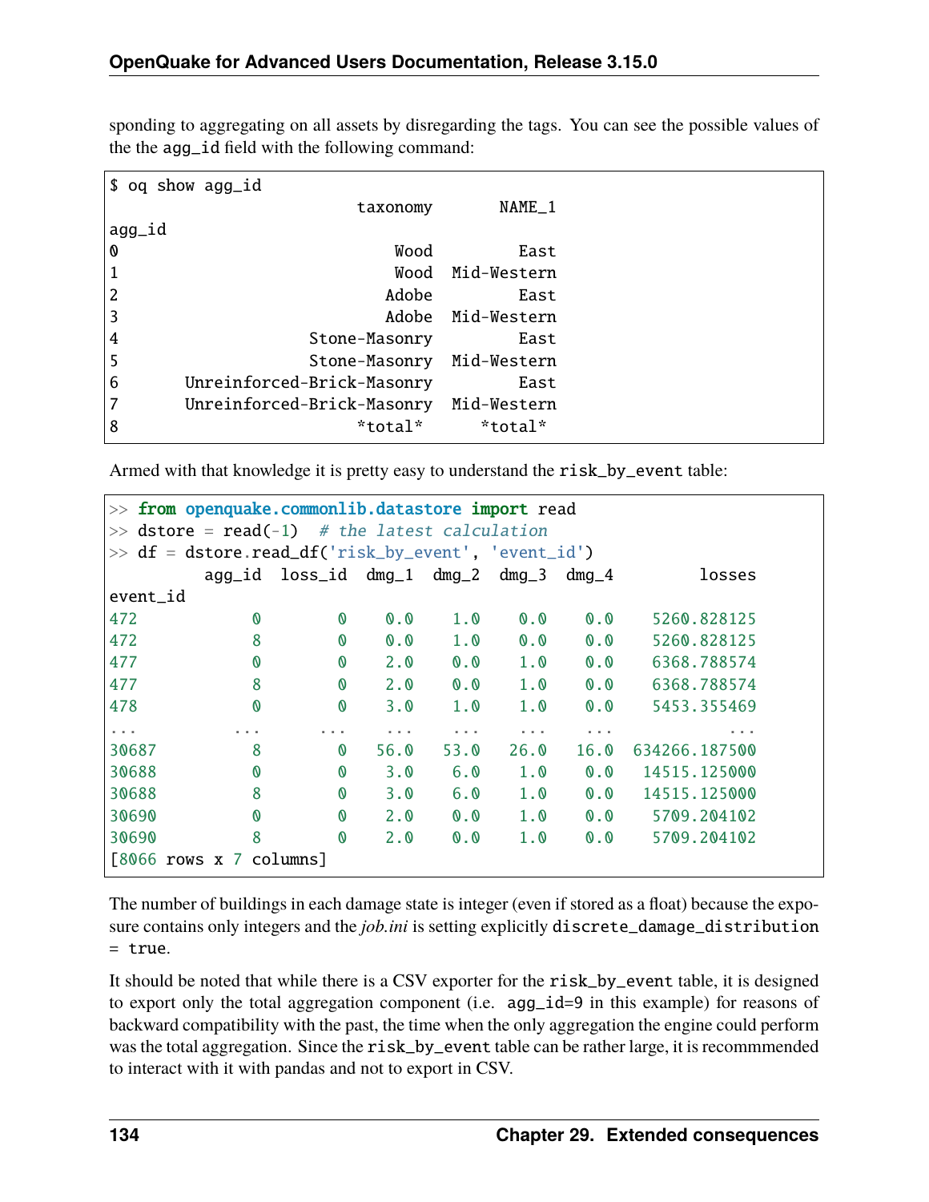sponding to aggregating on all assets by disregarding the tags. You can see the possible values of the the `agg_id` field with the following command:

```
$ oq show agg_id
                         taxonomy       NAME_1
agg_id
0                            Wood         East
1                            Wood  Mid-Western
2                           Adobe         East
3                           Adobe  Mid-Western
4                   Stone-Masonry         East
5                   Stone-Masonry  Mid-Western
6       Unreinforced-Brick-Masonry         East
7       Unreinforced-Brick-Masonry  Mid-Western
8                         *total*      *total*
```

Armed with that knowledge it is pretty easy to understand the `risk_by_event` table:

```
>> from openquake.commonlib.datastore import read
>> dstore = read(-1)  # the latest calculation
>> df = dstore.read_df('risk_by_event', 'event_id')
          agg_id  loss_id  dmg_1  dmg_2  dmg_3  dmg_4         losses
event_id
472            0        0    0.0    1.0    0.0    0.0    5260.828125
472            8        0    0.0    1.0    0.0    0.0    5260.828125
477            0        0    2.0    0.0    1.0    0.0    6368.788574
477            8        0    2.0    0.0    1.0    0.0    6368.788574
478            0        0    3.0    1.0    1.0    0.0    5453.355469
...          ...      ...    ...    ...    ...    ...            ...
30687          8        0   56.0   53.0   26.0   16.0  634266.187500
30688          0        0    3.0    6.0    1.0    0.0   14515.125000
30688          8        0    3.0    6.0    1.0    0.0   14515.125000
30690          0        0    2.0    0.0    1.0    0.0    5709.204102
30690          8        0    2.0    0.0    1.0    0.0    5709.204102
[8066 rows x 7 columns]
```

The number of buildings in each damage state is integer (even if stored as a float) because the exposure contains only integers and the *job.ini* is setting explicitly `discrete_damage_distribution = true`.

It should be noted that while there is a CSV exporter for the `risk_by_event` table, it is designed to export only the total aggregation component (i.e. `agg_id=9` in this example) for reasons of backward compatibility with the past, the time when the only aggregation the engine could perform was the total aggregation. Since the `risk_by_event` table can be rather large, it is recommmended to interact with it with pandas and not to export in CSV.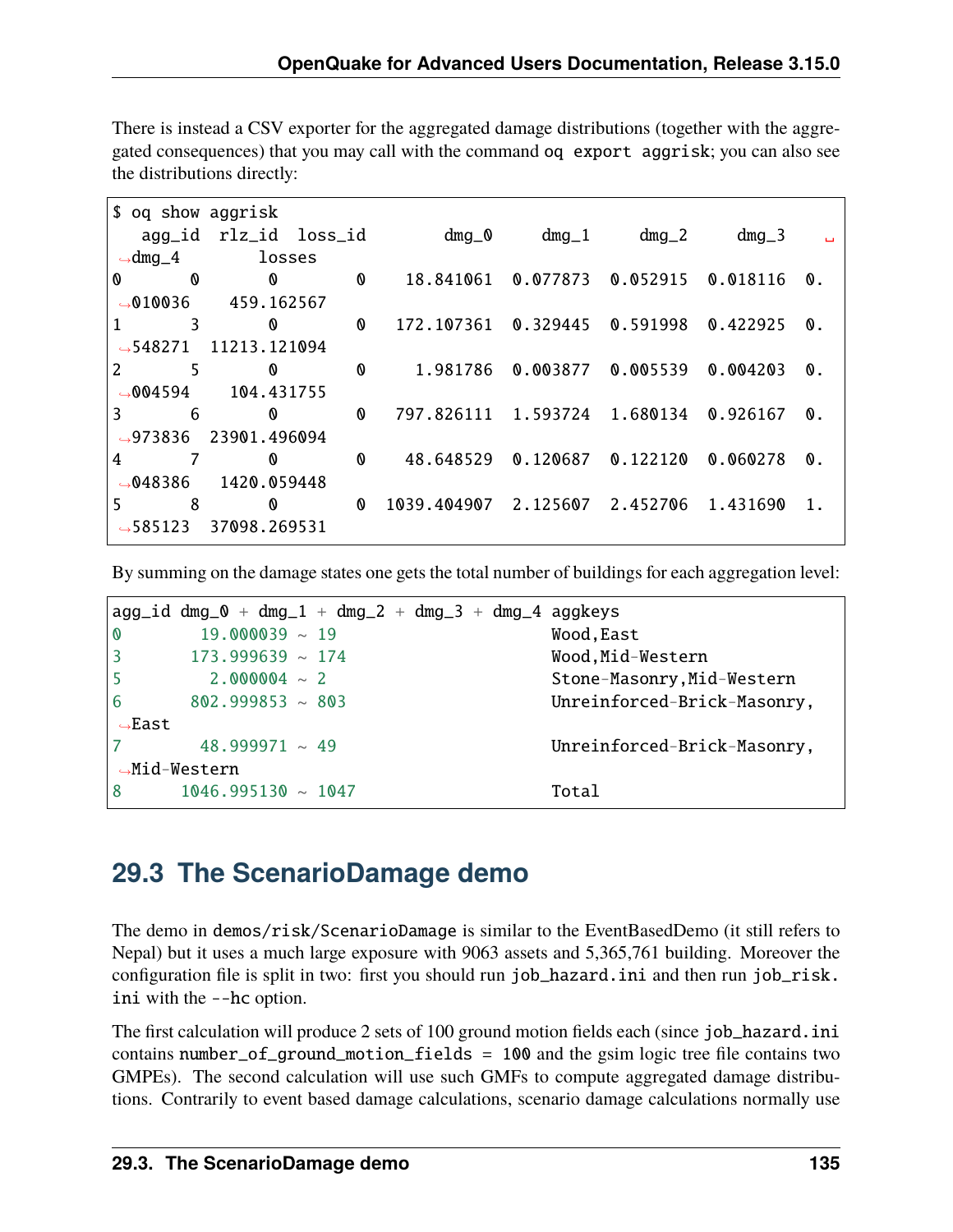There is instead a CSV exporter for the aggregated damage distributions (together with the aggregated consequences) that you may call with the command `oq export aggrisk`; you can also see the distributions directly:

```
$ oq show aggrisk
   agg_id  rlz_id  loss_id       dmg_0     dmg_1     dmg_2     dmg_3     dmg_4        losses
0       0       0        0    18.841061  0.077873  0.052915  0.018116  0.010036    459.162567
1       3       0        0   172.107361  0.329445  0.591998  0.422925  0.548271  11213.121094
2       5       0        0     1.981786  0.003877  0.005539  0.004203  0.004594    104.431755
3       6       0        0   797.826111  1.593724  1.680134  0.926167  0.973836  23901.496094
4       7       0        0    48.648529  0.120687  0.122120  0.060278  0.048386   1420.059448
5       8       0        0  1039.404907  2.125607  2.452706  1.431690  1.585123  37098.269531
```

By summing on the damage states one gets the total number of buildings for each aggregation level:

```
agg_id dmg_0 + dmg_1 + dmg_2 + dmg_3 + dmg_4 aggkeys
0        19.000039 ~ 19                      Wood,East
3       173.999639 ~ 174                     Wood,Mid-Western
5         2.000004 ~ 2                       Stone-Masonry,Mid-Western
6       802.999853 ~ 803                     Unreinforced-Brick-Masonry,East
7        48.999971 ~ 49                      Unreinforced-Brick-Masonry,Mid-Western
8      1046.995130 ~ 1047                    Total
```

## 29.3 The ScenarioDamage demo

The demo in `demos/risk/ScenarioDamage` is similar to the EventBasedDemo (it still refers to Nepal) but it uses a much large exposure with 9063 assets and 5,365,761 building. Moreover the configuration file is split in two: first you should run `job_hazard.ini` and then run `job_risk.ini` with the `--hc` option.

The first calculation will produce 2 sets of 100 ground motion fields each (since `job_hazard.ini` contains `number_of_ground_motion_fields = 100` and the gsim logic tree file contains two GMPEs). The second calculation will use such GMFs to compute aggregated damage distributions. Contrarily to event based damage calculations, scenario damage calculations normally use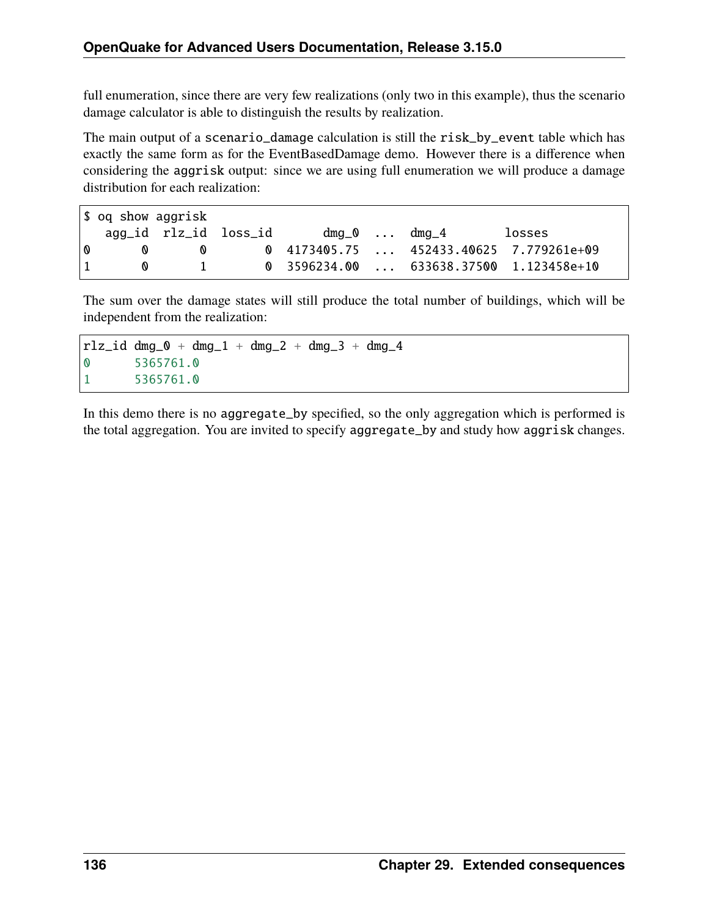full enumeration, since there are very few realizations (only two in this example), thus the scenario damage calculator is able to distinguish the results by realization.

The main output of a `scenario_damage` calculation is still the `risk_by_event` table which has exactly the same form as for the EventBasedDamage demo. However there is a difference when considering the `aggrisk` output: since we are using full enumeration we will produce a damage distribution for each realization:

```
$ oq show aggrisk
   agg_id  rlz_id  loss_id      dmg_0  ...  dmg_4        losses
0       0       0        0  4173405.75  ...  452433.40625  7.779261e+09
1       0       1        0  3596234.00  ...  633638.37500  1.123458e+10
```

The sum over the damage states will still produce the total number of buildings, which will be independent from the realization:

```
rlz_id dmg_0 + dmg_1 + dmg_2 + dmg_3 + dmg_4
0      5365761.0
1      5365761.0
```

In this demo there is no `aggregate_by` specified, so the only aggregation which is performed is the total aggregation. You are invited to specify `aggregate_by` and study how `aggrisk` changes.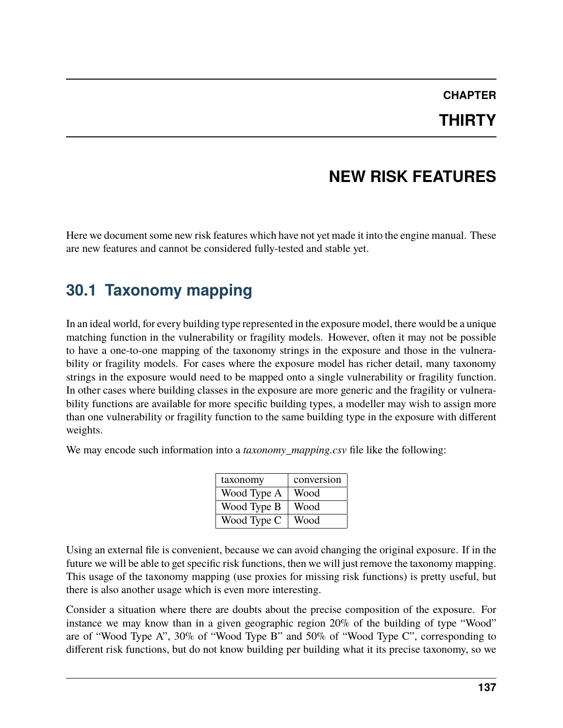# CHAPTER THIRTY

# NEW RISK FEATURES

Here we document some new risk features which have not yet made it into the engine manual. These are new features and cannot be considered fully-tested and stable yet.

## 30.1 Taxonomy mapping

In an ideal world, for every building type represented in the exposure model, there would be a unique matching function in the vulnerability or fragility models. However, often it may not be possible to have a one-to-one mapping of the taxonomy strings in the exposure and those in the vulnerability or fragility models. For cases where the exposure model has richer detail, many taxonomy strings in the exposure would need to be mapped onto a single vulnerability or fragility function. In other cases where building classes in the exposure are more generic and the fragility or vulnerability functions are available for more specific building types, a modeller may wish to assign more than one vulnerability or fragility function to the same building type in the exposure with different weights.

We may encode such information into a *taxonomy_mapping.csv* file like the following:

| taxonomy | conversion |
|---|---|
| Wood Type A | Wood |
| Wood Type B | Wood |
| Wood Type C | Wood |

Using an external file is convenient, because we can avoid changing the original exposure. If in the future we will be able to get specific risk functions, then we will just remove the taxonomy mapping. This usage of the taxonomy mapping (use proxies for missing risk functions) is pretty useful, but there is also another usage which is even more interesting.

Consider a situation where there are doubts about the precise composition of the exposure. For instance we may know than in a given geographic region 20% of the building of type "Wood" are of "Wood Type A", 30% of "Wood Type B" and 50% of "Wood Type C", corresponding to different risk functions, but do not know building per building what it its precise taxonomy, so we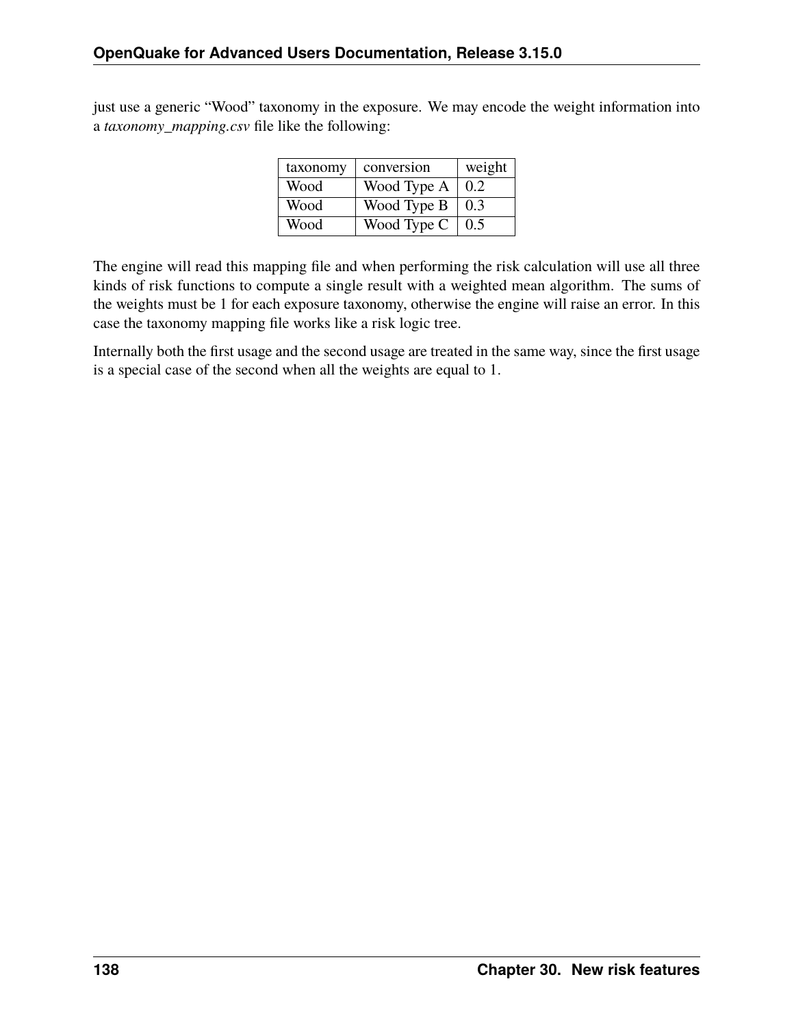just use a generic "Wood" taxonomy in the exposure. We may encode the weight information into a *taxonomy_mapping.csv* file like the following:

| taxonomy | conversion | weight |
|---|---|---|
| Wood | Wood Type A | 0.2 |
| Wood | Wood Type B | 0.3 |
| Wood | Wood Type C | 0.5 |

The engine will read this mapping file and when performing the risk calculation will use all three kinds of risk functions to compute a single result with a weighted mean algorithm. The sums of the weights must be 1 for each exposure taxonomy, otherwise the engine will raise an error. In this case the taxonomy mapping file works like a risk logic tree.

Internally both the first usage and the second usage are treated in the same way, since the first usage is a special case of the second when all the weights are equal to 1.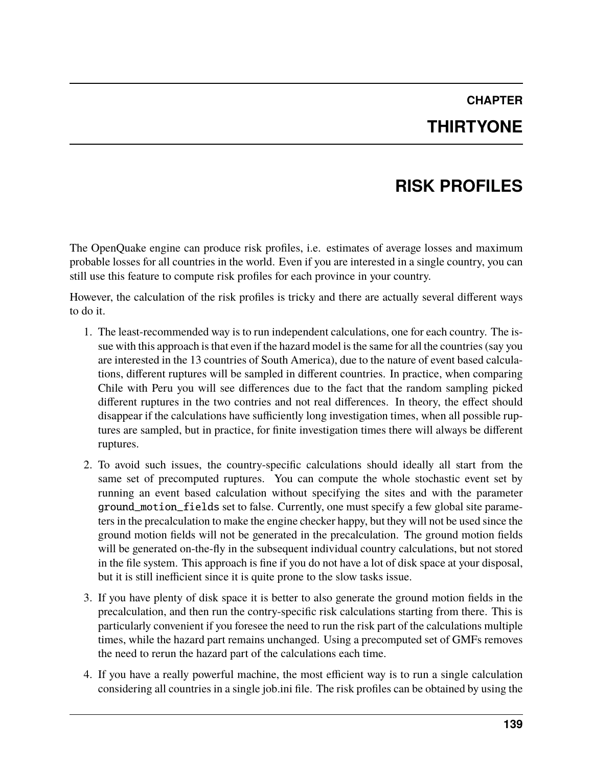# CHAPTER THIRTYONE

# RISK PROFILES

The OpenQuake engine can produce risk profiles, i.e. estimates of average losses and maximum probable losses for all countries in the world. Even if you are interested in a single country, you can still use this feature to compute risk profiles for each province in your country.

However, the calculation of the risk profiles is tricky and there are actually several different ways to do it.

1. The least-recommended way is to run independent calculations, one for each country. The issue with this approach is that even if the hazard model is the same for all the countries (say you are interested in the 13 countries of South America), due to the nature of event based calculations, different ruptures will be sampled in different countries. In practice, when comparing Chile with Peru you will see differences due to the fact that the random sampling picked different ruptures in the two contries and not real differences. In theory, the effect should disappear if the calculations have sufficiently long investigation times, when all possible ruptures are sampled, but in practice, for finite investigation times there will always be different ruptures.

2. To avoid such issues, the country-specific calculations should ideally all start from the same set of precomputed ruptures. You can compute the whole stochastic event set by running an event based calculation without specifying the sites and with the parameter `ground_motion_fields` set to false. Currently, one must specify a few global site parameters in the precalculation to make the engine checker happy, but they will not be used since the ground motion fields will not be generated in the precalculation. The ground motion fields will be generated on-the-fly in the subsequent individual country calculations, but not stored in the file system. This approach is fine if you do not have a lot of disk space at your disposal, but it is still inefficient since it is quite prone to the slow tasks issue.

3. If you have plenty of disk space it is better to also generate the ground motion fields in the precalculation, and then run the contry-specific risk calculations starting from there. This is particularly convenient if you foresee the need to run the risk part of the calculations multiple times, while the hazard part remains unchanged. Using a precomputed set of GMFs removes the need to rerun the hazard part of the calculations each time.

4. If you have a really powerful machine, the most efficient way is to run a single calculation considering all countries in a single job.ini file. The risk profiles can be obtained by using the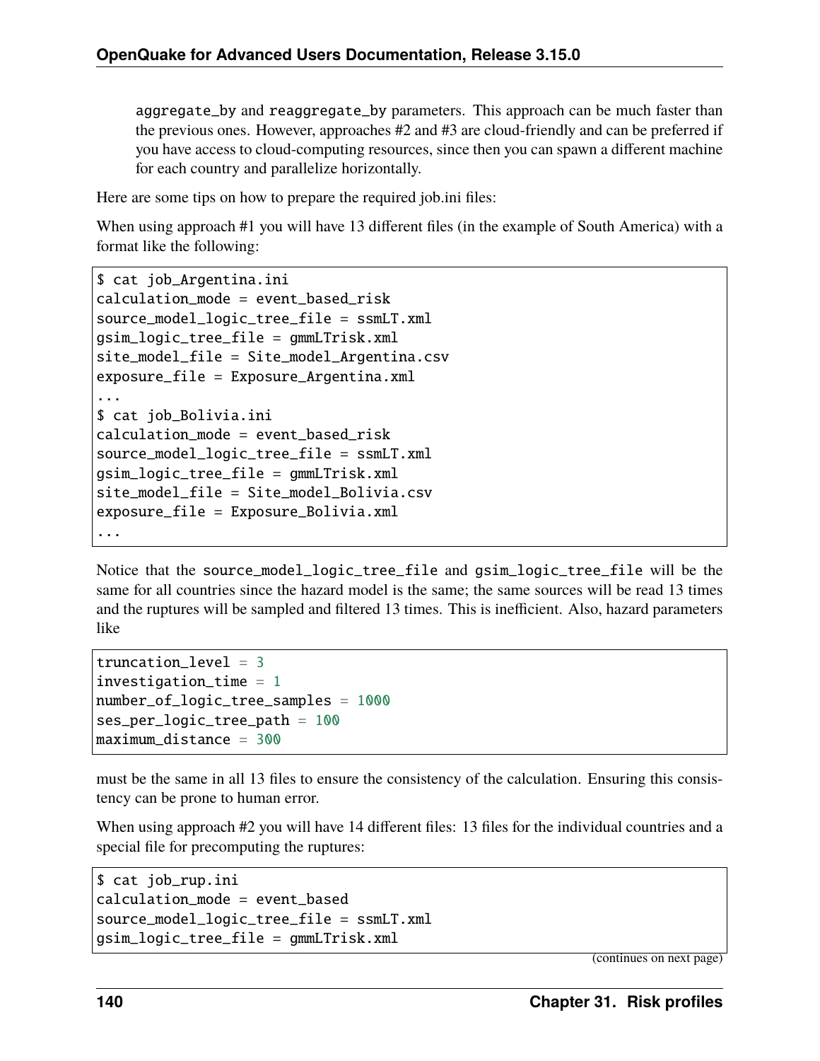aggregate_by and reaggregate_by parameters. This approach can be much faster than the previous ones. However, approaches #2 and #3 are cloud-friendly and can be preferred if you have access to cloud-computing resources, since then you can spawn a different machine for each country and parallelize horizontally.

Here are some tips on how to prepare the required job.ini files:

When using approach #1 you will have 13 different files (in the example of South America) with a format like the following:

```
$ cat job_Argentina.ini
calculation_mode = event_based_risk
source_model_logic_tree_file = ssmLT.xml
gsim_logic_tree_file = gmmLTrisk.xml
site_model_file = Site_model_Argentina.csv
exposure_file = Exposure_Argentina.xml
...
$ cat job_Bolivia.ini
calculation_mode = event_based_risk
source_model_logic_tree_file = ssmLT.xml
gsim_logic_tree_file = gmmLTrisk.xml
site_model_file = Site_model_Bolivia.csv
exposure_file = Exposure_Bolivia.xml
...
```

Notice that the source_model_logic_tree_file and gsim_logic_tree_file will be the same for all countries since the hazard model is the same; the same sources will be read 13 times and the ruptures will be sampled and filtered 13 times. This is inefficient. Also, hazard parameters like

```
truncation_level = 3
investigation_time = 1
number_of_logic_tree_samples = 1000
ses_per_logic_tree_path = 100
maximum_distance = 300
```

must be the same in all 13 files to ensure the consistency of the calculation. Ensuring this consistency can be prone to human error.

When using approach #2 you will have 14 different files: 13 files for the individual countries and a special file for precomputing the ruptures:

```
$ cat job_rup.ini
calculation_mode = event_based
source_model_logic_tree_file = ssmLT.xml
gsim_logic_tree_file = gmmLTrisk.xml
```

(continues on next page)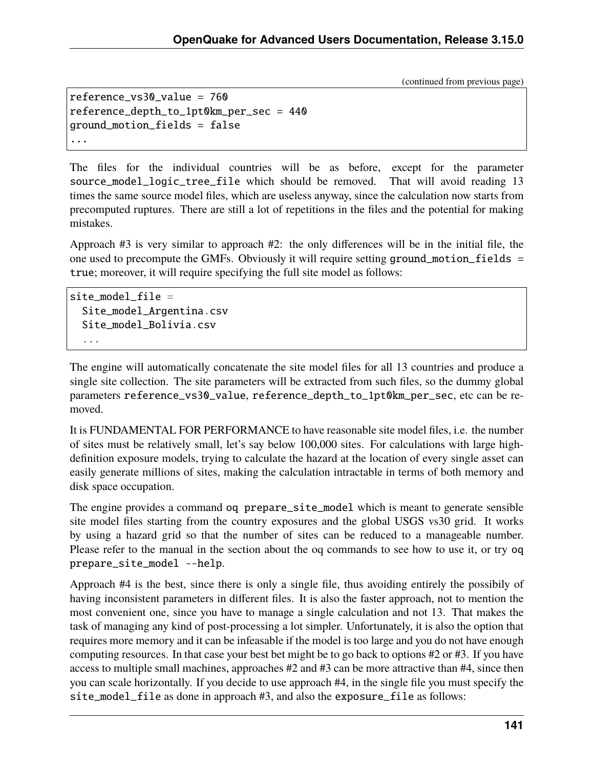(continued from previous page)

```
reference_vs30_value = 760
reference_depth_to_1pt0km_per_sec = 440
ground_motion_fields = false
...
```

The files for the individual countries will be as before, except for the parameter source_model_logic_tree_file which should be removed. That will avoid reading 13 times the same source model files, which are useless anyway, since the calculation now starts from precomputed ruptures. There are still a lot of repetitions in the files and the potential for making mistakes.

Approach #3 is very similar to approach #2: the only differences will be in the initial file, the one used to precompute the GMFs. Obviously it will require setting ground_motion_fields = true; moreover, it will require specifying the full site model as follows:

```
site_model_file =
  Site_model_Argentina.csv
  Site_model_Bolivia.csv
  ...
```

The engine will automatically concatenate the site model files for all 13 countries and produce a single site collection. The site parameters will be extracted from such files, so the dummy global parameters reference_vs30_value, reference_depth_to_1pt0km_per_sec, etc can be removed.

It is FUNDAMENTAL FOR PERFORMANCE to have reasonable site model files, i.e. the number of sites must be relatively small, let's say below 100,000 sites. For calculations with large high-definition exposure models, trying to calculate the hazard at the location of every single asset can easily generate millions of sites, making the calculation intractable in terms of both memory and disk space occupation.

The engine provides a command oq prepare_site_model which is meant to generate sensible site model files starting from the country exposures and the global USGS vs30 grid. It works by using a hazard grid so that the number of sites can be reduced to a manageable number. Please refer to the manual in the section about the oq commands to see how to use it, or try oq prepare_site_model --help.

Approach #4 is the best, since there is only a single file, thus avoiding entirely the possibily of having inconsistent parameters in different files. It is also the faster approach, not to mention the most convenient one, since you have to manage a single calculation and not 13. That makes the task of managing any kind of post-processing a lot simpler. Unfortunately, it is also the option that requires more memory and it can be infeasable if the model is too large and you do not have enough computing resources. In that case your best bet might be to go back to options #2 or #3. If you have access to multiple small machines, approaches #2 and #3 can be more attractive than #4, since then you can scale horizontally. If you decide to use approach #4, in the single file you must specify the site_model_file as done in approach #3, and also the exposure_file as follows: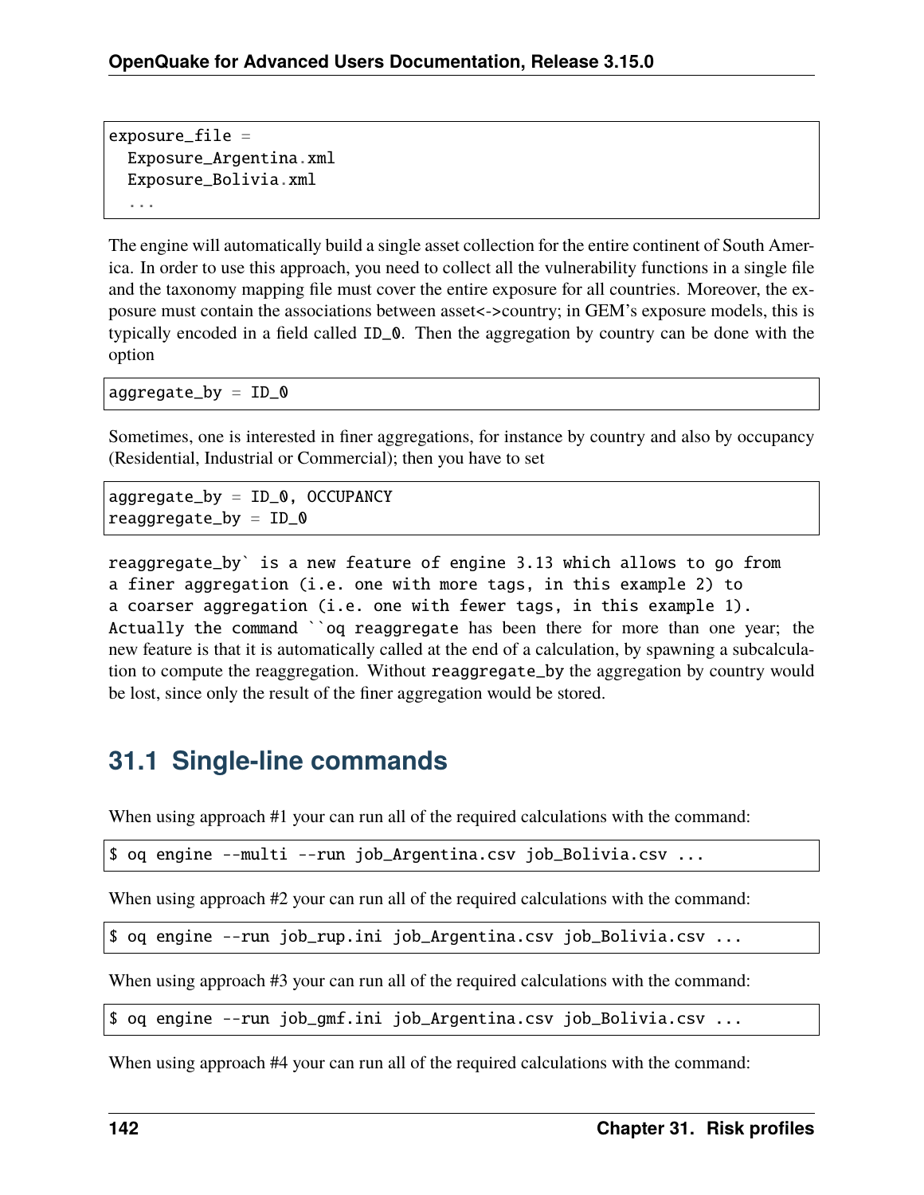```
exposure_file =
  Exposure_Argentina.xml
  Exposure_Bolivia.xml
  ...
```

The engine will automatically build a single asset collection for the entire continent of South America. In order to use this approach, you need to collect all the vulnerability functions in a single file and the taxonomy mapping file must cover the entire exposure for all countries. Moreover, the exposure must contain the associations between asset<->country; in GEM's exposure models, this is typically encoded in a field called `ID_0`. Then the aggregation by country can be done with the option

```
aggregate_by = ID_0
```

Sometimes, one is interested in finer aggregations, for instance by country and also by occupancy (Residential, Industrial or Commercial); then you have to set

```
aggregate_by = ID_0, OCCUPANCY
reaggregate_by = ID_0
```

`reaggregate_by`` is a new feature of engine 3.13 which allows to go from a finer aggregation (i.e. one with more tags, in this example 2) to a coarser aggregation (i.e. one with fewer tags, in this example 1). Actually the command ``oq reaggregate` has been there for more than one year; the new feature is that it is automatically called at the end of a calculation, by spawning a subcalculation to compute the reaggregation. Without `reaggregate_by` the aggregation by country would be lost, since only the result of the finer aggregation would be stored.

## 31.1 Single-line commands

When using approach #1 your can run all of the required calculations with the command:

```
$ oq engine --multi --run job_Argentina.csv job_Bolivia.csv ...
```

When using approach #2 your can run all of the required calculations with the command:

```
$ oq engine --run job_rup.ini job_Argentina.csv job_Bolivia.csv ...
```

When using approach #3 your can run all of the required calculations with the command:

```
$ oq engine --run job_gmf.ini job_Argentina.csv job_Bolivia.csv ...
```

When using approach #4 your can run all of the required calculations with the command: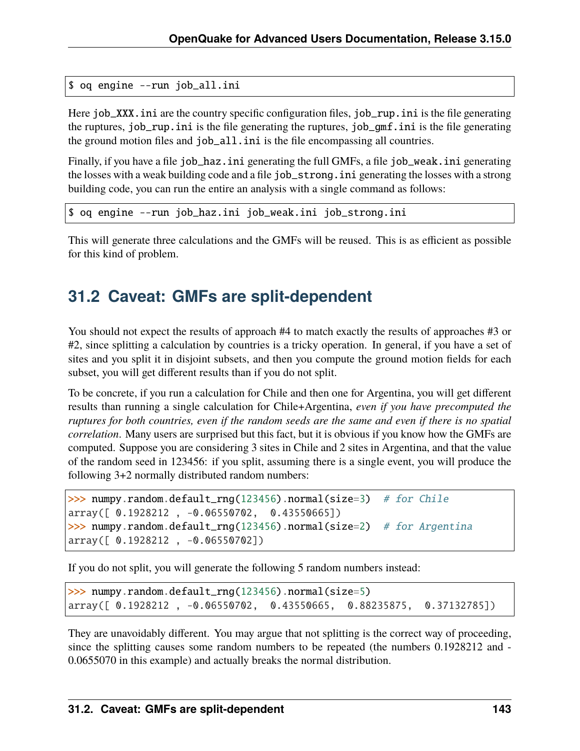```
$ oq engine --run job_all.ini
```

Here job_XXX.ini are the country specific configuration files, job_rup.ini is the file generating the ruptures, job_rup.ini is the file generating the ruptures, job_gmf.ini is the file generating the ground motion files and job_all.ini is the file encompassing all countries.

Finally, if you have a file job_haz.ini generating the full GMFs, a file job_weak.ini generating the losses with a weak building code and a file job_strong.ini generating the losses with a strong building code, you can run the entire an analysis with a single command as follows:

```
$ oq engine --run job_haz.ini job_weak.ini job_strong.ini
```

This will generate three calculations and the GMFs will be reused. This is as efficient as possible for this kind of problem.

## 31.2 Caveat: GMFs are split-dependent

You should not expect the results of approach #4 to match exactly the results of approaches #3 or #2, since splitting a calculation by countries is a tricky operation. In general, if you have a set of sites and you split it in disjoint subsets, and then you compute the ground motion fields for each subset, you will get different results than if you do not split.

To be concrete, if you run a calculation for Chile and then one for Argentina, you will get different results than running a single calculation for Chile+Argentina, *even if you have precomputed the ruptures for both countries, even if the random seeds are the same and even if there is no spatial correlation*. Many users are surprised but this fact, but it is obvious if you know how the GMFs are computed. Suppose you are considering 3 sites in Chile and 2 sites in Argentina, and that the value of the random seed in 123456: if you split, assuming there is a single event, you will produce the following 3+2 normally distributed random numbers:

```
>>> numpy.random.default_rng(123456).normal(size=3)  # for Chile
array([ 0.1928212 , -0.06550702,  0.43550665])
>>> numpy.random.default_rng(123456).normal(size=2)  # for Argentina
array([ 0.1928212 , -0.06550702])
```

If you do not split, you will generate the following 5 random numbers instead:

```
>>> numpy.random.default_rng(123456).normal(size=5)
array([ 0.1928212 , -0.06550702,  0.43550665,  0.88235875,  0.37132785])
```

They are unavoidably different. You may argue that not splitting is the correct way of proceeding, since the splitting causes some random numbers to be repeated (the numbers 0.1928212 and -0.0655070 in this example) and actually breaks the normal distribution.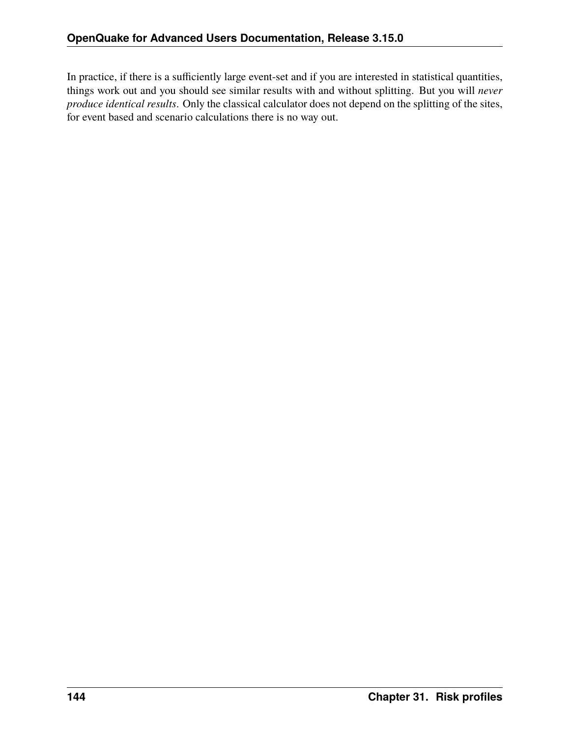In practice, if there is a sufficiently large event-set and if you are interested in statistical quantities, things work out and you should see similar results with and without splitting. But you will *never produce identical results*. Only the classical calculator does not depend on the splitting of the sites, for event based and scenario calculations there is no way out.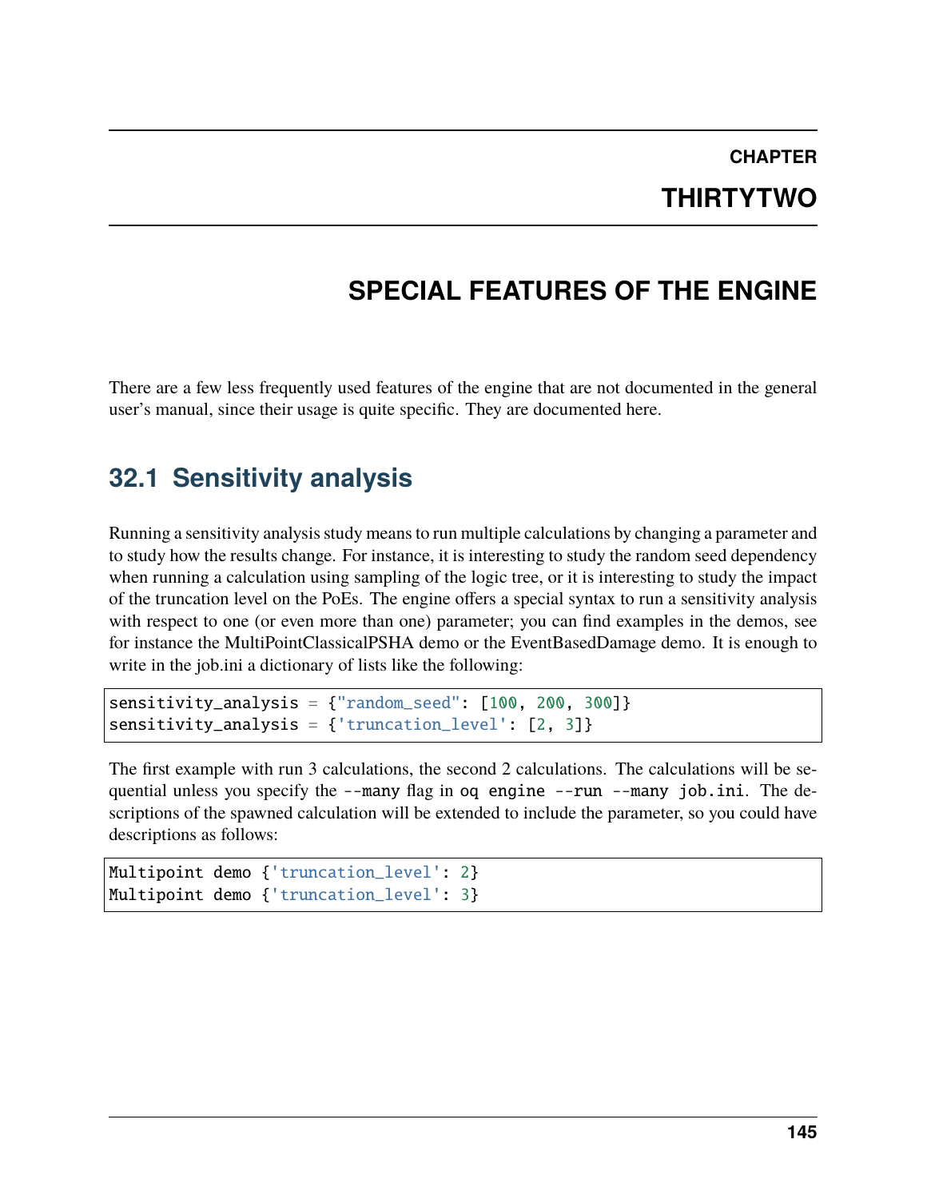# CHAPTER THIRTYTWO

# SPECIAL FEATURES OF THE ENGINE

There are a few less frequently used features of the engine that are not documented in the general user's manual, since their usage is quite specific. They are documented here.

## 32.1 Sensitivity analysis

Running a sensitivity analysis study means to run multiple calculations by changing a parameter and to study how the results change. For instance, it is interesting to study the random seed dependency when running a calculation using sampling of the logic tree, or it is interesting to study the impact of the truncation level on the PoEs. The engine offers a special syntax to run a sensitivity analysis with respect to one (or even more than one) parameter; you can find examples in the demos, see for instance the MultiPointClassicalPSHA demo or the EventBasedDamage demo. It is enough to write in the job.ini a dictionary of lists like the following:

```
sensitivity_analysis = {"random_seed": [100, 200, 300]}
sensitivity_analysis = {'truncation_level': [2, 3]}
```

The first example with run 3 calculations, the second 2 calculations. The calculations will be sequential unless you specify the `--many` flag in `oq engine --run --many job.ini`. The descriptions of the spawned calculation will be extended to include the parameter, so you could have descriptions as follows:

```
Multipoint demo {'truncation_level': 2}
Multipoint demo {'truncation_level': 3}
```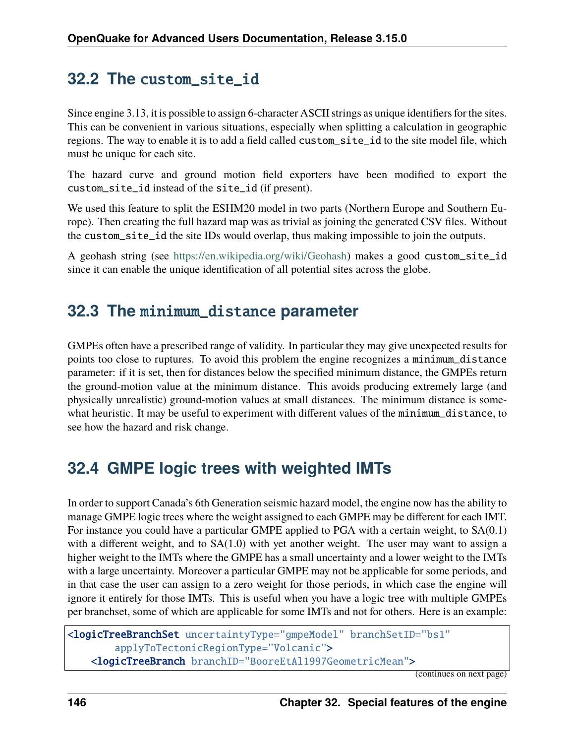## 32.2 The `custom_site_id`

Since engine 3.13, it is possible to assign 6-character ASCII strings as unique identifiers for the sites. This can be convenient in various situations, especially when splitting a calculation in geographic regions. The way to enable it is to add a field called `custom_site_id` to the site model file, which must be unique for each site.

The hazard curve and ground motion field exporters have been modified to export the `custom_site_id` instead of the `site_id` (if present).

We used this feature to split the ESHM20 model in two parts (Northern Europe and Southern Europe). Then creating the full hazard map was as trivial as joining the generated CSV files. Without the `custom_site_id` the site IDs would overlap, thus making impossible to join the outputs.

A geohash string (see https://en.wikipedia.org/wiki/Geohash) makes a good `custom_site_id` since it can enable the unique identification of all potential sites across the globe.

## 32.3 The `minimum_distance` parameter

GMPEs often have a prescribed range of validity. In particular they may give unexpected results for points too close to ruptures. To avoid this problem the engine recognizes a `minimum_distance` parameter: if it is set, then for distances below the specified minimum distance, the GMPEs return the ground-motion value at the minimum distance. This avoids producing extremely large (and physically unrealistic) ground-motion values at small distances. The minimum distance is somewhat heuristic. It may be useful to experiment with different values of the `minimum_distance`, to see how the hazard and risk change.

## 32.4 GMPE logic trees with weighted IMTs

In order to support Canada's 6th Generation seismic hazard model, the engine now has the ability to manage GMPE logic trees where the weight assigned to each GMPE may be different for each IMT. For instance you could have a particular GMPE applied to PGA with a certain weight, to SA(0.1) with a different weight, and to SA(1.0) with yet another weight. The user may want to assign a higher weight to the IMTs where the GMPE has a small uncertainty and a lower weight to the IMTs with a large uncertainty. Moreover a particular GMPE may not be applicable for some periods, and in that case the user can assign to a zero weight for those periods, in which case the engine will ignore it entirely for those IMTs. This is useful when you have a logic tree with multiple GMPEs per branchset, some of which are applicable for some IMTs and not for others. Here is an example:

```
<logicTreeBranchSet uncertaintyType="gmpeModel" branchSetID="bs1"
        applyToTectonicRegionType="Volcanic">
    <logicTreeBranch branchID="BooreEtAl1997GeometricMean">
```

(continues on next page)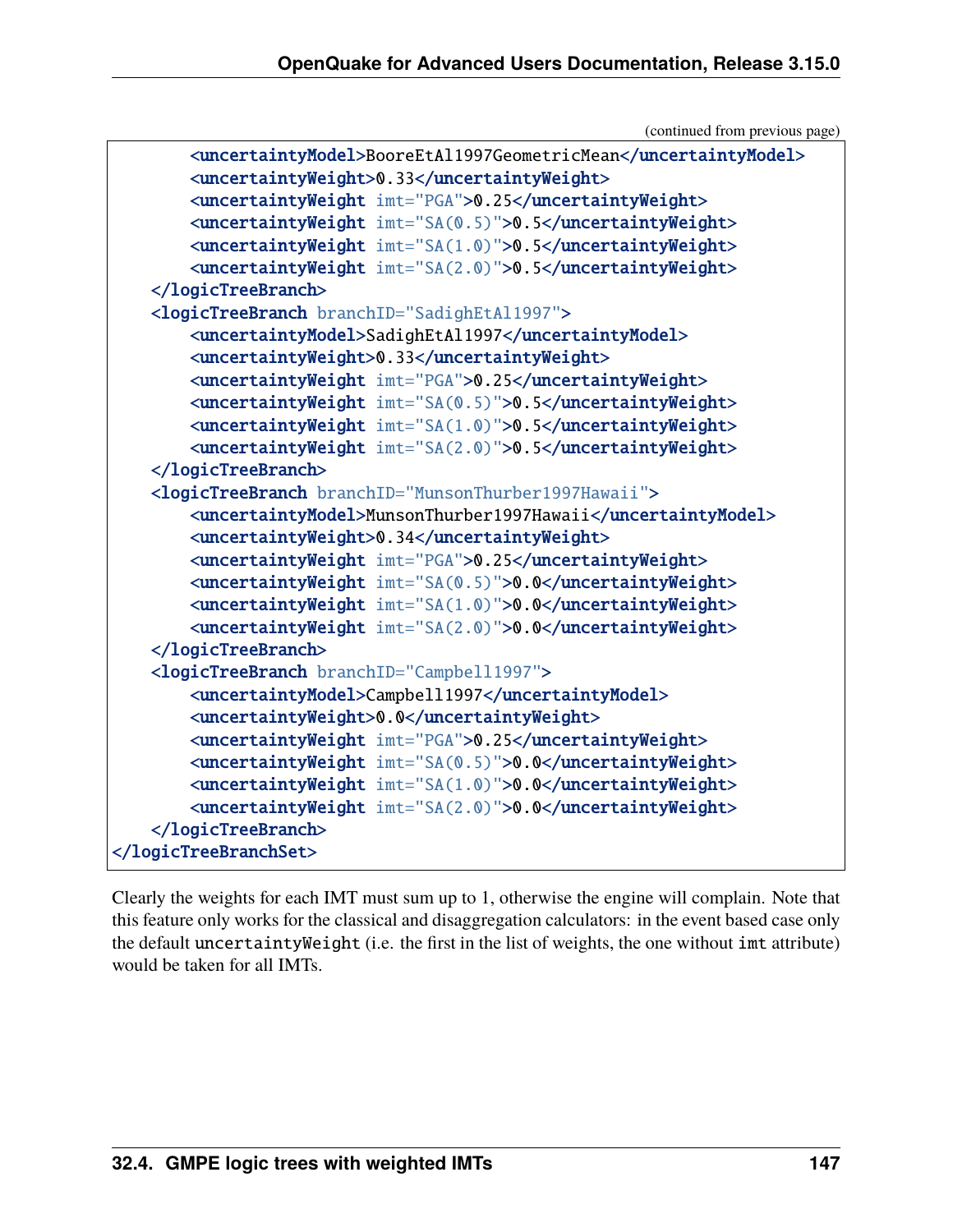(continued from previous page)

```xml
        <uncertaintyModel>BooreEtAl1997GeometricMean</uncertaintyModel>
        <uncertaintyWeight>0.33</uncertaintyWeight>
        <uncertaintyWeight imt="PGA">0.25</uncertaintyWeight>
        <uncertaintyWeight imt="SA(0.5)">0.5</uncertaintyWeight>
        <uncertaintyWeight imt="SA(1.0)">0.5</uncertaintyWeight>
        <uncertaintyWeight imt="SA(2.0)">0.5</uncertaintyWeight>
    </logicTreeBranch>
    <logicTreeBranch branchID="SadighEtAl1997">
        <uncertaintyModel>SadighEtAl1997</uncertaintyModel>
        <uncertaintyWeight>0.33</uncertaintyWeight>
        <uncertaintyWeight imt="PGA">0.25</uncertaintyWeight>
        <uncertaintyWeight imt="SA(0.5)">0.5</uncertaintyWeight>
        <uncertaintyWeight imt="SA(1.0)">0.5</uncertaintyWeight>
        <uncertaintyWeight imt="SA(2.0)">0.5</uncertaintyWeight>
    </logicTreeBranch>
    <logicTreeBranch branchID="MunsonThurber1997Hawaii">
        <uncertaintyModel>MunsonThurber1997Hawaii</uncertaintyModel>
        <uncertaintyWeight>0.34</uncertaintyWeight>
        <uncertaintyWeight imt="PGA">0.25</uncertaintyWeight>
        <uncertaintyWeight imt="SA(0.5)">0.0</uncertaintyWeight>
        <uncertaintyWeight imt="SA(1.0)">0.0</uncertaintyWeight>
        <uncertaintyWeight imt="SA(2.0)">0.0</uncertaintyWeight>
    </logicTreeBranch>
    <logicTreeBranch branchID="Campbell1997">
        <uncertaintyModel>Campbell1997</uncertaintyModel>
        <uncertaintyWeight>0.0</uncertaintyWeight>
        <uncertaintyWeight imt="PGA">0.25</uncertaintyWeight>
        <uncertaintyWeight imt="SA(0.5)">0.0</uncertaintyWeight>
        <uncertaintyWeight imt="SA(1.0)">0.0</uncertaintyWeight>
        <uncertaintyWeight imt="SA(2.0)">0.0</uncertaintyWeight>
    </logicTreeBranch>
</logicTreeBranchSet>
```

Clearly the weights for each IMT must sum up to 1, otherwise the engine will complain. Note that this feature only works for the classical and disaggregation calculators: in the event based case only the default `uncertaintyWeight` (i.e. the first in the list of weights, the one without `imt` attribute) would be taken for all IMTs.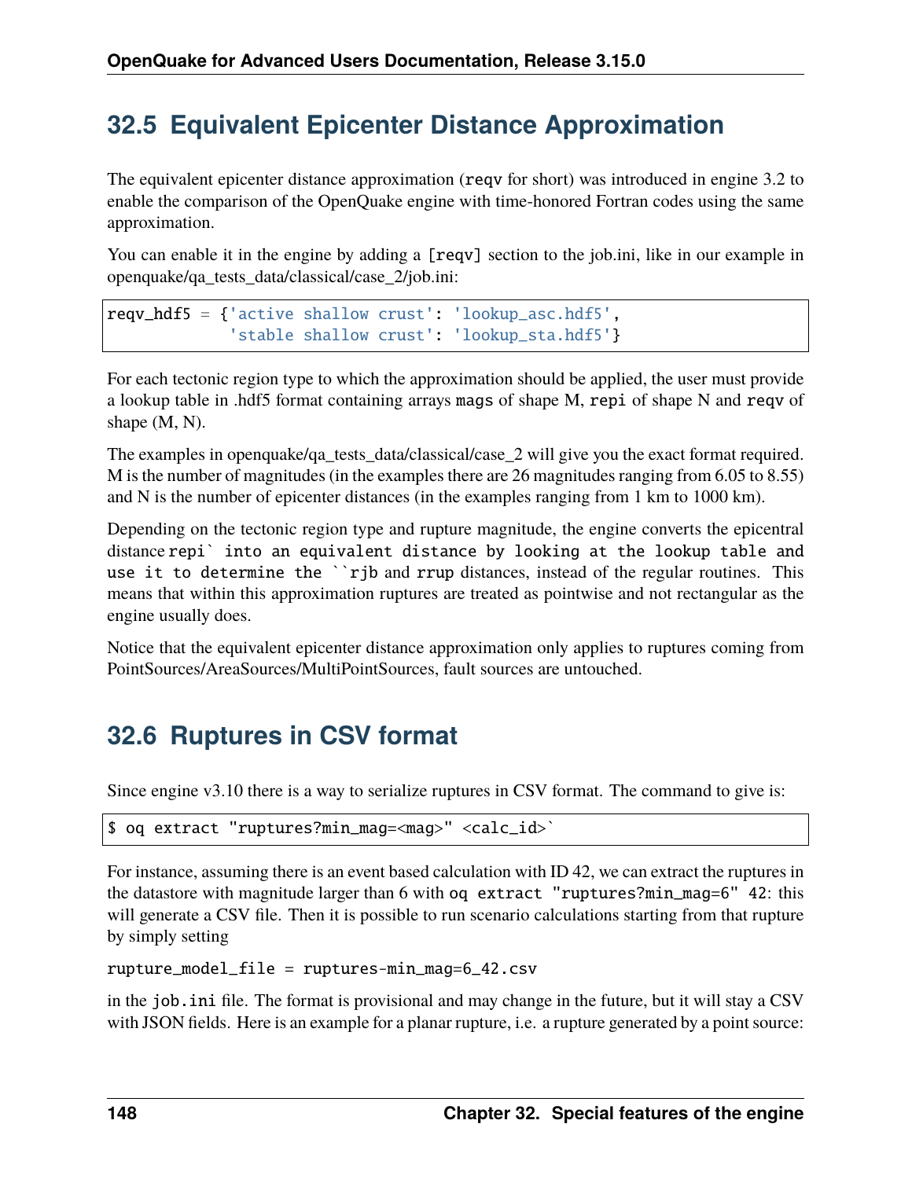## 32.5 Equivalent Epicenter Distance Approximation

The equivalent epicenter distance approximation (reqv for short) was introduced in engine 3.2 to enable the comparison of the OpenQuake engine with time-honored Fortran codes using the same approximation.

You can enable it in the engine by adding a [reqv] section to the job.ini, like in our example in openquake/qa_tests_data/classical/case_2/job.ini:

```
reqv_hdf5 = {'active shallow crust': 'lookup_asc.hdf5',
             'stable shallow crust': 'lookup_sta.hdf5'}
```

For each tectonic region type to which the approximation should be applied, the user must provide a lookup table in .hdf5 format containing arrays mags of shape M, repi of shape N and reqv of shape (M, N).

The examples in openquake/qa_tests_data/classical/case_2 will give you the exact format required. M is the number of magnitudes (in the examples there are 26 magnitudes ranging from 6.05 to 8.55) and N is the number of epicenter distances (in the examples ranging from 1 km to 1000 km).

Depending on the tectonic region type and rupture magnitude, the engine converts the epicentral distance repi` into an equivalent distance by looking at the lookup table and use it to determine the ``rjb and rrup distances, instead of the regular routines. This means that within this approximation ruptures are treated as pointwise and not rectangular as the engine usually does.

Notice that the equivalent epicenter distance approximation only applies to ruptures coming from PointSources/AreaSources/MultiPointSources, fault sources are untouched.

## 32.6 Ruptures in CSV format

Since engine v3.10 there is a way to serialize ruptures in CSV format. The command to give is:

```
$ oq extract "ruptures?min_mag=<mag>" <calc_id>`
```

For instance, assuming there is an event based calculation with ID 42, we can extract the ruptures in the datastore with magnitude larger than 6 with `oq extract "ruptures?min_mag=6" 42`: this will generate a CSV file. Then it is possible to run scenario calculations starting from that rupture by simply setting

```
rupture_model_file = ruptures-min_mag=6_42.csv
```

in the `job.ini` file. The format is provisional and may change in the future, but it will stay a CSV with JSON fields. Here is an example for a planar rupture, i.e. a rupture generated by a point source: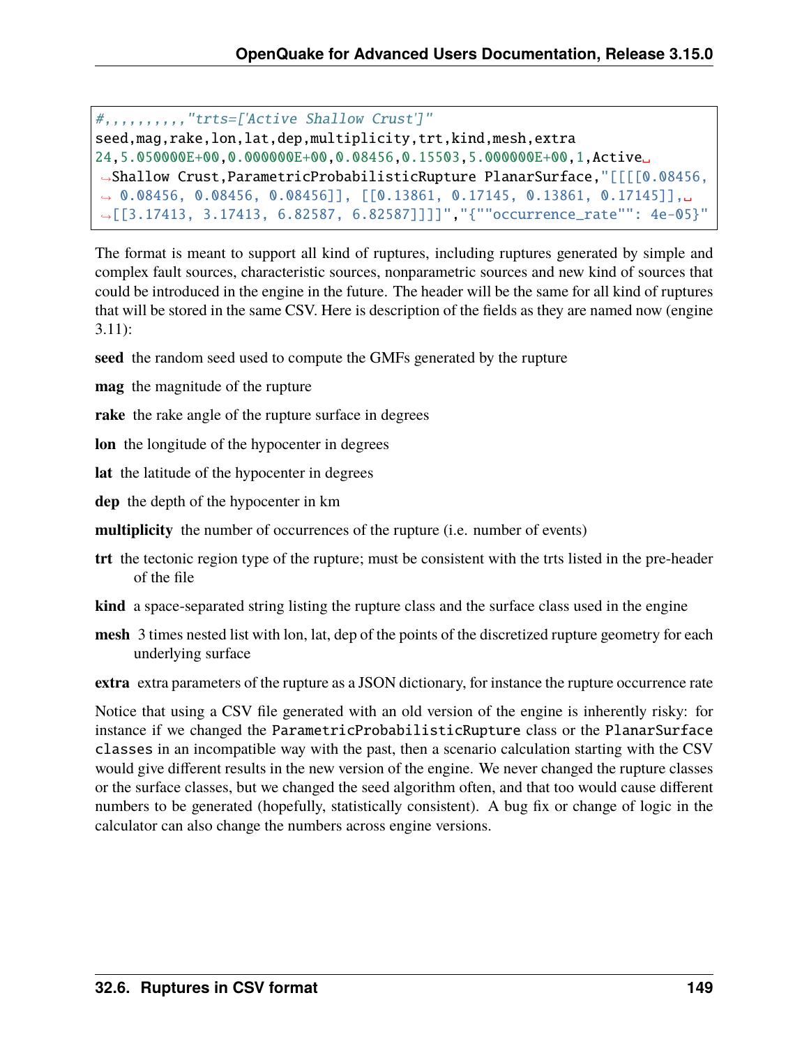```
#,,,,,,,,,,"trts=['Active Shallow Crust']"
seed,mag,rake,lon,lat,dep,multiplicity,trt,kind,mesh,extra
24,5.050000E+00,0.000000E+00,0.08456,0.15503,5.000000E+00,1,Active Shallow Crust,ParametricProbabilisticRupture PlanarSurface,"[[[[0.08456, 0.08456, 0.08456, 0.08456]], [[0.13861, 0.17145, 0.13861, 0.17145]], [[3.17413, 3.17413, 6.82587, 6.82587]]]]","{""occurrence_rate"": 4e-05}"
```

The format is meant to support all kind of ruptures, including ruptures generated by simple and complex fault sources, characteristic sources, nonparametric sources and new kind of sources that could be introduced in the engine in the future. The header will be the same for all kind of ruptures that will be stored in the same CSV. Here is description of the fields as they are named now (engine 3.11):

**seed** the random seed used to compute the GMFs generated by the rupture

**mag** the magnitude of the rupture

**rake** the rake angle of the rupture surface in degrees

**lon** the longitude of the hypocenter in degrees

**lat** the latitude of the hypocenter in degrees

**dep** the depth of the hypocenter in km

**multiplicity** the number of occurrences of the rupture (i.e. number of events)

**trt** the tectonic region type of the rupture; must be consistent with the trts listed in the pre-header of the file

**kind** a space-separated string listing the rupture class and the surface class used in the engine

**mesh** 3 times nested list with lon, lat, dep of the points of the discretized rupture geometry for each underlying surface

**extra** extra parameters of the rupture as a JSON dictionary, for instance the rupture occurrence rate

Notice that using a CSV file generated with an old version of the engine is inherently risky: for instance if we changed the `ParametricProbabilisticRupture` class or the `PlanarSurface classes` in an incompatible way with the past, then a scenario calculation starting with the CSV would give different results in the new version of the engine. We never changed the rupture classes or the surface classes, but we changed the seed algorithm often, and that too would cause different numbers to be generated (hopefully, statistically consistent). A bug fix or change of logic in the calculator can also change the numbers across engine versions.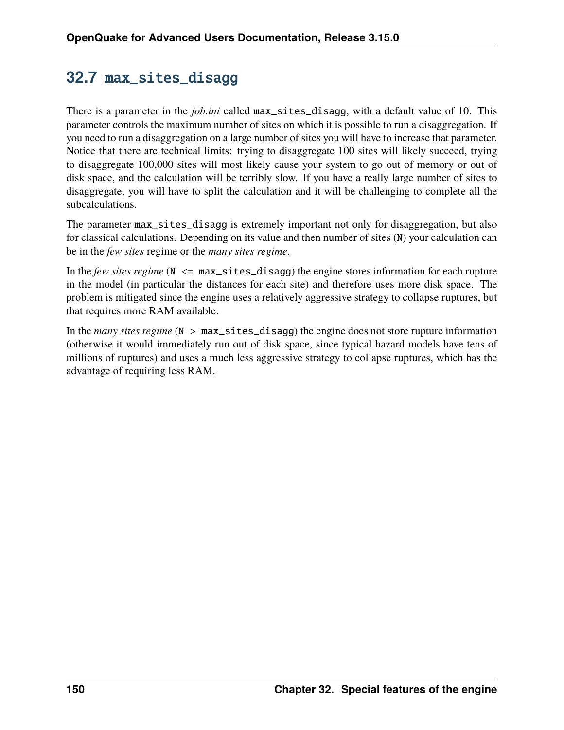## 32.7 max_sites_disagg

There is a parameter in the *job.ini* called `max_sites_disagg`, with a default value of 10. This parameter controls the maximum number of sites on which it is possible to run a disaggregation. If you need to run a disaggregation on a large number of sites you will have to increase that parameter. Notice that there are technical limits: trying to disaggregate 100 sites will likely succeed, trying to disaggregate 100,000 sites will most likely cause your system to go out of memory or out of disk space, and the calculation will be terribly slow. If you have a really large number of sites to disaggregate, you will have to split the calculation and it will be challenging to complete all the subcalculations.

The parameter `max_sites_disagg` is extremely important not only for disaggregation, but also for classical calculations. Depending on its value and then number of sites (`N`) your calculation can be in the *few sites* regime or the *many sites regime*.

In the *few sites regime* (`N <= max_sites_disagg`) the engine stores information for each rupture in the model (in particular the distances for each site) and therefore uses more disk space. The problem is mitigated since the engine uses a relatively aggressive strategy to collapse ruptures, but that requires more RAM available.

In the *many sites regime* (`N > max_sites_disagg`) the engine does not store rupture information (otherwise it would immediately run out of disk space, since typical hazard models have tens of millions of ruptures) and uses a much less aggressive strategy to collapse ruptures, which has the advantage of requiring less RAM.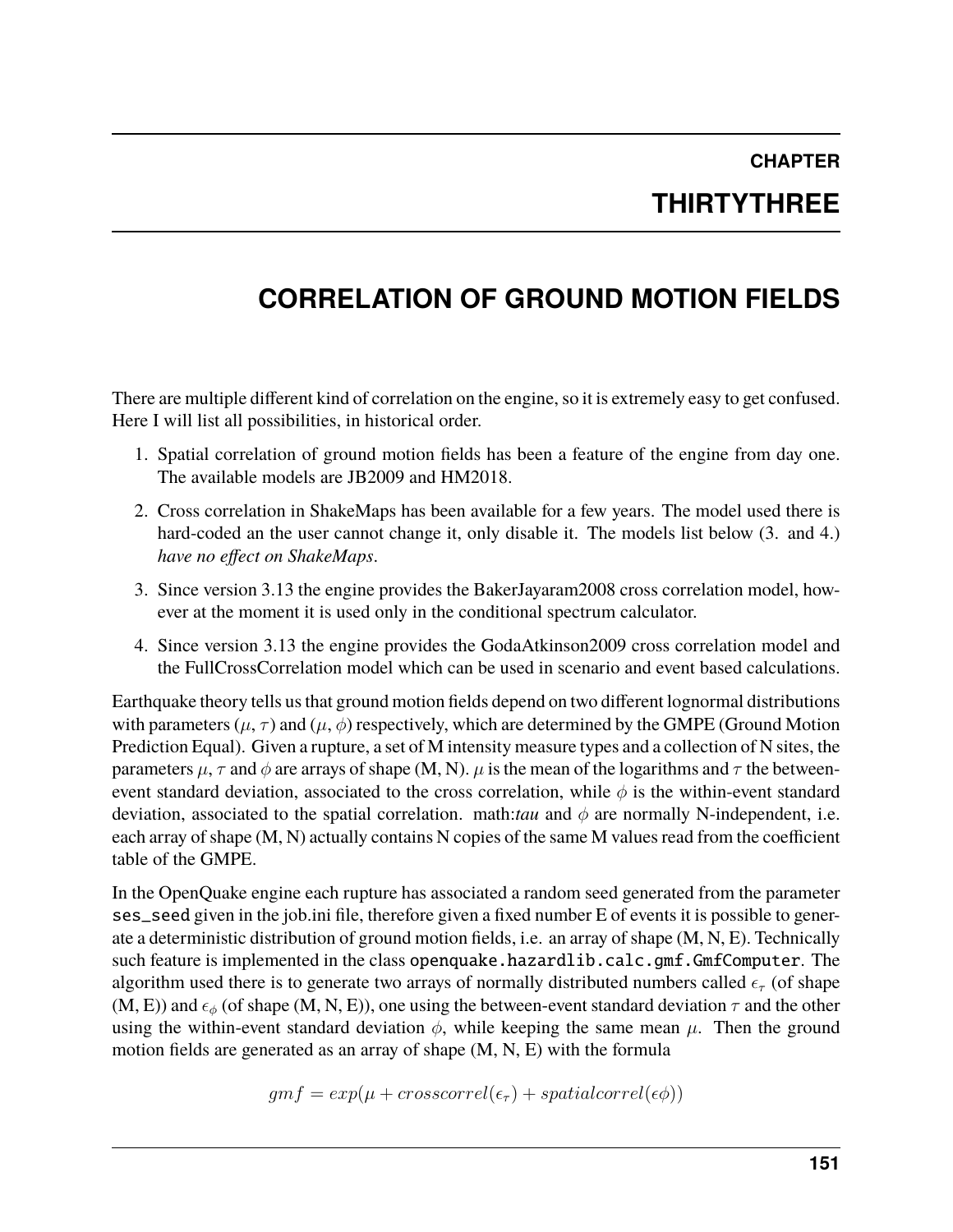# CHAPTER THIRTYTHREE

# CORRELATION OF GROUND MOTION FIELDS

There are multiple different kind of correlation on the engine, so it is extremely easy to get confused. Here I will list all possibilities, in historical order.

1. Spatial correlation of ground motion fields has been a feature of the engine from day one. The available models are JB2009 and HM2018.
2. Cross correlation in ShakeMaps has been available for a few years. The model used there is hard-coded an the user cannot change it, only disable it. The models list below (3. and 4.) *have no effect on ShakeMaps*.
3. Since version 3.13 the engine provides the BakerJayaram2008 cross correlation model, however at the moment it is used only in the conditional spectrum calculator.
4. Since version 3.13 the engine provides the GodaAtkinson2009 cross correlation model and the FullCrossCorrelation model which can be used in scenario and event based calculations.

Earthquake theory tells us that ground motion fields depend on two different lognormal distributions with parameters ($\mu$, $\tau$) and ($\mu$, $\phi$) respectively, which are determined by the GMPE (Ground Motion Prediction Equal). Given a rupture, a set of M intensity measure types and a collection of N sites, the parameters $\mu$, $\tau$ and $\phi$ are arrays of shape (M, N). $\mu$ is the mean of the logarithms and $\tau$ the between-event standard deviation, associated to the cross correlation, while $\phi$ is the within-event standard deviation, associated to the spatial correlation. math:*tau* and $\phi$ are normally N-independent, i.e. each array of shape (M, N) actually contains N copies of the same M values read from the coefficient table of the GMPE.

In the OpenQuake engine each rupture has associated a random seed generated from the parameter `ses_seed` given in the job.ini file, therefore given a fixed number E of events it is possible to generate a deterministic distribution of ground motion fields, i.e. an array of shape (M, N, E). Technically such feature is implemented in the class `openquake.hazardlib.calc.gmf.GmfComputer`. The algorithm used there is to generate two arrays of normally distributed numbers called $\epsilon_\tau$ (of shape (M, E)) and $\epsilon_\phi$ (of shape (M, N, E)), one using the between-event standard deviation $\tau$ and the other using the within-event standard deviation $\phi$, while keeping the same mean $\mu$. Then the ground motion fields are generated as an array of shape (M, N, E) with the formula

$$gmf = exp(\mu + crosscorrel(\epsilon_\tau) + spatialcorrel(\epsilon\phi))$$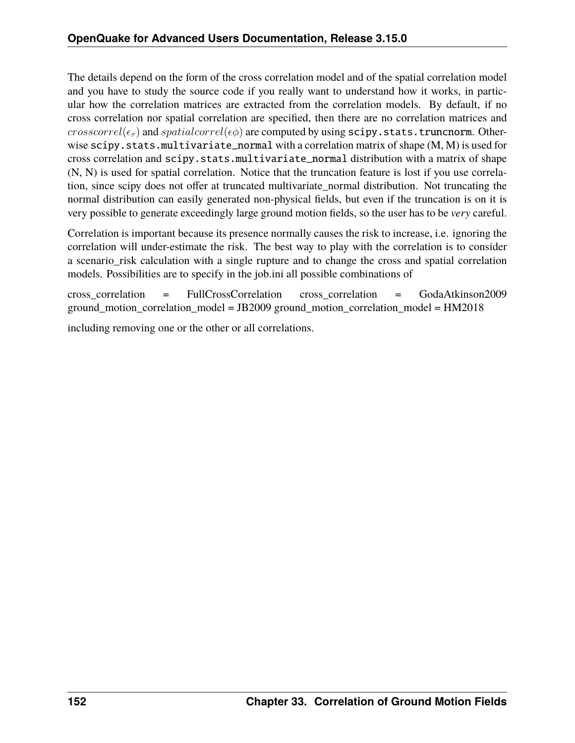The details depend on the form of the cross correlation model and of the spatial correlation model and you have to study the source code if you really want to understand how it works, in particular how the correlation matrices are extracted from the correlation models. By default, if no cross correlation nor spatial correlation are specified, then there are no correlation matrices and $crosscorrel(\epsilon_\tau)$ and $spatialcorrel(\epsilon\phi)$ are computed by using `scipy.stats.truncnorm`. Otherwise `scipy.stats.multivariate_normal` with a correlation matrix of shape (M, M) is used for cross correlation and `scipy.stats.multivariate_normal` distribution with a matrix of shape (N, N) is used for spatial correlation. Notice that the truncation feature is lost if you use correlation, since scipy does not offer at truncated multivariate_normal distribution. Not truncating the normal distribution can easily generated non-physical fields, but even if the truncation is on it is very possible to generate exceedingly large ground motion fields, so the user has to be *very* careful.

Correlation is important because its presence normally causes the risk to increase, i.e. ignoring the correlation will under-estimate the risk. The best way to play with the correlation is to consider a scenario_risk calculation with a single rupture and to change the cross and spatial correlation models. Possibilities are to specify in the job.ini all possible combinations of

cross_correlation = FullCrossCorrelation cross_correlation = GodaAtkinson2009 ground_motion_correlation_model = JB2009 ground_motion_correlation_model = HM2018

including removing one or the other or all correlations.